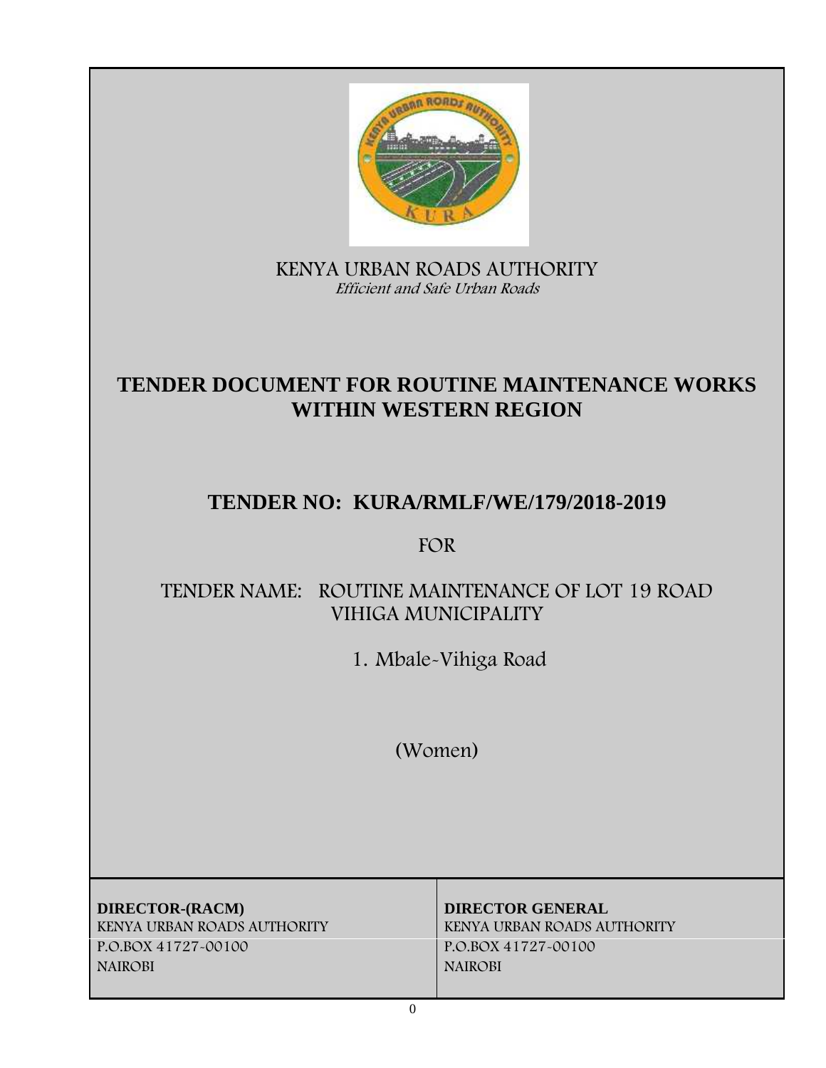KENYA URBAN ROADS AUTHORITY

*Efficient and Safe Urban Roads*

# TENDER DOCUMENT FOR ROUTINE MAINTENANCE WORKS WITHIN WESTERN REGION

## TENDER NO: KURA/RMLF/WE/179/2018-2019

FOR

TENDER NAME: ROUTINE MAINTENANCE OF LOT 19 ROAD VIHIGA MUNICIPALITY

1. Mbale-Vihiga Road

(Women)

| **DIRECTOR-(RACM)** | **DIRECTOR GENERAL** |
|---|---|
| KENYA URBAN ROADS AUTHORITY | KENYA URBAN ROADS AUTHORITY |
| P.O.BOX 41727-00100 | P.O.BOX 41727-00100 |
| NAIROBI | NAIROBI |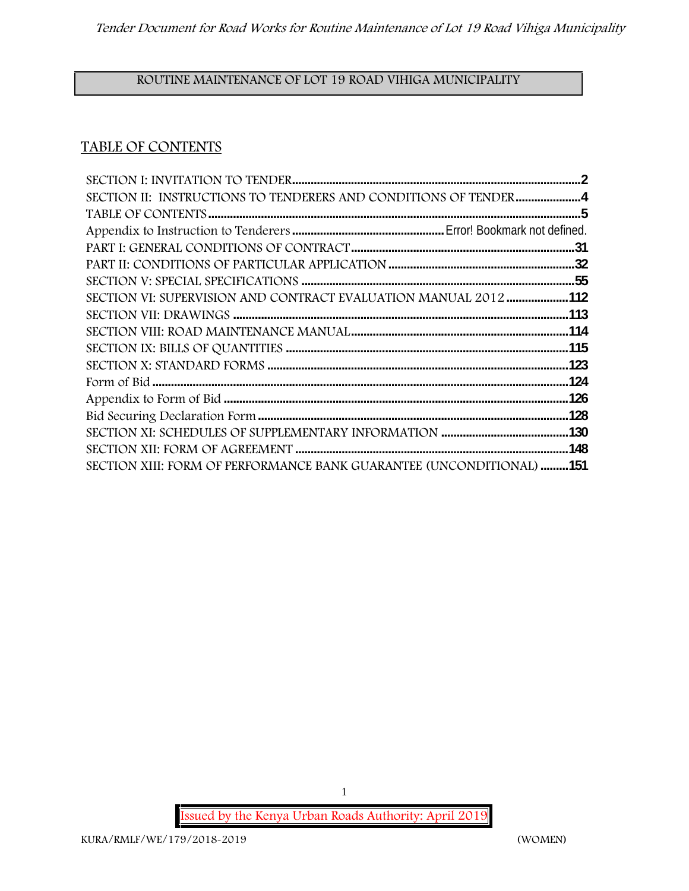## ROUTINE MAINTENANCE OF LOT 19 ROAD VIHIGA MUNICIPALITY

## TABLE OF CONTENTS

| | |
|---|---|
| SECTION I: INVITATION TO TENDER | 2 |
| SECTION II: INSTRUCTIONS TO TENDERERS AND CONDITIONS OF TENDER | 4 |
| TABLE OF CONTENTS | 5 |
| Appendix to Instruction to Tenderers | Error! Bookmark not defined. |
| PART I: GENERAL CONDITIONS OF CONTRACT | 31 |
| PART II: CONDITIONS OF PARTICULAR APPLICATION | 32 |
| SECTION V: SPECIAL SPECIFICATIONS | 55 |
| SECTION VI: SUPERVISION AND CONTRACT EVALUATION MANUAL 2012 | 112 |
| SECTION VII: DRAWINGS | 113 |
| SECTION VIII: ROAD MAINTENANCE MANUAL | 114 |
| SECTION IX: BILLS OF QUANTITIES | 115 |
| SECTION X: STANDARD FORMS | 123 |
| Form of Bid | 124 |
| Appendix to Form of Bid | 126 |
| Bid Securing Declaration Form | 128 |
| SECTION XI: SCHEDULES OF SUPPLEMENTARY INFORMATION | 130 |
| SECTION XII: FORM OF AGREEMENT | 148 |
| SECTION XIII: FORM OF PERFORMANCE BANK GUARANTEE (UNCONDITIONAL) | 151 |

Issued by the Kenya Urban Roads Authority: April 2019

KURA/RMLF/WE/179/2018-2019 (WOMEN)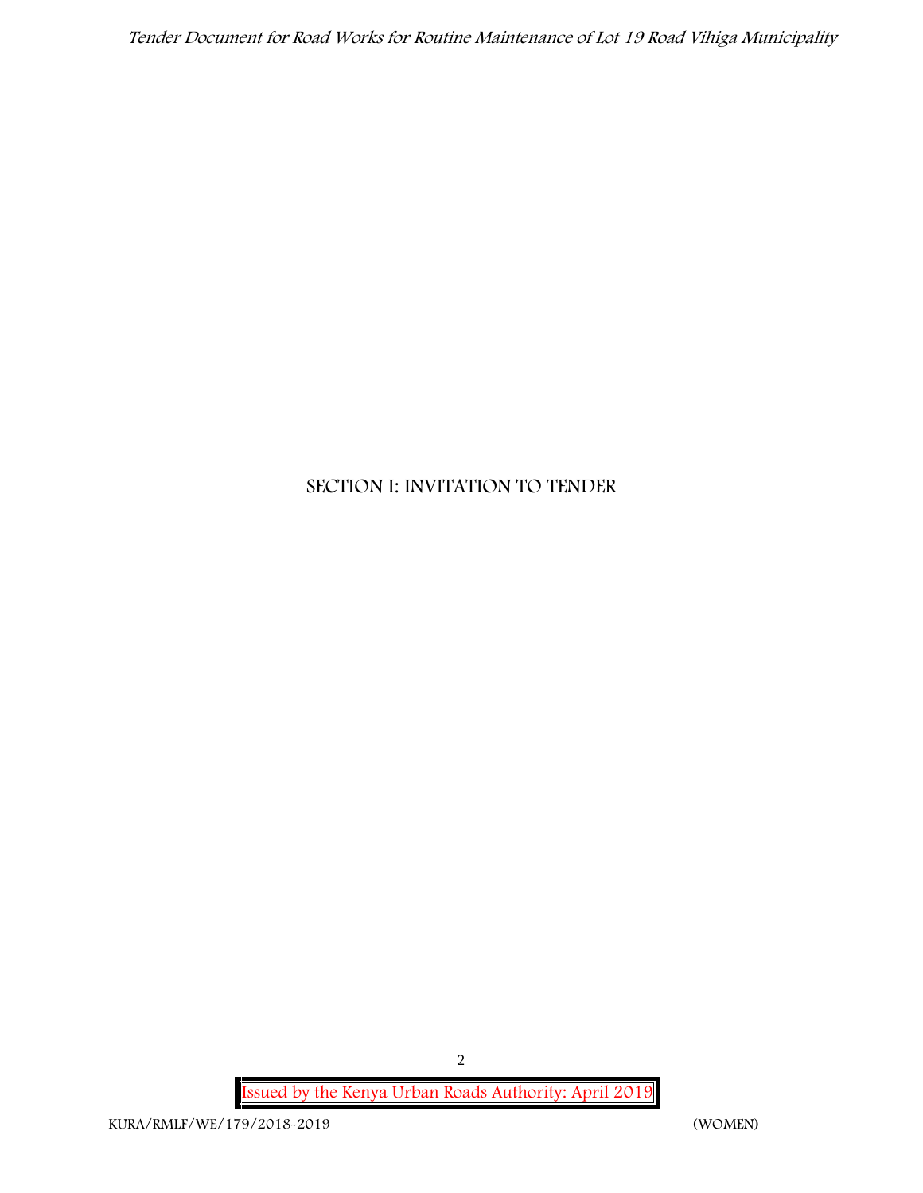# SECTION I: INVITATION TO TENDER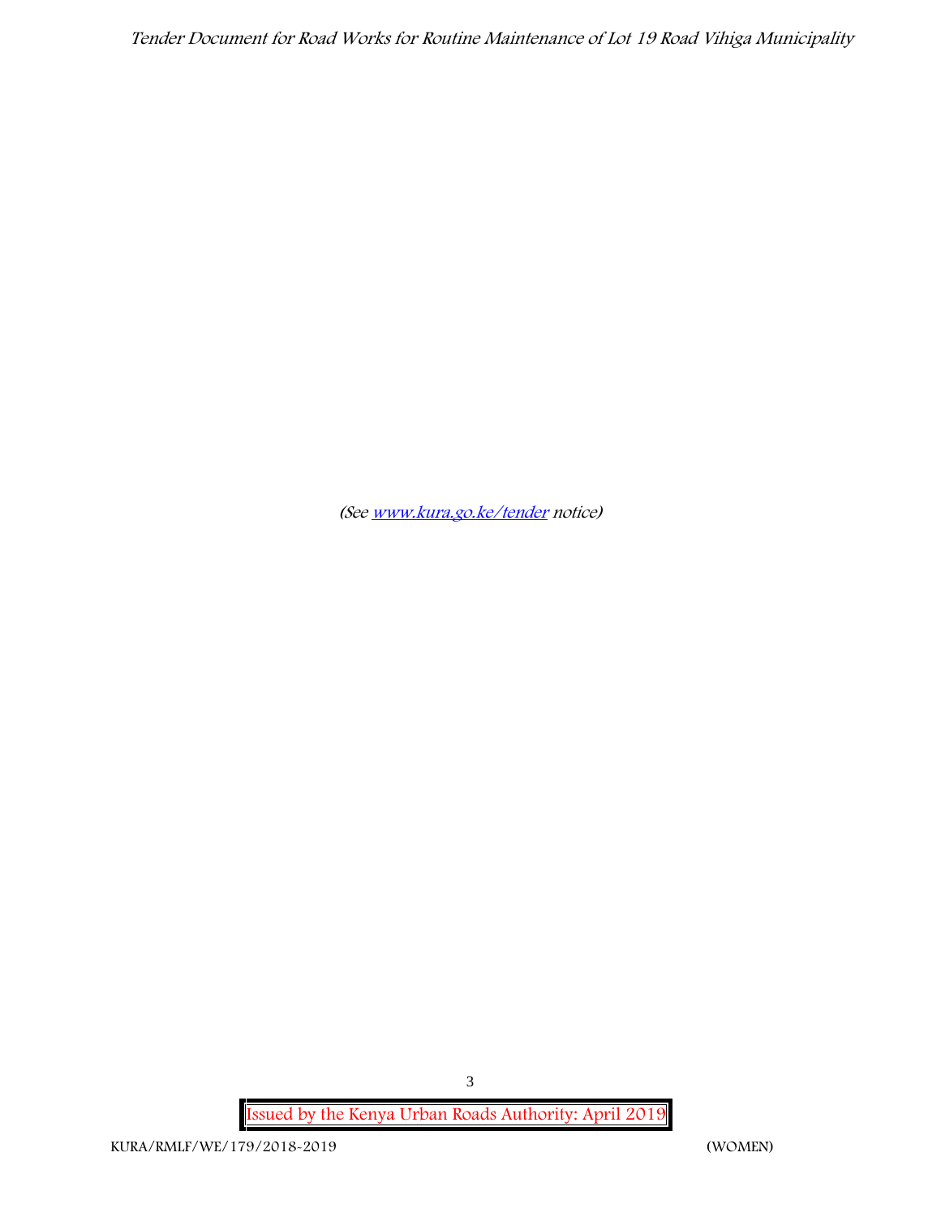*(See [www.kura.go.ke/tender](www.kura.go.ke/tender) notice)*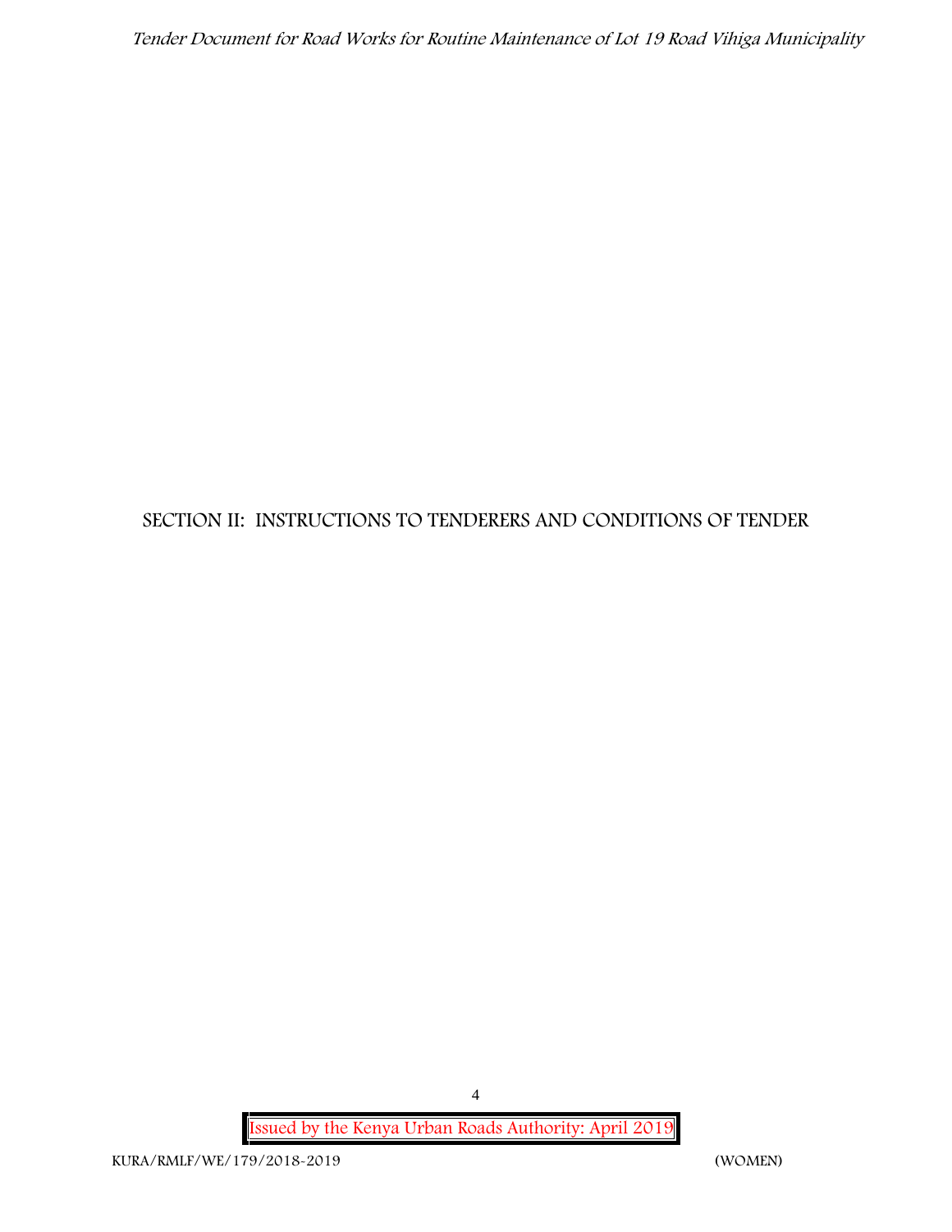# SECTION II: INSTRUCTIONS TO TENDERERS AND CONDITIONS OF TENDER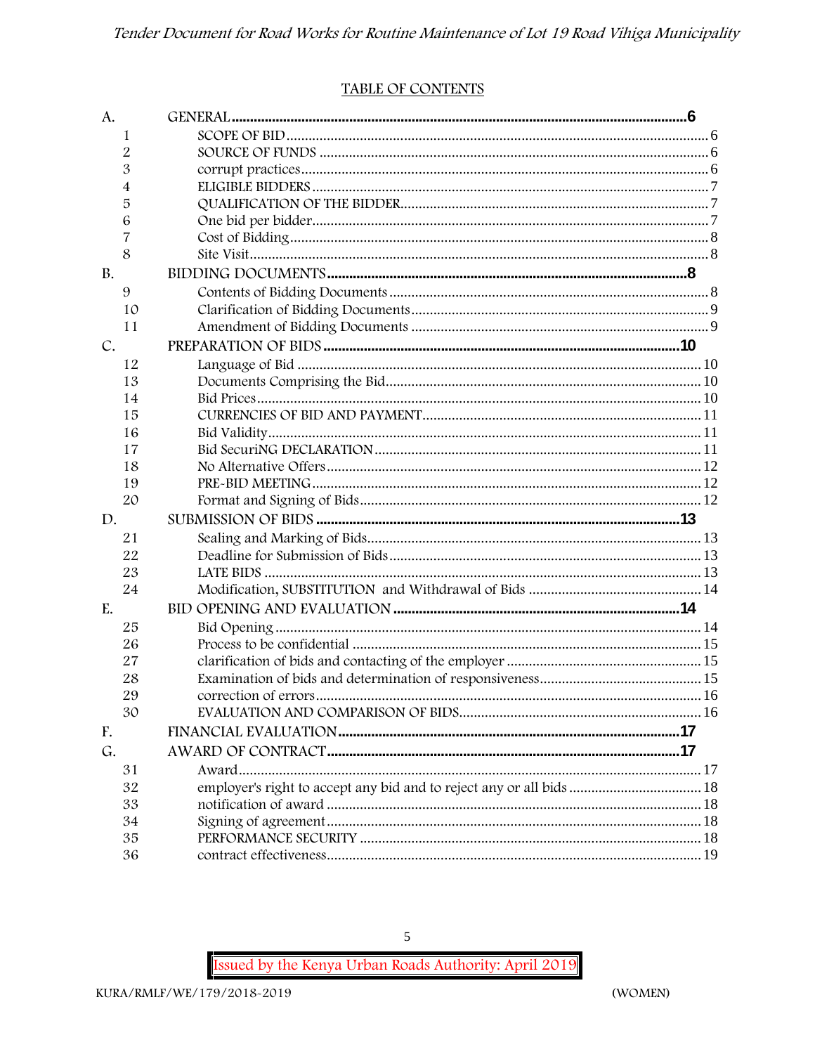## TABLE OF CONTENTS

| | | |
|---|---|---|
| A. | **GENERAL** | **6** |
| 1 | SCOPE OF BID | 6 |
| 2 | SOURCE OF FUNDS | 6 |
| 3 | corrupt practices | 6 |
| 4 | ELIGIBLE BIDDERS | 7 |
| 5 | QUALIFICATION OF THE BIDDER | 7 |
| 6 | One bid per bidder | 7 |
| 7 | Cost of Bidding | 8 |
| 8 | Site Visit | 8 |
| B. | **BIDDING DOCUMENTS** | **8** |
| 9 | Contents of Bidding Documents | 8 |
| 10 | Clarification of Bidding Documents | 9 |
| 11 | Amendment of Bidding Documents | 9 |
| C. | **PREPARATION OF BIDS** | **10** |
| 12 | Language of Bid | 10 |
| 13 | Documents Comprising the Bid | 10 |
| 14 | Bid Prices | 10 |
| 15 | CURRENCIES OF BID AND PAYMENT | 11 |
| 16 | Bid Validity | 11 |
| 17 | Bid SecuriNG DECLARATION | 11 |
| 18 | No Alternative Offers | 12 |
| 19 | PRE-BID MEETING | 12 |
| 20 | Format and Signing of Bids | 12 |
| D. | **SUBMISSION OF BIDS** | **13** |
| 21 | Sealing and Marking of Bids | 13 |
| 22 | Deadline for Submission of Bids | 13 |
| 23 | LATE BIDS | 13 |
| 24 | Modification, SUBSTITUTION and Withdrawal of Bids | 14 |
| E. | **BID OPENING AND EVALUATION** | **14** |
| 25 | Bid Opening | 14 |
| 26 | Process to be confidential | 15 |
| 27 | clarification of bids and contacting of the employer | 15 |
| 28 | Examination of bids and determination of responsiveness | 15 |
| 29 | correction of errors | 16 |
| 30 | EVALUATION AND COMPARISON OF BIDS | 16 |
| F. | **FINANCIAL EVALUATION** | **17** |
| G. | **AWARD OF CONTRACT** | **17** |
| 31 | Award | 17 |
| 32 | employer's right to accept any bid and to reject any or all bids | 18 |
| 33 | notification of award | 18 |
| 34 | Signing of agreement | 18 |
| 35 | PERFORMANCE SECURITY | 18 |
| 36 | contract effectiveness | 19 |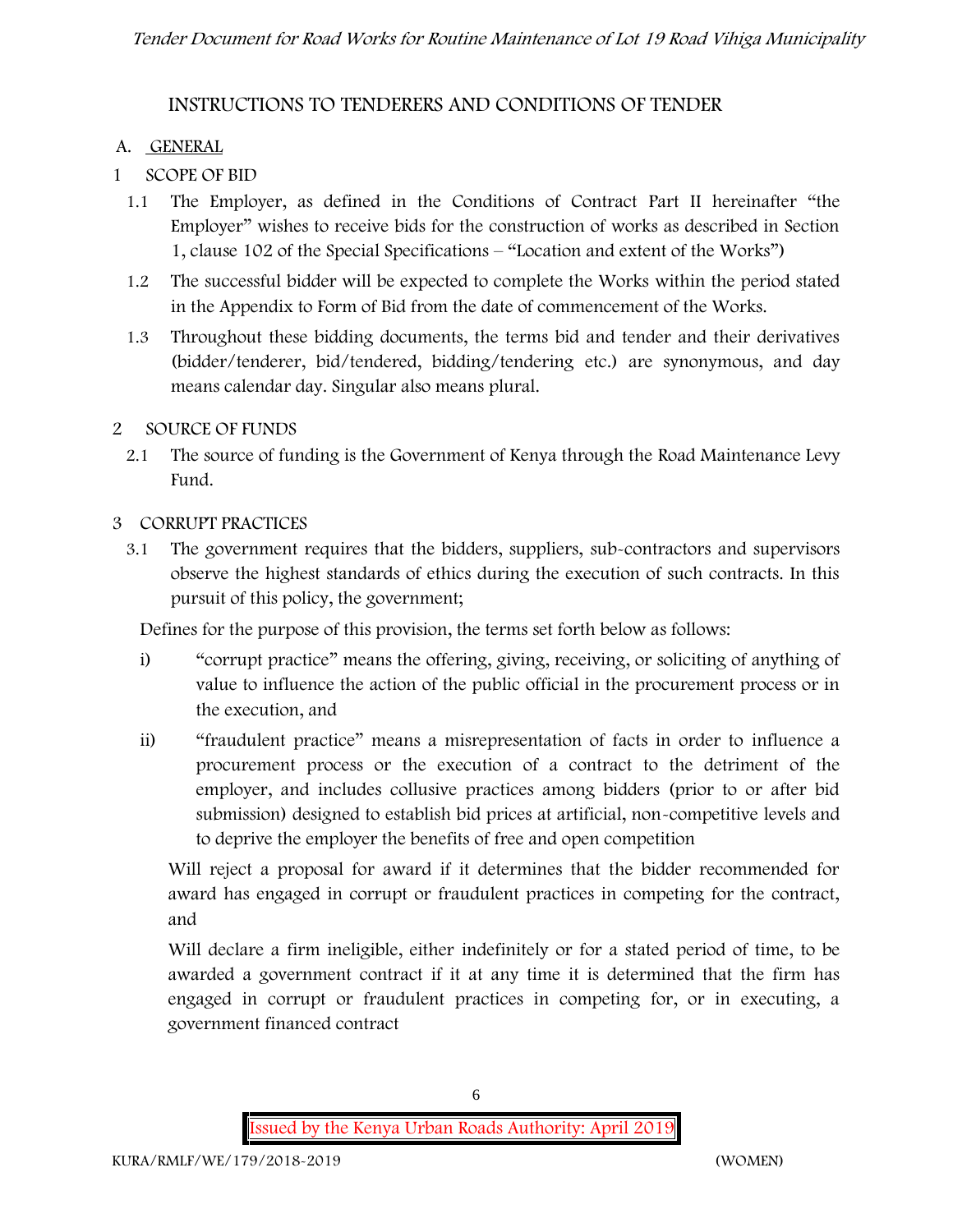## INSTRUCTIONS TO TENDERERS AND CONDITIONS OF TENDER

### A. GENERAL

### 1 SCOPE OF BID

1.1 The Employer, as defined in the Conditions of Contract Part II hereinafter "the Employer" wishes to receive bids for the construction of works as described in Section 1, clause 102 of the Special Specifications – "Location and extent of the Works")

1.2 The successful bidder will be expected to complete the Works within the period stated in the Appendix to Form of Bid from the date of commencement of the Works.

1.3 Throughout these bidding documents, the terms bid and tender and their derivatives (bidder/tenderer, bid/tendered, bidding/tendering etc.) are synonymous, and day means calendar day. Singular also means plural.

### 2 SOURCE OF FUNDS

2.1 The source of funding is the Government of Kenya through the Road Maintenance Levy Fund.

### 3 CORRUPT PRACTICES

3.1 The government requires that the bidders, suppliers, sub-contractors and supervisors observe the highest standards of ethics during the execution of such contracts. In this pursuit of this policy, the government;

Defines for the purpose of this provision, the terms set forth below as follows:

i) "corrupt practice" means the offering, giving, receiving, or soliciting of anything of value to influence the action of the public official in the procurement process or in the execution, and

ii) "fraudulent practice" means a misrepresentation of facts in order to influence a procurement process or the execution of a contract to the detriment of the employer, and includes collusive practices among bidders (prior to or after bid submission) designed to establish bid prices at artificial, non-competitive levels and to deprive the employer the benefits of free and open competition

Will reject a proposal for award if it determines that the bidder recommended for award has engaged in corrupt or fraudulent practices in competing for the contract, and

Will declare a firm ineligible, either indefinitely or for a stated period of time, to be awarded a government contract if it at any time it is determined that the firm has engaged in corrupt or fraudulent practices in competing for, or in executing, a government financed contract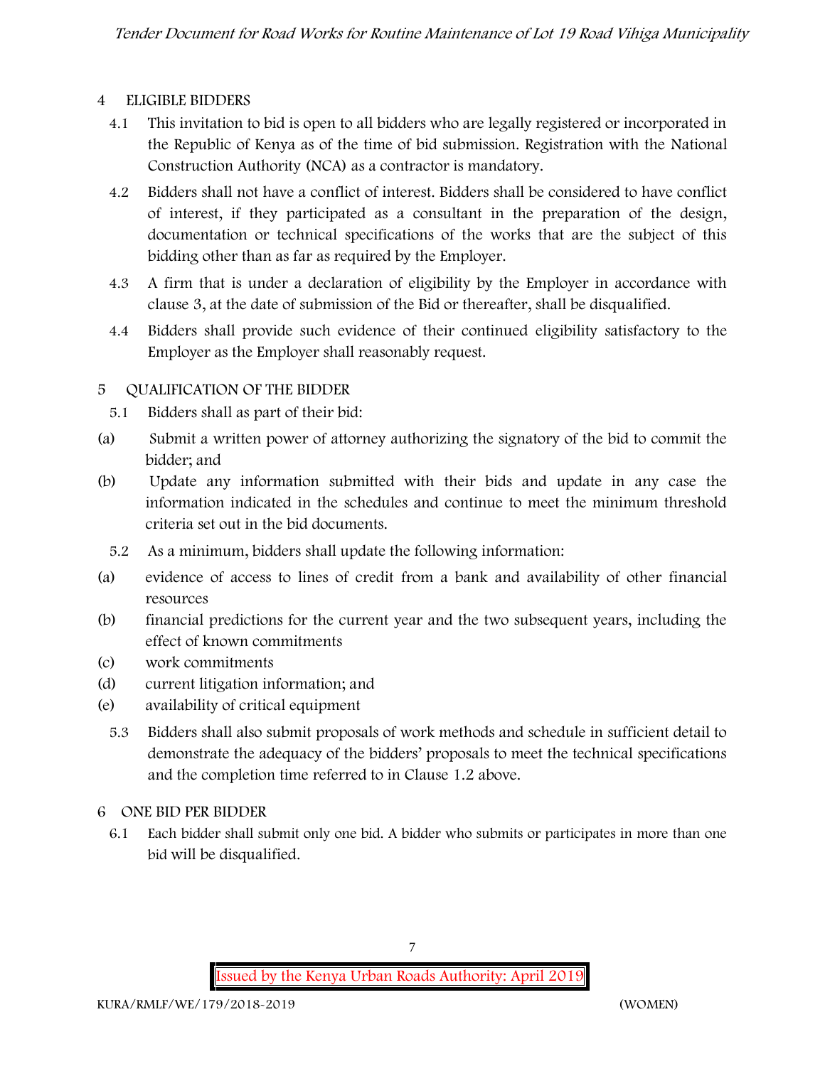## 4 ELIGIBLE BIDDERS

4.1 This invitation to bid is open to all bidders who are legally registered or incorporated in the Republic of Kenya as of the time of bid submission. Registration with the National Construction Authority (NCA) as a contractor is mandatory.

4.2 Bidders shall not have a conflict of interest. Bidders shall be considered to have conflict of interest, if they participated as a consultant in the preparation of the design, documentation or technical specifications of the works that are the subject of this bidding other than as far as required by the Employer.

4.3 A firm that is under a declaration of eligibility by the Employer in accordance with clause 3, at the date of submission of the Bid or thereafter, shall be disqualified.

4.4 Bidders shall provide such evidence of their continued eligibility satisfactory to the Employer as the Employer shall reasonably request.

## 5 QUALIFICATION OF THE BIDDER

5.1 Bidders shall as part of their bid:

(a) Submit a written power of attorney authorizing the signatory of the bid to commit the bidder; and

(b) Update any information submitted with their bids and update in any case the information indicated in the schedules and continue to meet the minimum threshold criteria set out in the bid documents.

5.2 As a minimum, bidders shall update the following information:

(a) evidence of access to lines of credit from a bank and availability of other financial resources

(b) financial predictions for the current year and the two subsequent years, including the effect of known commitments

(c) work commitments

(d) current litigation information; and

(e) availability of critical equipment

5.3 Bidders shall also submit proposals of work methods and schedule in sufficient detail to demonstrate the adequacy of the bidders' proposals to meet the technical specifications and the completion time referred to in Clause 1.2 above.

## 6 ONE BID PER BIDDER

6.1 Each bidder shall submit only one bid. A bidder who submits or participates in more than one bid will be disqualified.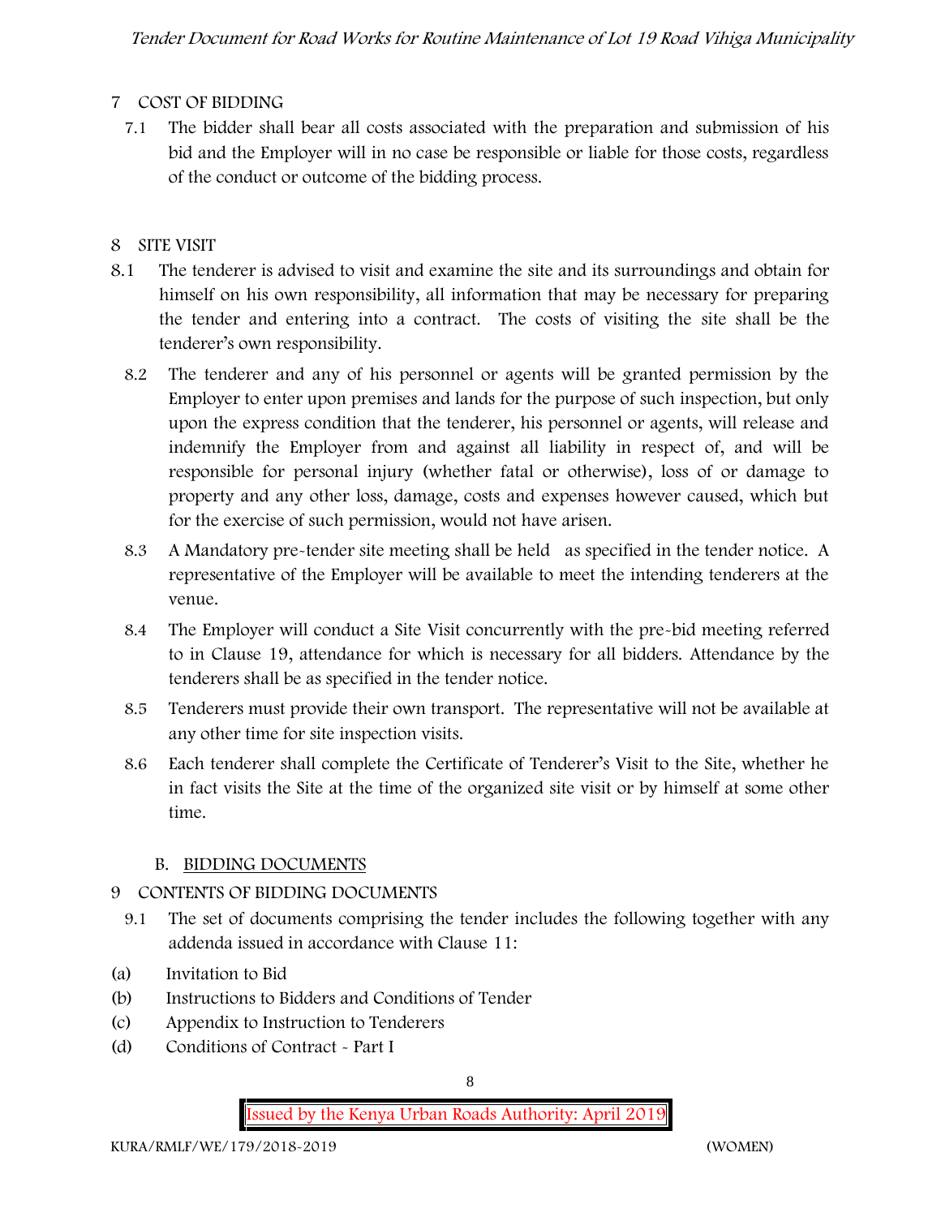## 7 COST OF BIDDING

7.1 The bidder shall bear all costs associated with the preparation and submission of his bid and the Employer will in no case be responsible or liable for those costs, regardless of the conduct or outcome of the bidding process.

## 8 SITE VISIT

8.1 The tenderer is advised to visit and examine the site and its surroundings and obtain for himself on his own responsibility, all information that may be necessary for preparing the tender and entering into a contract. The costs of visiting the site shall be the tenderer's own responsibility.

8.2 The tenderer and any of his personnel or agents will be granted permission by the Employer to enter upon premises and lands for the purpose of such inspection, but only upon the express condition that the tenderer, his personnel or agents, will release and indemnify the Employer from and against all liability in respect of, and will be responsible for personal injury (whether fatal or otherwise), loss of or damage to property and any other loss, damage, costs and expenses however caused, which but for the exercise of such permission, would not have arisen.

8.3 A Mandatory pre-tender site meeting shall be held as specified in the tender notice. A representative of the Employer will be available to meet the intending tenderers at the venue.

8.4 The Employer will conduct a Site Visit concurrently with the pre-bid meeting referred to in Clause 19, attendance for which is necessary for all bidders. Attendance by the tenderers shall be as specified in the tender notice.

8.5 Tenderers must provide their own transport. The representative will not be available at any other time for site inspection visits.

8.6 Each tenderer shall complete the Certificate of Tenderer's Visit to the Site, whether he in fact visits the Site at the time of the organized site visit or by himself at some other time.

### B. BIDDING DOCUMENTS

## 9 CONTENTS OF BIDDING DOCUMENTS

9.1 The set of documents comprising the tender includes the following together with any addenda issued in accordance with Clause 11:

(a) Invitation to Bid
(b) Instructions to Bidders and Conditions of Tender
(c) Appendix to Instruction to Tenderers
(d) Conditions of Contract - Part I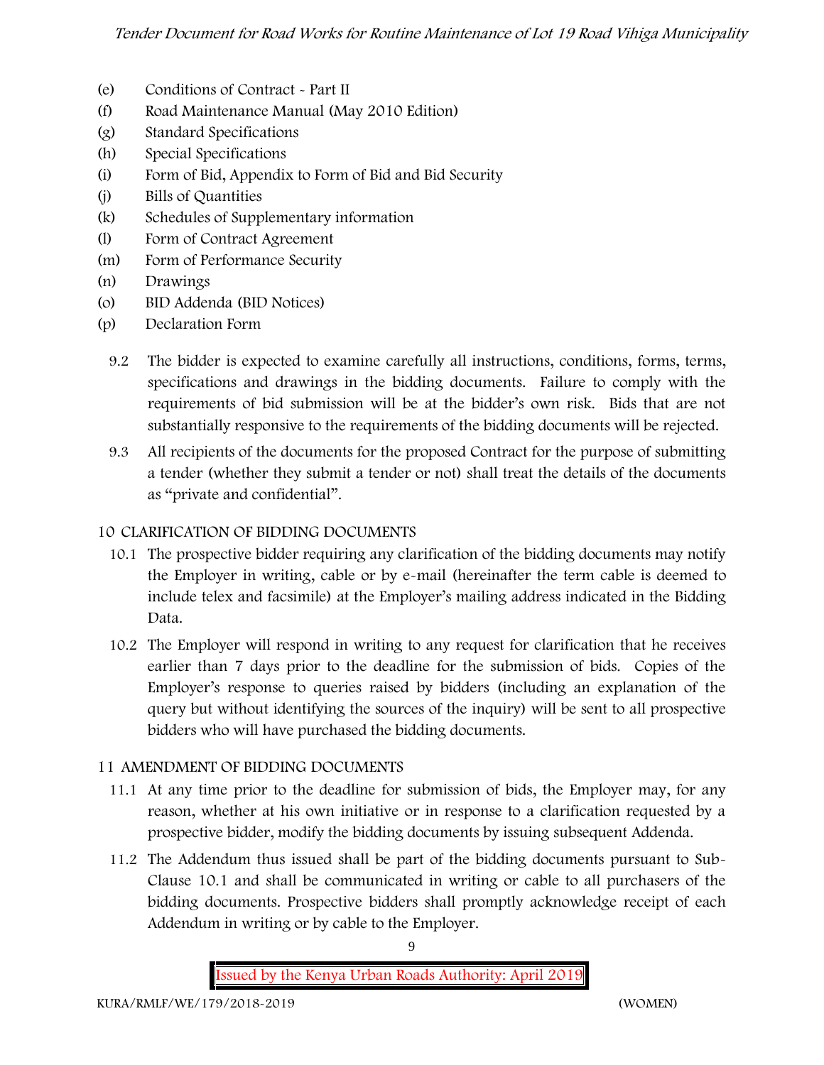(e) Conditions of Contract - Part II
(f) Road Maintenance Manual (May 2010 Edition)
(g) Standard Specifications
(h) Special Specifications
(i) Form of Bid, Appendix to Form of Bid and Bid Security
(j) Bills of Quantities
(k) Schedules of Supplementary information
(l) Form of Contract Agreement
(m) Form of Performance Security
(n) Drawings
(o) BID Addenda (BID Notices)
(p) Declaration Form

9.2 The bidder is expected to examine carefully all instructions, conditions, forms, terms, specifications and drawings in the bidding documents. Failure to comply with the requirements of bid submission will be at the bidder's own risk. Bids that are not substantially responsive to the requirements of the bidding documents will be rejected.

9.3 All recipients of the documents for the proposed Contract for the purpose of submitting a tender (whether they submit a tender or not) shall treat the details of the documents as "private and confidential".

## 10 CLARIFICATION OF BIDDING DOCUMENTS

10.1 The prospective bidder requiring any clarification of the bidding documents may notify the Employer in writing, cable or by e-mail (hereinafter the term cable is deemed to include telex and facsimile) at the Employer's mailing address indicated in the Bidding Data.

10.2 The Employer will respond in writing to any request for clarification that he receives earlier than 7 days prior to the deadline for the submission of bids. Copies of the Employer's response to queries raised by bidders (including an explanation of the query but without identifying the sources of the inquiry) will be sent to all prospective bidders who will have purchased the bidding documents.

## 11 AMENDMENT OF BIDDING DOCUMENTS

11.1 At any time prior to the deadline for submission of bids, the Employer may, for any reason, whether at his own initiative or in response to a clarification requested by a prospective bidder, modify the bidding documents by issuing subsequent Addenda.

11.2 The Addendum thus issued shall be part of the bidding documents pursuant to Sub-Clause 10.1 and shall be communicated in writing or cable to all purchasers of the bidding documents. Prospective bidders shall promptly acknowledge receipt of each Addendum in writing or by cable to the Employer.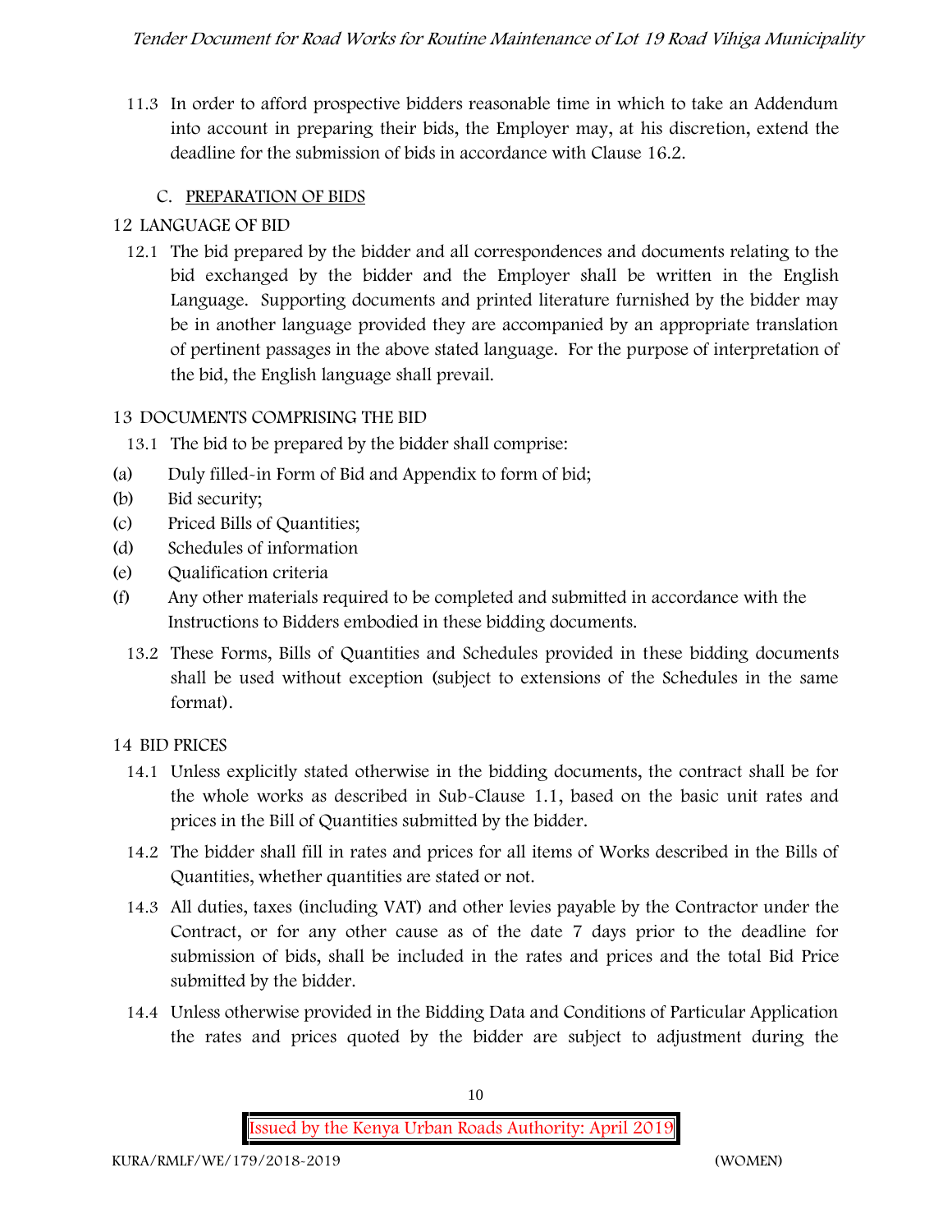11.3 In order to afford prospective bidders reasonable time in which to take an Addendum into account in preparing their bids, the Employer may, at his discretion, extend the deadline for the submission of bids in accordance with Clause 16.2.

## C. PREPARATION OF BIDS

### 12 LANGUAGE OF BID

12.1 The bid prepared by the bidder and all correspondences and documents relating to the bid exchanged by the bidder and the Employer shall be written in the English Language. Supporting documents and printed literature furnished by the bidder may be in another language provided they are accompanied by an appropriate translation of pertinent passages in the above stated language. For the purpose of interpretation of the bid, the English language shall prevail.

### 13 DOCUMENTS COMPRISING THE BID

13.1 The bid to be prepared by the bidder shall comprise:

(a) Duly filled-in Form of Bid and Appendix to form of bid;

(b) Bid security;

(c) Priced Bills of Quantities;

(d) Schedules of information

(e) Qualification criteria

(f) Any other materials required to be completed and submitted in accordance with the Instructions to Bidders embodied in these bidding documents.

13.2 These Forms, Bills of Quantities and Schedules provided in these bidding documents shall be used without exception (subject to extensions of the Schedules in the same format).

### 14 BID PRICES

14.1 Unless explicitly stated otherwise in the bidding documents, the contract shall be for the whole works as described in Sub-Clause 1.1, based on the basic unit rates and prices in the Bill of Quantities submitted by the bidder.

14.2 The bidder shall fill in rates and prices for all items of Works described in the Bills of Quantities, whether quantities are stated or not.

14.3 All duties, taxes (including VAT) and other levies payable by the Contractor under the Contract, or for any other cause as of the date 7 days prior to the deadline for submission of bids, shall be included in the rates and prices and the total Bid Price submitted by the bidder.

14.4 Unless otherwise provided in the Bidding Data and Conditions of Particular Application the rates and prices quoted by the bidder are subject to adjustment during the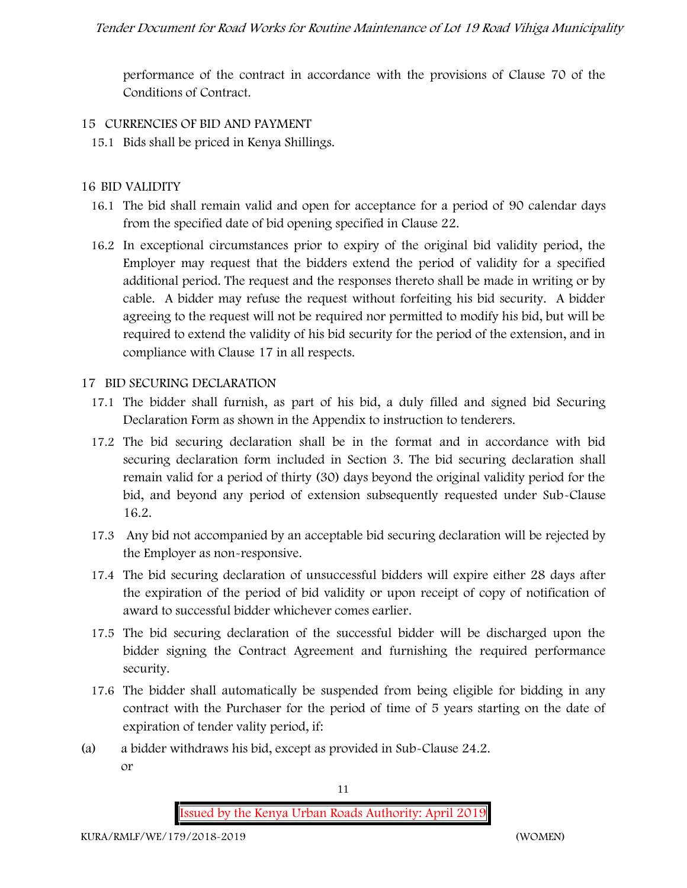performance of the contract in accordance with the provisions of Clause 70 of the Conditions of Contract.

## 15 CURRENCIES OF BID AND PAYMENT

15.1 Bids shall be priced in Kenya Shillings.

## 16 BID VALIDITY

16.1 The bid shall remain valid and open for acceptance for a period of 90 calendar days from the specified date of bid opening specified in Clause 22.

16.2 In exceptional circumstances prior to expiry of the original bid validity period, the Employer may request that the bidders extend the period of validity for a specified additional period. The request and the responses thereto shall be made in writing or by cable. A bidder may refuse the request without forfeiting his bid security. A bidder agreeing to the request will not be required nor permitted to modify his bid, but will be required to extend the validity of his bid security for the period of the extension, and in compliance with Clause 17 in all respects.

## 17 BID SECURING DECLARATION

17.1 The bidder shall furnish, as part of his bid, a duly filled and signed bid Securing Declaration Form as shown in the Appendix to instruction to tenderers.

17.2 The bid securing declaration shall be in the format and in accordance with bid securing declaration form included in Section 3. The bid securing declaration shall remain valid for a period of thirty (30) days beyond the original validity period for the bid, and beyond any period of extension subsequently requested under Sub-Clause 16.2.

17.3 Any bid not accompanied by an acceptable bid securing declaration will be rejected by the Employer as non-responsive.

17.4 The bid securing declaration of unsuccessful bidders will expire either 28 days after the expiration of the period of bid validity or upon receipt of copy of notification of award to successful bidder whichever comes earlier.

17.5 The bid securing declaration of the successful bidder will be discharged upon the bidder signing the Contract Agreement and furnishing the required performance security.

17.6 The bidder shall automatically be suspended from being eligible for bidding in any contract with the Purchaser for the period of time of 5 years starting on the date of expiration of tender vality period, if:

(a) a bidder withdraws his bid, except as provided in Sub-Clause 24.2.
or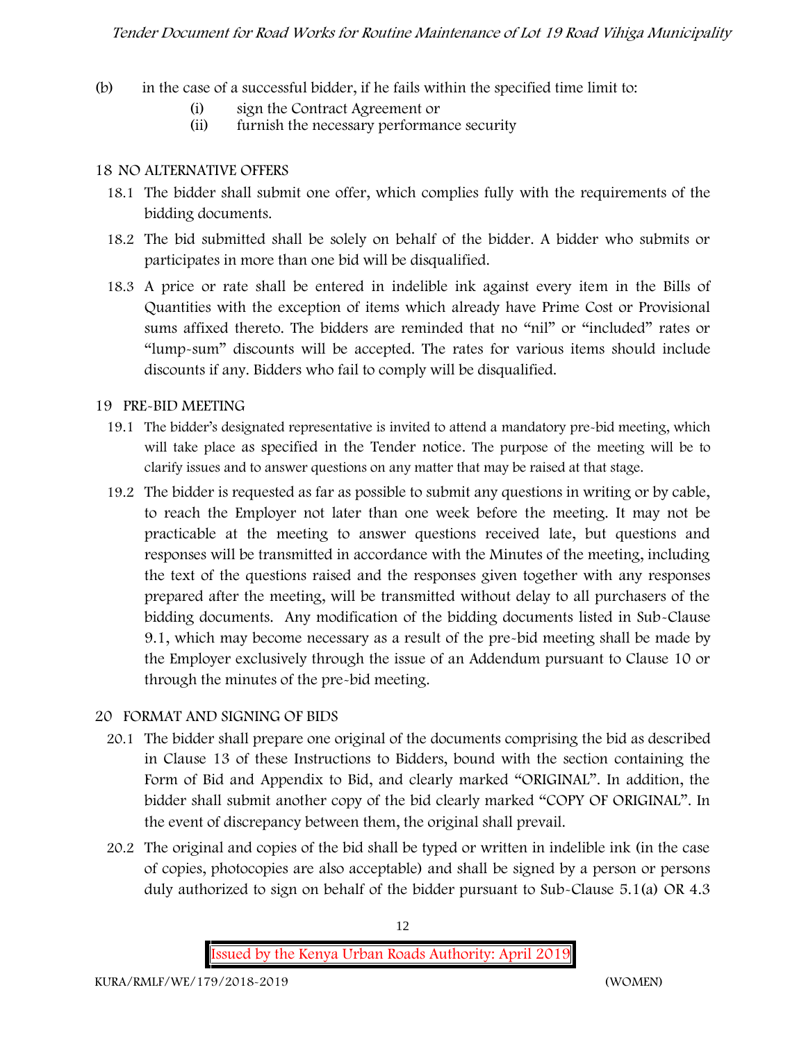(b) in the case of a successful bidder, if he fails within the specified time limit to:
   (i) sign the Contract Agreement or
   (ii) furnish the necessary performance security

## 18 NO ALTERNATIVE OFFERS

18.1 The bidder shall submit one offer, which complies fully with the requirements of the bidding documents.

18.2 The bid submitted shall be solely on behalf of the bidder. A bidder who submits or participates in more than one bid will be disqualified.

18.3 A price or rate shall be entered in indelible ink against every item in the Bills of Quantities with the exception of items which already have Prime Cost or Provisional sums affixed thereto. The bidders are reminded that no "nil" or "included" rates or "lump-sum" discounts will be accepted. The rates for various items should include discounts if any. Bidders who fail to comply will be disqualified.

## 19 PRE-BID MEETING

19.1 The bidder's designated representative is invited to attend a mandatory pre-bid meeting, which will take place as specified in the Tender notice. The purpose of the meeting will be to clarify issues and to answer questions on any matter that may be raised at that stage.

19.2 The bidder is requested as far as possible to submit any questions in writing or by cable, to reach the Employer not later than one week before the meeting. It may not be practicable at the meeting to answer questions received late, but questions and responses will be transmitted in accordance with the Minutes of the meeting, including the text of the questions raised and the responses given together with any responses prepared after the meeting, will be transmitted without delay to all purchasers of the bidding documents. Any modification of the bidding documents listed in Sub-Clause 9.1, which may become necessary as a result of the pre-bid meeting shall be made by the Employer exclusively through the issue of an Addendum pursuant to Clause 10 or through the minutes of the pre-bid meeting.

## 20 FORMAT AND SIGNING OF BIDS

20.1 The bidder shall prepare one original of the documents comprising the bid as described in Clause 13 of these Instructions to Bidders, bound with the section containing the Form of Bid and Appendix to Bid, and clearly marked "ORIGINAL". In addition, the bidder shall submit another copy of the bid clearly marked "COPY OF ORIGINAL". In the event of discrepancy between them, the original shall prevail.

20.2 The original and copies of the bid shall be typed or written in indelible ink (in the case of copies, photocopies are also acceptable) and shall be signed by a person or persons duly authorized to sign on behalf of the bidder pursuant to Sub-Clause 5.1(a) OR 4.3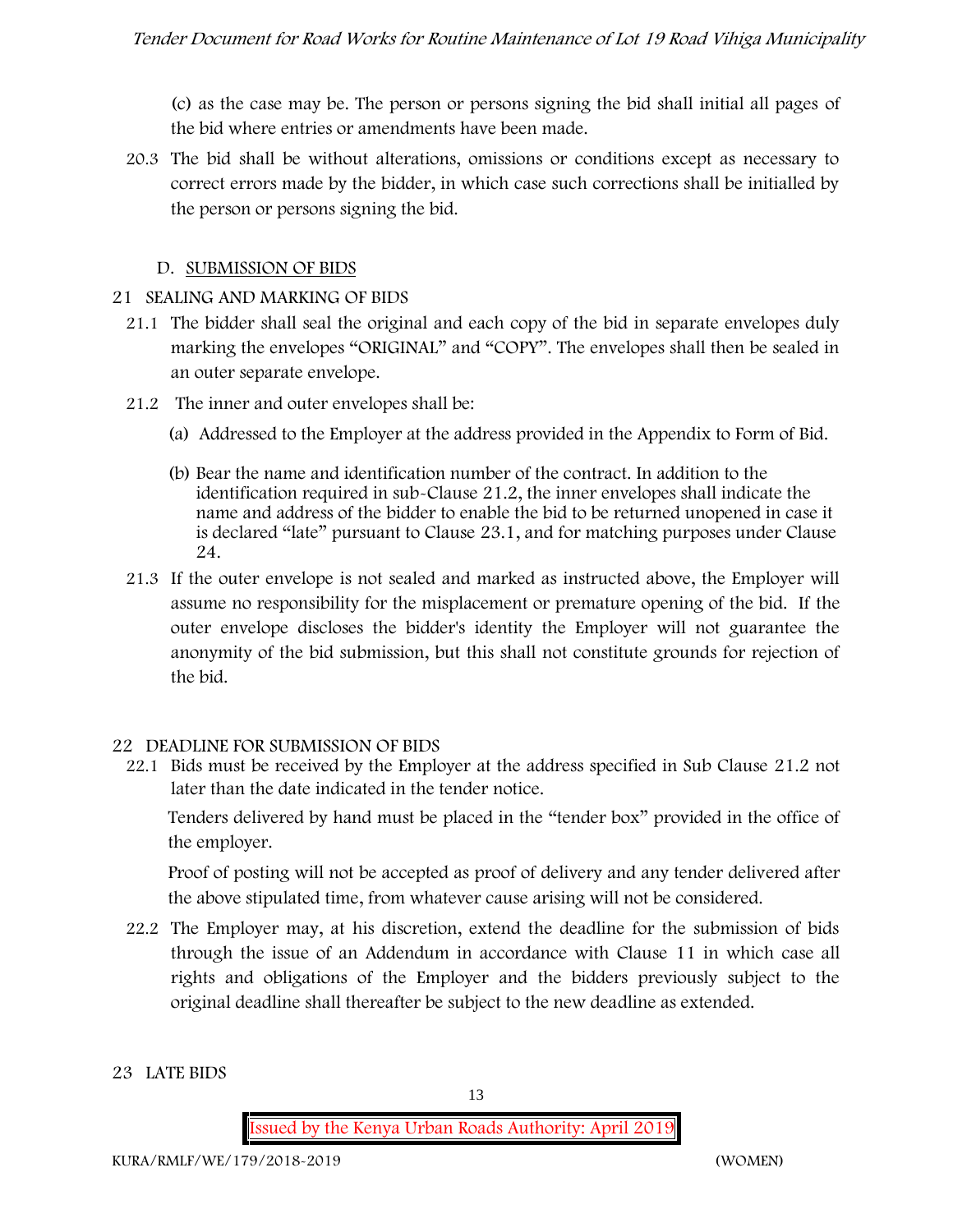(c) as the case may be. The person or persons signing the bid shall initial all pages of the bid where entries or amendments have been made.

20.3 The bid shall be without alterations, omissions or conditions except as necessary to correct errors made by the bidder, in which case such corrections shall be initialled by the person or persons signing the bid.

## D. SUBMISSION OF BIDS

### 21 SEALING AND MARKING OF BIDS

21.1 The bidder shall seal the original and each copy of the bid in separate envelopes duly marking the envelopes "ORIGINAL" and "COPY". The envelopes shall then be sealed in an outer separate envelope.

21.2 The inner and outer envelopes shall be:

(a) Addressed to the Employer at the address provided in the Appendix to Form of Bid.

(b) Bear the name and identification number of the contract. In addition to the identification required in sub-Clause 21.2, the inner envelopes shall indicate the name and address of the bidder to enable the bid to be returned unopened in case it is declared "late" pursuant to Clause 23.1, and for matching purposes under Clause 24.

21.3 If the outer envelope is not sealed and marked as instructed above, the Employer will assume no responsibility for the misplacement or premature opening of the bid. If the outer envelope discloses the bidder's identity the Employer will not guarantee the anonymity of the bid submission, but this shall not constitute grounds for rejection of the bid.

### 22 DEADLINE FOR SUBMISSION OF BIDS

22.1 Bids must be received by the Employer at the address specified in Sub Clause 21.2 not later than the date indicated in the tender notice.

Tenders delivered by hand must be placed in the "tender box" provided in the office of the employer.

Proof of posting will not be accepted as proof of delivery and any tender delivered after the above stipulated time, from whatever cause arising will not be considered.

22.2 The Employer may, at his discretion, extend the deadline for the submission of bids through the issue of an Addendum in accordance with Clause 11 in which case all rights and obligations of the Employer and the bidders previously subject to the original deadline shall thereafter be subject to the new deadline as extended.

### 23 LATE BIDS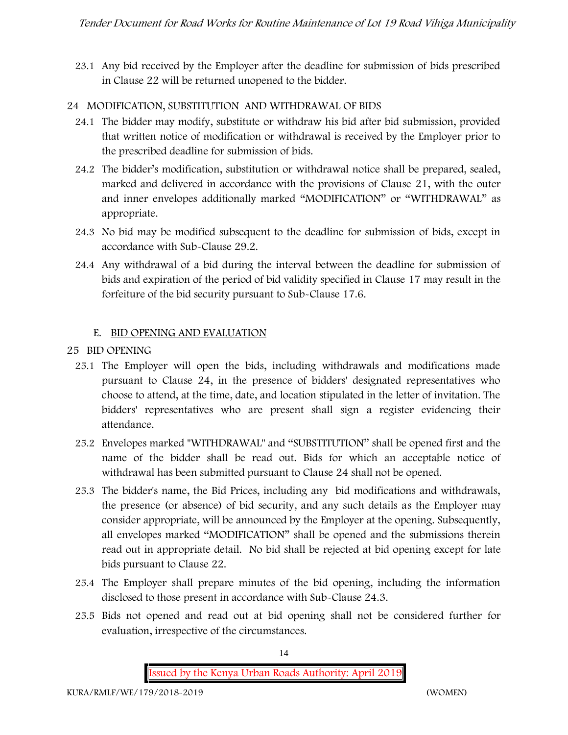23.1 Any bid received by the Employer after the deadline for submission of bids prescribed in Clause 22 will be returned unopened to the bidder.

## 24 MODIFICATION, SUBSTITUTION AND WITHDRAWAL OF BIDS

24.1 The bidder may modify, substitute or withdraw his bid after bid submission, provided that written notice of modification or withdrawal is received by the Employer prior to the prescribed deadline for submission of bids.

24.2 The bidder's modification, substitution or withdrawal notice shall be prepared, sealed, marked and delivered in accordance with the provisions of Clause 21, with the outer and inner envelopes additionally marked "MODIFICATION" or "WITHDRAWAL" as appropriate.

24.3 No bid may be modified subsequent to the deadline for submission of bids, except in accordance with Sub-Clause 29.2.

24.4 Any withdrawal of a bid during the interval between the deadline for submission of bids and expiration of the period of bid validity specified in Clause 17 may result in the forfeiture of the bid security pursuant to Sub-Clause 17.6.

### E. BID OPENING AND EVALUATION

## 25 BID OPENING

25.1 The Employer will open the bids, including withdrawals and modifications made pursuant to Clause 24, in the presence of bidders' designated representatives who choose to attend, at the time, date, and location stipulated in the letter of invitation. The bidders' representatives who are present shall sign a register evidencing their attendance.

25.2 Envelopes marked "WITHDRAWAL" and "SUBSTITUTION" shall be opened first and the name of the bidder shall be read out. Bids for which an acceptable notice of withdrawal has been submitted pursuant to Clause 24 shall not be opened.

25.3 The bidder's name, the Bid Prices, including any bid modifications and withdrawals, the presence (or absence) of bid security, and any such details as the Employer may consider appropriate, will be announced by the Employer at the opening. Subsequently, all envelopes marked "MODIFICATION" shall be opened and the submissions therein read out in appropriate detail. No bid shall be rejected at bid opening except for late bids pursuant to Clause 22.

25.4 The Employer shall prepare minutes of the bid opening, including the information disclosed to those present in accordance with Sub-Clause 24.3.

25.5 Bids not opened and read out at bid opening shall not be considered further for evaluation, irrespective of the circumstances.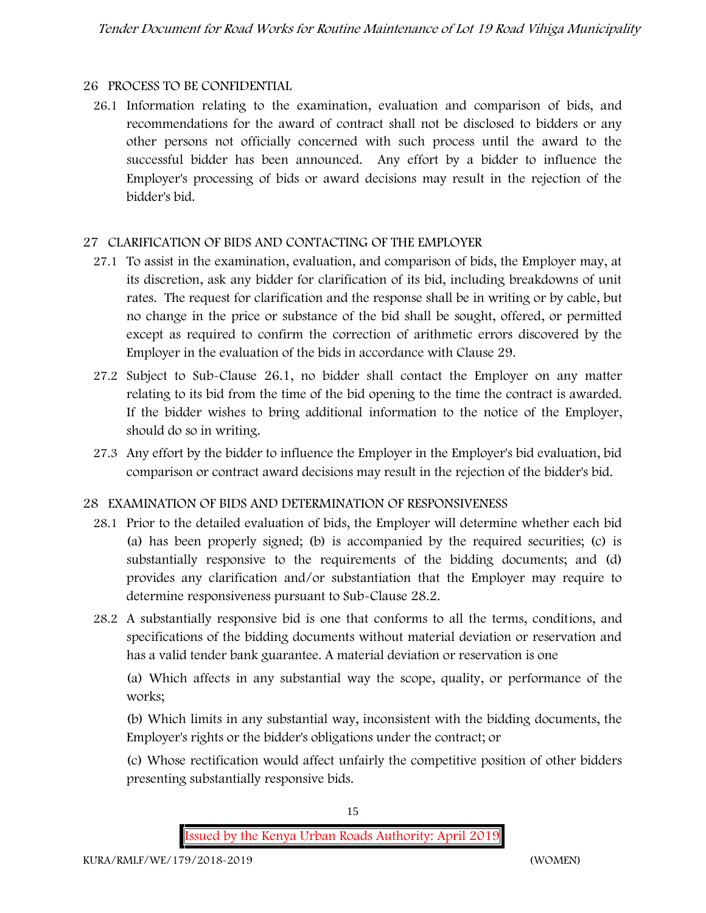## 26 PROCESS TO BE CONFIDENTIAL

26.1 Information relating to the examination, evaluation and comparison of bids, and recommendations for the award of contract shall not be disclosed to bidders or any other persons not officially concerned with such process until the award to the successful bidder has been announced. Any effort by a bidder to influence the Employer's processing of bids or award decisions may result in the rejection of the bidder's bid.

## 27 CLARIFICATION OF BIDS AND CONTACTING OF THE EMPLOYER

27.1 To assist in the examination, evaluation, and comparison of bids, the Employer may, at its discretion, ask any bidder for clarification of its bid, including breakdowns of unit rates. The request for clarification and the response shall be in writing or by cable, but no change in the price or substance of the bid shall be sought, offered, or permitted except as required to confirm the correction of arithmetic errors discovered by the Employer in the evaluation of the bids in accordance with Clause 29.

27.2 Subject to Sub-Clause 26.1, no bidder shall contact the Employer on any matter relating to its bid from the time of the bid opening to the time the contract is awarded. If the bidder wishes to bring additional information to the notice of the Employer, should do so in writing.

27.3 Any effort by the bidder to influence the Employer in the Employer's bid evaluation, bid comparison or contract award decisions may result in the rejection of the bidder's bid.

## 28 EXAMINATION OF BIDS AND DETERMINATION OF RESPONSIVENESS

28.1 Prior to the detailed evaluation of bids, the Employer will determine whether each bid (a) has been properly signed; (b) is accompanied by the required securities; (c) is substantially responsive to the requirements of the bidding documents; and (d) provides any clarification and/or substantiation that the Employer may require to determine responsiveness pursuant to Sub-Clause 28.2.

28.2 A substantially responsive bid is one that conforms to all the terms, conditions, and specifications of the bidding documents without material deviation or reservation and has a valid tender bank guarantee. A material deviation or reservation is one

(a) Which affects in any substantial way the scope, quality, or performance of the works;

(b) Which limits in any substantial way, inconsistent with the bidding documents, the Employer's rights or the bidder's obligations under the contract; or

(c) Whose rectification would affect unfairly the competitive position of other bidders presenting substantially responsive bids.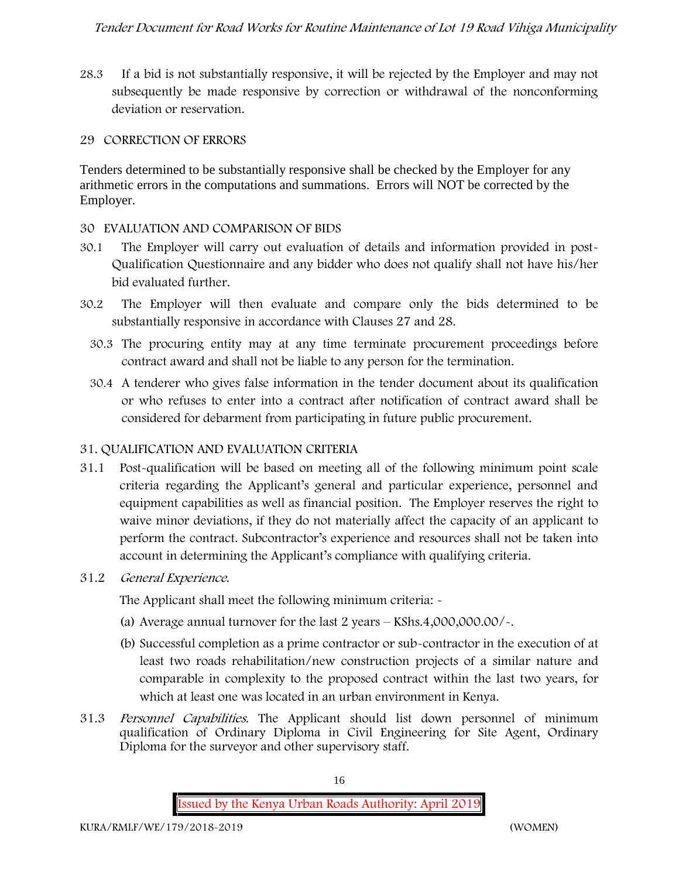28.3 If a bid is not substantially responsive, it will be rejected by the Employer and may not subsequently be made responsive by correction or withdrawal of the nonconforming deviation or reservation.

## 29 CORRECTION OF ERRORS

Tenders determined to be substantially responsive shall be checked by the Employer for any arithmetic errors in the computations and summations. Errors will NOT be corrected by the Employer.

## 30 EVALUATION AND COMPARISON OF BIDS

30.1 The Employer will carry out evaluation of details and information provided in post-Qualification Questionnaire and any bidder who does not qualify shall not have his/her bid evaluated further.

30.2 The Employer will then evaluate and compare only the bids determined to be substantially responsive in accordance with Clauses 27 and 28.

30.3 The procuring entity may at any time terminate procurement proceedings before contract award and shall not be liable to any person for the termination.

30.4 A tenderer who gives false information in the tender document about its qualification or who refuses to enter into a contract after notification of contract award shall be considered for debarment from participating in future public procurement.

## 31. QUALIFICATION AND EVALUATION CRITERIA

31.1 Post-qualification will be based on meeting all of the following minimum point scale criteria regarding the Applicant's general and particular experience, personnel and equipment capabilities as well as financial position. The Employer reserves the right to waive minor deviations, if they do not materially affect the capacity of an applicant to perform the contract. Subcontractor's experience and resources shall not be taken into account in determining the Applicant's compliance with qualifying criteria.

31.2 *General Experience.*

The Applicant shall meet the following minimum criteria: -

(a) Average annual turnover for the last 2 years – KShs.4,000,000.00/-.

(b) Successful completion as a prime contractor or sub-contractor in the execution of at least two roads rehabilitation/new construction projects of a similar nature and comparable in complexity to the proposed contract within the last two years, for which at least one was located in an urban environment in Kenya.

31.3 *Personnel Capabilities.* The Applicant should list down personnel of minimum qualification of Ordinary Diploma in Civil Engineering for Site Agent, Ordinary Diploma for the surveyor and other supervisory staff.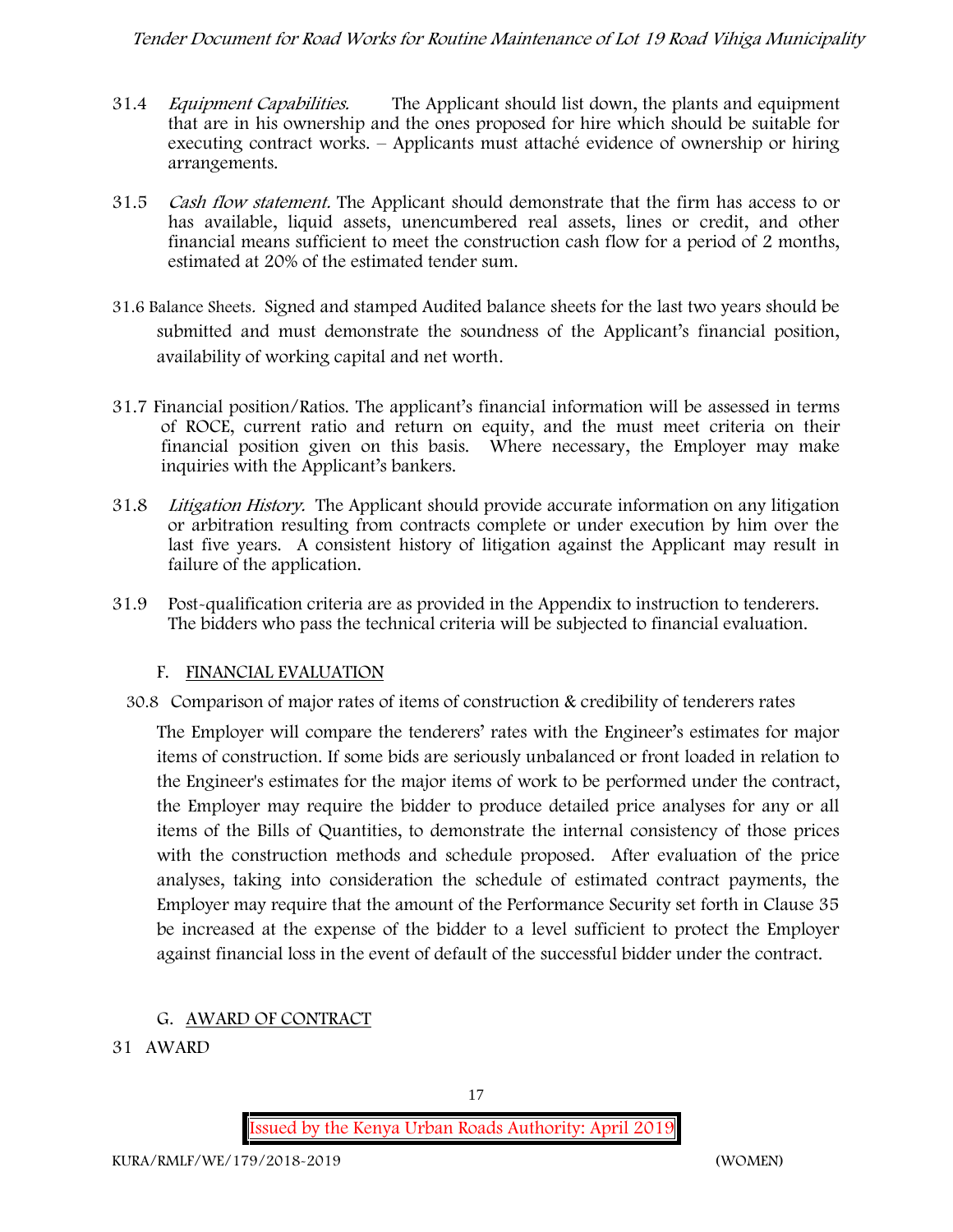31.4 *Equipment Capabilities.* The Applicant should list down, the plants and equipment that are in his ownership and the ones proposed for hire which should be suitable for executing contract works. – Applicants must attaché evidence of ownership or hiring arrangements.

31.5 *Cash flow statement.* The Applicant should demonstrate that the firm has access to or has available, liquid assets, unencumbered real assets, lines or credit, and other financial means sufficient to meet the construction cash flow for a period of 2 months, estimated at 20% of the estimated tender sum.

31.6 Balance Sheets. Signed and stamped Audited balance sheets for the last two years should be submitted and must demonstrate the soundness of the Applicant's financial position, availability of working capital and net worth.

31.7 Financial position/Ratios. The applicant's financial information will be assessed in terms of ROCE, current ratio and return on equity, and the must meet criteria on their financial position given on this basis. Where necessary, the Employer may make inquiries with the Applicant's bankers.

31.8 *Litigation History.* The Applicant should provide accurate information on any litigation or arbitration resulting from contracts complete or under execution by him over the last five years. A consistent history of litigation against the Applicant may result in failure of the application.

31.9 Post-qualification criteria are as provided in the Appendix to instruction to tenderers. The bidders who pass the technical criteria will be subjected to financial evaluation.

## F. FINANCIAL EVALUATION

30.8 Comparison of major rates of items of construction & credibility of tenderers rates

The Employer will compare the tenderers' rates with the Engineer's estimates for major items of construction. If some bids are seriously unbalanced or front loaded in relation to the Engineer's estimates for the major items of work to be performed under the contract, the Employer may require the bidder to produce detailed price analyses for any or all items of the Bills of Quantities, to demonstrate the internal consistency of those prices with the construction methods and schedule proposed. After evaluation of the price analyses, taking into consideration the schedule of estimated contract payments, the Employer may require that the amount of the Performance Security set forth in Clause 35 be increased at the expense of the bidder to a level sufficient to protect the Employer against financial loss in the event of default of the successful bidder under the contract.

## G. AWARD OF CONTRACT

31 AWARD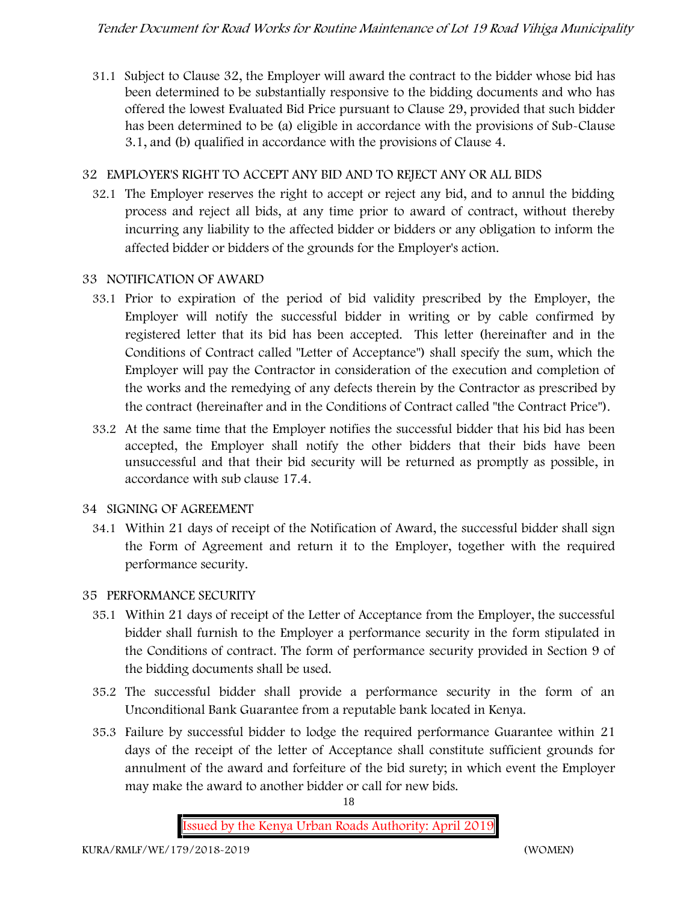31.1 Subject to Clause 32, the Employer will award the contract to the bidder whose bid has been determined to be substantially responsive to the bidding documents and who has offered the lowest Evaluated Bid Price pursuant to Clause 29, provided that such bidder has been determined to be (a) eligible in accordance with the provisions of Sub-Clause 3.1, and (b) qualified in accordance with the provisions of Clause 4.

## 32 EMPLOYER'S RIGHT TO ACCEPT ANY BID AND TO REJECT ANY OR ALL BIDS

32.1 The Employer reserves the right to accept or reject any bid, and to annul the bidding process and reject all bids, at any time prior to award of contract, without thereby incurring any liability to the affected bidder or bidders or any obligation to inform the affected bidder or bidders of the grounds for the Employer's action.

## 33 NOTIFICATION OF AWARD

33.1 Prior to expiration of the period of bid validity prescribed by the Employer, the Employer will notify the successful bidder in writing or by cable confirmed by registered letter that its bid has been accepted. This letter (hereinafter and in the Conditions of Contract called "Letter of Acceptance") shall specify the sum, which the Employer will pay the Contractor in consideration of the execution and completion of the works and the remedying of any defects therein by the Contractor as prescribed by the contract (hereinafter and in the Conditions of Contract called "the Contract Price").

33.2 At the same time that the Employer notifies the successful bidder that his bid has been accepted, the Employer shall notify the other bidders that their bids have been unsuccessful and that their bid security will be returned as promptly as possible, in accordance with sub clause 17.4.

## 34 SIGNING OF AGREEMENT

34.1 Within 21 days of receipt of the Notification of Award, the successful bidder shall sign the Form of Agreement and return it to the Employer, together with the required performance security.

## 35 PERFORMANCE SECURITY

35.1 Within 21 days of receipt of the Letter of Acceptance from the Employer, the successful bidder shall furnish to the Employer a performance security in the form stipulated in the Conditions of contract. The form of performance security provided in Section 9 of the bidding documents shall be used.

35.2 The successful bidder shall provide a performance security in the form of an Unconditional Bank Guarantee from a reputable bank located in Kenya.

35.3 Failure by successful bidder to lodge the required performance Guarantee within 21 days of the receipt of the letter of Acceptance shall constitute sufficient grounds for annulment of the award and forfeiture of the bid surety; in which event the Employer may make the award to another bidder or call for new bids.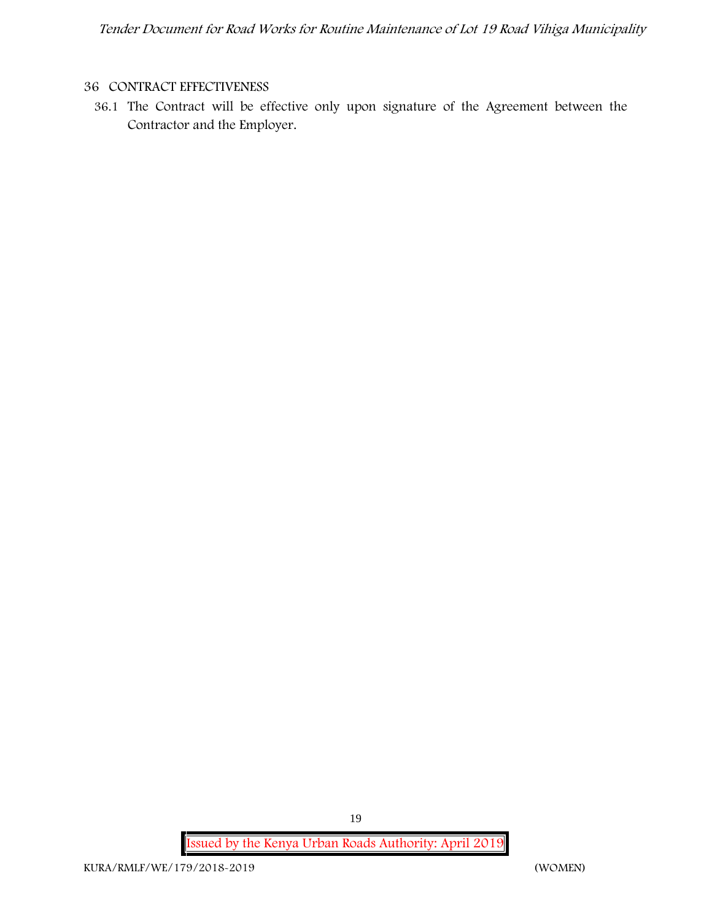## 36 CONTRACT EFFECTIVENESS

36.1 The Contract will be effective only upon signature of the Agreement between the Contractor and the Employer.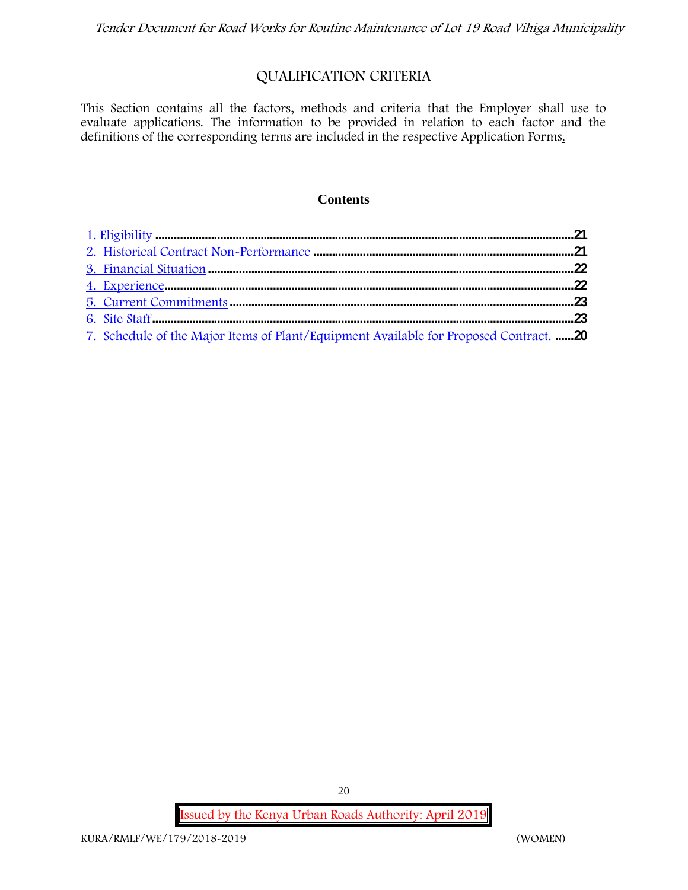# QUALIFICATION CRITERIA

This Section contains all the factors, methods and criteria that the Employer shall use to evaluate applications. The information to be provided in relation to each factor and the definitions of the corresponding terms are included in the respective Application Forms.

**Contents**

1. Eligibility ........................................................................................................................21
2. Historical Contract Non-Performance ....................................................................21
3. Financial Situation ........................................................................................................22
4. Experience........................................................................................................................22
5. Current Commitments .................................................................................................23
6. Site Staff...........................................................................................................................23
7. Schedule of the Major Items of Plant/Equipment Available for Proposed Contract. ......20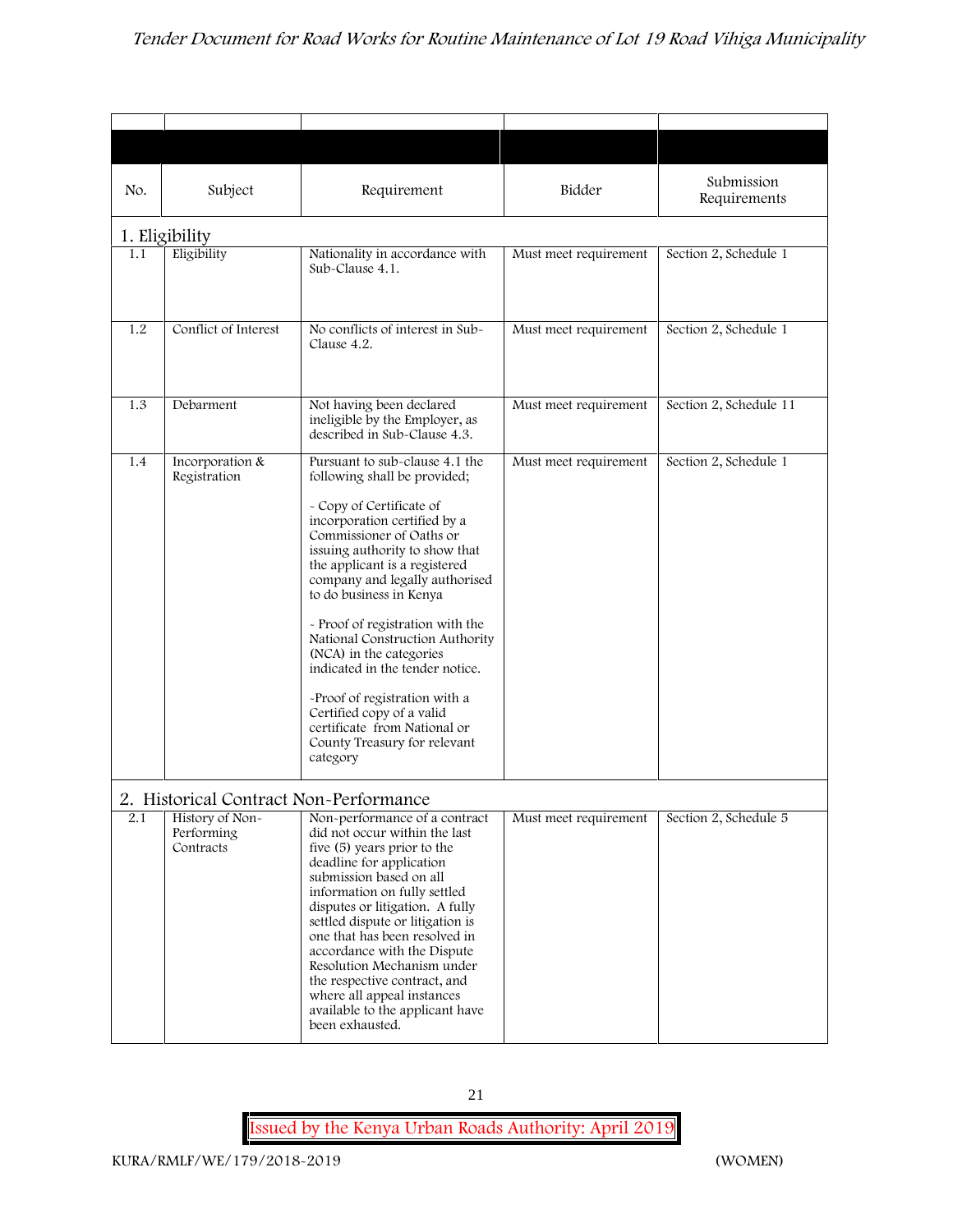| No. | Subject | Requirement | Bidder | Submission Requirements |
|---|---|---|---|---|
| **1. Eligibility** | | | | |
| 1.1 | Eligibility | Nationality in accordance with Sub-Clause 4.1. | Must meet requirement | Section 2, Schedule 1 |
| 1.2 | Conflict of Interest | No conflicts of interest in Sub-Clause 4.2. | Must meet requirement | Section 2, Schedule 1 |
| 1.3 | Debarment | Not having been declared ineligible by the Employer, as described in Sub-Clause 4.3. | Must meet requirement | Section 2, Schedule 11 |
| 1.4 | Incorporation & Registration | Pursuant to sub-clause 4.1 the following shall be provided;<br><br>- Copy of Certificate of incorporation certified by a Commissioner of Oaths or issuing authority to show that the applicant is a registered company and legally authorised to do business in Kenya<br><br>- Proof of registration with the National Construction Authority (NCA) in the categories indicated in the tender notice.<br><br>-Proof of registration with a Certified copy of a valid certificate from National or County Treasury for relevant category | Must meet requirement | Section 2, Schedule 1 |
| **2. Historical Contract Non-Performance** | | | | |
| 2.1 | History of Non-Performing Contracts | Non-performance of a contract did not occur within the last five (5) years prior to the deadline for application submission based on all information on fully settled disputes or litigation. A fully settled dispute or litigation is one that has been resolved in accordance with the Dispute Resolution Mechanism under the respective contract, and where all appeal instances available to the applicant have been exhausted. | Must meet requirement | Section 2, Schedule 5 |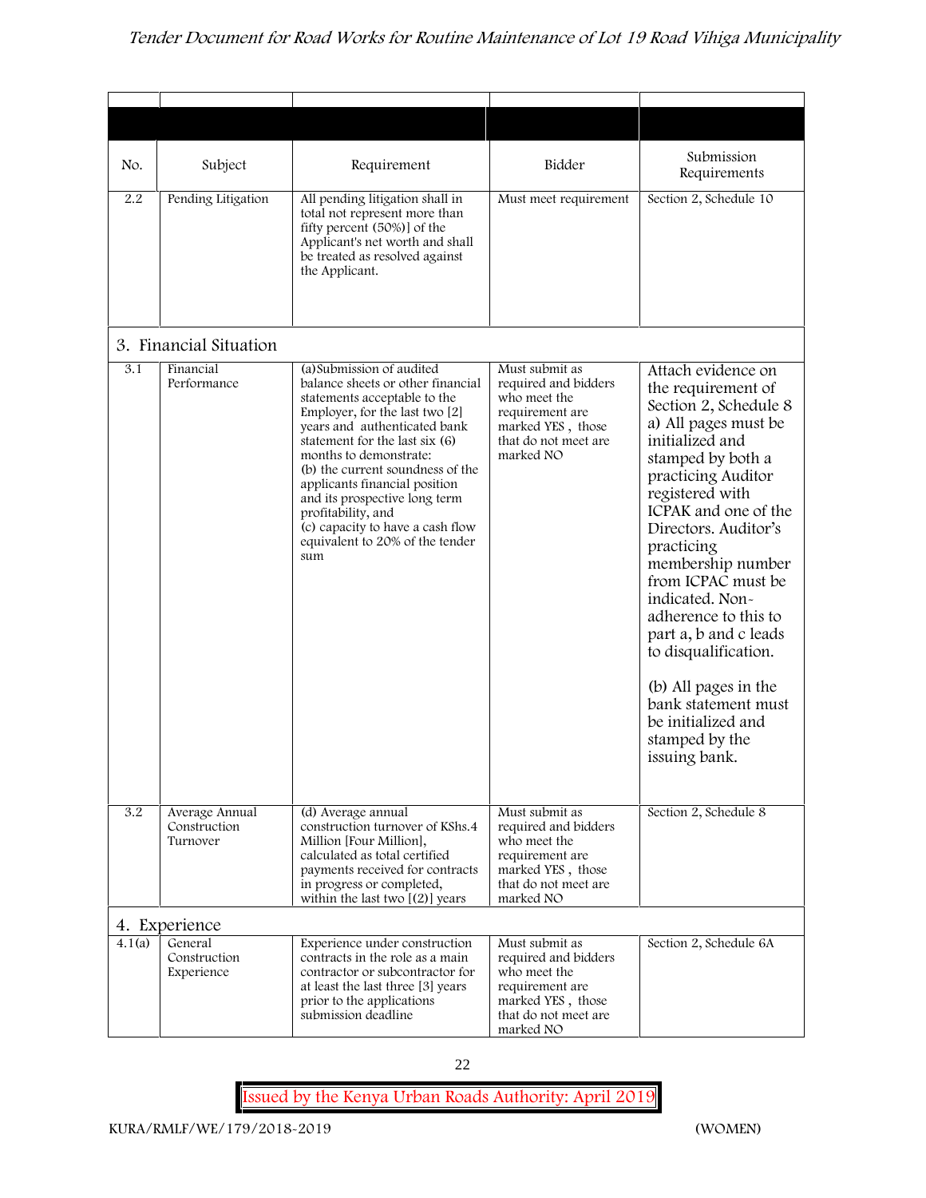| No. | Subject | Requirement | Bidder | Submission Requirements |
|---|---|---|---|---|
| 2.2 | Pending Litigation | All pending litigation shall in total not represent more than fifty percent (50%)] of the Applicant's net worth and shall be treated as resolved against the Applicant. | Must meet requirement | Section 2, Schedule 10 |
| **3. Financial Situation** | | | | |
| 3.1 | Financial Performance | (a)Submission of audited balance sheets or other financial statements acceptable to the Employer, for the last two [2] years and authenticated bank statement for the last six (6) months to demonstrate:<br>(b) the current soundness of the applicants financial position and its prospective long term profitability, and<br>(c) capacity to have a cash flow equivalent to 20% of the tender sum | Must submit as required and bidders who meet the requirement are marked YES , those that do not meet are marked NO | Attach evidence on the requirement of Section 2, Schedule 8 a) All pages must be initialized and stamped by both a practicing Auditor registered with ICPAK and one of the Directors. Auditor's practicing membership number from ICPAC must be indicated. Non-adherence to this to part a, b and c leads to disqualification.<br><br>(b) All pages in the bank statement must be initialized and stamped by the issuing bank. |
| 3.2 | Average Annual Construction Turnover | (d) Average annual construction turnover of KShs.4 Million [Four Million], calculated as total certified payments received for contracts in progress or completed, within the last two [(2)] years | Must submit as required and bidders who meet the requirement are marked YES , those that do not meet are marked NO | Section 2, Schedule 8 |
| **4. Experience** | | | | |
| 4.1(a) | General Construction Experience | Experience under construction contracts in the role as a main contractor or subcontractor for at least the last three [3] years prior to the applications submission deadline | Must submit as required and bidders who meet the requirement are marked YES , those that do not meet are marked NO | Section 2, Schedule 6A |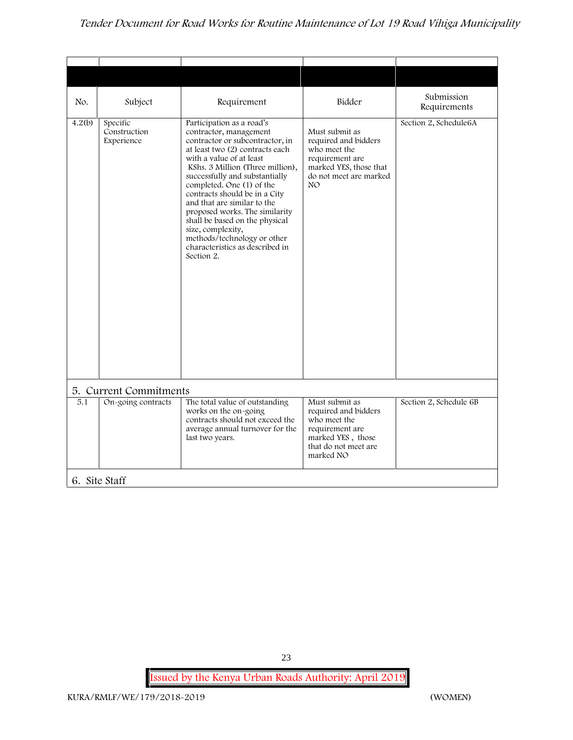| No. | Subject | Requirement | Bidder | Submission Requirements |
|---|---|---|---|---|
| 4.2(b) | Specific Construction Experience | Participation as a road's contractor, management contractor or subcontractor, in at least two (2) contracts each with a value of at least KShs. 3 Million (Three million), successfully and substantially completed. One (1) of the contracts should be in a City and that are similar to the proposed works. The similarity shall be based on the physical size, complexity, methods/technology or other characteristics as described in Section 2. | Must submit as required and bidders who meet the requirement are marked YES, those that do not meet are marked NO | Section 2, Schedule6A |
| **5. Current Commitments** | | | | |
| 5.1 | On-going contracts | The total value of outstanding works on the on-going contracts should not exceed the average annual turnover for the last two years. | Must submit as required and bidders who meet the requirement are marked YES , those that do not meet are marked NO | Section 2, Schedule 6B |
| **6. Site Staff** | | | | |

KURA/RMLF/WE/179/2018-2019 (WOMEN)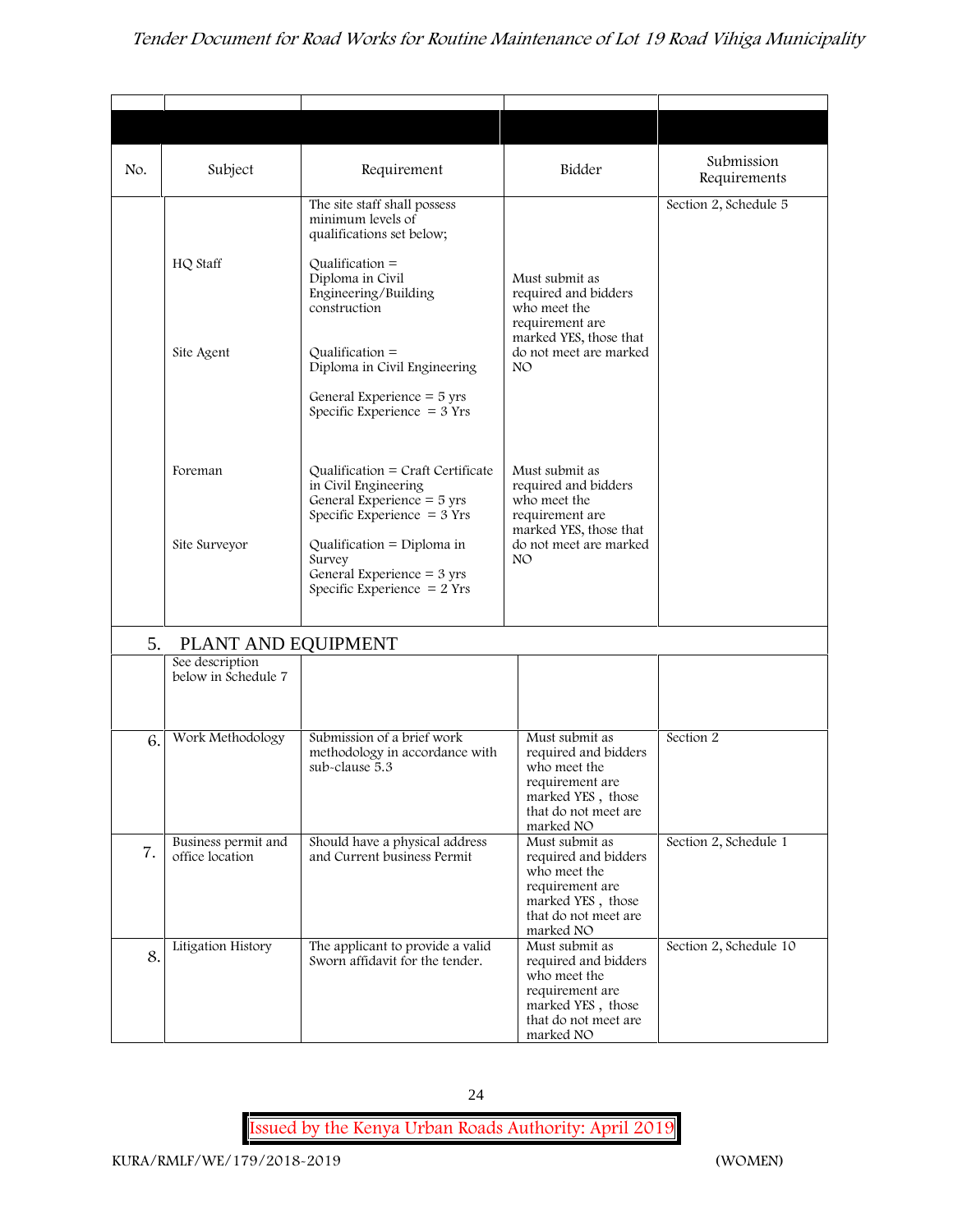| No. | Subject | Requirement | Bidder | Submission Requirements |
|---|---|---|---|---|
| | | The site staff shall possess minimum levels of qualifications set below; | | Section 2, Schedule 5 |
| | HQ Staff | Qualification = Diploma in Civil Engineering/Building construction | Must submit as required and bidders who meet the requirement are marked YES, those that do not meet are marked NO | |
| | Site Agent | Qualification = Diploma in Civil Engineering<br>General Experience = 5 yrs<br>Specific Experience = 3 Yrs | | |
| | Foreman | Qualification = Craft Certificate in Civil Engineering<br>General Experience = 5 yrs<br>Specific Experience = 3 Yrs | Must submit as required and bidders who meet the requirement are marked YES, those that do not meet are marked NO | |
| | Site Surveyor | Qualification = Diploma in Survey<br>General Experience = 3 yrs<br>Specific Experience = 2 Yrs | | |
| 5. | PLANT AND EQUIPMENT | | | |
| | See description below in Schedule 7 | | | |
| 6. | Work Methodology | Submission of a brief work methodology in accordance with sub-clause 5.3 | Must submit as required and bidders who meet the requirement are marked YES, those that do not meet are marked NO | Section 2 |
| 7. | Business permit and office location | Should have a physical address and Current business Permit | Must submit as required and bidders who meet the requirement are marked YES, those that do not meet are marked NO | Section 2, Schedule 1 |
| 8. | Litigation History | The applicant to provide a valid Sworn affidavit for the tender. | Must submit as required and bidders who meet the requirement are marked YES, those that do not meet are marked NO | Section 2, Schedule 10 |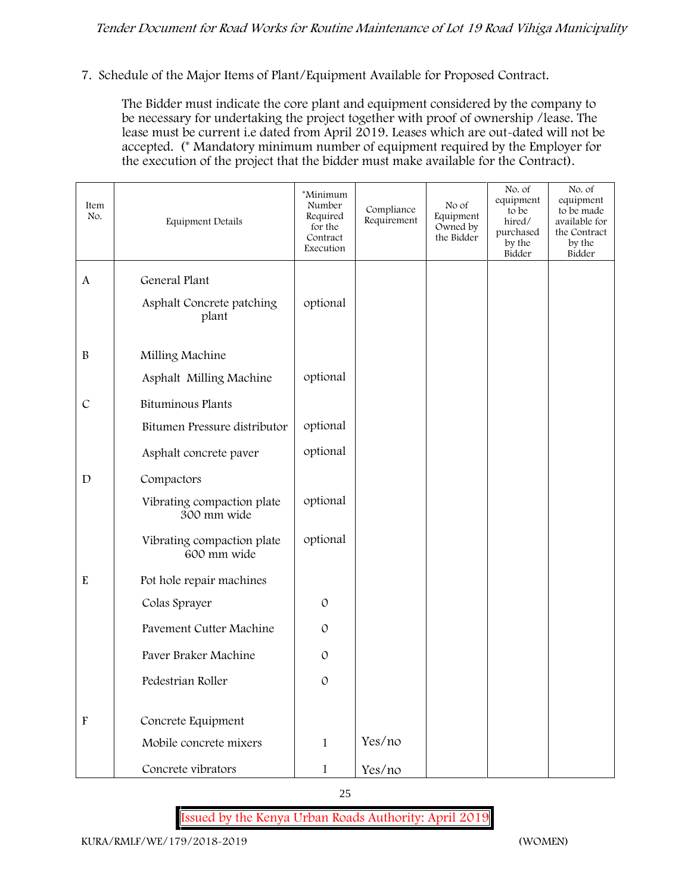7. Schedule of the Major Items of Plant/Equipment Available for Proposed Contract.

The Bidder must indicate the core plant and equipment considered by the company to be necessary for undertaking the project together with proof of ownership /lease. The lease must be current i.e dated from April 2019. Leases which are out-dated will not be accepted. (* Mandatory minimum number of equipment required by the Employer for the execution of the project that the bidder must make available for the Contract).

| Item No. | Equipment Details | *Minimum Number Required for the Contract Execution | Compliance Requirement | No of Equipment Owned by the Bidder | No. of equipment to be hired/ purchased by the Bidder | No. of equipment to be made available for the Contract by the Bidder |
|---|---|---|---|---|---|---|
| A | General Plant | | | | | |
| | Asphalt Concrete patching plant | optional | | | | |
| B | Milling Machine | | | | | |
| | Asphalt Milling Machine | optional | | | | |
| C | Bituminous Plants | | | | | |
| | Bitumen Pressure distributor | optional | | | | |
| | Asphalt concrete paver | optional | | | | |
| D | Compactors | | | | | |
| | Vibrating compaction plate 300 mm wide | optional | | | | |
| | Vibrating compaction plate 600 mm wide | optional | | | | |
| E | Pot hole repair machines | | | | | |
| | Colas Sprayer | 0 | | | | |
| | Pavement Cutter Machine | 0 | | | | |
| | Paver Braker Machine | 0 | | | | |
| | Pedestrian Roller | 0 | | | | |
| F | Concrete Equipment | | | | | |
| | Mobile concrete mixers | 1 | Yes/no | | | |
| | Concrete vibrators | 1 | Yes/no | | | |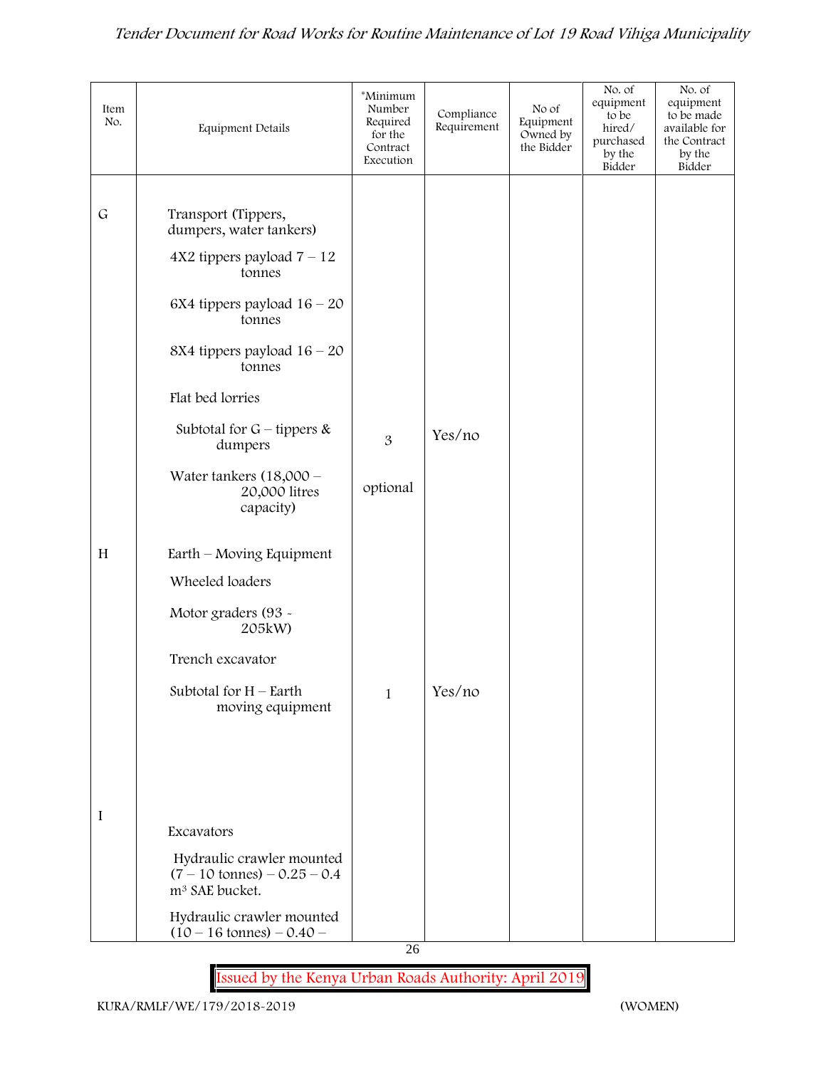| Item No. | Equipment Details | *Minimum Number Required for the Contract Execution | Compliance Requirement | No of Equipment Owned by the Bidder | No. of equipment to be hired/ purchased by the Bidder | No. of equipment to be made available for the Contract by the Bidder |
|---|---|---|---|---|---|---|
| G | Transport (Tippers, dumpers, water tankers) | | | | | |
| | 4X2 tippers payload 7 – 12 tonnes | | | | | |
| | 6X4 tippers payload 16 – 20 tonnes | | | | | |
| | 8X4 tippers payload 16 – 20 tonnes | | | | | |
| | Flat bed lorries | | | | | |
| | Subtotal for G – tippers & dumpers | 3 | Yes/no | | | |
| | Water tankers (18,000 – 20,000 litres capacity) | optional | | | | |
| H | Earth – Moving Equipment | | | | | |
| | Wheeled loaders | | | | | |
| | Motor graders (93 - 205kW) | | | | | |
| | Trench excavator | | | | | |
| | Subtotal for H – Earth moving equipment | 1 | Yes/no | | | |
| I | Excavators | | | | | |
| | Hydraulic crawler mounted (7 – 10 tonnes) – 0.25 – 0.4 m³ SAE bucket. | | | | | |
| | Hydraulic crawler mounted (10 – 16 tonnes) – 0.40 – | | | | | |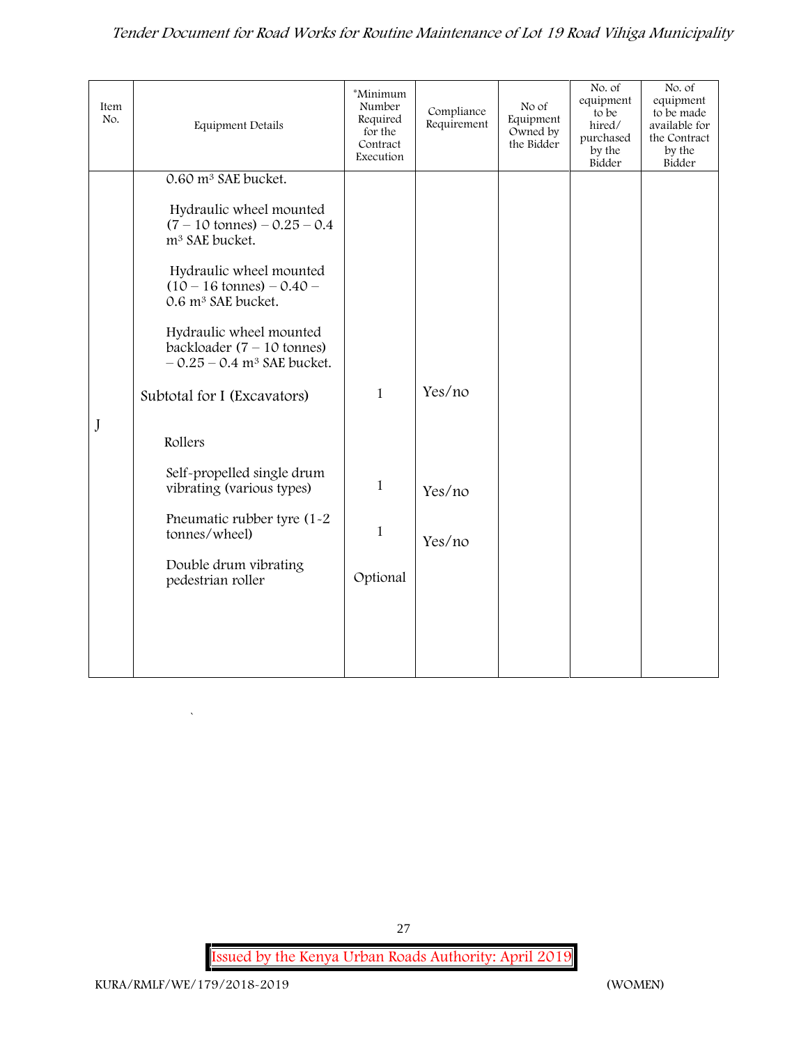| Item No. | Equipment Details | *Minimum Number Required for the Contract Execution | Compliance Requirement | No of Equipment Owned by the Bidder | No. of equipment to be hired/ purchased by the Bidder | No. of equipment to be made available for the Contract by the Bidder |
|---|---|---|---|---|---|---|
| | 0.60 m³ SAE bucket. | | | | | |
| | Hydraulic wheel mounted (7 – 10 tonnes) – 0.25 – 0.4 m³ SAE bucket. | | | | | |
| | Hydraulic wheel mounted (10 – 16 tonnes) – 0.40 – 0.6 m³ SAE bucket. | | | | | |
| | Hydraulic wheel mounted backloader (7 – 10 tonnes) – 0.25 – 0.4 m³ SAE bucket. | | | | | |
| | Subtotal for I (Excavators) | 1 | Yes/no | | | |
| J | Rollers | | | | | |
| | Self-propelled single drum vibrating (various types) | 1 | Yes/no | | | |
| | Pneumatic rubber tyre (1-2 tonnes/wheel) | 1 | Yes/no | | | |
| | Double drum vibrating pedestrian roller | Optional | | | | |

Issued by the Kenya Urban Roads Authority: April 2019

KURA/RMLF/WE/179/2018-2019 (WOMEN)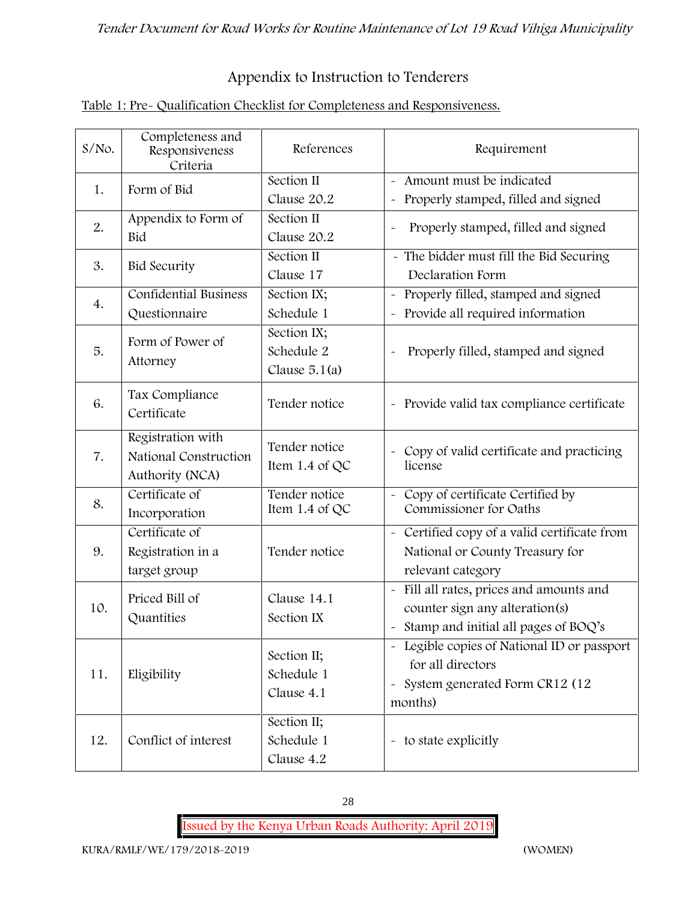## Appendix to Instruction to Tenderers

Table 1: Pre- Qualification Checklist for Completeness and Responsiveness.

| S/No. | Completeness and Responsiveness Criteria | References | Requirement |
|---|---|---|---|
| 1. | Form of Bid | Section II Clause 20.2 | - Amount must be indicated<br>- Properly stamped, filled and signed |
| 2. | Appendix to Form of Bid | Section II Clause 20.2 | - Properly stamped, filled and signed |
| 3. | Bid Security | Section II Clause 17 | - The bidder must fill the Bid Securing Declaration Form |
| 4. | Confidential Business Questionnaire | Section IX; Schedule 1 | - Properly filled, stamped and signed<br>- Provide all required information |
| 5. | Form of Power of Attorney | Section IX; Schedule 2 Clause 5.1(a) | - Properly filled, stamped and signed |
| 6. | Tax Compliance Certificate | Tender notice | - Provide valid tax compliance certificate |
| 7. | Registration with National Construction Authority (NCA) | Tender notice Item 1.4 of QC | - Copy of valid certificate and practicing license |
| 8. | Certificate of Incorporation | Tender notice Item 1.4 of QC | - Copy of certificate Certified by Commissioner for Oaths |
| 9. | Certificate of Registration in a target group | Tender notice | - Certified copy of a valid certificate from National or County Treasury for relevant category |
| 10. | Priced Bill of Quantities | Clause 14.1 Section IX | - Fill all rates, prices and amounts and counter sign any alteration(s)<br>- Stamp and initial all pages of BOQ's |
| 11. | Eligibility | Section II; Schedule 1 Clause 4.1 | - Legible copies of National ID or passport for all directors<br>- System generated Form CR12 (12 months) |
| 12. | Conflict of interest | Section II; Schedule 1 Clause 4.2 | - to state explicitly |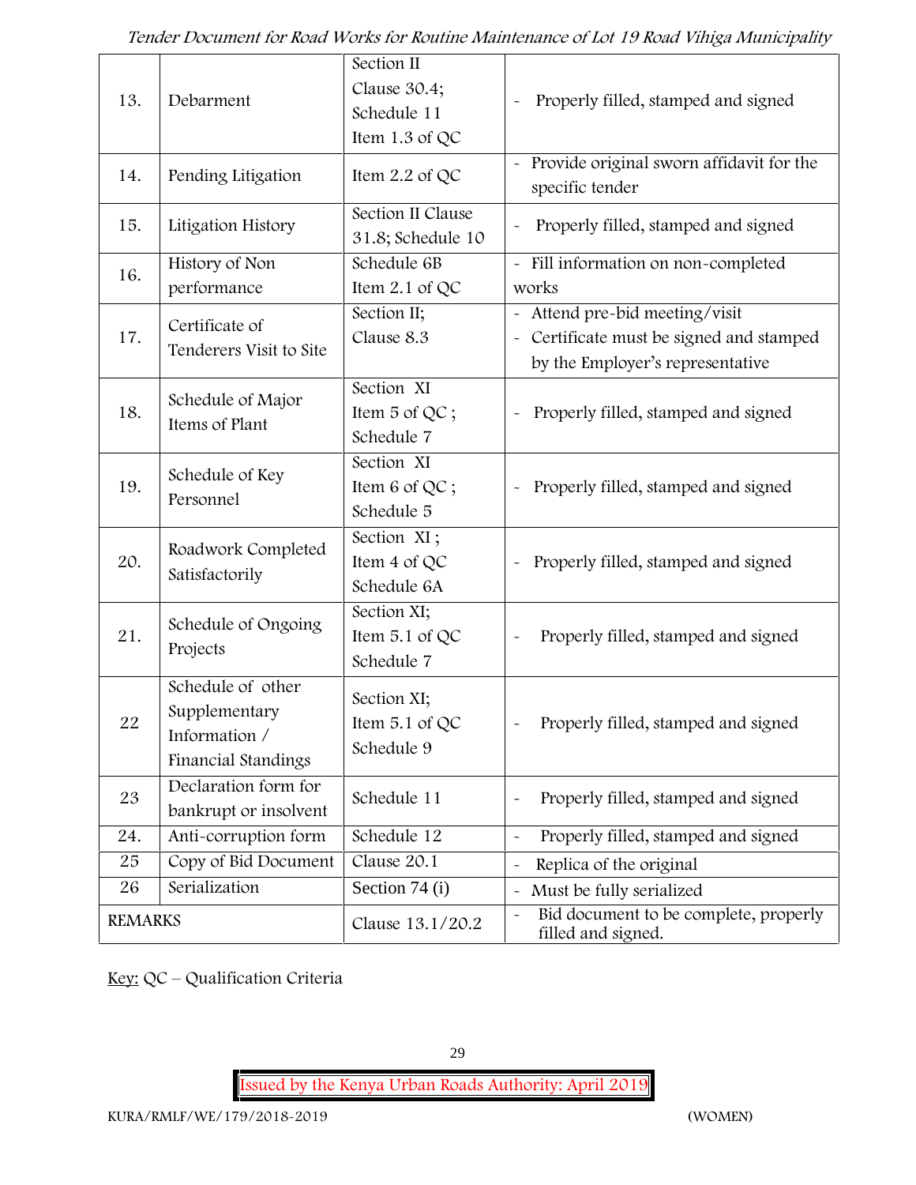| 13. | Debarment | Section II Clause 30.4; Schedule 11 Item 1.3 of QC | - Properly filled, stamped and signed |
|---|---|---|---|
| 14. | Pending Litigation | Item 2.2 of QC | - Provide original sworn affidavit for the specific tender |
| 15. | Litigation History | Section II Clause 31.8; Schedule 10 | - Properly filled, stamped and signed |
| 16. | History of Non performance | Schedule 6B Item 2.1 of QC | - Fill information on non-completed works |
| 17. | Certificate of Tenderers Visit to Site | Section II; Clause 8.3 | - Attend pre-bid meeting/visit<br>- Certificate must be signed and stamped by the Employer's representative |
| 18. | Schedule of Major Items of Plant | Section XI Item 5 of QC ; Schedule 7 | - Properly filled, stamped and signed |
| 19. | Schedule of Key Personnel | Section XI Item 6 of QC ; Schedule 5 | - Properly filled, stamped and signed |
| 20. | Roadwork Completed Satisfactorily | Section XI ; Item 4 of QC Schedule 6A | - Properly filled, stamped and signed |
| 21. | Schedule of Ongoing Projects | Section XI; Item 5.1 of QC Schedule 7 | - Properly filled, stamped and signed |
| 22 | Schedule of other Supplementary Information / Financial Standings | Section XI; Item 5.1 of QC Schedule 9 | - Properly filled, stamped and signed |
| 23 | Declaration form for bankrupt or insolvent | Schedule 11 | - Properly filled, stamped and signed |
| 24. | Anti-corruption form | Schedule 12 | - Properly filled, stamped and signed |
| 25 | Copy of Bid Document | Clause 20.1 | - Replica of the original |
| 26 | Serialization | Section 74 (i) | - Must be fully serialized |
| REMARKS | | Clause 13.1/20.2 | - Bid document to be complete, properly filled and signed. |

Key: QC – Qualification Criteria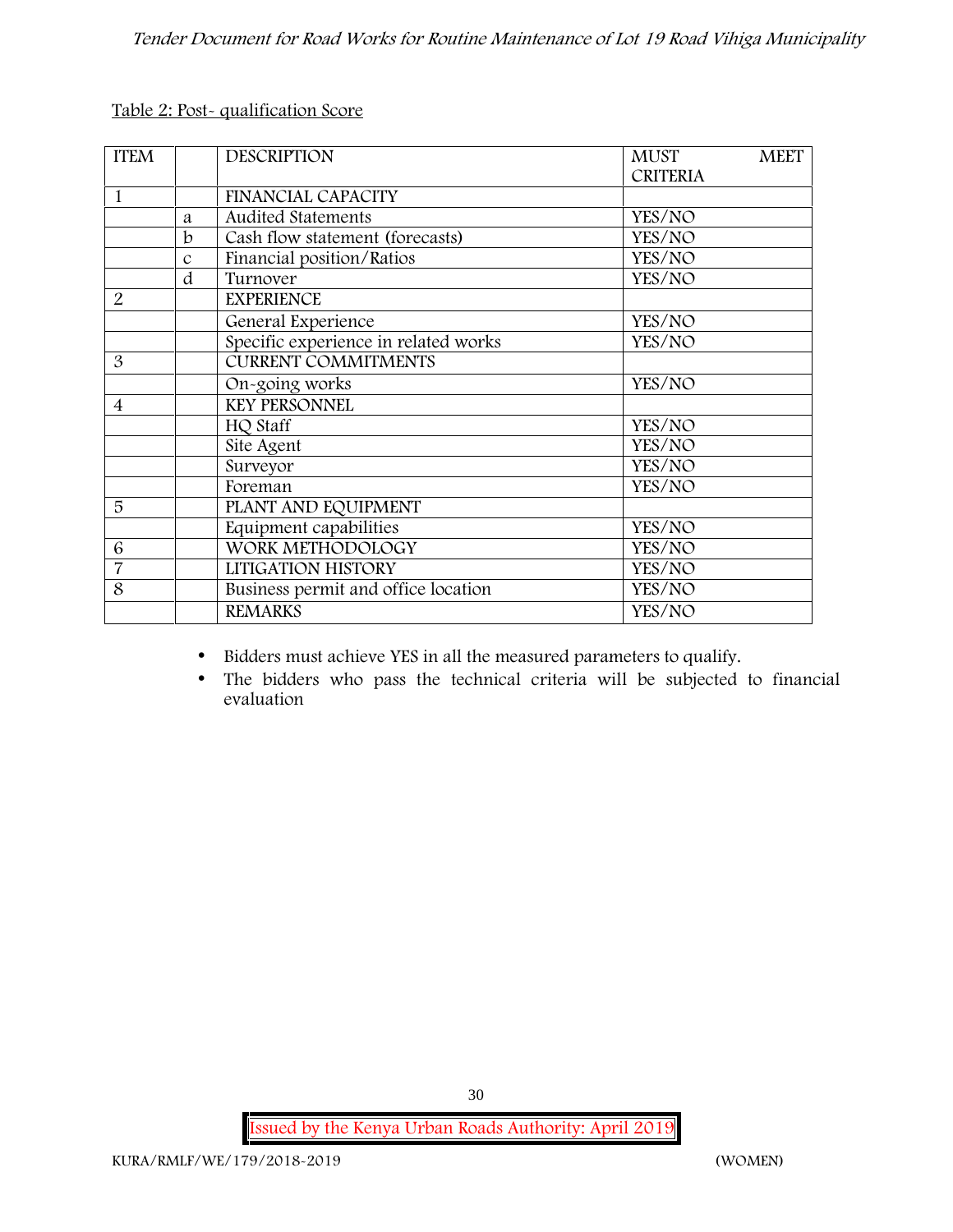Table 2: Post- qualification Score

| ITEM | | DESCRIPTION | MUST MEET CRITERIA |
|---|---|---|---|
| 1 | | FINANCIAL CAPACITY | |
| | a | Audited Statements | YES/NO |
| | b | Cash flow statement (forecasts) | YES/NO |
| | c | Financial position/Ratios | YES/NO |
| | d | Turnover | YES/NO |
| 2 | | EXPERIENCE | |
| | | General Experience | YES/NO |
| | | Specific experience in related works | YES/NO |
| 3 | | CURRENT COMMITMENTS | |
| | | On-going works | YES/NO |
| 4 | | KEY PERSONNEL | |
| | | HQ Staff | YES/NO |
| | | Site Agent | YES/NO |
| | | Surveyor | YES/NO |
| | | Foreman | YES/NO |
| 5 | | PLANT AND EQUIPMENT | |
| | | Equipment capabilities | YES/NO |
| 6 | | WORK METHODOLOGY | YES/NO |
| 7 | | LITIGATION HISTORY | YES/NO |
| 8 | | Business permit and office location | YES/NO |
| | | REMARKS | YES/NO |

- Bidders must achieve YES in all the measured parameters to qualify.
- The bidders who pass the technical criteria will be subjected to financial evaluation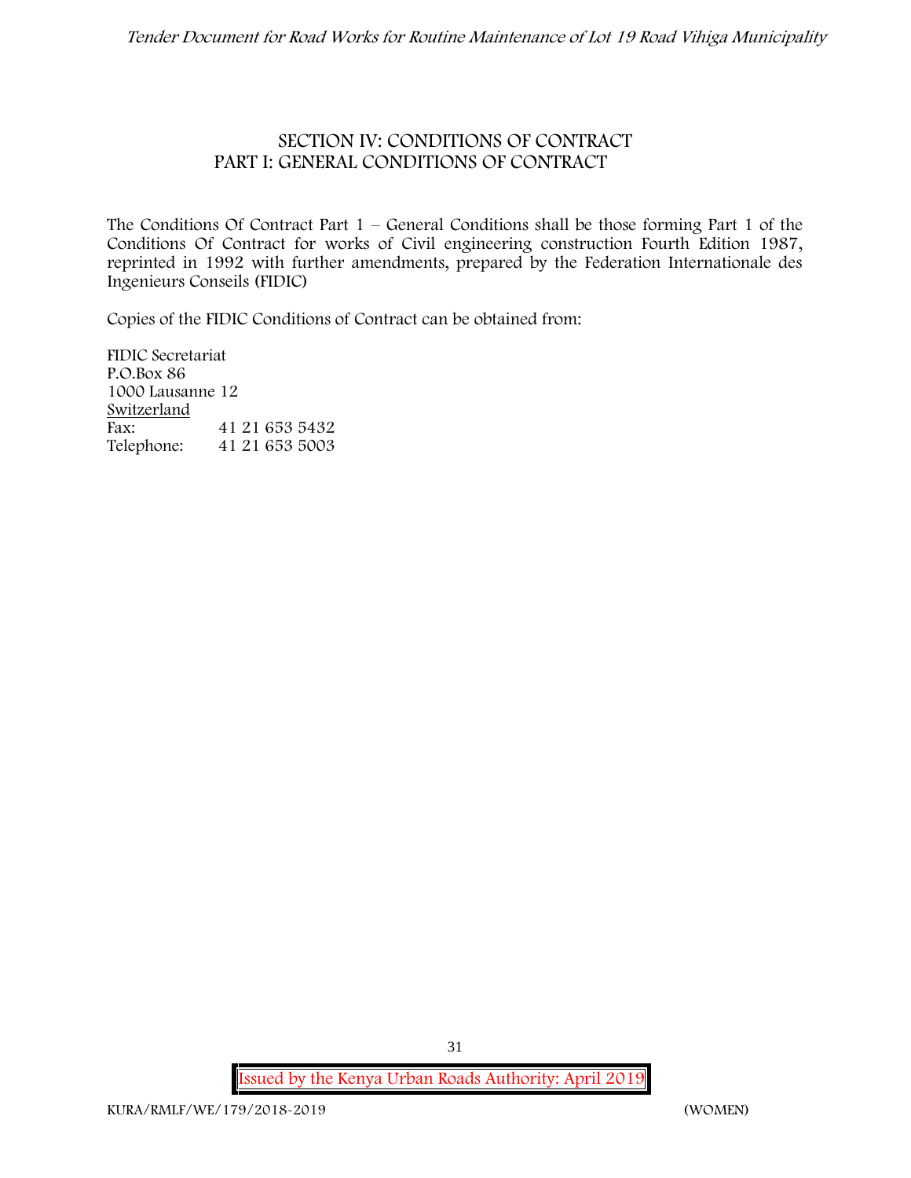## SECTION IV: CONDITIONS OF CONTRACT
## PART I: GENERAL CONDITIONS OF CONTRACT

The Conditions Of Contract Part 1 – General Conditions shall be those forming Part 1 of the Conditions Of Contract for works of Civil engineering construction Fourth Edition 1987, reprinted in 1992 with further amendments, prepared by the Federation Internationale des Ingenieurs Conseils (FIDIC)

Copies of the FIDIC Conditions of Contract can be obtained from:

FIDIC Secretariat
P.O.Box 86
1000 Lausanne 12
Switzerland
Fax: 41 21 653 5432
Telephone: 41 21 653 5003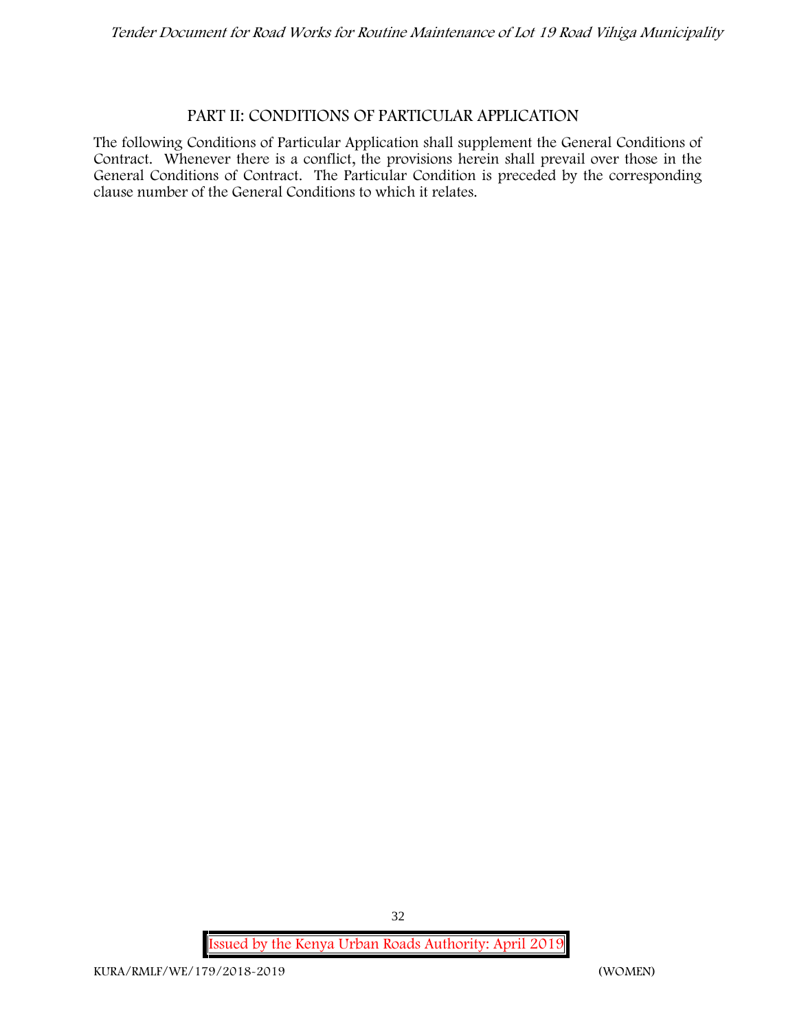## PART II: CONDITIONS OF PARTICULAR APPLICATION

The following Conditions of Particular Application shall supplement the General Conditions of Contract. Whenever there is a conflict, the provisions herein shall prevail over those in the General Conditions of Contract. The Particular Condition is preceded by the corresponding clause number of the General Conditions to which it relates.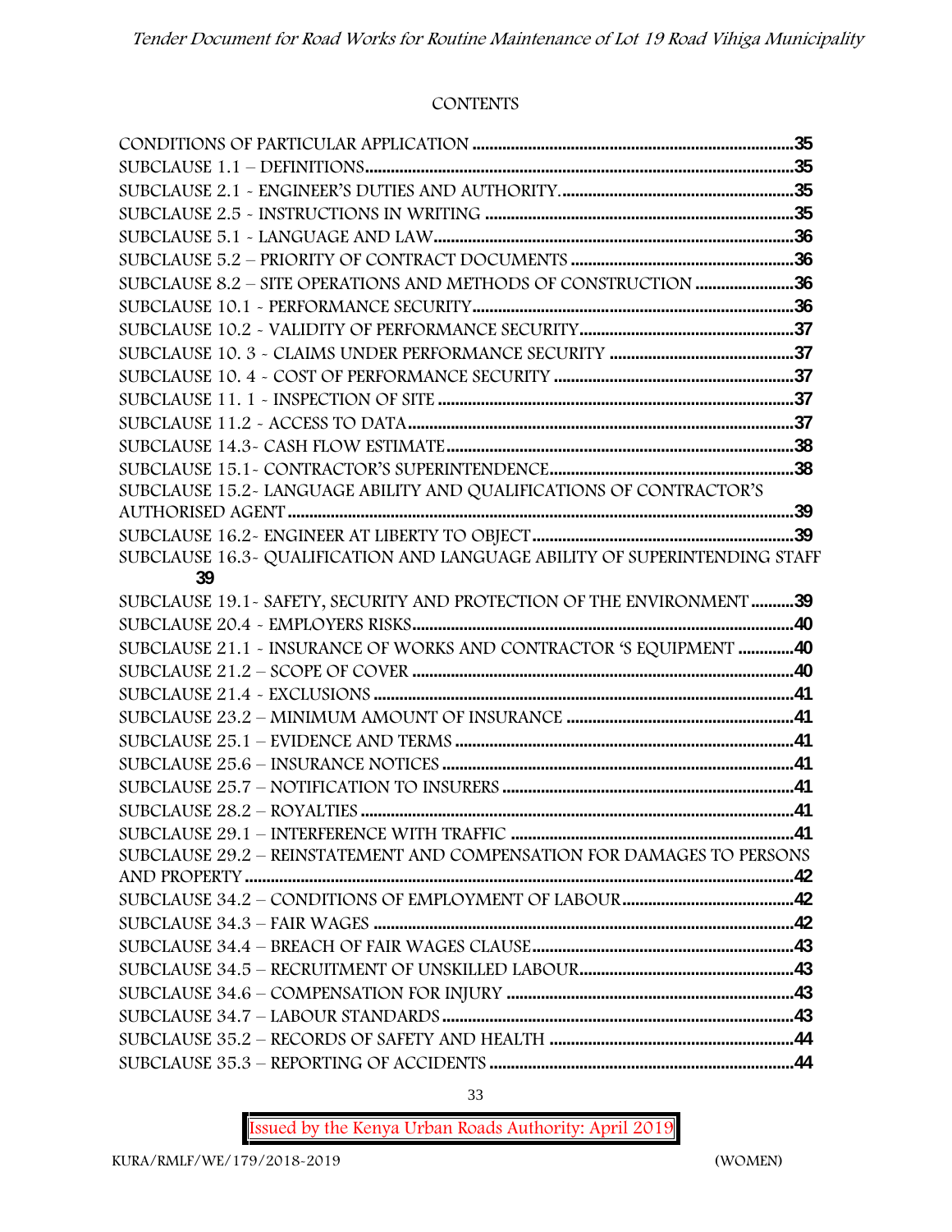CONTENTS

CONDITIONS OF PARTICULAR APPLICATION ....................................................................35
SUBCLAUSE 1.1 – DEFINITIONS....................................................................................35
SUBCLAUSE 2.1 - ENGINEER'S DUTIES AND AUTHORITY.......................................................35
SUBCLAUSE 2.5 - INSTRUCTIONS IN WRITING ........................................................................35
SUBCLAUSE 5.1 - LANGUAGE AND LAW....................................................................................36
SUBCLAUSE 5.2 – PRIORITY OF CONTRACT DOCUMENTS ....................................................36
SUBCLAUSE 8.2 – SITE OPERATIONS AND METHODS OF CONSTRUCTION .......................36
SUBCLAUSE 10.1 - PERFORMANCE SECURITY..........................................................................36
SUBCLAUSE 10.2 - VALIDITY OF PERFORMANCE SECURITY..................................................37
SUBCLAUSE 10. 3 - CLAIMS UNDER PERFORMANCE SECURITY ...........................................37
SUBCLAUSE 10. 4 - COST OF PERFORMANCE SECURITY ........................................................37
SUBCLAUSE 11. 1 - INSPECTION OF SITE ..................................................................................37
SUBCLAUSE 11.2 - ACCESS TO DATA..........................................................................................37
SUBCLAUSE 14.3- CASH FLOW ESTIMATE................................................................................38
SUBCLAUSE 15.1- CONTRACTOR'S SUPERINTENDENCE.........................................................38
SUBCLAUSE 15.2- LANGUAGE ABILITY AND QUALIFICATIONS OF CONTRACTOR'S AUTHORISED AGENT .......................................................................................................39
SUBCLAUSE 16.2- ENGINEER AT LIBERTY TO OBJECT............................................................39
SUBCLAUSE 16.3- QUALIFICATION AND LANGUAGE ABILITY OF SUPERINTENDING STAFF 39
SUBCLAUSE 19.1- SAFETY, SECURITY AND PROTECTION OF THE ENVIRONMENT ..........39
SUBCLAUSE 20.4 - EMPLOYERS RISKS.........................................................................................40
SUBCLAUSE 21.1 - INSURANCE OF WORKS AND CONTRACTOR 'S EQUIPMENT .............40
SUBCLAUSE 21.2 – SCOPE OF COVER .........................................................................................40
SUBCLAUSE 21.4 - EXCLUSIONS ..................................................................................................41
SUBCLAUSE 23.2 – MINIMUM AMOUNT OF INSURANCE .....................................................41
SUBCLAUSE 25.1 – EVIDENCE AND TERMS ...............................................................................41
SUBCLAUSE 25.6 – INSURANCE NOTICES ..................................................................................41
SUBCLAUSE 25.7 – NOTIFICATION TO INSURERS ....................................................................41
SUBCLAUSE 28.2 – ROYALTIES .....................................................................................................41
SUBCLAUSE 29.1 – INTERFERENCE WITH TRAFFIC ..................................................................41
SUBCLAUSE 29.2 – REINSTATEMENT AND COMPENSATION FOR DAMAGES TO PERSONS AND PROPERTY ...............................................................................................................42
SUBCLAUSE 34.2 – CONDITIONS OF EMPLOYMENT OF LABOUR........................................42
SUBCLAUSE 34.3 – FAIR WAGES ..................................................................................................42
SUBCLAUSE 34.4 – BREACH OF FAIR WAGES CLAUSE.............................................................43
SUBCLAUSE 34.5 – RECRUITMENT OF UNSKILLED LABOUR..................................................43
SUBCLAUSE 34.6 – COMPENSATION FOR INJURY ...................................................................43
SUBCLAUSE 34.7 – LABOUR STANDARDS ..................................................................................43
SUBCLAUSE 35.2 – RECORDS OF SAFETY AND HEALTH .........................................................44
SUBCLAUSE 35.3 – REPORTING OF ACCIDENTS .......................................................................44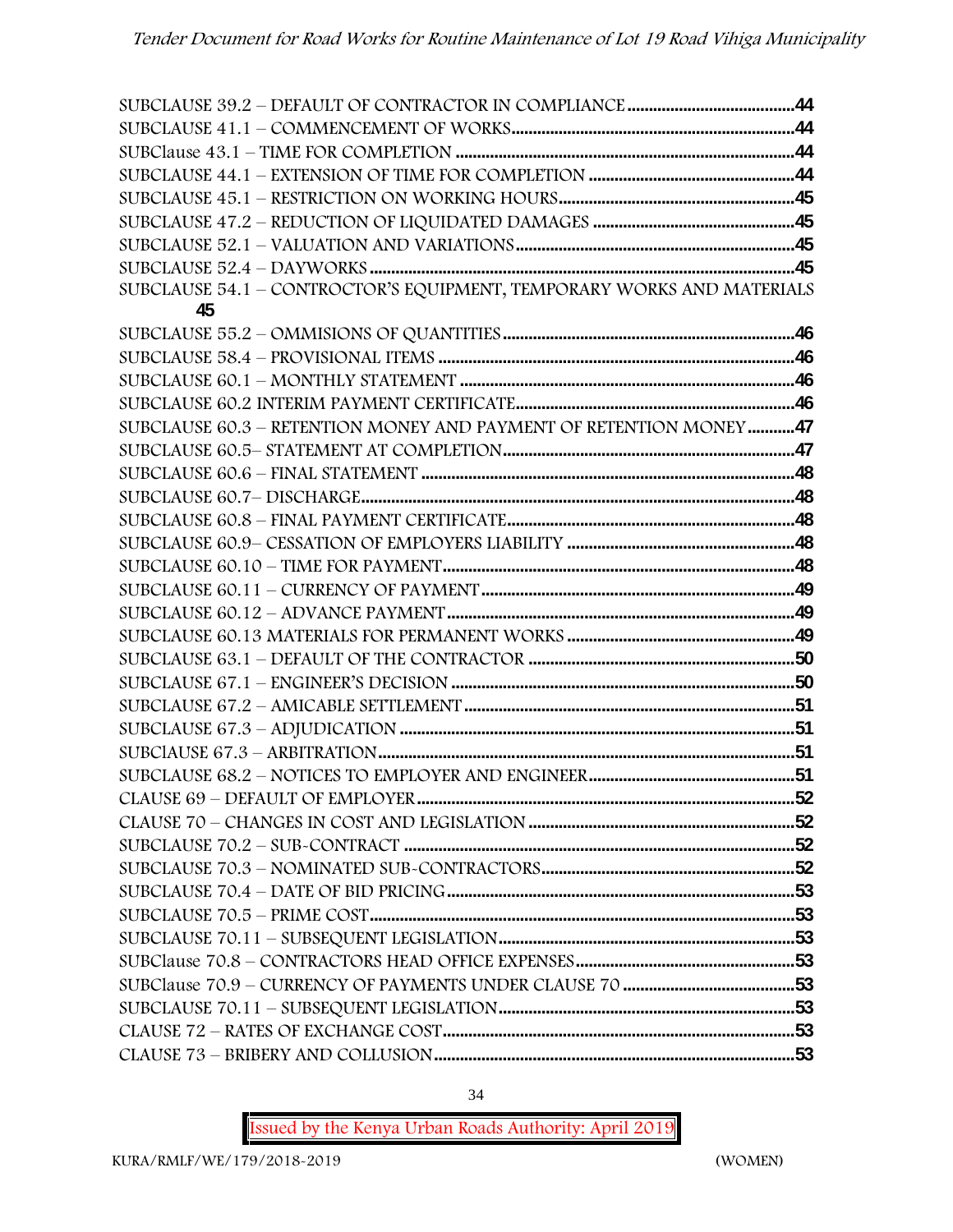SUBCLAUSE 39.2 – DEFAULT OF CONTRACTOR IN COMPLIANCE ........................................44
SUBCLAUSE 41.1 – COMMENCEMENT OF WORKS..................................................................44
SUBClause 43.1 – TIME FOR COMPLETION ................................................................................44
SUBCLAUSE 44.1 – EXTENSION OF TIME FOR COMPLETION .................................................44
SUBCLAUSE 45.1 – RESTRICTION ON WORKING HOURS........................................................45
SUBCLAUSE 47.2 – REDUCTION OF LIQUIDATED DAMAGES ...............................................45
SUBCLAUSE 52.1 – VALUATION AND VARIATIONS.................................................................45
SUBCLAUSE 52.4 – DAYWORKS.........................................................................................................45
SUBCLAUSE 54.1 – CONTROCTOR'S EQUIPMENT, TEMPORARY WORKS AND MATERIALS 45
SUBCLAUSE 55.2 – OMMISIONS OF QUANTITIES .....................................................................46
SUBCLAUSE 58.4 – PROVISIONAL ITEMS ....................................................................................46
SUBCLAUSE 60.1 – MONTHLY STATEMENT ................................................................................46
SUBCLAUSE 60.2 INTERIM PAYMENT CERTIFICATE..................................................................46
SUBCLAUSE 60.3 – RETENTION MONEY AND PAYMENT OF RETENTION MONEY............47
SUBCLAUSE 60.5– STATEMENT AT COMPLETION......................................................................47
SUBCLAUSE 60.6 – FINAL STATEMENT ........................................................................................48
SUBCLAUSE 60.7– DISCHARGE...........................................................................................................48
SUBCLAUSE 60.8 – FINAL PAYMENT CERTIFICATE....................................................................48
SUBCLAUSE 60.9– CESSATION OF EMPLOYERS LIABILITY ......................................................48
SUBCLAUSE 60.10 – TIME FOR PAYMENT.......................................................................................48
SUBCLAUSE 60.11 – CURRENCY OF PAYMENT...............................................................................49
SUBCLAUSE 60.12 – ADVANCE PAYMENT.......................................................................................49
SUBCLAUSE 60.13 MATERIALS FOR PERMANENT WORKS ......................................................49
SUBCLAUSE 63.1 – DEFAULT OF THE CONTRACTOR ..................................................................50
SUBCLAUSE 67.1 – ENGINEER'S DECISION .....................................................................................50
SUBCLAUSE 67.2 – AMICABLE SETTLEMENT..................................................................................51
SUBCLAUSE 67.3 – ADJUDICATION ....................................................................................................51
SUBClAUSE 67.3 – ARBITRATION..........................................................................................................51
SUBCLAUSE 68.2 – NOTICES TO EMPLOYER AND ENGINEER.................................................51
CLAUSE 69 – DEFAULT OF EMPLOYER...............................................................................................52
CLAUSE 70 – CHANGES IN COST AND LEGISLATION ...................................................................52
SUBCLAUSE 70.2 – SUB-CONTRACT ...................................................................................................52
SUBCLAUSE 70.3 – NOMINATED SUB-CONTRACTORS.................................................................52
SUBCLAUSE 70.4 – DATE OF BID PRICING.......................................................................................53
SUBCLAUSE 70.5 – PRIME COST..............................................................................................................53
SUBCLAUSE 70.11 – SUBSEQUENT LEGISLATION............................................................................53
SUBClause 70.8 – CONTRACTORS HEAD OFFICE EXPENSES.......................................................53
SUBClause 70.9 – CURRENCY OF PAYMENTS UNDER CLAUSE 70 ..............................................53
SUBCLAUSE 70.11 – SUBSEQUENT LEGISLATION............................................................................53
CLAUSE 72 – RATES OF EXCHANGE COST.........................................................................................53
CLAUSE 73 – BRIBERY AND COLLUSION...........................................................................................53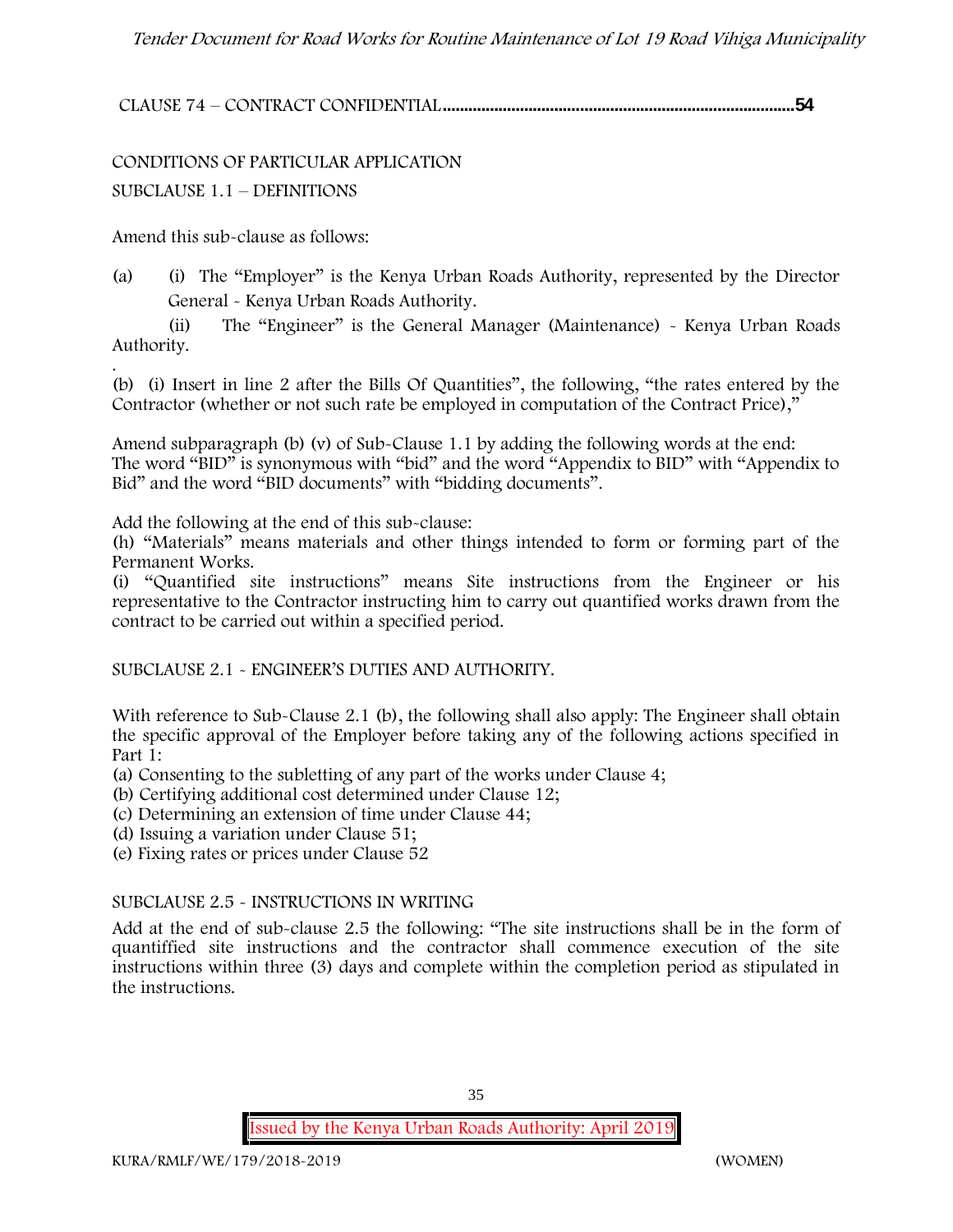CLAUSE 74 – CONTRACT CONFIDENTIAL..................................................................................54

CONDITIONS OF PARTICULAR APPLICATION

SUBCLAUSE 1.1 – DEFINITIONS

Amend this sub-clause as follows:

(a) (i) The "Employer" is the Kenya Urban Roads Authority, represented by the Director General - Kenya Urban Roads Authority.

(ii) The "Engineer" is the General Manager (Maintenance) - Kenya Urban Roads Authority.

(b) (i) Insert in line 2 after the Bills Of Quantities", the following, "the rates entered by the Contractor (whether or not such rate be employed in computation of the Contract Price),"

Amend subparagraph (b) (v) of Sub-Clause 1.1 by adding the following words at the end: The word "BID" is synonymous with "bid" and the word "Appendix to BID" with "Appendix to Bid" and the word "BID documents" with "bidding documents".

Add the following at the end of this sub-clause:

(h) "Materials" means materials and other things intended to form or forming part of the Permanent Works.

(i) "Quantified site instructions" means Site instructions from the Engineer or his representative to the Contractor instructing him to carry out quantified works drawn from the contract to be carried out within a specified period.

SUBCLAUSE 2.1 - ENGINEER'S DUTIES AND AUTHORITY.

With reference to Sub-Clause 2.1 (b), the following shall also apply: The Engineer shall obtain the specific approval of the Employer before taking any of the following actions specified in Part 1:

(a) Consenting to the subletting of any part of the works under Clause 4;
(b) Certifying additional cost determined under Clause 12;
(c) Determining an extension of time under Clause 44;
(d) Issuing a variation under Clause 51;
(e) Fixing rates or prices under Clause 52

SUBCLAUSE 2.5 - INSTRUCTIONS IN WRITING

Add at the end of sub-clause 2.5 the following: "The site instructions shall be in the form of quantiffied site instructions and the contractor shall commence execution of the site instructions within three (3) days and complete within the completion period as stipulated in the instructions.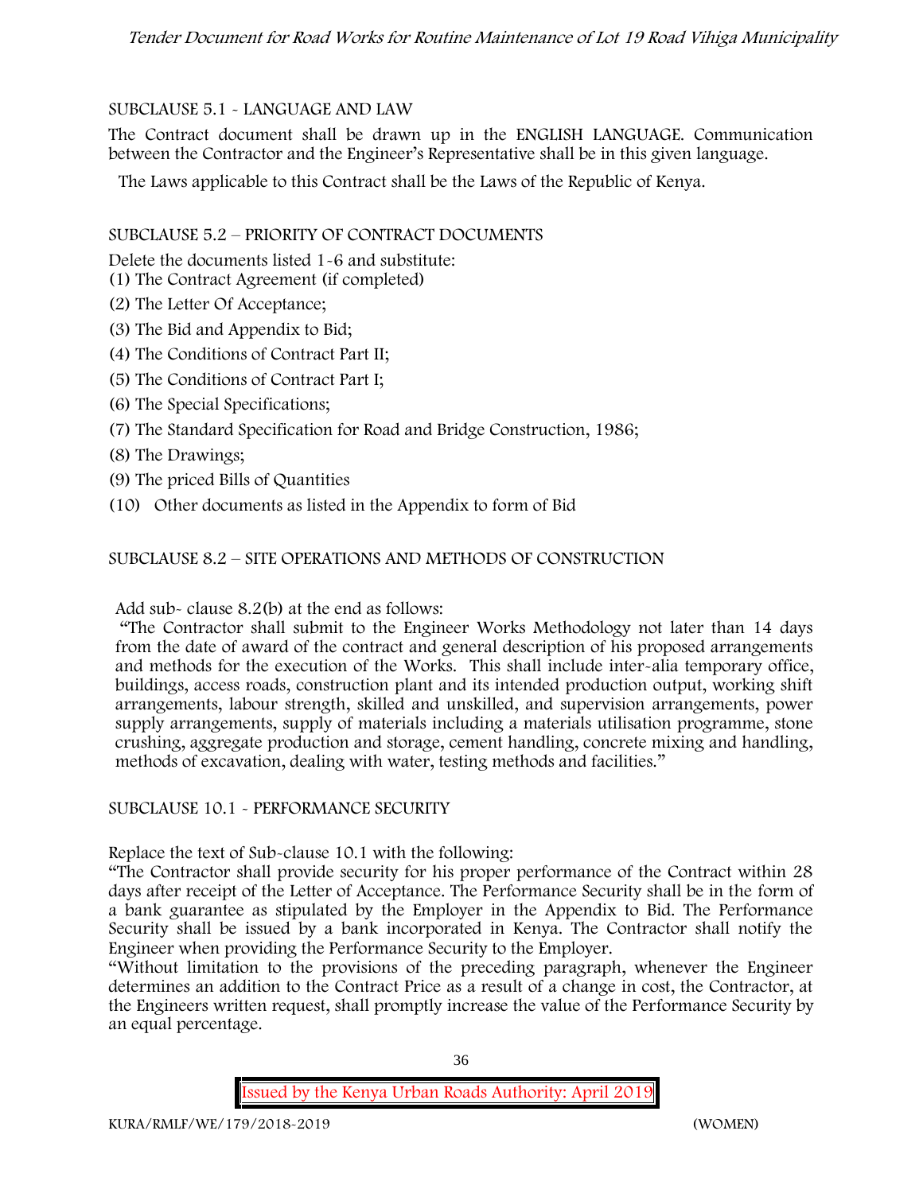SUBCLAUSE 5.1 - LANGUAGE AND LAW

The Contract document shall be drawn up in the ENGLISH LANGUAGE. Communication between the Contractor and the Engineer's Representative shall be in this given language.

The Laws applicable to this Contract shall be the Laws of the Republic of Kenya.

SUBCLAUSE 5.2 – PRIORITY OF CONTRACT DOCUMENTS

Delete the documents listed 1-6 and substitute:

(1) The Contract Agreement (if completed)

(2) The Letter Of Acceptance;

(3) The Bid and Appendix to Bid;

(4) The Conditions of Contract Part II;

(5) The Conditions of Contract Part I;

(6) The Special Specifications;

(7) The Standard Specification for Road and Bridge Construction, 1986;

(8) The Drawings;

(9) The priced Bills of Quantities

(10) Other documents as listed in the Appendix to form of Bid

SUBCLAUSE 8.2 – SITE OPERATIONS AND METHODS OF CONSTRUCTION

Add sub- clause 8.2(b) at the end as follows:

"The Contractor shall submit to the Engineer Works Methodology not later than 14 days from the date of award of the contract and general description of his proposed arrangements and methods for the execution of the Works. This shall include inter-alia temporary office, buildings, access roads, construction plant and its intended production output, working shift arrangements, labour strength, skilled and unskilled, and supervision arrangements, power supply arrangements, supply of materials including a materials utilisation programme, stone crushing, aggregate production and storage, cement handling, concrete mixing and handling, methods of excavation, dealing with water, testing methods and facilities."

SUBCLAUSE 10.1 - PERFORMANCE SECURITY

Replace the text of Sub-clause 10.1 with the following:

"The Contractor shall provide security for his proper performance of the Contract within 28 days after receipt of the Letter of Acceptance. The Performance Security shall be in the form of a bank guarantee as stipulated by the Employer in the Appendix to Bid. The Performance Security shall be issued by a bank incorporated in Kenya. The Contractor shall notify the Engineer when providing the Performance Security to the Employer.

"Without limitation to the provisions of the preceding paragraph, whenever the Engineer determines an addition to the Contract Price as a result of a change in cost, the Contractor, at the Engineers written request, shall promptly increase the value of the Performance Security by an equal percentage.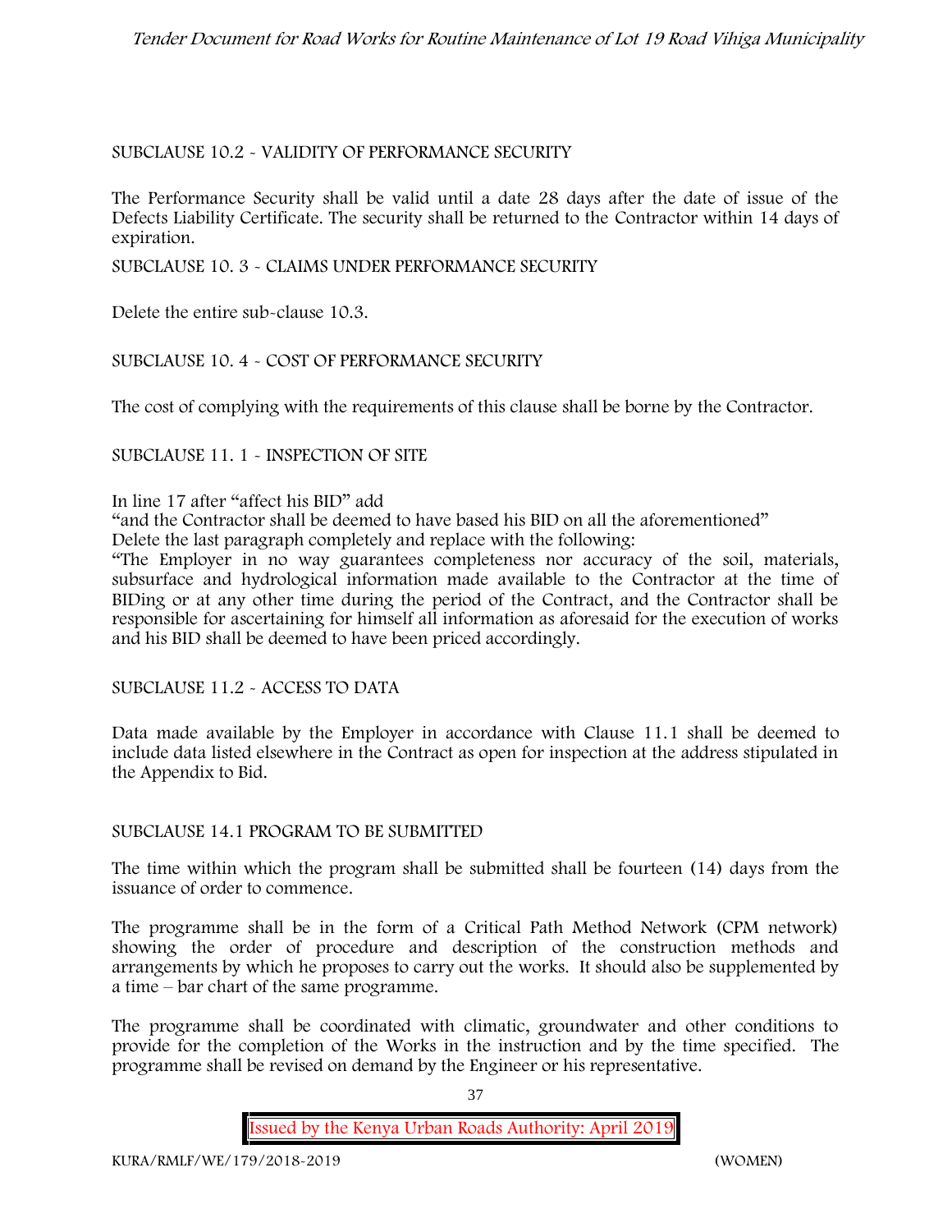SUBCLAUSE 10.2 - VALIDITY OF PERFORMANCE SECURITY

The Performance Security shall be valid until a date 28 days after the date of issue of the Defects Liability Certificate. The security shall be returned to the Contractor within 14 days of expiration.

SUBCLAUSE 10. 3 - CLAIMS UNDER PERFORMANCE SECURITY

Delete the entire sub-clause 10.3.

SUBCLAUSE 10. 4 - COST OF PERFORMANCE SECURITY

The cost of complying with the requirements of this clause shall be borne by the Contractor.

SUBCLAUSE 11. 1 - INSPECTION OF SITE

In line 17 after "affect his BID" add

"and the Contractor shall be deemed to have based his BID on all the aforementioned"

Delete the last paragraph completely and replace with the following:

"The Employer in no way guarantees completeness nor accuracy of the soil, materials, subsurface and hydrological information made available to the Contractor at the time of BIDing or at any other time during the period of the Contract, and the Contractor shall be responsible for ascertaining for himself all information as aforesaid for the execution of works and his BID shall be deemed to have been priced accordingly.

SUBCLAUSE 11.2 - ACCESS TO DATA

Data made available by the Employer in accordance with Clause 11.1 shall be deemed to include data listed elsewhere in the Contract as open for inspection at the address stipulated in the Appendix to Bid.

SUBCLAUSE 14.1 PROGRAM TO BE SUBMITTED

The time within which the program shall be submitted shall be fourteen (14) days from the issuance of order to commence.

The programme shall be in the form of a Critical Path Method Network (CPM network) showing the order of procedure and description of the construction methods and arrangements by which he proposes to carry out the works. It should also be supplemented by a time – bar chart of the same programme.

The programme shall be coordinated with climatic, groundwater and other conditions to provide for the completion of the Works in the instruction and by the time specified. The programme shall be revised on demand by the Engineer or his representative.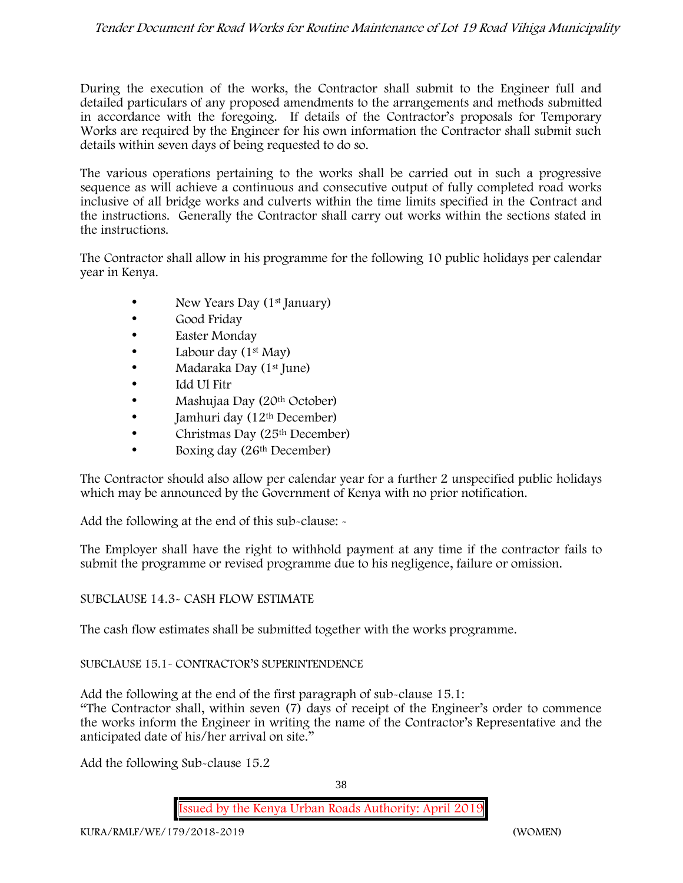During the execution of the works, the Contractor shall submit to the Engineer full and detailed particulars of any proposed amendments to the arrangements and methods submitted in accordance with the foregoing. If details of the Contractor's proposals for Temporary Works are required by the Engineer for his own information the Contractor shall submit such details within seven days of being requested to do so.

The various operations pertaining to the works shall be carried out in such a progressive sequence as will achieve a continuous and consecutive output of fully completed road works inclusive of all bridge works and culverts within the time limits specified in the Contract and the instructions. Generally the Contractor shall carry out works within the sections stated in the instructions.

The Contractor shall allow in his programme for the following 10 public holidays per calendar year in Kenya.

- New Years Day (1st January)
- Good Friday
- Easter Monday
- Labour day (1st May)
- Madaraka Day (1st June)
- Idd Ul Fitr
- Mashujaa Day (20th October)
- Jamhuri day (12th December)
- Christmas Day (25th December)
- Boxing day (26th December)

The Contractor should also allow per calendar year for a further 2 unspecified public holidays which may be announced by the Government of Kenya with no prior notification.

Add the following at the end of this sub-clause: -

The Employer shall have the right to withhold payment at any time if the contractor fails to submit the programme or revised programme due to his negligence, failure or omission.

SUBCLAUSE 14.3- CASH FLOW ESTIMATE

The cash flow estimates shall be submitted together with the works programme.

SUBCLAUSE 15.1- CONTRACTOR'S SUPERINTENDENCE

Add the following at the end of the first paragraph of sub-clause 15.1:
"The Contractor shall, within seven (7) days of receipt of the Engineer's order to commence the works inform the Engineer in writing the name of the Contractor's Representative and the anticipated date of his/her arrival on site."

Add the following Sub-clause 15.2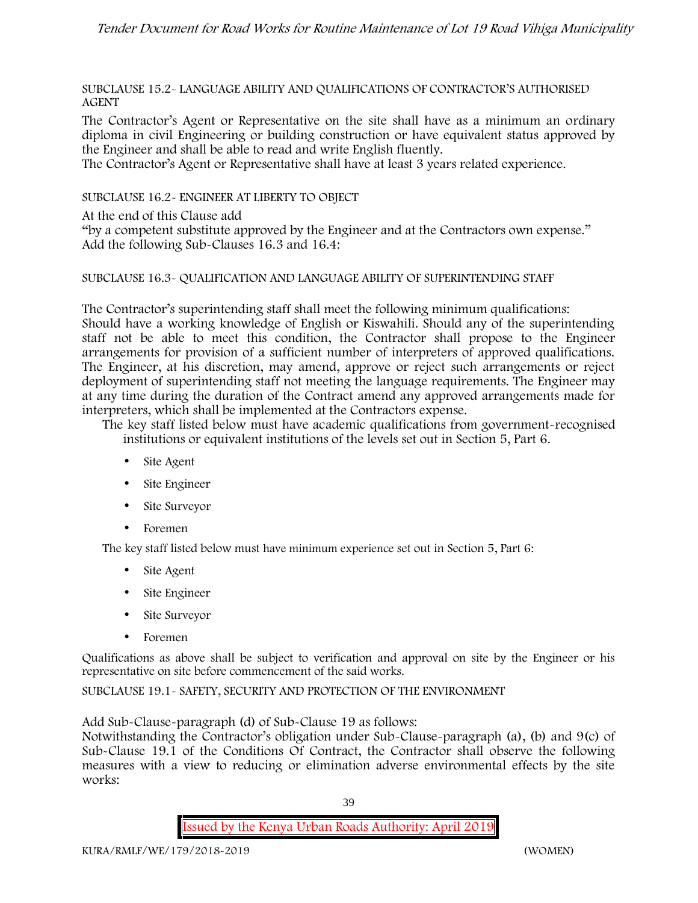SUBCLAUSE 15.2- LANGUAGE ABILITY AND QUALIFICATIONS OF CONTRACTOR'S AUTHORISED AGENT

The Contractor's Agent or Representative on the site shall have as a minimum an ordinary diploma in civil Engineering or building construction or have equivalent status approved by the Engineer and shall be able to read and write English fluently.

The Contractor's Agent or Representative shall have at least 3 years related experience.

SUBCLAUSE 16.2- ENGINEER AT LIBERTY TO OBJECT

At the end of this Clause add

"by a competent substitute approved by the Engineer and at the Contractors own expense."

Add the following Sub-Clauses 16.3 and 16.4:

SUBCLAUSE 16.3- QUALIFICATION AND LANGUAGE ABILITY OF SUPERINTENDING STAFF

The Contractor's superintending staff shall meet the following minimum qualifications:

Should have a working knowledge of English or Kiswahili. Should any of the superintending staff not be able to meet this condition, the Contractor shall propose to the Engineer arrangements for provision of a sufficient number of interpreters of approved qualifications. The Engineer, at his discretion, may amend, approve or reject such arrangements or reject deployment of superintending staff not meeting the language requirements. The Engineer may at any time during the duration of the Contract amend any approved arrangements made for interpreters, which shall be implemented at the Contractors expense.

The key staff listed below must have academic qualifications from government-recognised institutions or equivalent institutions of the levels set out in Section 5, Part 6.

- Site Agent
- Site Engineer
- Site Surveyor
- Foremen

The key staff listed below must have minimum experience set out in Section 5, Part 6:

- Site Agent
- Site Engineer
- Site Surveyor
- Foremen

Qualifications as above shall be subject to verification and approval on site by the Engineer or his representative on site before commencement of the said works.

SUBCLAUSE 19.1- SAFETY, SECURITY AND PROTECTION OF THE ENVIRONMENT

Add Sub-Clause-paragraph (d) of Sub-Clause 19 as follows:

Notwithstanding the Contractor's obligation under Sub-Clause-paragraph (a), (b) and 9(c) of Sub-Clause 19.1 of the Conditions Of Contract, the Contractor shall observe the following measures with a view to reducing or elimination adverse environmental effects by the site works: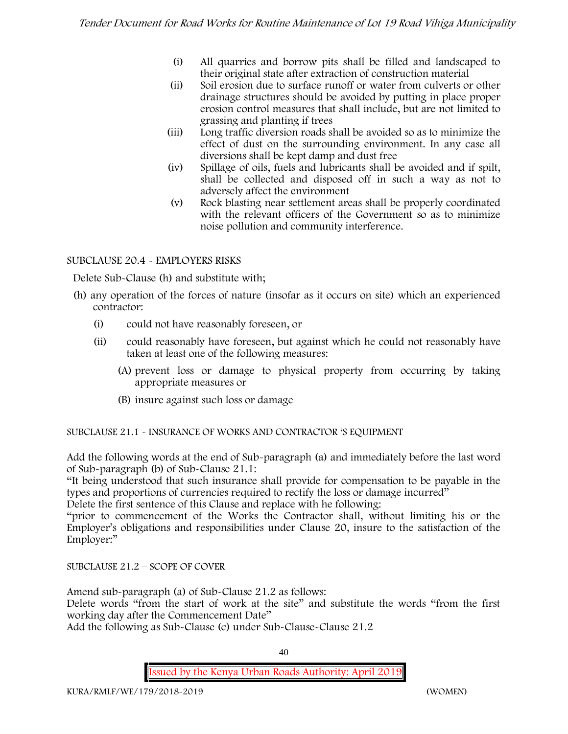(i) All quarries and borrow pits shall be filled and landscaped to their original state after extraction of construction material
(ii) Soil erosion due to surface runoff or water from culverts or other drainage structures should be avoided by putting in place proper erosion control measures that shall include, but are not limited to grassing and planting if trees
(iii) Long traffic diversion roads shall be avoided so as to minimize the effect of dust on the surrounding environment. In any case all diversions shall be kept damp and dust free
(iv) Spillage of oils, fuels and lubricants shall be avoided and if spilt, shall be collected and disposed off in such a way as not to adversely affect the environment
(v) Rock blasting near settlement areas shall be properly coordinated with the relevant officers of the Government so as to minimize noise pollution and community interference.

SUBCLAUSE 20.4 - EMPLOYERS RISKS

Delete Sub-Clause (h) and substitute with;

(h) any operation of the forces of nature (insofar as it occurs on site) which an experienced contractor:
   (i) could not have reasonably foreseen, or
   (ii) could reasonably have foreseen, but against which he could not reasonably have taken at least one of the following measures:
      (A) prevent loss or damage to physical property from occurring by taking appropriate measures or
      (B) insure against such loss or damage

SUBCLAUSE 21.1 - INSURANCE OF WORKS AND CONTRACTOR 'S EQUIPMENT

Add the following words at the end of Sub-paragraph (a) and immediately before the last word of Sub-paragraph (b) of Sub-Clause 21.1:
"It being understood that such insurance shall provide for compensation to be payable in the types and proportions of currencies required to rectify the loss or damage incurred"
Delete the first sentence of this Clause and replace with he following:
"prior to commencement of the Works the Contractor shall, without limiting his or the Employer's obligations and responsibilities under Clause 20, insure to the satisfaction of the Employer:"

SUBCLAUSE 21.2 – SCOPE OF COVER

Amend sub-paragraph (a) of Sub-Clause 21.2 as follows:
Delete words "from the start of work at the site" and substitute the words "from the first working day after the Commencement Date"
Add the following as Sub-Clause (c) under Sub-Clause-Clause 21.2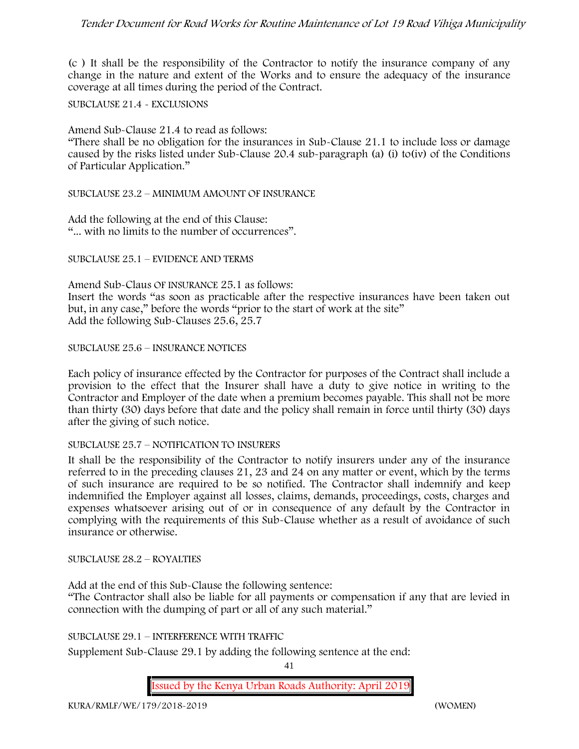(c ) It shall be the responsibility of the Contractor to notify the insurance company of any change in the nature and extent of the Works and to ensure the adequacy of the insurance coverage at all times during the period of the Contract.

SUBCLAUSE 21.4 - EXCLUSIONS

Amend Sub-Clause 21.4 to read as follows:
"There shall be no obligation for the insurances in Sub-Clause 21.1 to include loss or damage caused by the risks listed under Sub-Clause 20.4 sub-paragraph (a) (i) to(iv) of the Conditions of Particular Application."

SUBCLAUSE 23.2 – MINIMUM AMOUNT OF INSURANCE

Add the following at the end of this Clause:
"... with no limits to the number of occurrences".

SUBCLAUSE 25.1 – EVIDENCE AND TERMS

Amend Sub-Claus OF INSURANCE 25.1 as follows:
Insert the words "as soon as practicable after the respective insurances have been taken out but, in any case," before the words "prior to the start of work at the site"
Add the following Sub-Clauses 25.6, 25.7

SUBCLAUSE 25.6 – INSURANCE NOTICES

Each policy of insurance effected by the Contractor for purposes of the Contract shall include a provision to the effect that the Insurer shall have a duty to give notice in writing to the Contractor and Employer of the date when a premium becomes payable. This shall not be more than thirty (30) days before that date and the policy shall remain in force until thirty (30) days after the giving of such notice.

SUBCLAUSE 25.7 – NOTIFICATION TO INSURERS

It shall be the responsibility of the Contractor to notify insurers under any of the insurance referred to in the preceding clauses 21, 23 and 24 on any matter or event, which by the terms of such insurance are required to be so notified. The Contractor shall indemnify and keep indemnified the Employer against all losses, claims, demands, proceedings, costs, charges and expenses whatsoever arising out of or in consequence of any default by the Contractor in complying with the requirements of this Sub-Clause whether as a result of avoidance of such insurance or otherwise.

SUBCLAUSE 28.2 – ROYALTIES

Add at the end of this Sub-Clause the following sentence:
"The Contractor shall also be liable for all payments or compensation if any that are levied in connection with the dumping of part or all of any such material."

SUBCLAUSE 29.1 – INTERFERENCE WITH TRAFFIC

Supplement Sub-Clause 29.1 by adding the following sentence at the end: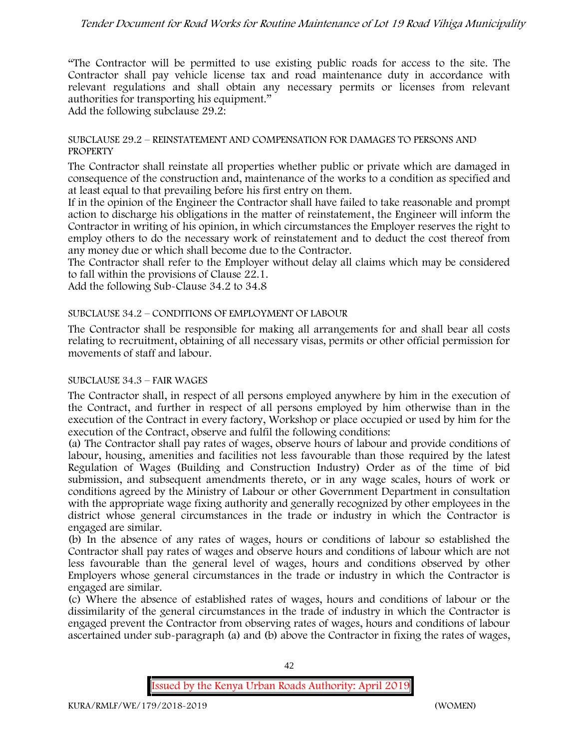"The Contractor will be permitted to use existing public roads for access to the site. The Contractor shall pay vehicle license tax and road maintenance duty in accordance with relevant regulations and shall obtain any necessary permits or licenses from relevant authorities for transporting his equipment."

Add the following subclause 29.2:

### SUBCLAUSE 29.2 – REINSTATEMENT AND COMPENSATION FOR DAMAGES TO PERSONS AND PROPERTY

The Contractor shall reinstate all properties whether public or private which are damaged in consequence of the construction and, maintenance of the works to a condition as specified and at least equal to that prevailing before his first entry on them.

If in the opinion of the Engineer the Contractor shall have failed to take reasonable and prompt action to discharge his obligations in the matter of reinstatement, the Engineer will inform the Contractor in writing of his opinion, in which circumstances the Employer reserves the right to employ others to do the necessary work of reinstatement and to deduct the cost thereof from any money due or which shall become due to the Contractor.

The Contractor shall refer to the Employer without delay all claims which may be considered to fall within the provisions of Clause 22.1.

Add the following Sub-Clause 34.2 to 34.8

### SUBCLAUSE 34.2 – CONDITIONS OF EMPLOYMENT OF LABOUR

The Contractor shall be responsible for making all arrangements for and shall bear all costs relating to recruitment, obtaining of all necessary visas, permits or other official permission for movements of staff and labour.

### SUBCLAUSE 34.3 – FAIR WAGES

The Contractor shall, in respect of all persons employed anywhere by him in the execution of the Contract, and further in respect of all persons employed by him otherwise than in the execution of the Contract in every factory, Workshop or place occupied or used by him for the execution of the Contract, observe and fulfil the following conditions:

(a) The Contractor shall pay rates of wages, observe hours of labour and provide conditions of labour, housing, amenities and facilities not less favourable than those required by the latest Regulation of Wages (Building and Construction Industry) Order as of the time of bid submission, and subsequent amendments thereto, or in any wage scales, hours of work or conditions agreed by the Ministry of Labour or other Government Department in consultation with the appropriate wage fixing authority and generally recognized by other employees in the district whose general circumstances in the trade or industry in which the Contractor is engaged are similar.

(b) In the absence of any rates of wages, hours or conditions of labour so established the Contractor shall pay rates of wages and observe hours and conditions of labour which are not less favourable than the general level of wages, hours and conditions observed by other Employers whose general circumstances in the trade or industry in which the Contractor is engaged are similar.

(c) Where the absence of established rates of wages, hours and conditions of labour or the dissimilarity of the general circumstances in the trade of industry in which the Contractor is engaged prevent the Contractor from observing rates of wages, hours and conditions of labour ascertained under sub-paragraph (a) and (b) above the Contractor in fixing the rates of wages,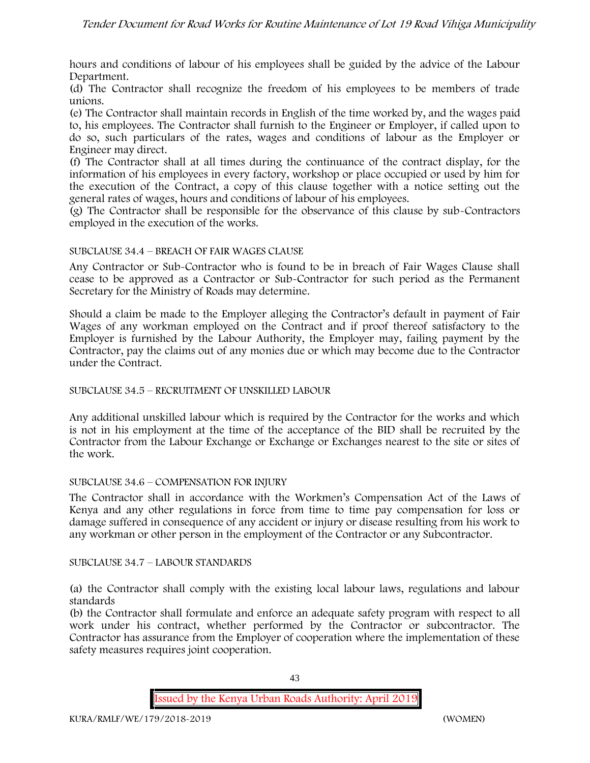hours and conditions of labour of his employees shall be guided by the advice of the Labour Department.

(d) The Contractor shall recognize the freedom of his employees to be members of trade unions.

(e) The Contractor shall maintain records in English of the time worked by, and the wages paid to, his employees. The Contractor shall furnish to the Engineer or Employer, if called upon to do so, such particulars of the rates, wages and conditions of labour as the Employer or Engineer may direct.

(f) The Contractor shall at all times during the continuance of the contract display, for the information of his employees in every factory, workshop or place occupied or used by him for the execution of the Contract, a copy of this clause together with a notice setting out the general rates of wages, hours and conditions of labour of his employees.

(g) The Contractor shall be responsible for the observance of this clause by sub-Contractors employed in the execution of the works.

SUBCLAUSE 34.4 – BREACH OF FAIR WAGES CLAUSE

Any Contractor or Sub-Contractor who is found to be in breach of Fair Wages Clause shall cease to be approved as a Contractor or Sub-Contractor for such period as the Permanent Secretary for the Ministry of Roads may determine.

Should a claim be made to the Employer alleging the Contractor's default in payment of Fair Wages of any workman employed on the Contract and if proof thereof satisfactory to the Employer is furnished by the Labour Authority, the Employer may, failing payment by the Contractor, pay the claims out of any monies due or which may become due to the Contractor under the Contract.

SUBCLAUSE 34.5 – RECRUITMENT OF UNSKILLED LABOUR

Any additional unskilled labour which is required by the Contractor for the works and which is not in his employment at the time of the acceptance of the BID shall be recruited by the Contractor from the Labour Exchange or Exchange or Exchanges nearest to the site or sites of the work.

SUBCLAUSE 34.6 – COMPENSATION FOR INJURY

The Contractor shall in accordance with the Workmen's Compensation Act of the Laws of Kenya and any other regulations in force from time to time pay compensation for loss or damage suffered in consequence of any accident or injury or disease resulting from his work to any workman or other person in the employment of the Contractor or any Subcontractor.

SUBCLAUSE 34.7 – LABOUR STANDARDS

(a) the Contractor shall comply with the existing local labour laws, regulations and labour standards

(b) the Contractor shall formulate and enforce an adequate safety program with respect to all work under his contract, whether performed by the Contractor or subcontractor. The Contractor has assurance from the Employer of cooperation where the implementation of these safety measures requires joint cooperation.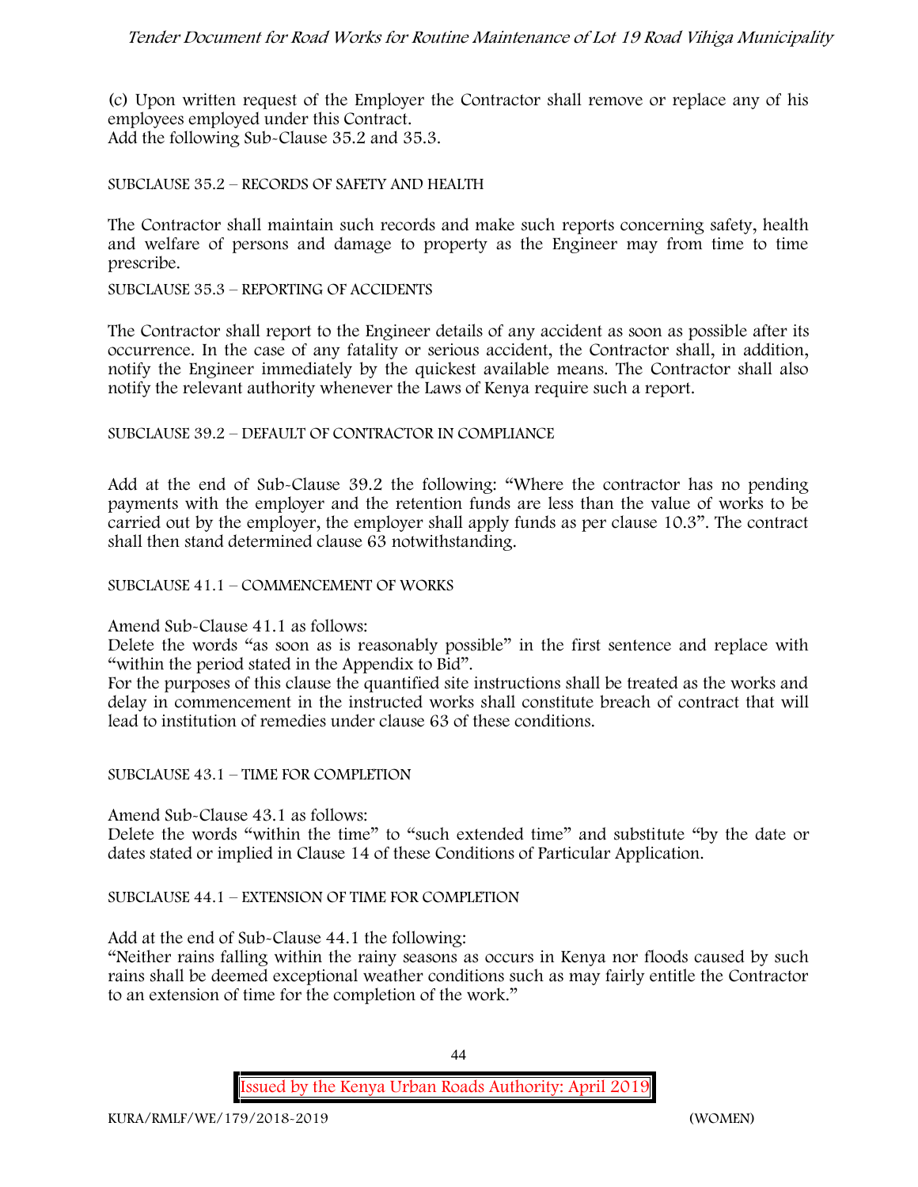(c) Upon written request of the Employer the Contractor shall remove or replace any of his employees employed under this Contract.
Add the following Sub-Clause 35.2 and 35.3.

SUBCLAUSE 35.2 – RECORDS OF SAFETY AND HEALTH

The Contractor shall maintain such records and make such reports concerning safety, health and welfare of persons and damage to property as the Engineer may from time to time prescribe.

SUBCLAUSE 35.3 – REPORTING OF ACCIDENTS

The Contractor shall report to the Engineer details of any accident as soon as possible after its occurrence. In the case of any fatality or serious accident, the Contractor shall, in addition, notify the Engineer immediately by the quickest available means. The Contractor shall also notify the relevant authority whenever the Laws of Kenya require such a report.

SUBCLAUSE 39.2 – DEFAULT OF CONTRACTOR IN COMPLIANCE

Add at the end of Sub-Clause 39.2 the following: "Where the contractor has no pending payments with the employer and the retention funds are less than the value of works to be carried out by the employer, the employer shall apply funds as per clause 10.3". The contract shall then stand determined clause 63 notwithstanding.

SUBCLAUSE 41.1 – COMMENCEMENT OF WORKS

Amend Sub-Clause 41.1 as follows:
Delete the words "as soon as is reasonably possible" in the first sentence and replace with "within the period stated in the Appendix to Bid".
For the purposes of this clause the quantified site instructions shall be treated as the works and delay in commencement in the instructed works shall constitute breach of contract that will lead to institution of remedies under clause 63 of these conditions.

SUBCLAUSE 43.1 – TIME FOR COMPLETION

Amend Sub-Clause 43.1 as follows:
Delete the words "within the time" to "such extended time" and substitute "by the date or dates stated or implied in Clause 14 of these Conditions of Particular Application.

SUBCLAUSE 44.1 – EXTENSION OF TIME FOR COMPLETION

Add at the end of Sub-Clause 44.1 the following:
"Neither rains falling within the rainy seasons as occurs in Kenya nor floods caused by such rains shall be deemed exceptional weather conditions such as may fairly entitle the Contractor to an extension of time for the completion of the work."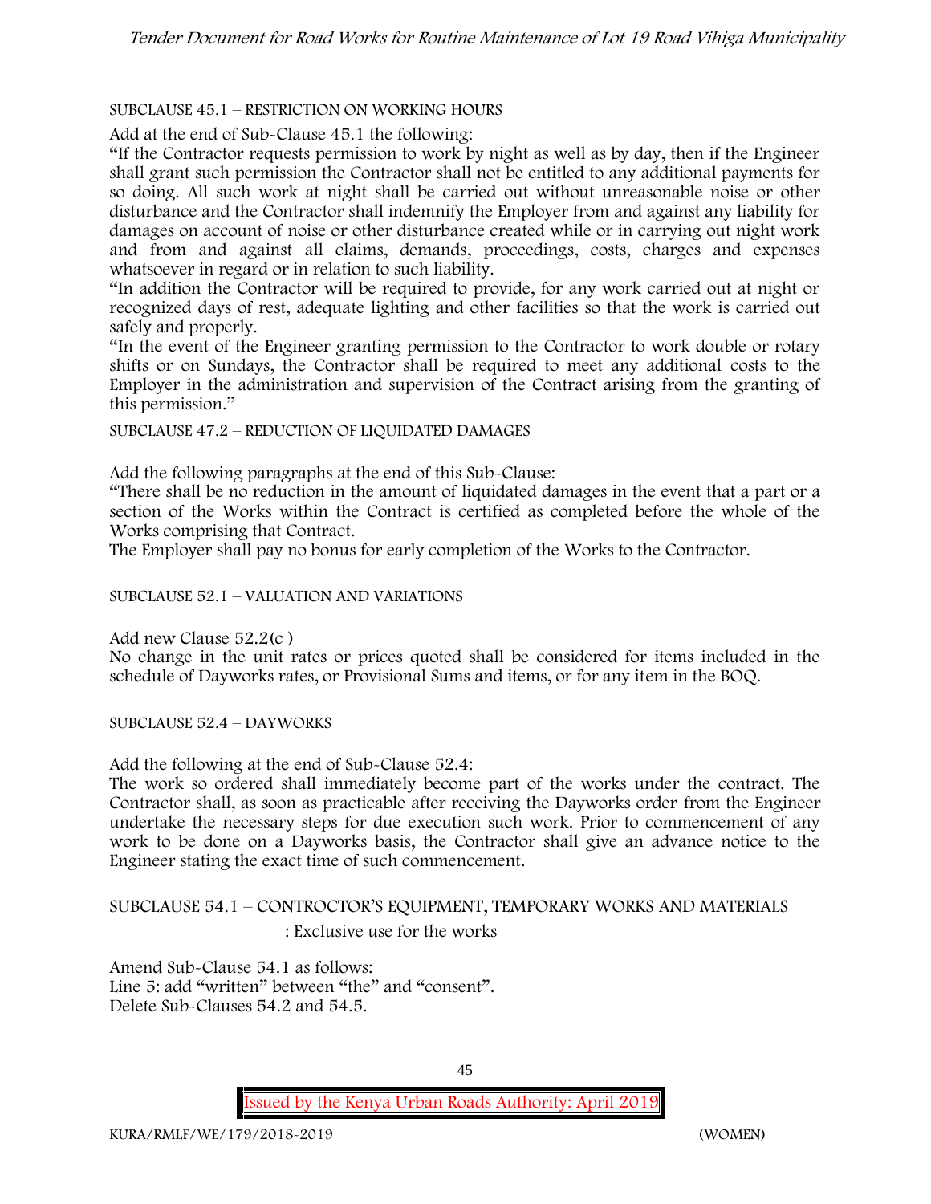SUBCLAUSE 45.1 – RESTRICTION ON WORKING HOURS

Add at the end of Sub-Clause 45.1 the following:

"If the Contractor requests permission to work by night as well as by day, then if the Engineer shall grant such permission the Contractor shall not be entitled to any additional payments for so doing. All such work at night shall be carried out without unreasonable noise or other disturbance and the Contractor shall indemnify the Employer from and against any liability for damages on account of noise or other disturbance created while or in carrying out night work and from and against all claims, demands, proceedings, costs, charges and expenses whatsoever in regard or in relation to such liability.

"In addition the Contractor will be required to provide, for any work carried out at night or recognized days of rest, adequate lighting and other facilities so that the work is carried out safely and properly.

"In the event of the Engineer granting permission to the Contractor to work double or rotary shifts or on Sundays, the Contractor shall be required to meet any additional costs to the Employer in the administration and supervision of the Contract arising from the granting of this permission."

SUBCLAUSE 47.2 – REDUCTION OF LIQUIDATED DAMAGES

Add the following paragraphs at the end of this Sub-Clause:

"There shall be no reduction in the amount of liquidated damages in the event that a part or a section of the Works within the Contract is certified as completed before the whole of the Works comprising that Contract.

The Employer shall pay no bonus for early completion of the Works to the Contractor.

SUBCLAUSE 52.1 – VALUATION AND VARIATIONS

Add new Clause 52.2(c )

No change in the unit rates or prices quoted shall be considered for items included in the schedule of Dayworks rates, or Provisional Sums and items, or for any item in the BOQ.

SUBCLAUSE 52.4 – DAYWORKS

Add the following at the end of Sub-Clause 52.4:

The work so ordered shall immediately become part of the works under the contract. The Contractor shall, as soon as practicable after receiving the Dayworks order from the Engineer undertake the necessary steps for due execution such work. Prior to commencement of any work to be done on a Dayworks basis, the Contractor shall give an advance notice to the Engineer stating the exact time of such commencement.

SUBCLAUSE 54.1 – CONTROCTOR'S EQUIPMENT, TEMPORARY WORKS AND MATERIALS

: Exclusive use for the works

Amend Sub-Clause 54.1 as follows:

Line 5: add "written" between "the" and "consent".

Delete Sub-Clauses 54.2 and 54.5.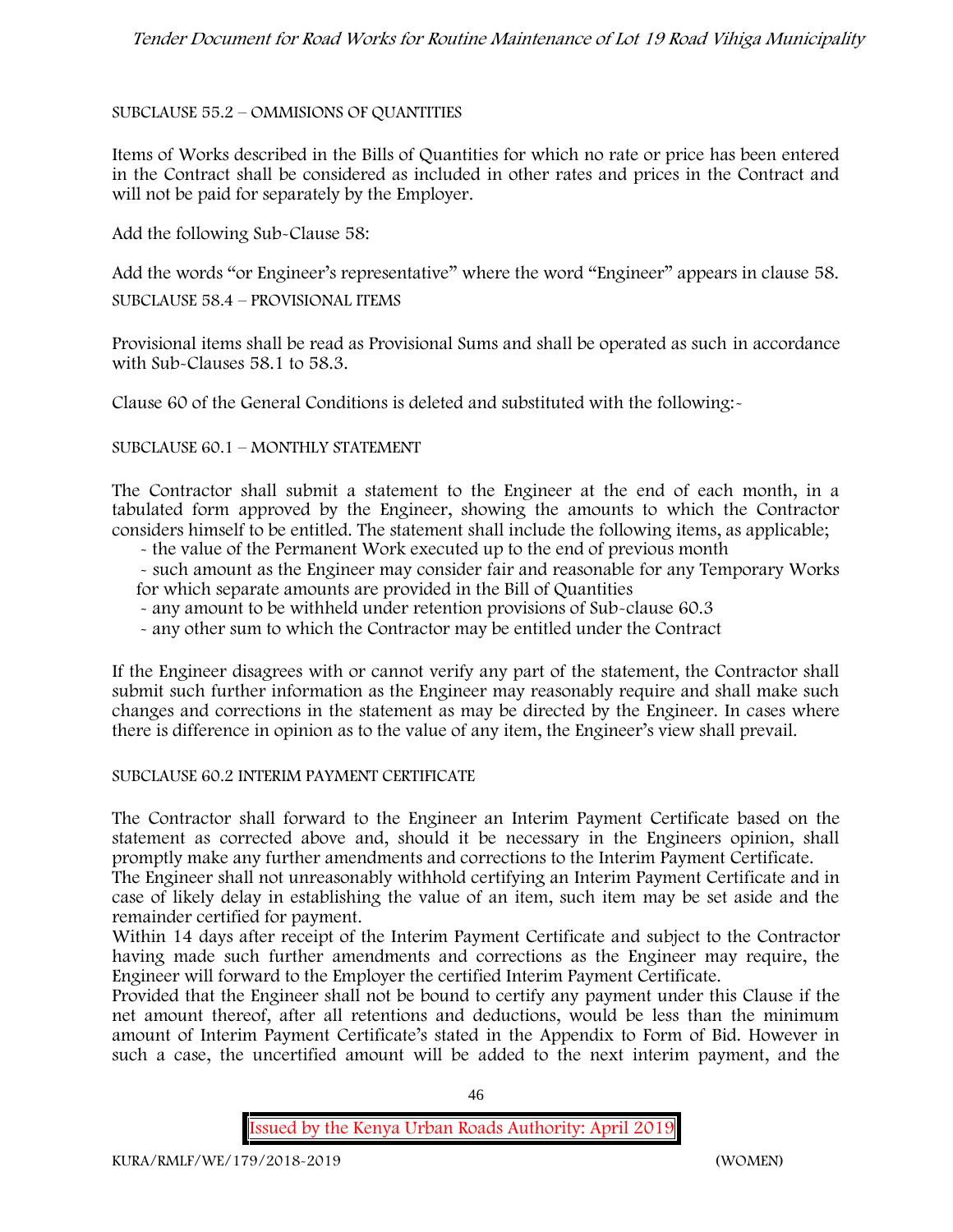SUBCLAUSE 55.2 – OMMISIONS OF QUANTITIES

Items of Works described in the Bills of Quantities for which no rate or price has been entered in the Contract shall be considered as included in other rates and prices in the Contract and will not be paid for separately by the Employer.

Add the following Sub-Clause 58:

Add the words "or Engineer's representative" where the word "Engineer" appears in clause 58.

SUBCLAUSE 58.4 – PROVISIONAL ITEMS

Provisional items shall be read as Provisional Sums and shall be operated as such in accordance with Sub-Clauses 58.1 to 58.3.

Clause 60 of the General Conditions is deleted and substituted with the following:-

SUBCLAUSE 60.1 – MONTHLY STATEMENT

The Contractor shall submit a statement to the Engineer at the end of each month, in a tabulated form approved by the Engineer, showing the amounts to which the Contractor considers himself to be entitled. The statement shall include the following items, as applicable;

- the value of the Permanent Work executed up to the end of previous month
- such amount as the Engineer may consider fair and reasonable for any Temporary Works for which separate amounts are provided in the Bill of Quantities
- any amount to be withheld under retention provisions of Sub-clause 60.3
- any other sum to which the Contractor may be entitled under the Contract

If the Engineer disagrees with or cannot verify any part of the statement, the Contractor shall submit such further information as the Engineer may reasonably require and shall make such changes and corrections in the statement as may be directed by the Engineer. In cases where there is difference in opinion as to the value of any item, the Engineer's view shall prevail.

SUBCLAUSE 60.2 INTERIM PAYMENT CERTIFICATE

The Contractor shall forward to the Engineer an Interim Payment Certificate based on the statement as corrected above and, should it be necessary in the Engineers opinion, shall promptly make any further amendments and corrections to the Interim Payment Certificate.
The Engineer shall not unreasonably withhold certifying an Interim Payment Certificate and in case of likely delay in establishing the value of an item, such item may be set aside and the remainder certified for payment.
Within 14 days after receipt of the Interim Payment Certificate and subject to the Contractor having made such further amendments and corrections as the Engineer may require, the Engineer will forward to the Employer the certified Interim Payment Certificate.
Provided that the Engineer shall not be bound to certify any payment under this Clause if the net amount thereof, after all retentions and deductions, would be less than the minimum amount of Interim Payment Certificate's stated in the Appendix to Form of Bid. However in such a case, the uncertified amount will be added to the next interim payment, and the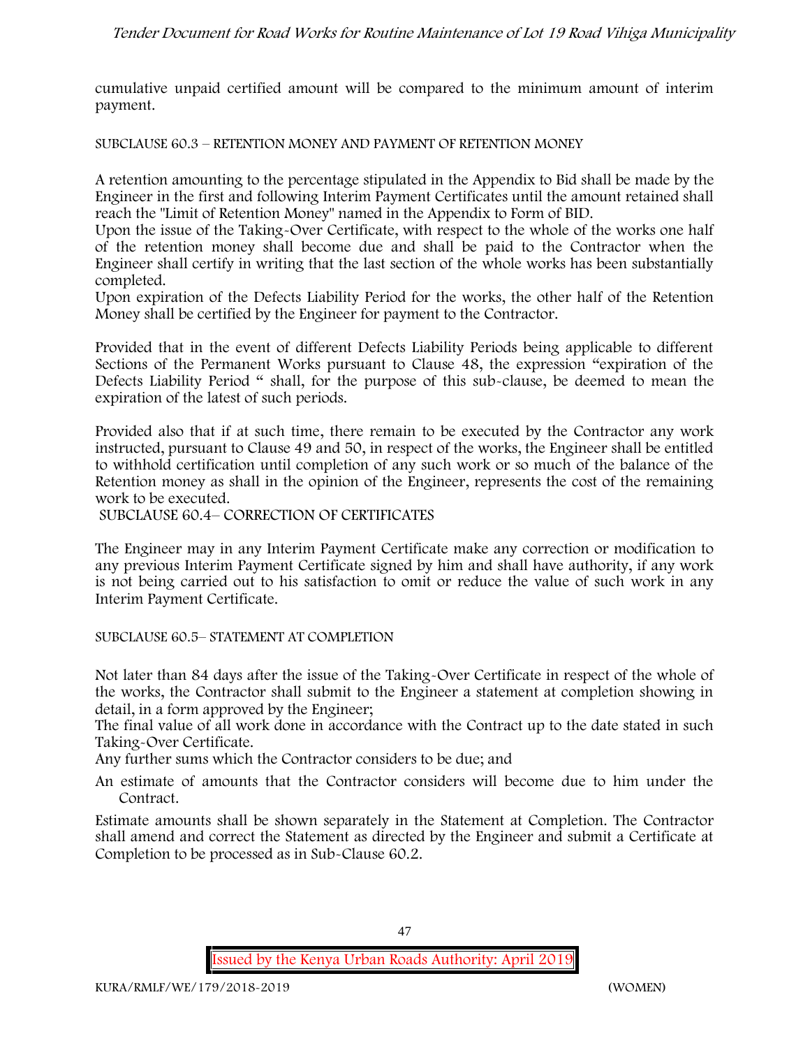cumulative unpaid certified amount will be compared to the minimum amount of interim payment.

SUBCLAUSE 60.3 – RETENTION MONEY AND PAYMENT OF RETENTION MONEY

A retention amounting to the percentage stipulated in the Appendix to Bid shall be made by the Engineer in the first and following Interim Payment Certificates until the amount retained shall reach the "Limit of Retention Money" named in the Appendix to Form of BID.

Upon the issue of the Taking-Over Certificate, with respect to the whole of the works one half of the retention money shall become due and shall be paid to the Contractor when the Engineer shall certify in writing that the last section of the whole works has been substantially completed.

Upon expiration of the Defects Liability Period for the works, the other half of the Retention Money shall be certified by the Engineer for payment to the Contractor.

Provided that in the event of different Defects Liability Periods being applicable to different Sections of the Permanent Works pursuant to Clause 48, the expression "expiration of the Defects Liability Period " shall, for the purpose of this sub-clause, be deemed to mean the expiration of the latest of such periods.

Provided also that if at such time, there remain to be executed by the Contractor any work instructed, pursuant to Clause 49 and 50, in respect of the works, the Engineer shall be entitled to withhold certification until completion of any such work or so much of the balance of the Retention money as shall in the opinion of the Engineer, represents the cost of the remaining work to be executed.

SUBCLAUSE 60.4– CORRECTION OF CERTIFICATES

The Engineer may in any Interim Payment Certificate make any correction or modification to any previous Interim Payment Certificate signed by him and shall have authority, if any work is not being carried out to his satisfaction to omit or reduce the value of such work in any Interim Payment Certificate.

SUBCLAUSE 60.5– STATEMENT AT COMPLETION

Not later than 84 days after the issue of the Taking-Over Certificate in respect of the whole of the works, the Contractor shall submit to the Engineer a statement at completion showing in detail, in a form approved by the Engineer;

The final value of all work done in accordance with the Contract up to the date stated in such Taking-Over Certificate.

Any further sums which the Contractor considers to be due; and

An estimate of amounts that the Contractor considers will become due to him under the Contract.

Estimate amounts shall be shown separately in the Statement at Completion. The Contractor shall amend and correct the Statement as directed by the Engineer and submit a Certificate at Completion to be processed as in Sub-Clause 60.2.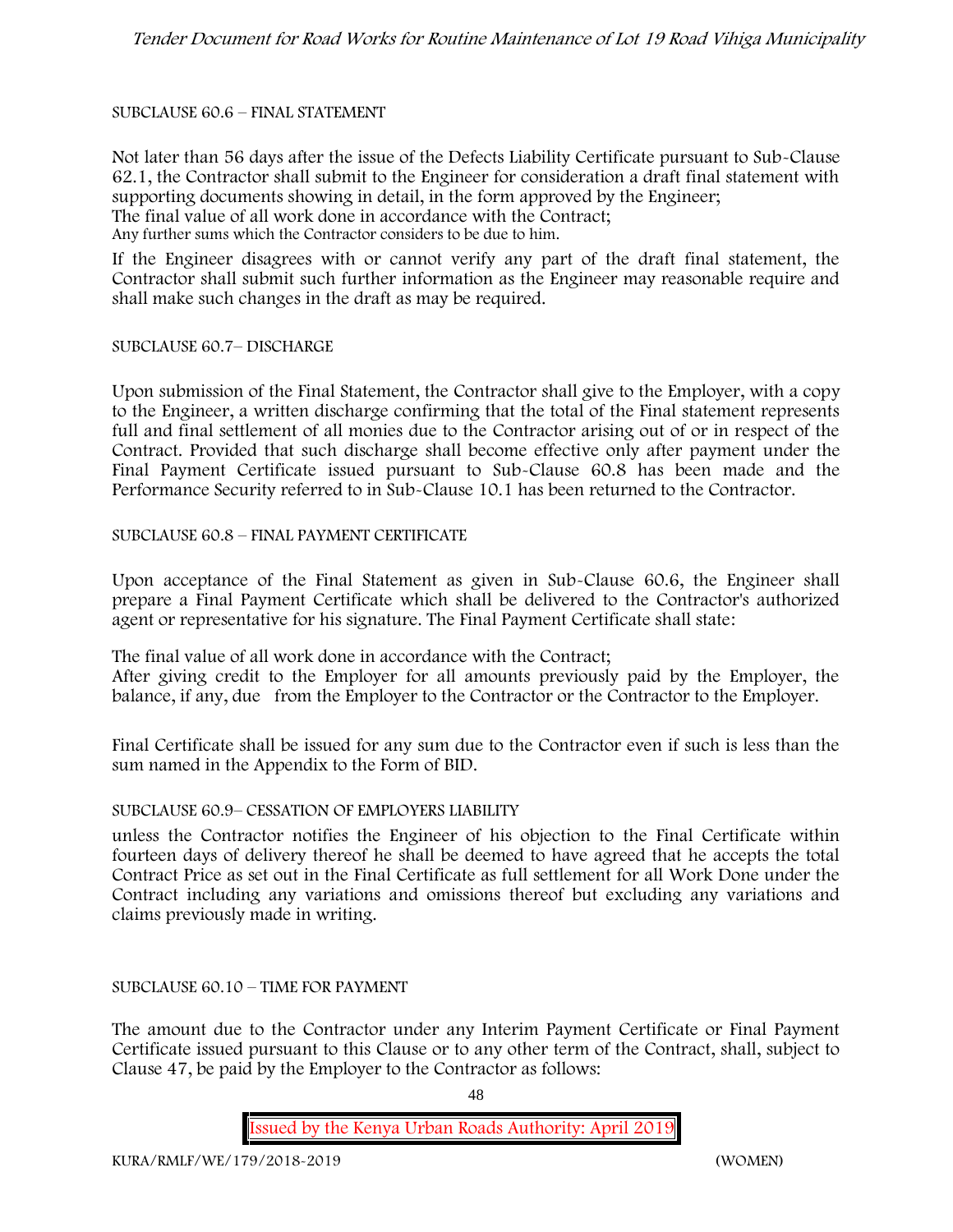SUBCLAUSE 60.6 – FINAL STATEMENT

Not later than 56 days after the issue of the Defects Liability Certificate pursuant to Sub-Clause 62.1, the Contractor shall submit to the Engineer for consideration a draft final statement with supporting documents showing in detail, in the form approved by the Engineer;
The final value of all work done in accordance with the Contract;
Any further sums which the Contractor considers to be due to him.

If the Engineer disagrees with or cannot verify any part of the draft final statement, the Contractor shall submit such further information as the Engineer may reasonable require and shall make such changes in the draft as may be required.

SUBCLAUSE 60.7– DISCHARGE

Upon submission of the Final Statement, the Contractor shall give to the Employer, with a copy to the Engineer, a written discharge confirming that the total of the Final statement represents full and final settlement of all monies due to the Contractor arising out of or in respect of the Contract. Provided that such discharge shall become effective only after payment under the Final Payment Certificate issued pursuant to Sub-Clause 60.8 has been made and the Performance Security referred to in Sub-Clause 10.1 has been returned to the Contractor.

SUBCLAUSE 60.8 – FINAL PAYMENT CERTIFICATE

Upon acceptance of the Final Statement as given in Sub-Clause 60.6, the Engineer shall prepare a Final Payment Certificate which shall be delivered to the Contractor's authorized agent or representative for his signature. The Final Payment Certificate shall state:

The final value of all work done in accordance with the Contract;
After giving credit to the Employer for all amounts previously paid by the Employer, the balance, if any, due from the Employer to the Contractor or the Contractor to the Employer.

Final Certificate shall be issued for any sum due to the Contractor even if such is less than the sum named in the Appendix to the Form of BID.

SUBCLAUSE 60.9– CESSATION OF EMPLOYERS LIABILITY

unless the Contractor notifies the Engineer of his objection to the Final Certificate within fourteen days of delivery thereof he shall be deemed to have agreed that he accepts the total Contract Price as set out in the Final Certificate as full settlement for all Work Done under the Contract including any variations and omissions thereof but excluding any variations and claims previously made in writing.

SUBCLAUSE 60.10 – TIME FOR PAYMENT

The amount due to the Contractor under any Interim Payment Certificate or Final Payment Certificate issued pursuant to this Clause or to any other term of the Contract, shall, subject to Clause 47, be paid by the Employer to the Contractor as follows: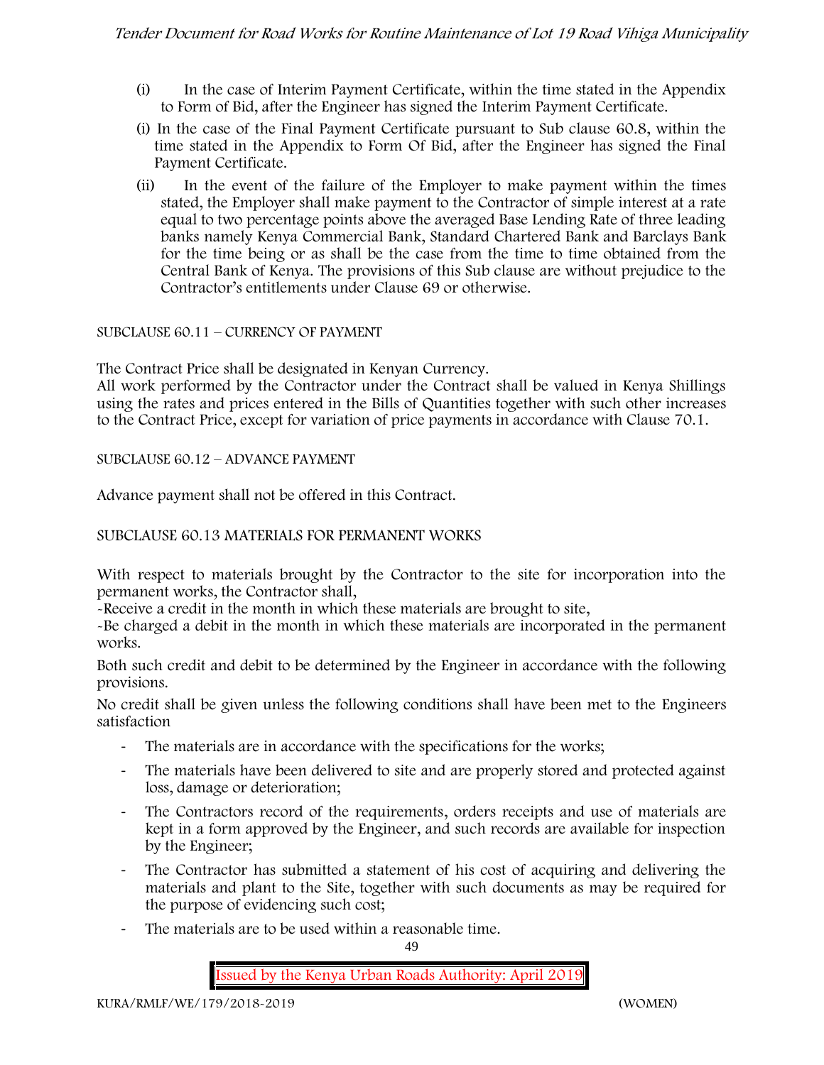(i) In the case of Interim Payment Certificate, within the time stated in the Appendix to Form of Bid, after the Engineer has signed the Interim Payment Certificate.

(i) In the case of the Final Payment Certificate pursuant to Sub clause 60.8, within the time stated in the Appendix to Form Of Bid, after the Engineer has signed the Final Payment Certificate.

(ii) In the event of the failure of the Employer to make payment within the times stated, the Employer shall make payment to the Contractor of simple interest at a rate equal to two percentage points above the averaged Base Lending Rate of three leading banks namely Kenya Commercial Bank, Standard Chartered Bank and Barclays Bank for the time being or as shall be the case from the time to time obtained from the Central Bank of Kenya. The provisions of this Sub clause are without prejudice to the Contractor's entitlements under Clause 69 or otherwise.

SUBCLAUSE 60.11 – CURRENCY OF PAYMENT

The Contract Price shall be designated in Kenyan Currency.
All work performed by the Contractor under the Contract shall be valued in Kenya Shillings using the rates and prices entered in the Bills of Quantities together with such other increases to the Contract Price, except for variation of price payments in accordance with Clause 70.1.

SUBCLAUSE 60.12 – ADVANCE PAYMENT

Advance payment shall not be offered in this Contract.

SUBCLAUSE 60.13 MATERIALS FOR PERMANENT WORKS

With respect to materials brought by the Contractor to the site for incorporation into the permanent works, the Contractor shall,
-Receive a credit in the month in which these materials are brought to site,
-Be charged a debit in the month in which these materials are incorporated in the permanent works.

Both such credit and debit to be determined by the Engineer in accordance with the following provisions.

No credit shall be given unless the following conditions shall have been met to the Engineers satisfaction

- The materials are in accordance with the specifications for the works;
- The materials have been delivered to site and are properly stored and protected against loss, damage or deterioration;
- The Contractors record of the requirements, orders receipts and use of materials are kept in a form approved by the Engineer, and such records are available for inspection by the Engineer;
- The Contractor has submitted a statement of his cost of acquiring and delivering the materials and plant to the Site, together with such documents as may be required for the purpose of evidencing such cost;
- The materials are to be used within a reasonable time.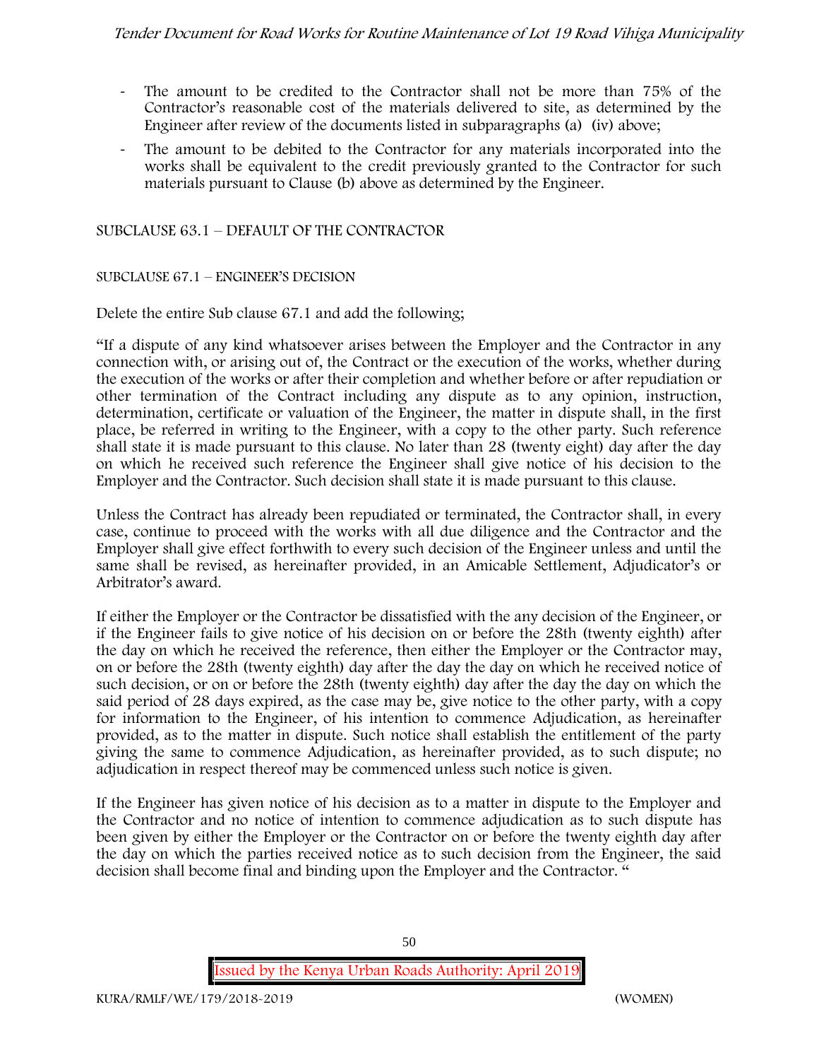- The amount to be credited to the Contractor shall not be more than 75% of the Contractor's reasonable cost of the materials delivered to site, as determined by the Engineer after review of the documents listed in subparagraphs (a) (iv) above;
- The amount to be debited to the Contractor for any materials incorporated into the works shall be equivalent to the credit previously granted to the Contractor for such materials pursuant to Clause (b) above as determined by the Engineer.

SUBCLAUSE 63.1 – DEFAULT OF THE CONTRACTOR

SUBCLAUSE 67.1 – ENGINEER'S DECISION

Delete the entire Sub clause 67.1 and add the following;

"If a dispute of any kind whatsoever arises between the Employer and the Contractor in any connection with, or arising out of, the Contract or the execution of the works, whether during the execution of the works or after their completion and whether before or after repudiation or other termination of the Contract including any dispute as to any opinion, instruction, determination, certificate or valuation of the Engineer, the matter in dispute shall, in the first place, be referred in writing to the Engineer, with a copy to the other party. Such reference shall state it is made pursuant to this clause. No later than 28 (twenty eight) day after the day on which he received such reference the Engineer shall give notice of his decision to the Employer and the Contractor. Such decision shall state it is made pursuant to this clause.

Unless the Contract has already been repudiated or terminated, the Contractor shall, in every case, continue to proceed with the works with all due diligence and the Contractor and the Employer shall give effect forthwith to every such decision of the Engineer unless and until the same shall be revised, as hereinafter provided, in an Amicable Settlement, Adjudicator's or Arbitrator's award.

If either the Employer or the Contractor be dissatisfied with the any decision of the Engineer, or if the Engineer fails to give notice of his decision on or before the 28th (twenty eighth) after the day on which he received the reference, then either the Employer or the Contractor may, on or before the 28th (twenty eighth) day after the day the day on which he received notice of such decision, or on or before the 28th (twenty eighth) day after the day the day on which the said period of 28 days expired, as the case may be, give notice to the other party, with a copy for information to the Engineer, of his intention to commence Adjudication, as hereinafter provided, as to the matter in dispute. Such notice shall establish the entitlement of the party giving the same to commence Adjudication, as hereinafter provided, as to such dispute; no adjudication in respect thereof may be commenced unless such notice is given.

If the Engineer has given notice of his decision as to a matter in dispute to the Employer and the Contractor and no notice of intention to commence adjudication as to such dispute has been given by either the Employer or the Contractor on or before the twenty eighth day after the day on which the parties received notice as to such decision from the Engineer, the said decision shall become final and binding upon the Employer and the Contractor. "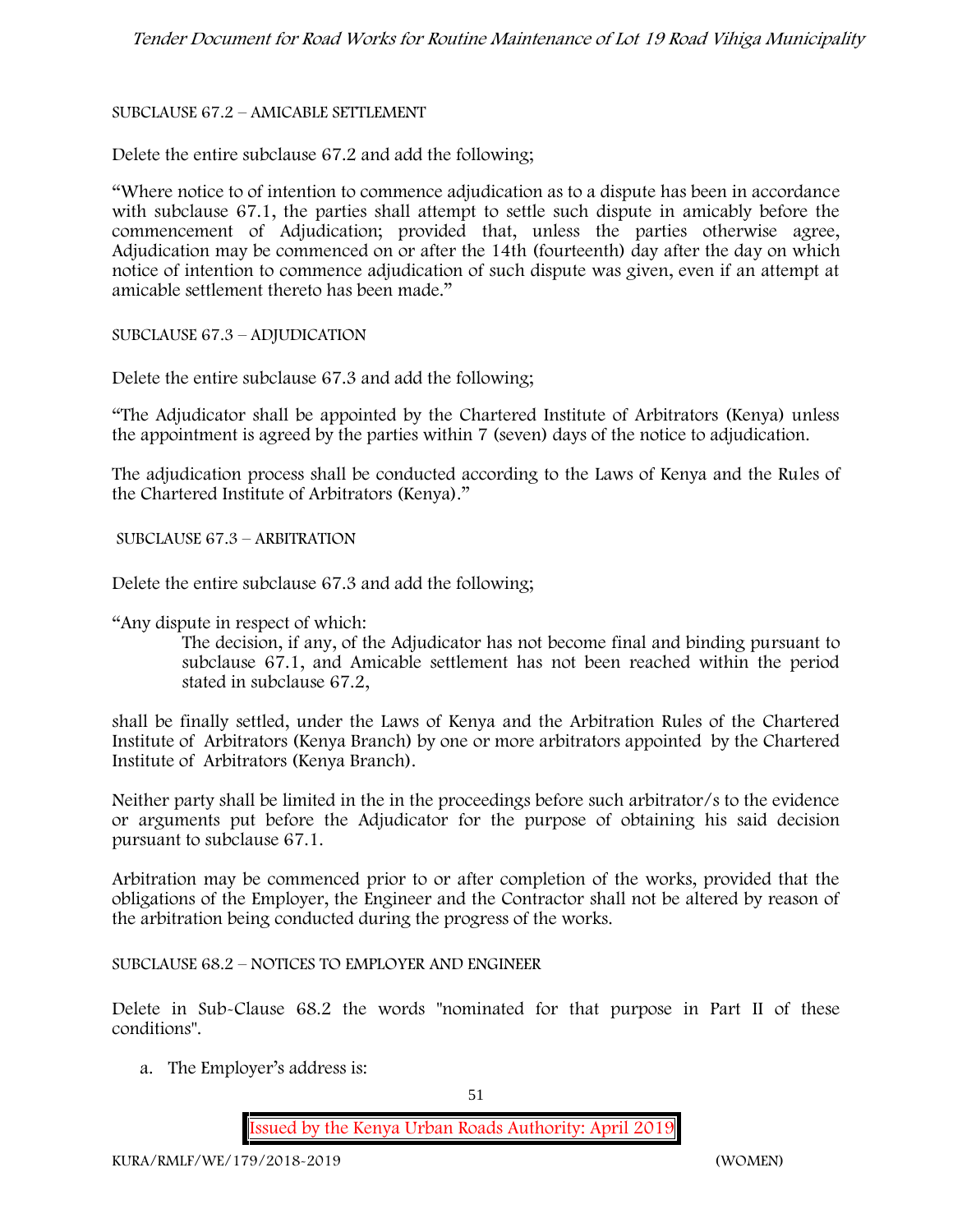SUBCLAUSE 67.2 – AMICABLE SETTLEMENT

Delete the entire subclause 67.2 and add the following;

"Where notice to of intention to commence adjudication as to a dispute has been in accordance with subclause 67.1, the parties shall attempt to settle such dispute in amicably before the commencement of Adjudication; provided that, unless the parties otherwise agree, Adjudication may be commenced on or after the 14th (fourteenth) day after the day on which notice of intention to commence adjudication of such dispute was given, even if an attempt at amicable settlement thereto has been made."

SUBCLAUSE 67.3 – ADJUDICATION

Delete the entire subclause 67.3 and add the following;

"The Adjudicator shall be appointed by the Chartered Institute of Arbitrators (Kenya) unless the appointment is agreed by the parties within 7 (seven) days of the notice to adjudication.

The adjudication process shall be conducted according to the Laws of Kenya and the Rules of the Chartered Institute of Arbitrators (Kenya)."

SUBCLAUSE 67.3 – ARBITRATION

Delete the entire subclause 67.3 and add the following;

"Any dispute in respect of which:

> The decision, if any, of the Adjudicator has not become final and binding pursuant to subclause 67.1, and Amicable settlement has not been reached within the period stated in subclause 67.2,

shall be finally settled, under the Laws of Kenya and the Arbitration Rules of the Chartered Institute of Arbitrators (Kenya Branch) by one or more arbitrators appointed by the Chartered Institute of Arbitrators (Kenya Branch).

Neither party shall be limited in the in the proceedings before such arbitrator/s to the evidence or arguments put before the Adjudicator for the purpose of obtaining his said decision pursuant to subclause 67.1.

Arbitration may be commenced prior to or after completion of the works, provided that the obligations of the Employer, the Engineer and the Contractor shall not be altered by reason of the arbitration being conducted during the progress of the works.

SUBCLAUSE 68.2 – NOTICES TO EMPLOYER AND ENGINEER

Delete in Sub-Clause 68.2 the words "nominated for that purpose in Part II of these conditions".

a. The Employer's address is: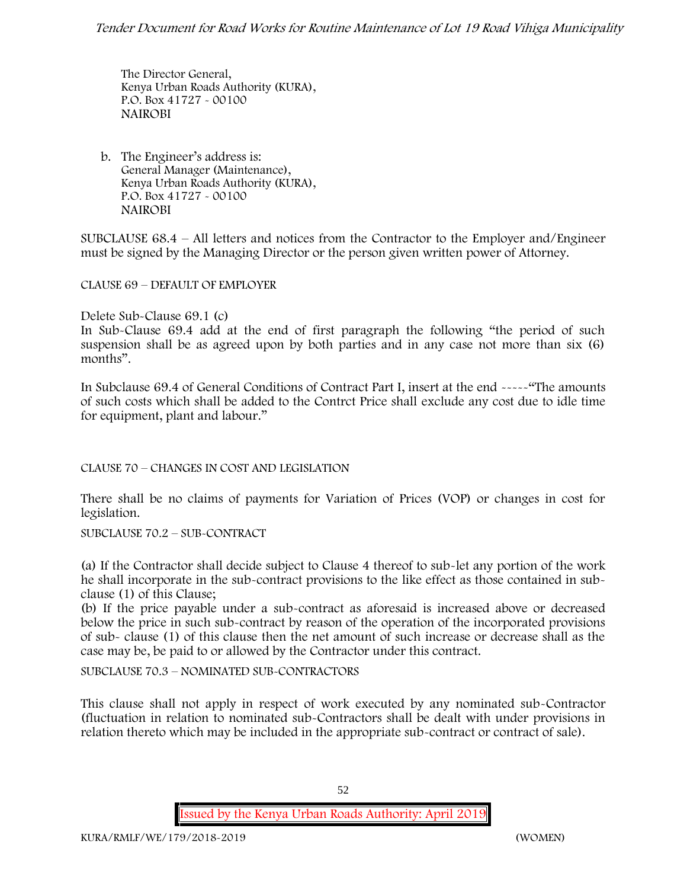The Director General,
Kenya Urban Roads Authority (KURA),
P.O. Box 41727 - 00100
NAIROBI

b. The Engineer's address is:
General Manager (Maintenance),
Kenya Urban Roads Authority (KURA),
P.O. Box 41727 - 00100
NAIROBI

SUBCLAUSE 68.4 – All letters and notices from the Contractor to the Employer and/Engineer must be signed by the Managing Director or the person given written power of Attorney.

CLAUSE 69 – DEFAULT OF EMPLOYER

Delete Sub-Clause 69.1 (c)
In Sub-Clause 69.4 add at the end of first paragraph the following "the period of such suspension shall be as agreed upon by both parties and in any case not more than six (6) months".

In Subclause 69.4 of General Conditions of Contract Part I, insert at the end -----"The amounts of such costs which shall be added to the Contrct Price shall exclude any cost due to idle time for equipment, plant and labour."

CLAUSE 70 – CHANGES IN COST AND LEGISLATION

There shall be no claims of payments for Variation of Prices (VOP) or changes in cost for legislation.

SUBCLAUSE 70.2 – SUB-CONTRACT

(a) If the Contractor shall decide subject to Clause 4 thereof to sub-let any portion of the work he shall incorporate in the sub-contract provisions to the like effect as those contained in sub-clause (1) of this Clause;
(b) If the price payable under a sub-contract as aforesaid is increased above or decreased below the price in such sub-contract by reason of the operation of the incorporated provisions of sub- clause (1) of this clause then the net amount of such increase or decrease shall as the case may be, be paid to or allowed by the Contractor under this contract.

SUBCLAUSE 70.3 – NOMINATED SUB-CONTRACTORS

This clause shall not apply in respect of work executed by any nominated sub-Contractor (fluctuation in relation to nominated sub-Contractors shall be dealt with under provisions in relation thereto which may be included in the appropriate sub-contract or contract of sale).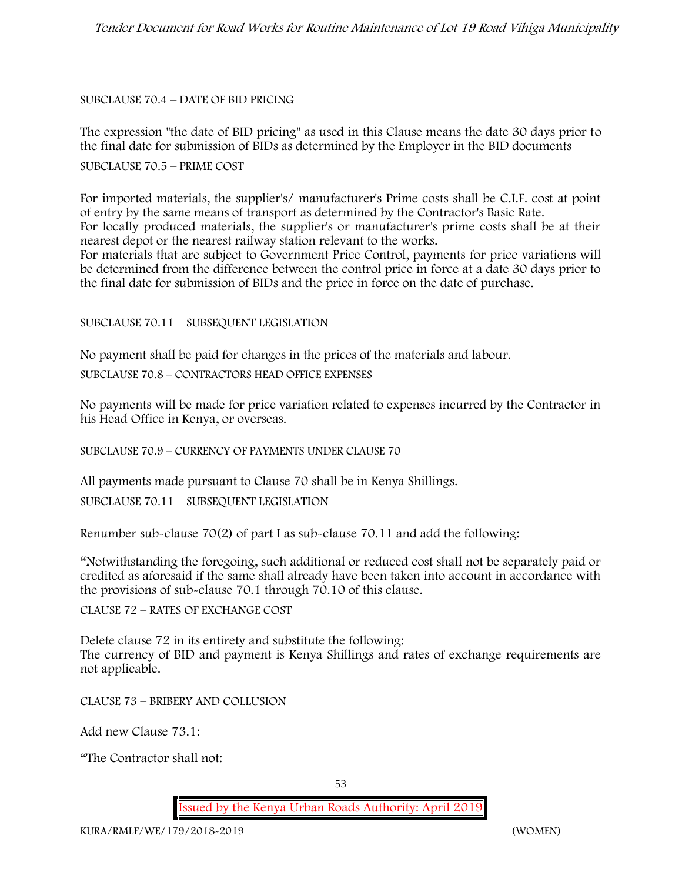SUBCLAUSE 70.4 – DATE OF BID PRICING

The expression "the date of BID pricing" as used in this Clause means the date 30 days prior to the final date for submission of BIDs as determined by the Employer in the BID documents

SUBCLAUSE 70.5 – PRIME COST

For imported materials, the supplier's/ manufacturer's Prime costs shall be C.I.F. cost at point of entry by the same means of transport as determined by the Contractor's Basic Rate.
For locally produced materials, the supplier's or manufacturer's prime costs shall be at their nearest depot or the nearest railway station relevant to the works.
For materials that are subject to Government Price Control, payments for price variations will be determined from the difference between the control price in force at a date 30 days prior to the final date for submission of BIDs and the price in force on the date of purchase.

SUBCLAUSE 70.11 – SUBSEQUENT LEGISLATION

No payment shall be paid for changes in the prices of the materials and labour.

SUBCLAUSE 70.8 – CONTRACTORS HEAD OFFICE EXPENSES

No payments will be made for price variation related to expenses incurred by the Contractor in his Head Office in Kenya, or overseas.

SUBCLAUSE 70.9 – CURRENCY OF PAYMENTS UNDER CLAUSE 70

All payments made pursuant to Clause 70 shall be in Kenya Shillings.

SUBCLAUSE 70.11 – SUBSEQUENT LEGISLATION

Renumber sub-clause 70(2) of part I as sub-clause 70.11 and add the following:

"Notwithstanding the foregoing, such additional or reduced cost shall not be separately paid or credited as aforesaid if the same shall already have been taken into account in accordance with the provisions of sub-clause 70.1 through 70.10 of this clause.

CLAUSE 72 – RATES OF EXCHANGE COST

Delete clause 72 in its entirety and substitute the following:
The currency of BID and payment is Kenya Shillings and rates of exchange requirements are not applicable.

CLAUSE 73 – BRIBERY AND COLLUSION

Add new Clause 73.1:

"The Contractor shall not: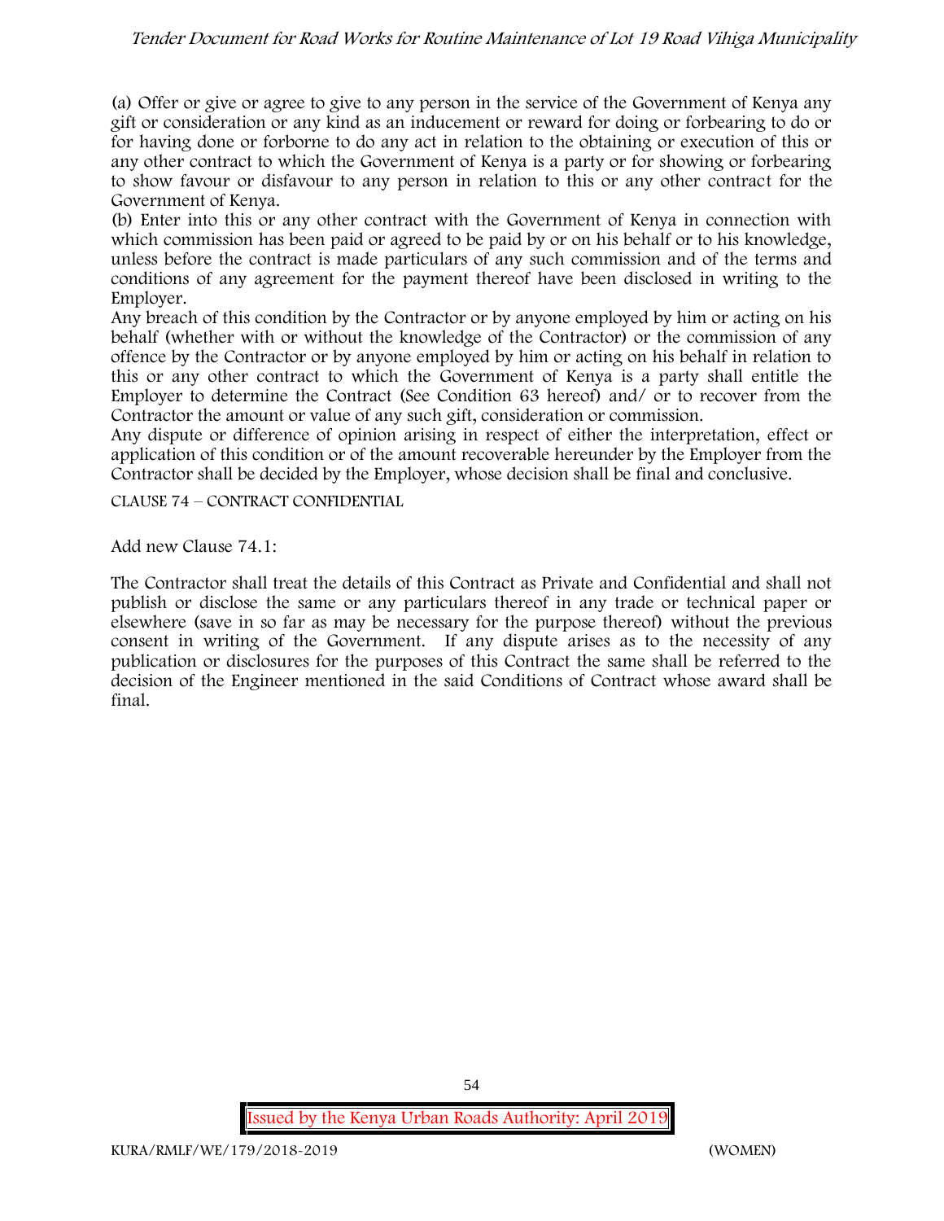(a) Offer or give or agree to give to any person in the service of the Government of Kenya any gift or consideration or any kind as an inducement or reward for doing or forbearing to do or for having done or forborne to do any act in relation to the obtaining or execution of this or any other contract to which the Government of Kenya is a party or for showing or forbearing to show favour or disfavour to any person in relation to this or any other contract for the Government of Kenya.

(b) Enter into this or any other contract with the Government of Kenya in connection with which commission has been paid or agreed to be paid by or on his behalf or to his knowledge, unless before the contract is made particulars of any such commission and of the terms and conditions of any agreement for the payment thereof have been disclosed in writing to the Employer.

Any breach of this condition by the Contractor or by anyone employed by him or acting on his behalf (whether with or without the knowledge of the Contractor) or the commission of any offence by the Contractor or by anyone employed by him or acting on his behalf in relation to this or any other contract to which the Government of Kenya is a party shall entitle the Employer to determine the Contract (See Condition 63 hereof) and/ or to recover from the Contractor the amount or value of any such gift, consideration or commission.

Any dispute or difference of opinion arising in respect of either the interpretation, effect or application of this condition or of the amount recoverable hereunder by the Employer from the Contractor shall be decided by the Employer, whose decision shall be final and conclusive.

CLAUSE 74 – CONTRACT CONFIDENTIAL

Add new Clause 74.1:

The Contractor shall treat the details of this Contract as Private and Confidential and shall not publish or disclose the same or any particulars thereof in any trade or technical paper or elsewhere (save in so far as may be necessary for the purpose thereof) without the previous consent in writing of the Government. If any dispute arises as to the necessity of any publication or disclosures for the purposes of this Contract the same shall be referred to the decision of the Engineer mentioned in the said Conditions of Contract whose award shall be final.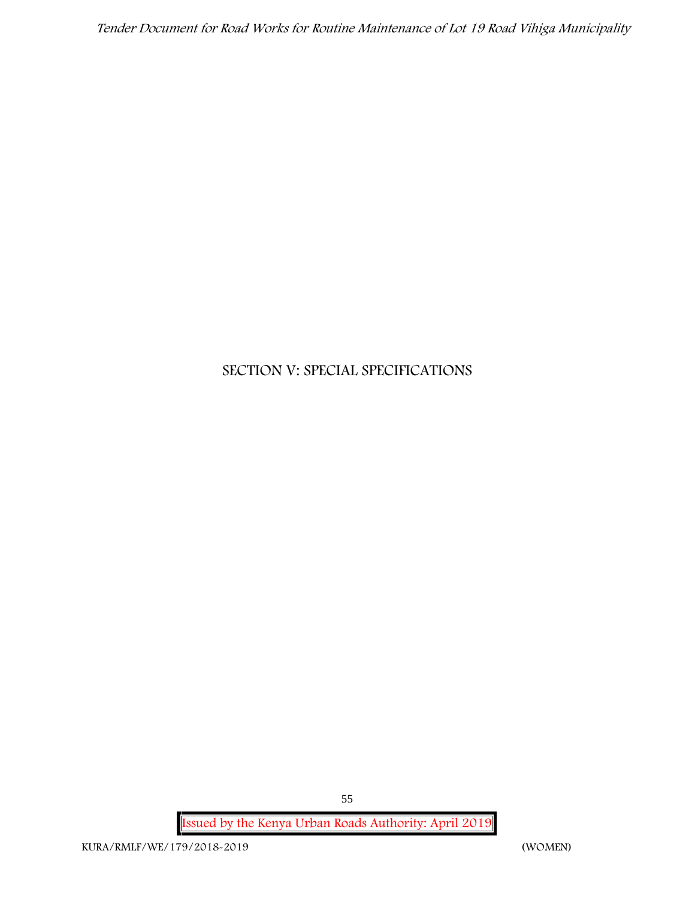# SECTION V: SPECIAL SPECIFICATIONS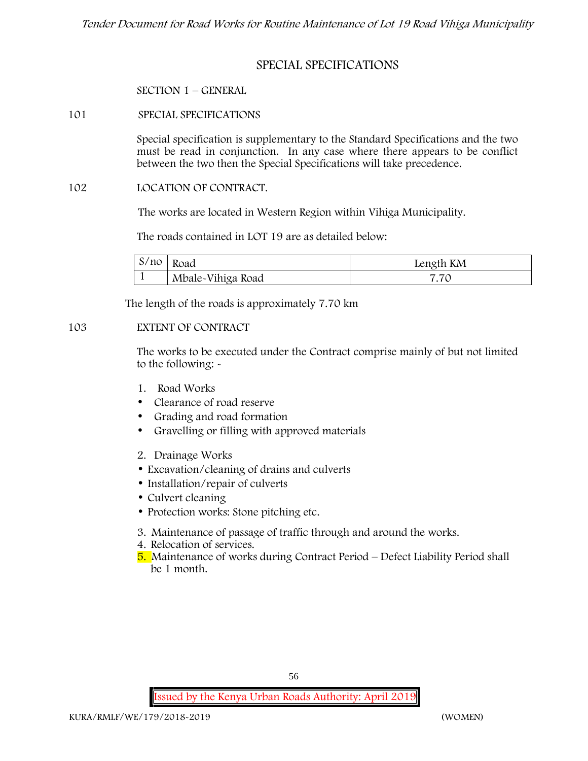# SPECIAL SPECIFICATIONS

## SECTION 1 – GENERAL

### 101 SPECIAL SPECIFICATIONS

Special specification is supplementary to the Standard Specifications and the two must be read in conjunction. In any case where there appears to be conflict between the two then the Special Specifications will take precedence.

### 102 LOCATION OF CONTRACT.

The works are located in Western Region within Vihiga Municipality.

The roads contained in LOT 19 are as detailed below:

| S/no | Road | Length KM |
|---|---|---|
| 1 | Mbale-Vihiga Road | 7.70 |

The length of the roads is approximately 7.70 km

### 103 EXTENT OF CONTRACT

The works to be executed under the Contract comprise mainly of but not limited to the following: -

1. Road Works
   - Clearance of road reserve
   - Grading and road formation
   - Gravelling or filling with approved materials
2. Drainage Works
   - Excavation/cleaning of drains and culverts
   - Installation/repair of culverts
   - Culvert cleaning
   - Protection works: Stone pitching etc.
3. Maintenance of passage of traffic through and around the works.
4. Relocation of services.
5. Maintenance of works during Contract Period – Defect Liability Period shall be 1 month.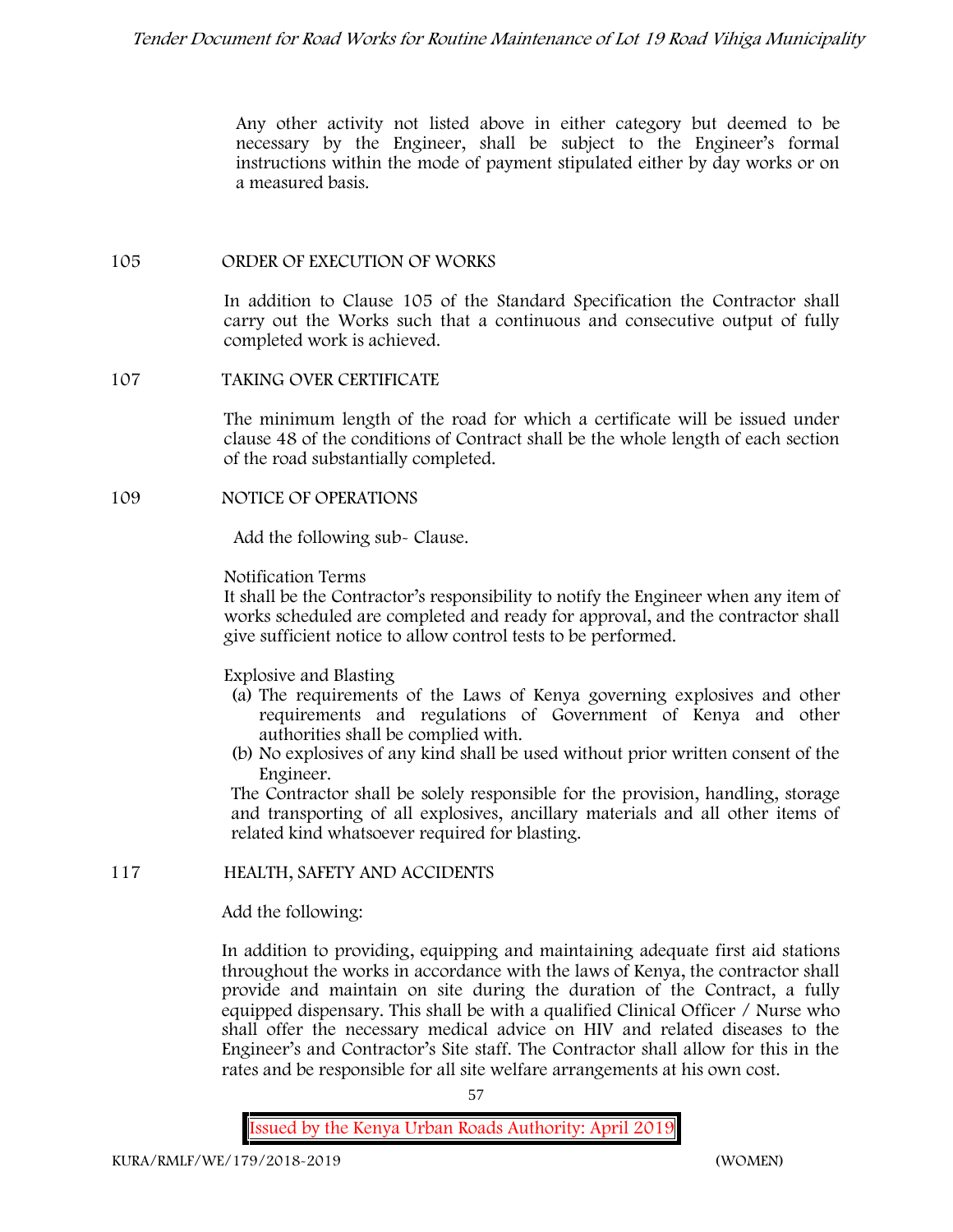Any other activity not listed above in either category but deemed to be necessary by the Engineer, shall be subject to the Engineer's formal instructions within the mode of payment stipulated either by day works or on a measured basis.

## 105 ORDER OF EXECUTION OF WORKS

In addition to Clause 105 of the Standard Specification the Contractor shall carry out the Works such that a continuous and consecutive output of fully completed work is achieved.

## 107 TAKING OVER CERTIFICATE

The minimum length of the road for which a certificate will be issued under clause 48 of the conditions of Contract shall be the whole length of each section of the road substantially completed.

## 109 NOTICE OF OPERATIONS

Add the following sub- Clause.

Notification Terms

It shall be the Contractor's responsibility to notify the Engineer when any item of works scheduled are completed and ready for approval, and the contractor shall give sufficient notice to allow control tests to be performed.

Explosive and Blasting

(a) The requirements of the Laws of Kenya governing explosives and other requirements and regulations of Government of Kenya and other authorities shall be complied with.

(b) No explosives of any kind shall be used without prior written consent of the Engineer.

The Contractor shall be solely responsible for the provision, handling, storage and transporting of all explosives, ancillary materials and all other items of related kind whatsoever required for blasting.

## 117 HEALTH, SAFETY AND ACCIDENTS

Add the following:

In addition to providing, equipping and maintaining adequate first aid stations throughout the works in accordance with the laws of Kenya, the contractor shall provide and maintain on site during the duration of the Contract, a fully equipped dispensary. This shall be with a qualified Clinical Officer / Nurse who shall offer the necessary medical advice on HIV and related diseases to the Engineer's and Contractor's Site staff. The Contractor shall allow for this in the rates and be responsible for all site welfare arrangements at his own cost.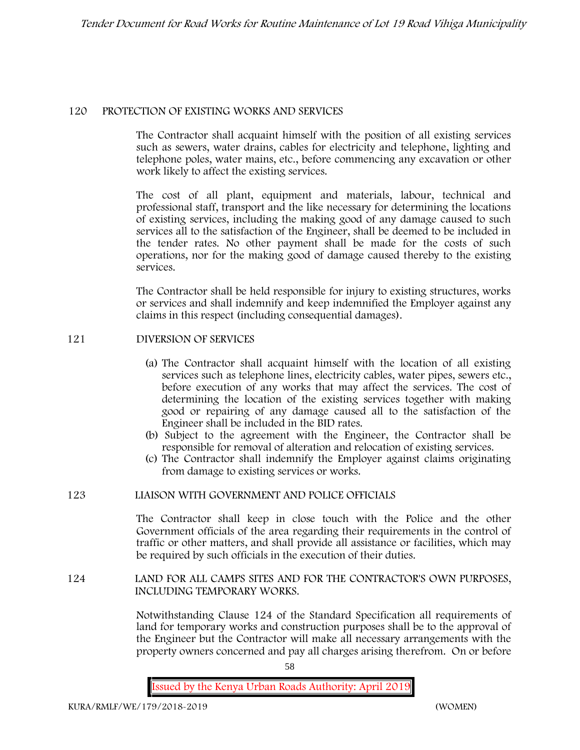## 120 PROTECTION OF EXISTING WORKS AND SERVICES

The Contractor shall acquaint himself with the position of all existing services such as sewers, water drains, cables for electricity and telephone, lighting and telephone poles, water mains, etc., before commencing any excavation or other work likely to affect the existing services.

The cost of all plant, equipment and materials, labour, technical and professional staff, transport and the like necessary for determining the locations of existing services, including the making good of any damage caused to such services all to the satisfaction of the Engineer, shall be deemed to be included in the tender rates. No other payment shall be made for the costs of such operations, nor for the making good of damage caused thereby to the existing services.

The Contractor shall be held responsible for injury to existing structures, works or services and shall indemnify and keep indemnified the Employer against any claims in this respect (including consequential damages).

## 121 DIVERSION OF SERVICES

(a) The Contractor shall acquaint himself with the location of all existing services such as telephone lines, electricity cables, water pipes, sewers etc., before execution of any works that may affect the services. The cost of determining the location of the existing services together with making good or repairing of any damage caused all to the satisfaction of the Engineer shall be included in the BID rates.

(b) Subject to the agreement with the Engineer, the Contractor shall be responsible for removal of alteration and relocation of existing services.

(c) The Contractor shall indemnify the Employer against claims originating from damage to existing services or works.

## 123 LIAISON WITH GOVERNMENT AND POLICE OFFICIALS

The Contractor shall keep in close touch with the Police and the other Government officials of the area regarding their requirements in the control of traffic or other matters, and shall provide all assistance or facilities, which may be required by such officials in the execution of their duties.

## 124 LAND FOR ALL CAMPS SITES AND FOR THE CONTRACTOR'S OWN PURPOSES, INCLUDING TEMPORARY WORKS.

Notwithstanding Clause 124 of the Standard Specification all requirements of land for temporary works and construction purposes shall be to the approval of the Engineer but the Contractor will make all necessary arrangements with the property owners concerned and pay all charges arising therefrom. On or before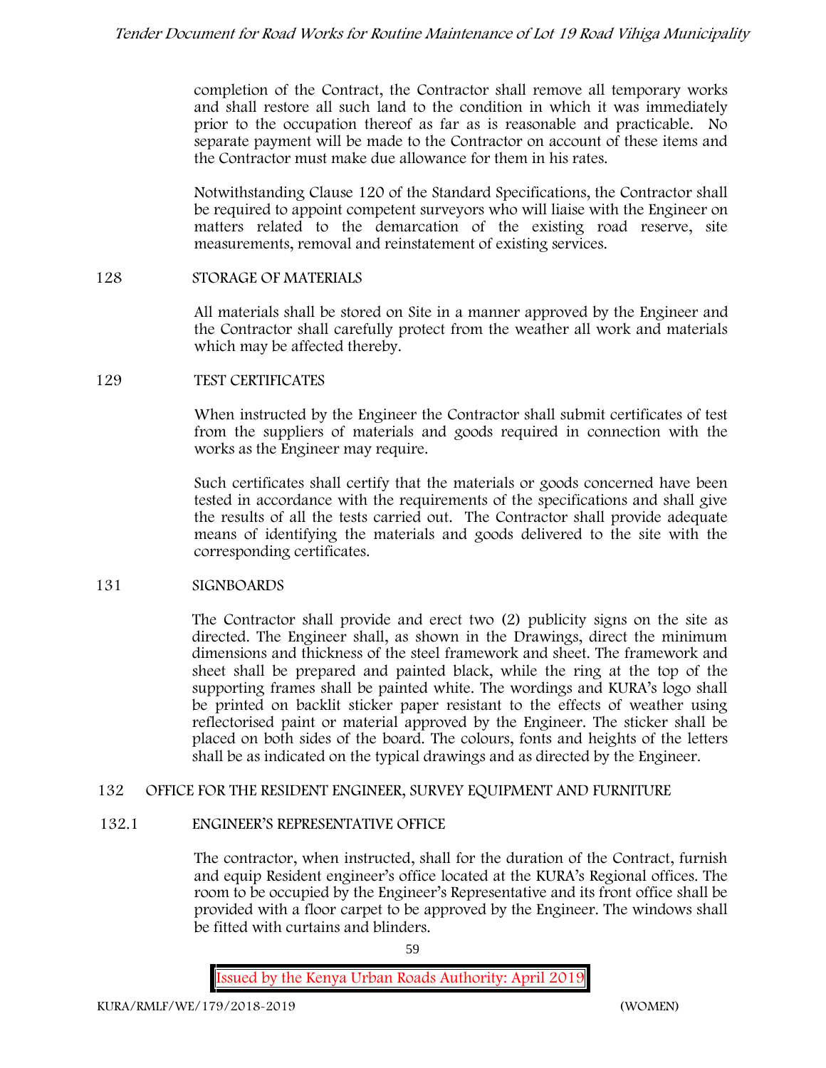completion of the Contract, the Contractor shall remove all temporary works and shall restore all such land to the condition in which it was immediately prior to the occupation thereof as far as is reasonable and practicable. No separate payment will be made to the Contractor on account of these items and the Contractor must make due allowance for them in his rates.

Notwithstanding Clause 120 of the Standard Specifications, the Contractor shall be required to appoint competent surveyors who will liaise with the Engineer on matters related to the demarcation of the existing road reserve, site measurements, removal and reinstatement of existing services.

## 128 STORAGE OF MATERIALS

All materials shall be stored on Site in a manner approved by the Engineer and the Contractor shall carefully protect from the weather all work and materials which may be affected thereby.

## 129 TEST CERTIFICATES

When instructed by the Engineer the Contractor shall submit certificates of test from the suppliers of materials and goods required in connection with the works as the Engineer may require.

Such certificates shall certify that the materials or goods concerned have been tested in accordance with the requirements of the specifications and shall give the results of all the tests carried out. The Contractor shall provide adequate means of identifying the materials and goods delivered to the site with the corresponding certificates.

## 131 SIGNBOARDS

The Contractor shall provide and erect two (2) publicity signs on the site as directed. The Engineer shall, as shown in the Drawings, direct the minimum dimensions and thickness of the steel framework and sheet. The framework and sheet shall be prepared and painted black, while the ring at the top of the supporting frames shall be painted white. The wordings and KURA's logo shall be printed on backlit sticker paper resistant to the effects of weather using reflectorised paint or material approved by the Engineer. The sticker shall be placed on both sides of the board. The colours, fonts and heights of the letters shall be as indicated on the typical drawings and as directed by the Engineer.

## 132 OFFICE FOR THE RESIDENT ENGINEER, SURVEY EQUIPMENT AND FURNITURE

### 132.1 ENGINEER'S REPRESENTATIVE OFFICE

The contractor, when instructed, shall for the duration of the Contract, furnish and equip Resident engineer's office located at the KURA's Regional offices. The room to be occupied by the Engineer's Representative and its front office shall be provided with a floor carpet to be approved by the Engineer. The windows shall be fitted with curtains and blinders.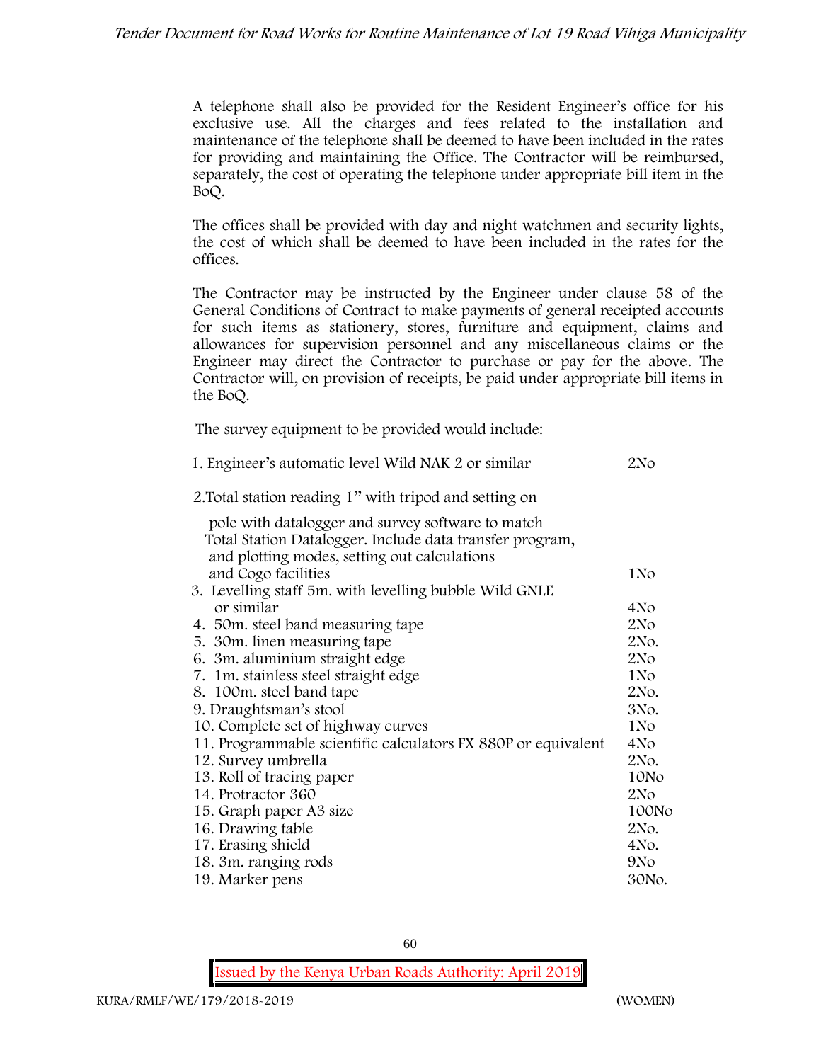A telephone shall also be provided for the Resident Engineer's office for his exclusive use. All the charges and fees related to the installation and maintenance of the telephone shall be deemed to have been included in the rates for providing and maintaining the Office. The Contractor will be reimbursed, separately, the cost of operating the telephone under appropriate bill item in the BoQ.

The offices shall be provided with day and night watchmen and security lights, the cost of which shall be deemed to have been included in the rates for the offices.

The Contractor may be instructed by the Engineer under clause 58 of the General Conditions of Contract to make payments of general receipted accounts for such items as stationery, stores, furniture and equipment, claims and allowances for supervision personnel and any miscellaneous claims or the Engineer may direct the Contractor to purchase or pay for the above. The Contractor will, on provision of receipts, be paid under appropriate bill items in the BoQ.

The survey equipment to be provided would include:

| Item | Quantity |
|---|---|
| 1. Engineer's automatic level Wild NAK 2 or similar | 2No |
| 2. Total station reading 1" with tripod and setting on pole with datalogger and survey software to match Total Station Datalogger. Include data transfer program, and plotting modes, setting out calculations and Cogo facilities | 1No |
| 3. Levelling staff 5m. with levelling bubble Wild GNLE or similar | 4No |
| 4. 50m. steel band measuring tape | 2No |
| 5. 30m. linen measuring tape | 2No. |
| 6. 3m. aluminium straight edge | 2No |
| 7. 1m. stainless steel straight edge | 1No |
| 8. 100m. steel band tape | 2No. |
| 9. Draughtsman's stool | 3No. |
| 10. Complete set of highway curves | 1No |
| 11. Programmable scientific calculators FX 880P or equivalent | 4No |
| 12. Survey umbrella | 2No. |
| 13. Roll of tracing paper | 10No |
| 14. Protractor 360 | 2No |
| 15. Graph paper A3 size | 100No |
| 16. Drawing table | 2No. |
| 17. Erasing shield | 4No. |
| 18. 3m. ranging rods | 9No |
| 19. Marker pens | 30No. |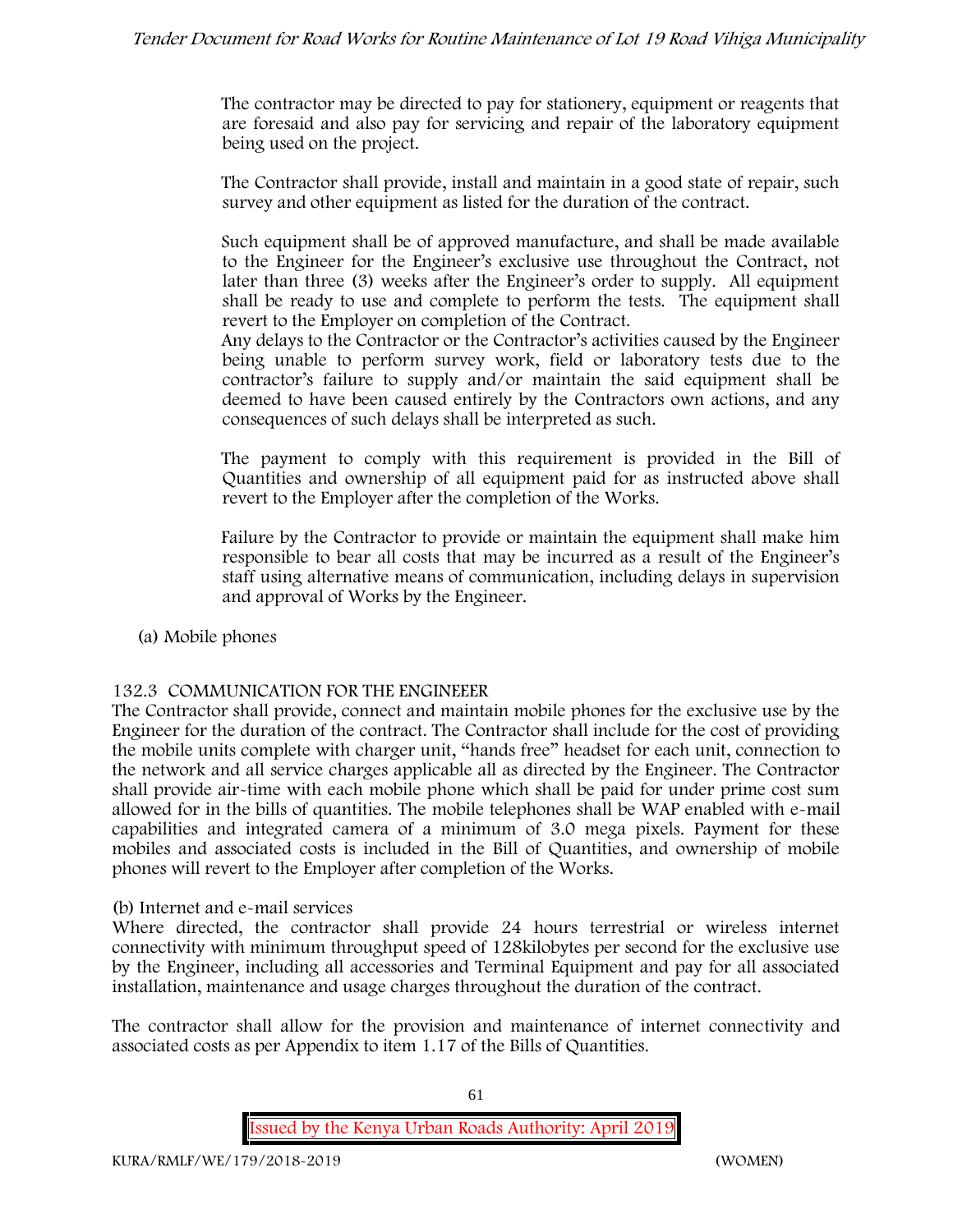The contractor may be directed to pay for stationery, equipment or reagents that are foresaid and also pay for servicing and repair of the laboratory equipment being used on the project.

The Contractor shall provide, install and maintain in a good state of repair, such survey and other equipment as listed for the duration of the contract.

Such equipment shall be of approved manufacture, and shall be made available to the Engineer for the Engineer's exclusive use throughout the Contract, not later than three (3) weeks after the Engineer's order to supply. All equipment shall be ready to use and complete to perform the tests. The equipment shall revert to the Employer on completion of the Contract.
Any delays to the Contractor or the Contractor's activities caused by the Engineer being unable to perform survey work, field or laboratory tests due to the contractor's failure to supply and/or maintain the said equipment shall be deemed to have been caused entirely by the Contractors own actions, and any consequences of such delays shall be interpreted as such.

The payment to comply with this requirement is provided in the Bill of Quantities and ownership of all equipment paid for as instructed above shall revert to the Employer after the completion of the Works.

Failure by the Contractor to provide or maintain the equipment shall make him responsible to bear all costs that may be incurred as a result of the Engineer's staff using alternative means of communication, including delays in supervision and approval of Works by the Engineer.

(a) Mobile phones

132.3 COMMUNICATION FOR THE ENGINEEER

The Contractor shall provide, connect and maintain mobile phones for the exclusive use by the Engineer for the duration of the contract. The Contractor shall include for the cost of providing the mobile units complete with charger unit, "hands free" headset for each unit, connection to the network and all service charges applicable all as directed by the Engineer. The Contractor shall provide air-time with each mobile phone which shall be paid for under prime cost sum allowed for in the bills of quantities. The mobile telephones shall be WAP enabled with e-mail capabilities and integrated camera of a minimum of 3.0 mega pixels. Payment for these mobiles and associated costs is included in the Bill of Quantities, and ownership of mobile phones will revert to the Employer after completion of the Works.

(b) Internet and e-mail services

Where directed, the contractor shall provide 24 hours terrestrial or wireless internet connectivity with minimum throughput speed of 128kilobytes per second for the exclusive use by the Engineer, including all accessories and Terminal Equipment and pay for all associated installation, maintenance and usage charges throughout the duration of the contract.

The contractor shall allow for the provision and maintenance of internet connectivity and associated costs as per Appendix to item 1.17 of the Bills of Quantities.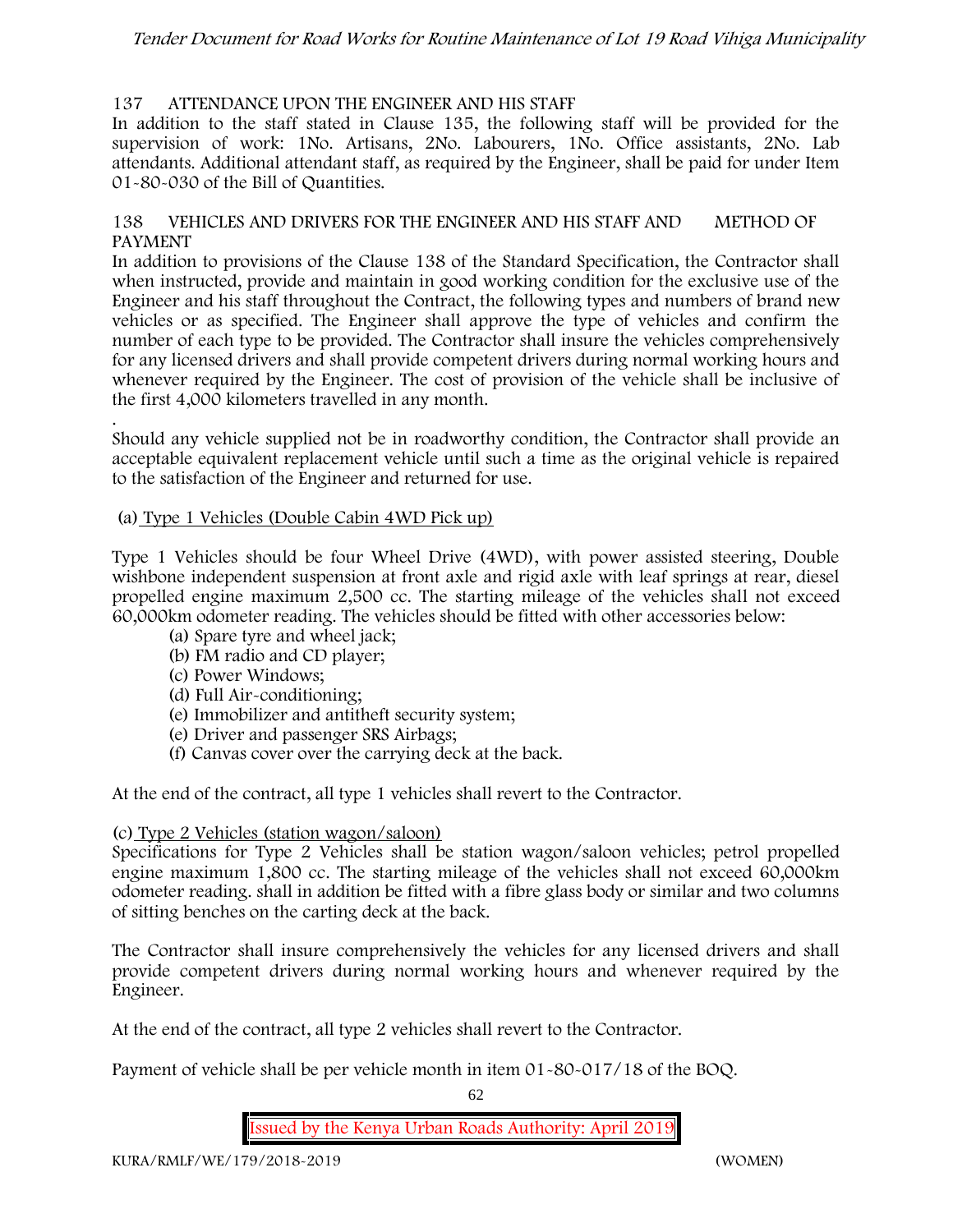## 137 ATTENDANCE UPON THE ENGINEER AND HIS STAFF

In addition to the staff stated in Clause 135, the following staff will be provided for the supervision of work: 1No. Artisans, 2No. Labourers, 1No. Office assistants, 2No. Lab attendants. Additional attendant staff, as required by the Engineer, shall be paid for under Item 01-80-030 of the Bill of Quantities.

## 138 VEHICLES AND DRIVERS FOR THE ENGINEER AND HIS STAFF AND METHOD OF PAYMENT

In addition to provisions of the Clause 138 of the Standard Specification, the Contractor shall when instructed, provide and maintain in good working condition for the exclusive use of the Engineer and his staff throughout the Contract, the following types and numbers of brand new vehicles or as specified. The Engineer shall approve the type of vehicles and confirm the number of each type to be provided. The Contractor shall insure the vehicles comprehensively for any licensed drivers and shall provide competent drivers during normal working hours and whenever required by the Engineer. The cost of provision of the vehicle shall be inclusive of the first 4,000 kilometers travelled in any month.

.
Should any vehicle supplied not be in roadworthy condition, the Contractor shall provide an acceptable equivalent replacement vehicle until such a time as the original vehicle is repaired to the satisfaction of the Engineer and returned for use.

(a) Type 1 Vehicles (Double Cabin 4WD Pick up)

Type 1 Vehicles should be four Wheel Drive (4WD), with power assisted steering, Double wishbone independent suspension at front axle and rigid axle with leaf springs at rear, diesel propelled engine maximum 2,500 cc. The starting mileage of the vehicles shall not exceed 60,000km odometer reading. The vehicles should be fitted with other accessories below:

(a) Spare tyre and wheel jack;
(b) FM radio and CD player;
(c) Power Windows;
(d) Full Air-conditioning;
(e) Immobilizer and antitheft security system;
(e) Driver and passenger SRS Airbags;
(f) Canvas cover over the carrying deck at the back.

At the end of the contract, all type 1 vehicles shall revert to the Contractor.

(c) Type 2 Vehicles (station wagon/saloon)

Specifications for Type 2 Vehicles shall be station wagon/saloon vehicles; petrol propelled engine maximum 1,800 cc. The starting mileage of the vehicles shall not exceed 60,000km odometer reading. shall in addition be fitted with a fibre glass body or similar and two columns of sitting benches on the carting deck at the back.

The Contractor shall insure comprehensively the vehicles for any licensed drivers and shall provide competent drivers during normal working hours and whenever required by the Engineer.

At the end of the contract, all type 2 vehicles shall revert to the Contractor.

Payment of vehicle shall be per vehicle month in item 01-80-017/18 of the BOQ.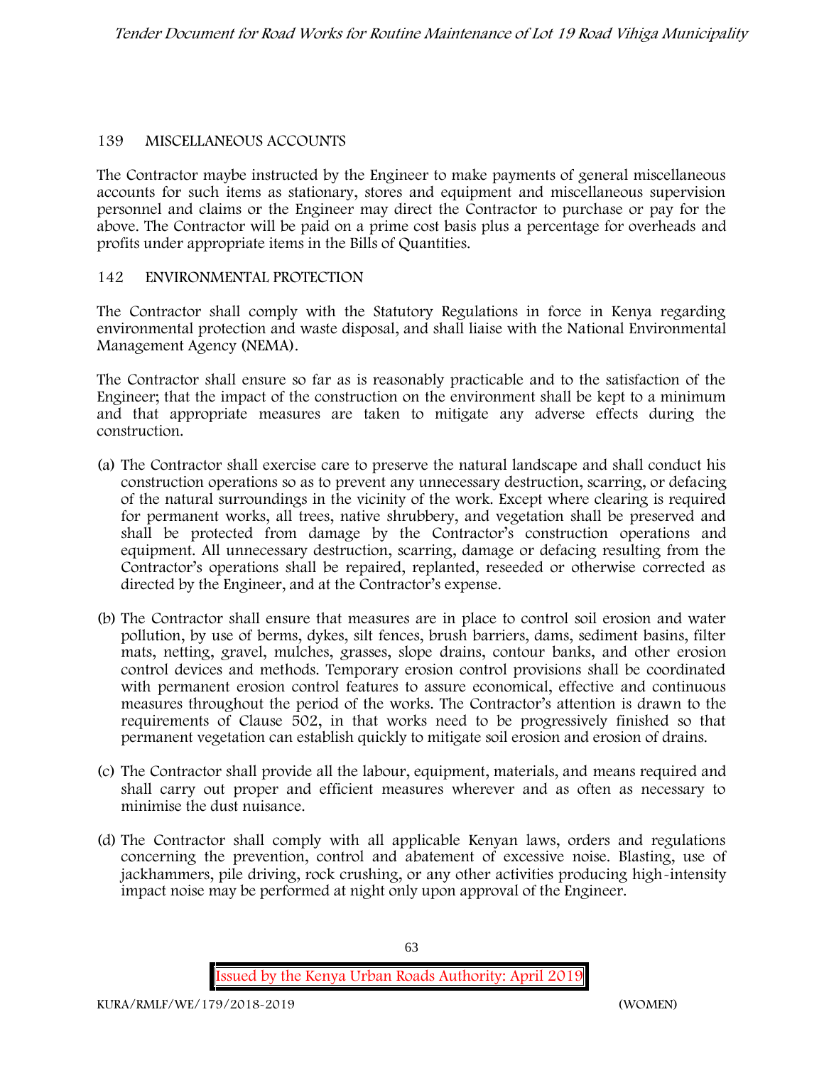## 139 MISCELLANEOUS ACCOUNTS

The Contractor maybe instructed by the Engineer to make payments of general miscellaneous accounts for such items as stationary, stores and equipment and miscellaneous supervision personnel and claims or the Engineer may direct the Contractor to purchase or pay for the above. The Contractor will be paid on a prime cost basis plus a percentage for overheads and profits under appropriate items in the Bills of Quantities.

## 142 ENVIRONMENTAL PROTECTION

The Contractor shall comply with the Statutory Regulations in force in Kenya regarding environmental protection and waste disposal, and shall liaise with the National Environmental Management Agency (NEMA).

The Contractor shall ensure so far as is reasonably practicable and to the satisfaction of the Engineer; that the impact of the construction on the environment shall be kept to a minimum and that appropriate measures are taken to mitigate any adverse effects during the construction.

(a) The Contractor shall exercise care to preserve the natural landscape and shall conduct his construction operations so as to prevent any unnecessary destruction, scarring, or defacing of the natural surroundings in the vicinity of the work. Except where clearing is required for permanent works, all trees, native shrubbery, and vegetation shall be preserved and shall be protected from damage by the Contractor's construction operations and equipment. All unnecessary destruction, scarring, damage or defacing resulting from the Contractor's operations shall be repaired, replanted, reseeded or otherwise corrected as directed by the Engineer, and at the Contractor's expense.

(b) The Contractor shall ensure that measures are in place to control soil erosion and water pollution, by use of berms, dykes, silt fences, brush barriers, dams, sediment basins, filter mats, netting, gravel, mulches, grasses, slope drains, contour banks, and other erosion control devices and methods. Temporary erosion control provisions shall be coordinated with permanent erosion control features to assure economical, effective and continuous measures throughout the period of the works. The Contractor's attention is drawn to the requirements of Clause 502, in that works need to be progressively finished so that permanent vegetation can establish quickly to mitigate soil erosion and erosion of drains.

(c) The Contractor shall provide all the labour, equipment, materials, and means required and shall carry out proper and efficient measures wherever and as often as necessary to minimise the dust nuisance.

(d) The Contractor shall comply with all applicable Kenyan laws, orders and regulations concerning the prevention, control and abatement of excessive noise. Blasting, use of jackhammers, pile driving, rock crushing, or any other activities producing high-intensity impact noise may be performed at night only upon approval of the Engineer.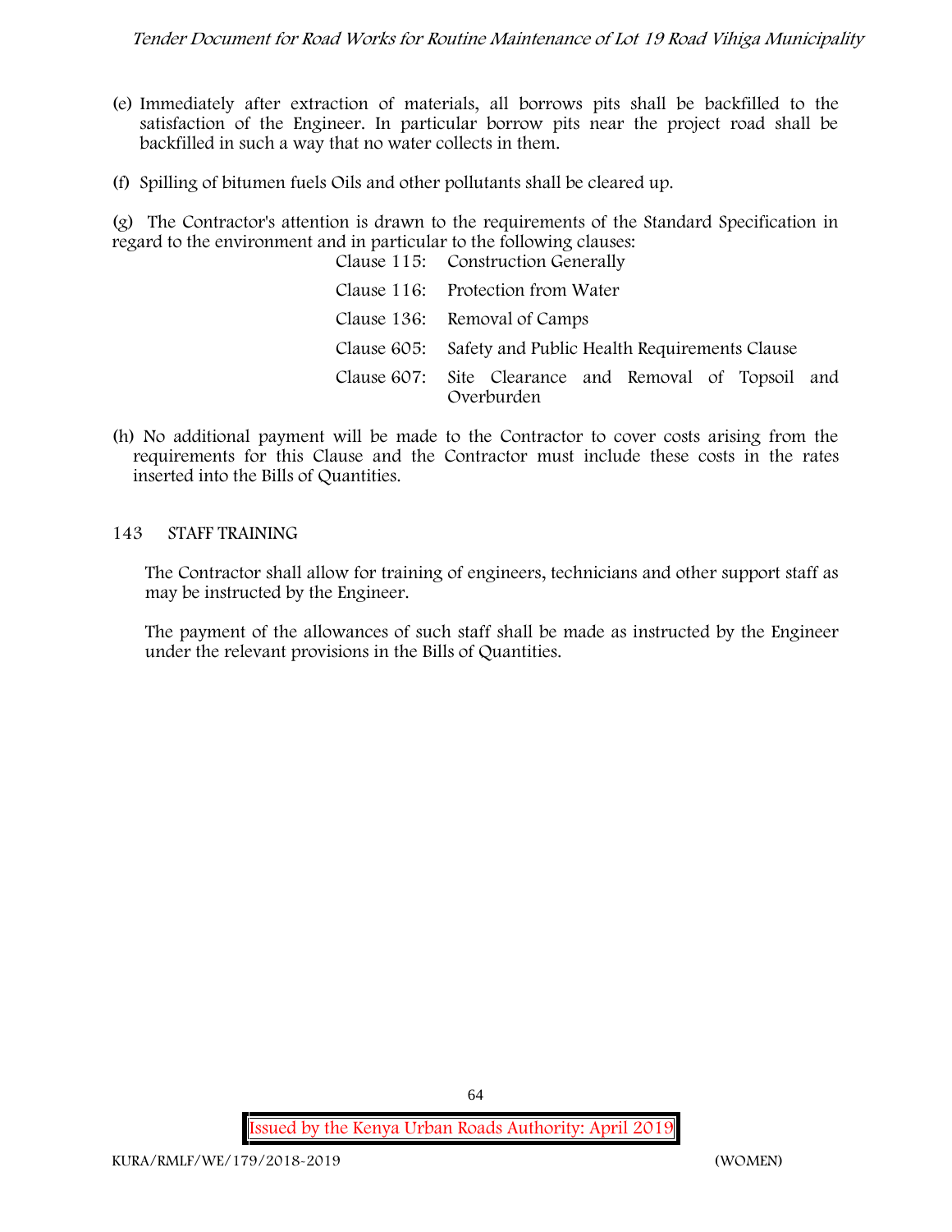(e) Immediately after extraction of materials, all borrows pits shall be backfilled to the satisfaction of the Engineer. In particular borrow pits near the project road shall be backfilled in such a way that no water collects in them.

(f) Spilling of bitumen fuels Oils and other pollutants shall be cleared up.

(g) The Contractor's attention is drawn to the requirements of the Standard Specification in regard to the environment and in particular to the following clauses:

| | |
|---|---|
| Clause 115: | Construction Generally |
| Clause 116: | Protection from Water |
| Clause 136: | Removal of Camps |
| Clause 605: | Safety and Public Health Requirements Clause |
| Clause 607: | Site Clearance and Removal of Topsoil and Overburden |

(h) No additional payment will be made to the Contractor to cover costs arising from the requirements for this Clause and the Contractor must include these costs in the rates inserted into the Bills of Quantities.

## 143 STAFF TRAINING

The Contractor shall allow for training of engineers, technicians and other support staff as may be instructed by the Engineer.

The payment of the allowances of such staff shall be made as instructed by the Engineer under the relevant provisions in the Bills of Quantities.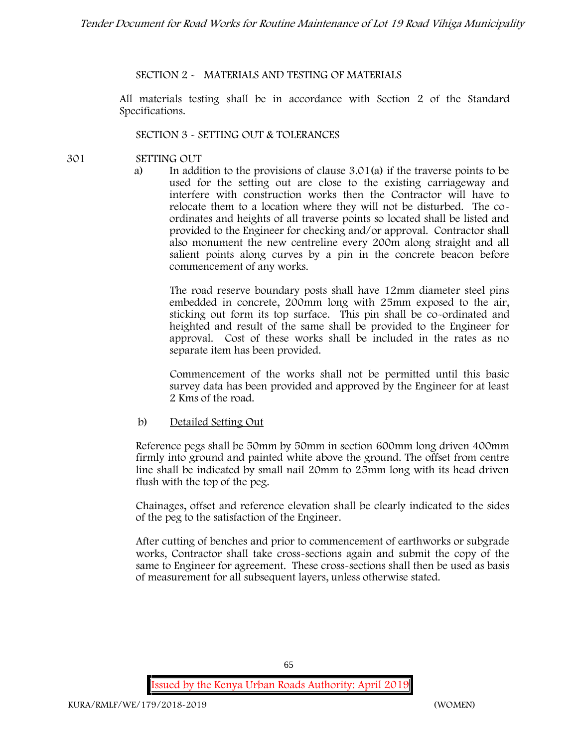## SECTION 2 - MATERIALS AND TESTING OF MATERIALS

All materials testing shall be in accordance with Section 2 of the Standard Specifications.

## SECTION 3 - SETTING OUT & TOLERANCES

### 301 SETTING OUT

a) In addition to the provisions of clause 3.01(a) if the traverse points to be used for the setting out are close to the existing carriageway and interfere with construction works then the Contractor will have to relocate them to a location where they will not be disturbed. The co-ordinates and heights of all traverse points so located shall be listed and provided to the Engineer for checking and/or approval. Contractor shall also monument the new centreline every 200m along straight and all salient points along curves by a pin in the concrete beacon before commencement of any works.

The road reserve boundary posts shall have 12mm diameter steel pins embedded in concrete, 200mm long with 25mm exposed to the air, sticking out form its top surface. This pin shall be co-ordinated and heighted and result of the same shall be provided to the Engineer for approval. Cost of these works shall be included in the rates as no separate item has been provided.

Commencement of the works shall not be permitted until this basic survey data has been provided and approved by the Engineer for at least 2 Kms of the road.

b) Detailed Setting Out

Reference pegs shall be 50mm by 50mm in section 600mm long driven 400mm firmly into ground and painted white above the ground. The offset from centre line shall be indicated by small nail 20mm to 25mm long with its head driven flush with the top of the peg.

Chainages, offset and reference elevation shall be clearly indicated to the sides of the peg to the satisfaction of the Engineer.

After cutting of benches and prior to commencement of earthworks or subgrade works, Contractor shall take cross-sections again and submit the copy of the same to Engineer for agreement. These cross-sections shall then be used as basis of measurement for all subsequent layers, unless otherwise stated.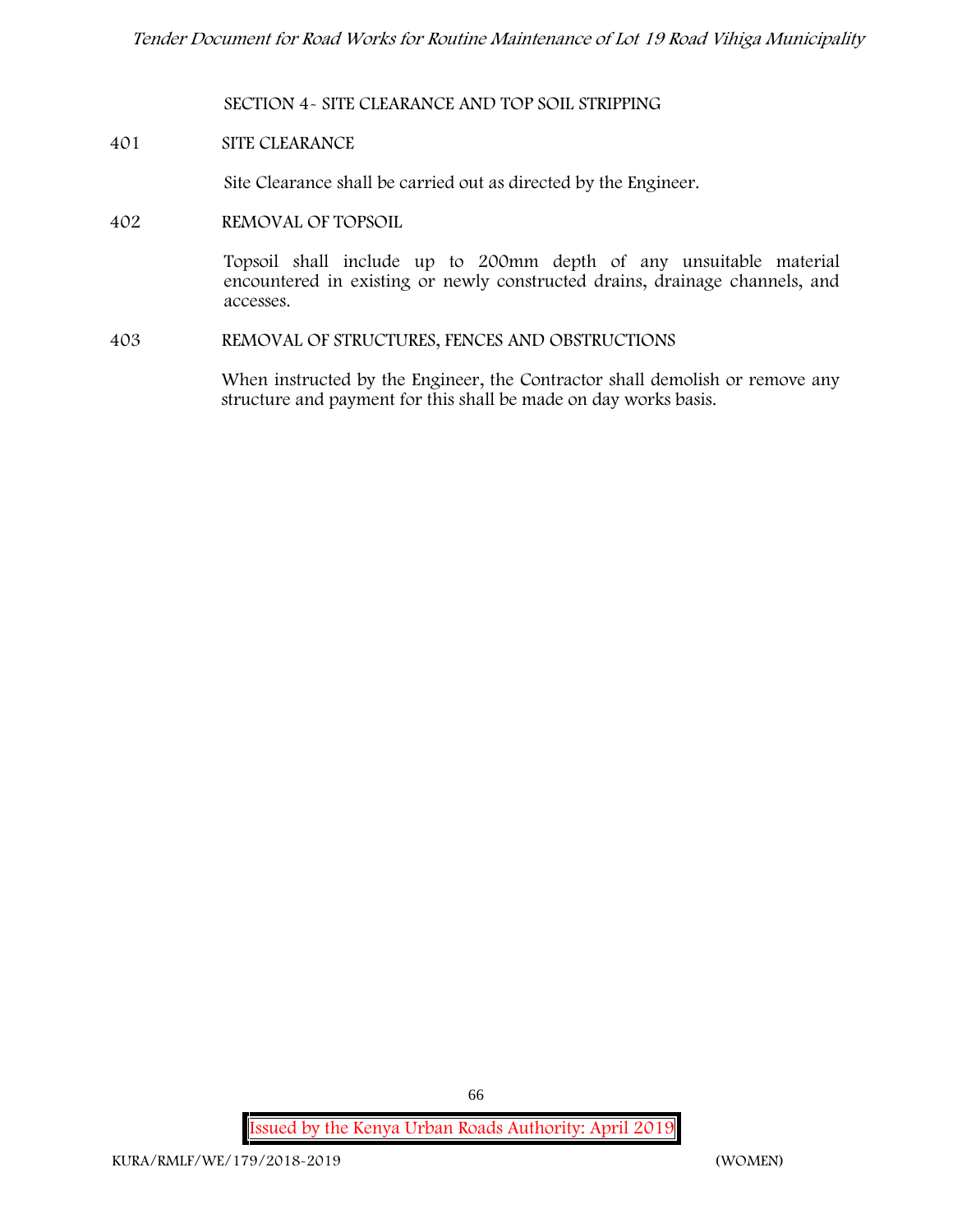## SECTION 4- SITE CLEARANCE AND TOP SOIL STRIPPING

### 401 SITE CLEARANCE

Site Clearance shall be carried out as directed by the Engineer.

### 402 REMOVAL OF TOPSOIL

Topsoil shall include up to 200mm depth of any unsuitable material encountered in existing or newly constructed drains, drainage channels, and accesses.

### 403 REMOVAL OF STRUCTURES, FENCES AND OBSTRUCTIONS

When instructed by the Engineer, the Contractor shall demolish or remove any structure and payment for this shall be made on day works basis.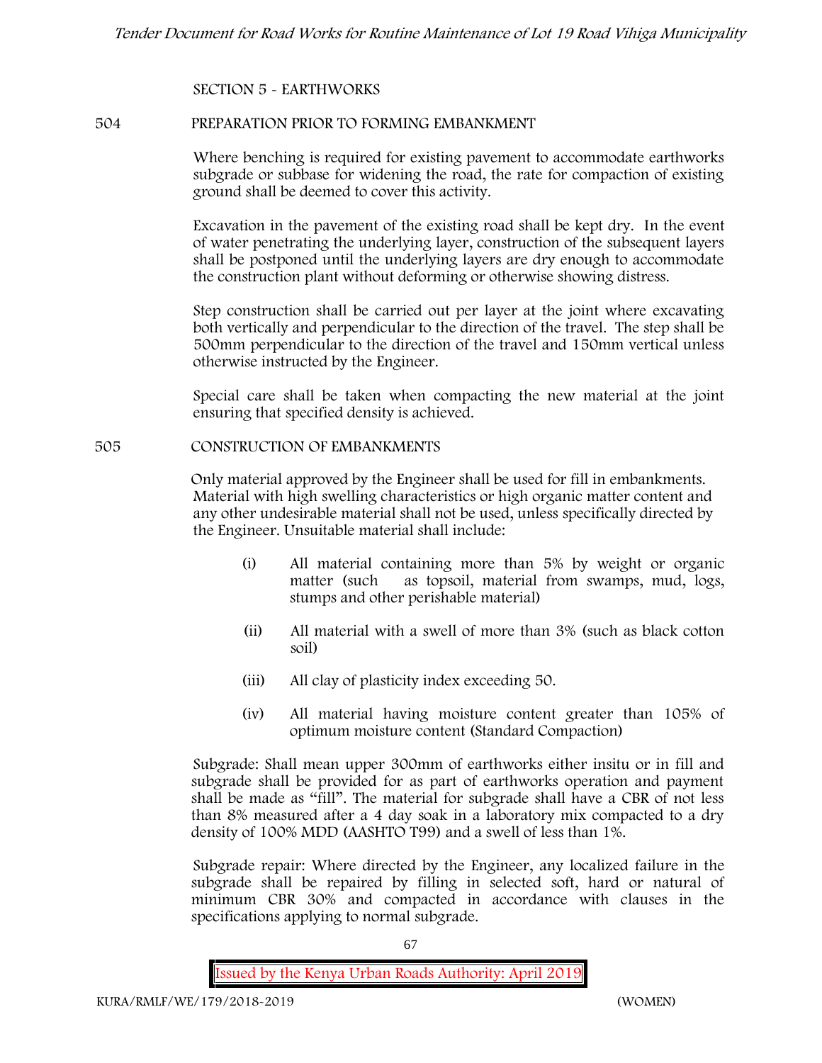SECTION 5 - EARTHWORKS

## 504 PREPARATION PRIOR TO FORMING EMBANKMENT

Where benching is required for existing pavement to accommodate earthworks subgrade or subbase for widening the road, the rate for compaction of existing ground shall be deemed to cover this activity.

Excavation in the pavement of the existing road shall be kept dry. In the event of water penetrating the underlying layer, construction of the subsequent layers shall be postponed until the underlying layers are dry enough to accommodate the construction plant without deforming or otherwise showing distress.

Step construction shall be carried out per layer at the joint where excavating both vertically and perpendicular to the direction of the travel. The step shall be 500mm perpendicular to the direction of the travel and 150mm vertical unless otherwise instructed by the Engineer.

Special care shall be taken when compacting the new material at the joint ensuring that specified density is achieved.

## 505 CONSTRUCTION OF EMBANKMENTS

Only material approved by the Engineer shall be used for fill in embankments. Material with high swelling characteristics or high organic matter content and any other undesirable material shall not be used, unless specifically directed by the Engineer. Unsuitable material shall include:

(i) All material containing more than 5% by weight or organic matter (such as topsoil, material from swamps, mud, logs, stumps and other perishable material)

(ii) All material with a swell of more than 3% (such as black cotton soil)

(iii) All clay of plasticity index exceeding 50.

(iv) All material having moisture content greater than 105% of optimum moisture content (Standard Compaction)

Subgrade: Shall mean upper 300mm of earthworks either insitu or in fill and subgrade shall be provided for as part of earthworks operation and payment shall be made as "fill". The material for subgrade shall have a CBR of not less than 8% measured after a 4 day soak in a laboratory mix compacted to a dry density of 100% MDD (AASHTO T99) and a swell of less than 1%.

Subgrade repair: Where directed by the Engineer, any localized failure in the subgrade shall be repaired by filling in selected soft, hard or natural of minimum CBR 30% and compacted in accordance with clauses in the specifications applying to normal subgrade.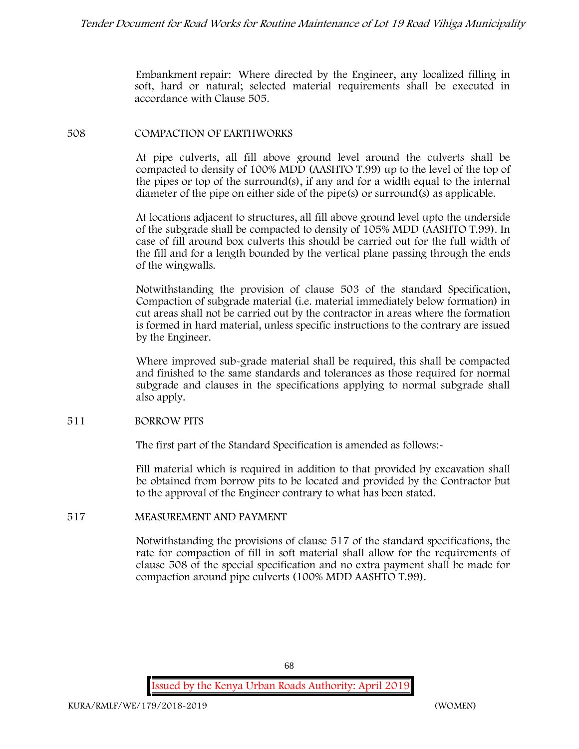Embankment repair: Where directed by the Engineer, any localized filling in soft, hard or natural; selected material requirements shall be executed in accordance with Clause 505.

## 508 COMPACTION OF EARTHWORKS

At pipe culverts, all fill above ground level around the culverts shall be compacted to density of 100% MDD (AASHTO T.99) up to the level of the top of the pipes or top of the surround(s), if any and for a width equal to the internal diameter of the pipe on either side of the pipe(s) or surround(s) as applicable.

At locations adjacent to structures, all fill above ground level upto the underside of the subgrade shall be compacted to density of 105% MDD (AASHTO T.99). In case of fill around box culverts this should be carried out for the full width of the fill and for a length bounded by the vertical plane passing through the ends of the wingwalls.

Notwithstanding the provision of clause 503 of the standard Specification, Compaction of subgrade material (i.e. material immediately below formation) in cut areas shall not be carried out by the contractor in areas where the formation is formed in hard material, unless specific instructions to the contrary are issued by the Engineer.

Where improved sub-grade material shall be required, this shall be compacted and finished to the same standards and tolerances as those required for normal subgrade and clauses in the specifications applying to normal subgrade shall also apply.

## 511 BORROW PITS

The first part of the Standard Specification is amended as follows:-

Fill material which is required in addition to that provided by excavation shall be obtained from borrow pits to be located and provided by the Contractor but to the approval of the Engineer contrary to what has been stated.

## 517 MEASUREMENT AND PAYMENT

Notwithstanding the provisions of clause 517 of the standard specifications, the rate for compaction of fill in soft material shall allow for the requirements of clause 508 of the special specification and no extra payment shall be made for compaction around pipe culverts (100% MDD AASHTO T.99).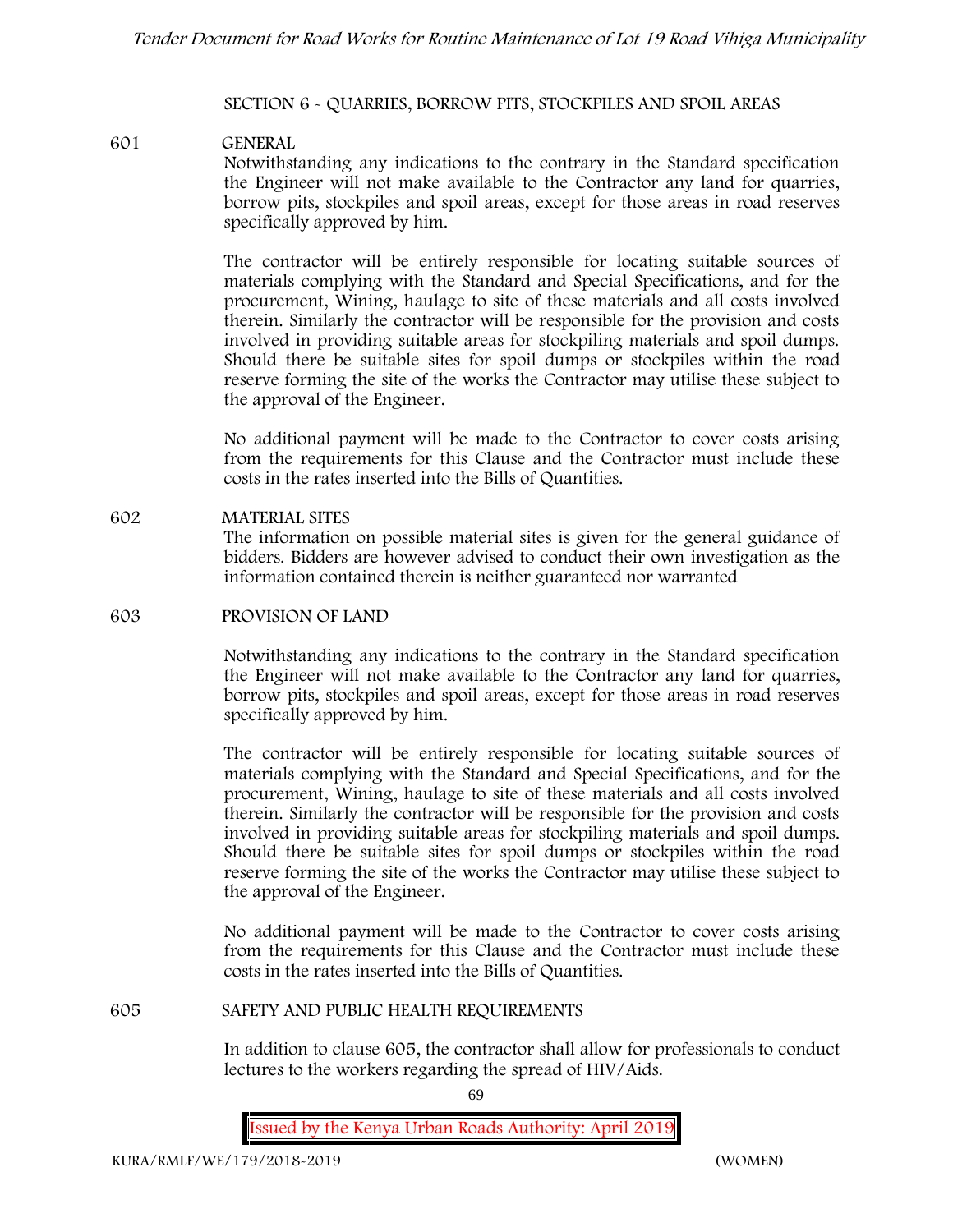## SECTION 6 - QUARRIES, BORROW PITS, STOCKPILES AND SPOIL AREAS

### 601 GENERAL

Notwithstanding any indications to the contrary in the Standard specification the Engineer will not make available to the Contractor any land for quarries, borrow pits, stockpiles and spoil areas, except for those areas in road reserves specifically approved by him.

The contractor will be entirely responsible for locating suitable sources of materials complying with the Standard and Special Specifications, and for the procurement, Wining, haulage to site of these materials and all costs involved therein. Similarly the contractor will be responsible for the provision and costs involved in providing suitable areas for stockpiling materials and spoil dumps. Should there be suitable sites for spoil dumps or stockpiles within the road reserve forming the site of the works the Contractor may utilise these subject to the approval of the Engineer.

No additional payment will be made to the Contractor to cover costs arising from the requirements for this Clause and the Contractor must include these costs in the rates inserted into the Bills of Quantities.

### 602 MATERIAL SITES

The information on possible material sites is given for the general guidance of bidders. Bidders are however advised to conduct their own investigation as the information contained therein is neither guaranteed nor warranted

### 603 PROVISION OF LAND

Notwithstanding any indications to the contrary in the Standard specification the Engineer will not make available to the Contractor any land for quarries, borrow pits, stockpiles and spoil areas, except for those areas in road reserves specifically approved by him.

The contractor will be entirely responsible for locating suitable sources of materials complying with the Standard and Special Specifications, and for the procurement, Wining, haulage to site of these materials and all costs involved therein. Similarly the contractor will be responsible for the provision and costs involved in providing suitable areas for stockpiling materials and spoil dumps. Should there be suitable sites for spoil dumps or stockpiles within the road reserve forming the site of the works the Contractor may utilise these subject to the approval of the Engineer.

No additional payment will be made to the Contractor to cover costs arising from the requirements for this Clause and the Contractor must include these costs in the rates inserted into the Bills of Quantities.

### 605 SAFETY AND PUBLIC HEALTH REQUIREMENTS

In addition to clause 605, the contractor shall allow for professionals to conduct lectures to the workers regarding the spread of HIV/Aids.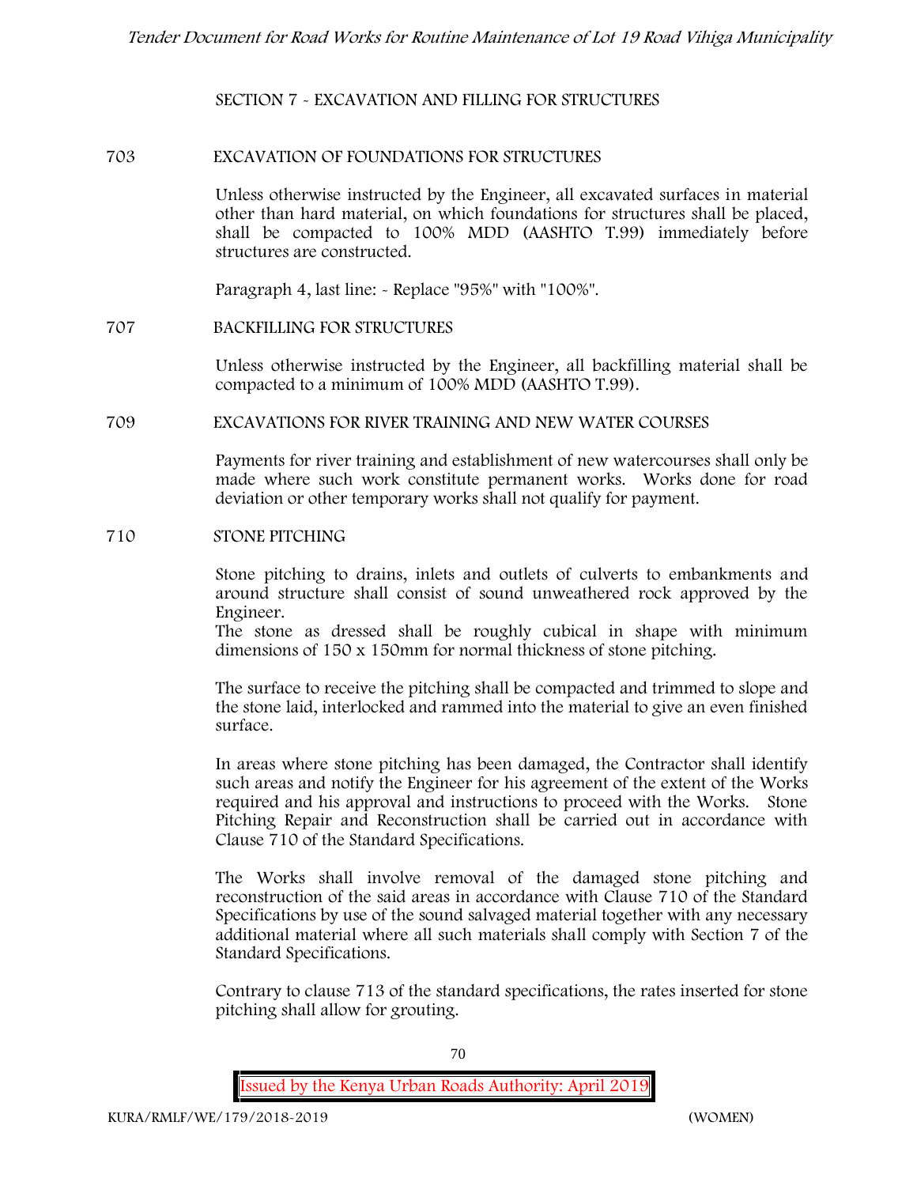## SECTION 7 - EXCAVATION AND FILLING FOR STRUCTURES

### 703 EXCAVATION OF FOUNDATIONS FOR STRUCTURES

Unless otherwise instructed by the Engineer, all excavated surfaces in material other than hard material, on which foundations for structures shall be placed, shall be compacted to 100% MDD (AASHTO T.99) immediately before structures are constructed.

Paragraph 4, last line: - Replace "95%" with "100%".

### 707 BACKFILLING FOR STRUCTURES

Unless otherwise instructed by the Engineer, all backfilling material shall be compacted to a minimum of 100% MDD (AASHTO T.99).

### 709 EXCAVATIONS FOR RIVER TRAINING AND NEW WATER COURSES

Payments for river training and establishment of new watercourses shall only be made where such work constitute permanent works. Works done for road deviation or other temporary works shall not qualify for payment.

### 710 STONE PITCHING

Stone pitching to drains, inlets and outlets of culverts to embankments and around structure shall consist of sound unweathered rock approved by the Engineer.
The stone as dressed shall be roughly cubical in shape with minimum dimensions of 150 x 150mm for normal thickness of stone pitching.

The surface to receive the pitching shall be compacted and trimmed to slope and the stone laid, interlocked and rammed into the material to give an even finished surface.

In areas where stone pitching has been damaged, the Contractor shall identify such areas and notify the Engineer for his agreement of the extent of the Works required and his approval and instructions to proceed with the Works. Stone Pitching Repair and Reconstruction shall be carried out in accordance with Clause 710 of the Standard Specifications.

The Works shall involve removal of the damaged stone pitching and reconstruction of the said areas in accordance with Clause 710 of the Standard Specifications by use of the sound salvaged material together with any necessary additional material where all such materials shall comply with Section 7 of the Standard Specifications.

Contrary to clause 713 of the standard specifications, the rates inserted for stone pitching shall allow for grouting.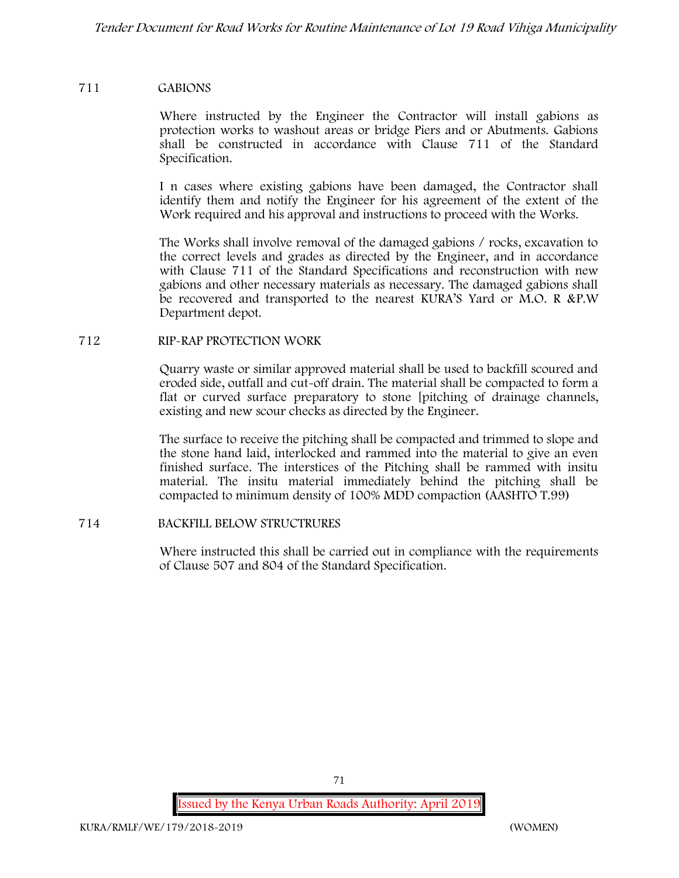## 711 GABIONS

Where instructed by the Engineer the Contractor will install gabions as protection works to washout areas or bridge Piers and or Abutments. Gabions shall be constructed in accordance with Clause 711 of the Standard Specification.

I n cases where existing gabions have been damaged, the Contractor shall identify them and notify the Engineer for his agreement of the extent of the Work required and his approval and instructions to proceed with the Works.

The Works shall involve removal of the damaged gabions / rocks, excavation to the correct levels and grades as directed by the Engineer, and in accordance with Clause 711 of the Standard Specifications and reconstruction with new gabions and other necessary materials as necessary. The damaged gabions shall be recovered and transported to the nearest KURA'S Yard or M.O. R &P.W Department depot.

## 712 RIP-RAP PROTECTION WORK

Quarry waste or similar approved material shall be used to backfill scoured and eroded side, outfall and cut-off drain. The material shall be compacted to form a flat or curved surface preparatory to stone [pitching of drainage channels, existing and new scour checks as directed by the Engineer.

The surface to receive the pitching shall be compacted and trimmed to slope and the stone hand laid, interlocked and rammed into the material to give an even finished surface. The interstices of the Pitching shall be rammed with insitu material. The insitu material immediately behind the pitching shall be compacted to minimum density of 100% MDD compaction (AASHTO T.99)

## 714 BACKFILL BELOW STRUCTRURES

Where instructed this shall be carried out in compliance with the requirements of Clause 507 and 804 of the Standard Specification.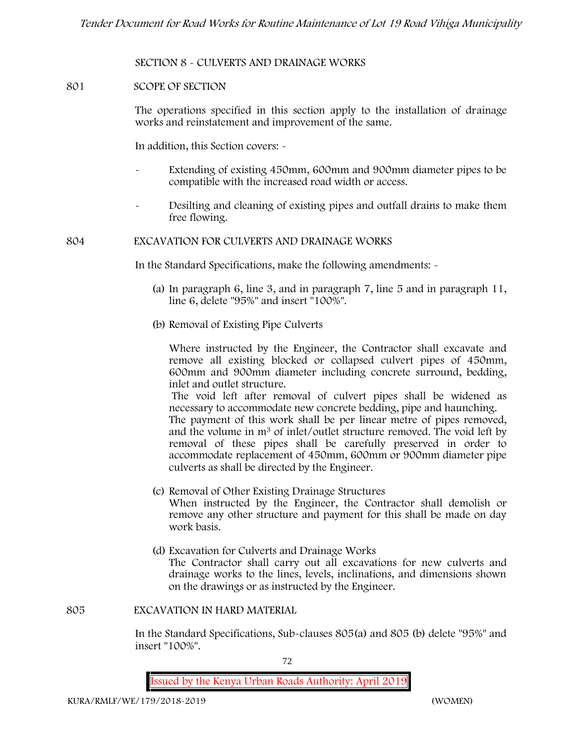## SECTION 8 - CULVERTS AND DRAINAGE WORKS

### 801 SCOPE OF SECTION

The operations specified in this section apply to the installation of drainage works and reinstatement and improvement of the same.

In addition, this Section covers: -

- Extending of existing 450mm, 600mm and 900mm diameter pipes to be compatible with the increased road width or access.
- Desilting and cleaning of existing pipes and outfall drains to make them free flowing.

### 804 EXCAVATION FOR CULVERTS AND DRAINAGE WORKS

In the Standard Specifications, make the following amendments: -

(a) In paragraph 6, line 3, and in paragraph 7, line 5 and in paragraph 11, line 6, delete "95%" and insert "100%".

(b) Removal of Existing Pipe Culverts

Where instructed by the Engineer, the Contractor shall excavate and remove all existing blocked or collapsed culvert pipes of 450mm, 600mm and 900mm diameter including concrete surround, bedding, inlet and outlet structure.

The void left after removal of culvert pipes shall be widened as necessary to accommodate new concrete bedding, pipe and haunching. The payment of this work shall be per linear metre of pipes removed, and the volume in $m^3$ of inlet/outlet structure removed. The void left by removal of these pipes shall be carefully preserved in order to accommodate replacement of 450mm, 600mm or 900mm diameter pipe culverts as shall be directed by the Engineer.

(c) Removal of Other Existing Drainage Structures

When instructed by the Engineer, the Contractor shall demolish or remove any other structure and payment for this shall be made on day work basis.

(d) Excavation for Culverts and Drainage Works

The Contractor shall carry out all excavations for new culverts and drainage works to the lines, levels, inclinations, and dimensions shown on the drawings or as instructed by the Engineer.

### 805 EXCAVATION IN HARD MATERIAL

In the Standard Specifications, Sub-clauses 805(a) and 805 (b) delete "95%" and insert "100%".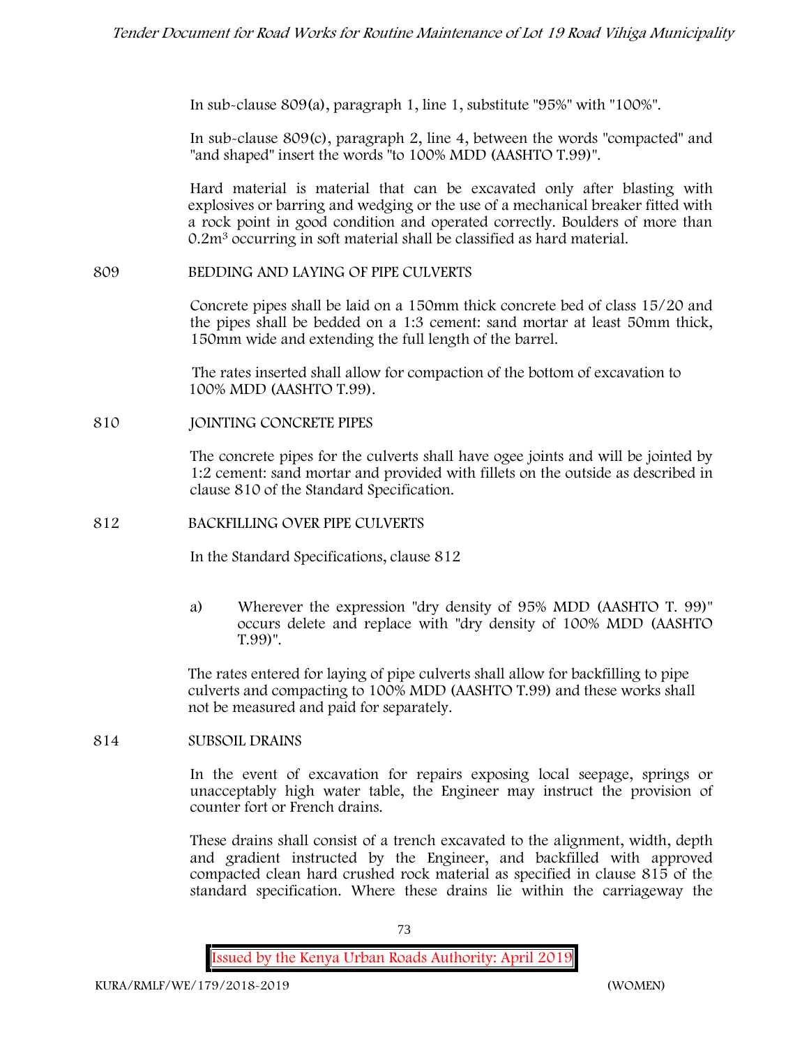In sub-clause 809(a), paragraph 1, line 1, substitute "95%" with "100%".

In sub-clause 809(c), paragraph 2, line 4, between the words "compacted" and "and shaped" insert the words "to 100% MDD (AASHTO T.99)".

Hard material is material that can be excavated only after blasting with explosives or barring and wedging or the use of a mechanical breaker fitted with a rock point in good condition and operated correctly. Boulders of more than $0.2m^3$ occurring in soft material shall be classified as hard material.

**809 BEDDING AND LAYING OF PIPE CULVERTS**

Concrete pipes shall be laid on a 150mm thick concrete bed of class 15/20 and the pipes shall be bedded on a 1:3 cement: sand mortar at least 50mm thick, 150mm wide and extending the full length of the barrel.

The rates inserted shall allow for compaction of the bottom of excavation to 100% MDD (AASHTO T.99).

**810 JOINTING CONCRETE PIPES**

The concrete pipes for the culverts shall have ogee joints and will be jointed by 1:2 cement: sand mortar and provided with fillets on the outside as described in clause 810 of the Standard Specification.

**812 BACKFILLING OVER PIPE CULVERTS**

In the Standard Specifications, clause 812

a) Wherever the expression "dry density of 95% MDD (AASHTO T. 99)" occurs delete and replace with "dry density of 100% MDD (AASHTO T.99)".

The rates entered for laying of pipe culverts shall allow for backfilling to pipe culverts and compacting to 100% MDD (AASHTO T.99) and these works shall not be measured and paid for separately.

**814 SUBSOIL DRAINS**

In the event of excavation for repairs exposing local seepage, springs or unacceptably high water table, the Engineer may instruct the provision of counter fort or French drains.

These drains shall consist of a trench excavated to the alignment, width, depth and gradient instructed by the Engineer, and backfilled with approved compacted clean hard crushed rock material as specified in clause 815 of the standard specification. Where these drains lie within the carriageway the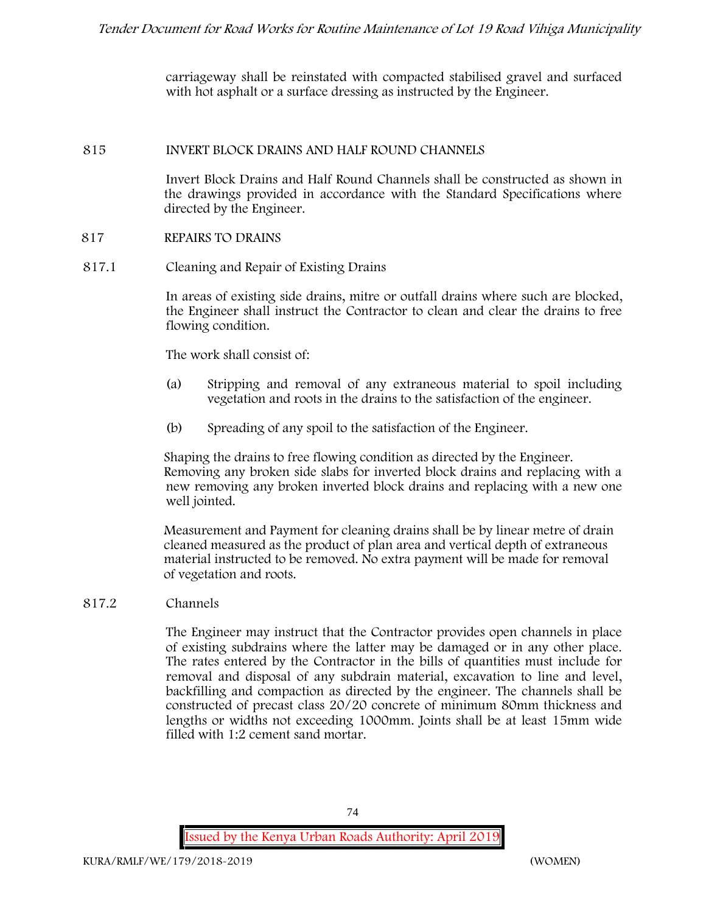carriageway shall be reinstated with compacted stabilised gravel and surfaced with hot asphalt or a surface dressing as instructed by the Engineer.

## 815 INVERT BLOCK DRAINS AND HALF ROUND CHANNELS

Invert Block Drains and Half Round Channels shall be constructed as shown in the drawings provided in accordance with the Standard Specifications where directed by the Engineer.

## 817 REPAIRS TO DRAINS

### 817.1 Cleaning and Repair of Existing Drains

In areas of existing side drains, mitre or outfall drains where such are blocked, the Engineer shall instruct the Contractor to clean and clear the drains to free flowing condition.

The work shall consist of:

(a) Stripping and removal of any extraneous material to spoil including vegetation and roots in the drains to the satisfaction of the engineer.

(b) Spreading of any spoil to the satisfaction of the Engineer.

Shaping the drains to free flowing condition as directed by the Engineer. Removing any broken side slabs for inverted block drains and replacing with a new removing any broken inverted block drains and replacing with a new one well jointed.

Measurement and Payment for cleaning drains shall be by linear metre of drain cleaned measured as the product of plan area and vertical depth of extraneous material instructed to be removed. No extra payment will be made for removal of vegetation and roots.

### 817.2 Channels

The Engineer may instruct that the Contractor provides open channels in place of existing subdrains where the latter may be damaged or in any other place. The rates entered by the Contractor in the bills of quantities must include for removal and disposal of any subdrain material, excavation to line and level, backfilling and compaction as directed by the engineer. The channels shall be constructed of precast class 20/20 concrete of minimum 80mm thickness and lengths or widths not exceeding 1000mm. Joints shall be at least 15mm wide filled with 1:2 cement sand mortar.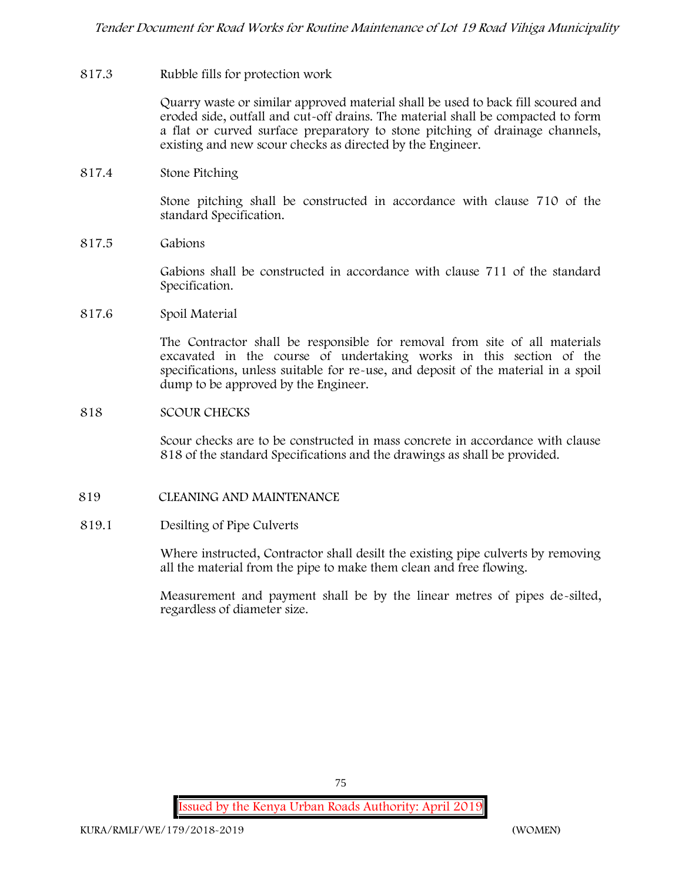817.3 Rubble fills for protection work

Quarry waste or similar approved material shall be used to back fill scoured and eroded side, outfall and cut-off drains. The material shall be compacted to form a flat or curved surface preparatory to stone pitching of drainage channels, existing and new scour checks as directed by the Engineer.

817.4 Stone Pitching

Stone pitching shall be constructed in accordance with clause 710 of the standard Specification.

817.5 Gabions

Gabions shall be constructed in accordance with clause 711 of the standard Specification.

817.6 Spoil Material

The Contractor shall be responsible for removal from site of all materials excavated in the course of undertaking works in this section of the specifications, unless suitable for re-use, and deposit of the material in a spoil dump to be approved by the Engineer.

818 SCOUR CHECKS

Scour checks are to be constructed in mass concrete in accordance with clause 818 of the standard Specifications and the drawings as shall be provided.

819 CLEANING AND MAINTENANCE

819.1 Desilting of Pipe Culverts

Where instructed, Contractor shall desilt the existing pipe culverts by removing all the material from the pipe to make them clean and free flowing.

Measurement and payment shall be by the linear metres of pipes de-silted, regardless of diameter size.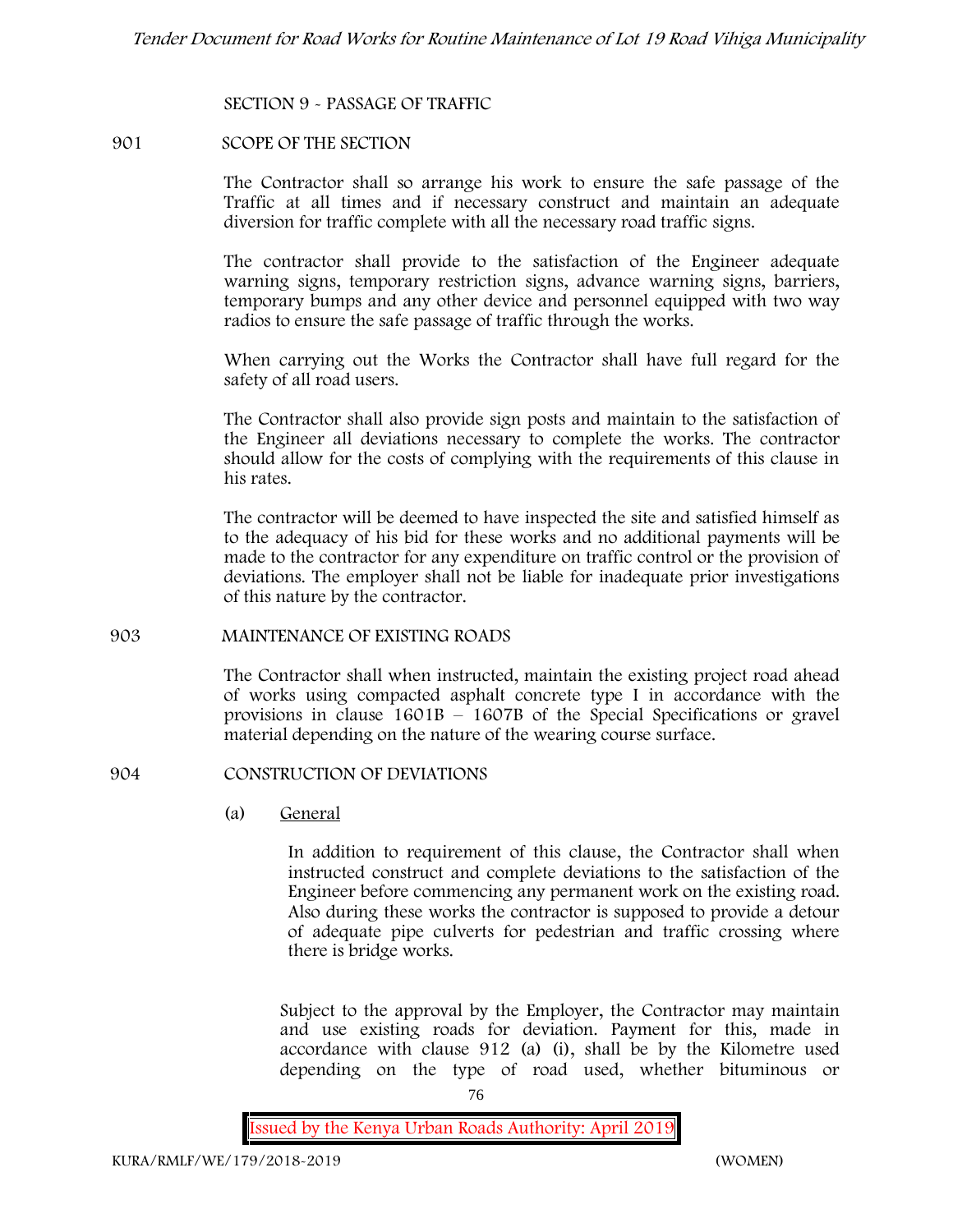## SECTION 9 - PASSAGE OF TRAFFIC

### 901 SCOPE OF THE SECTION

The Contractor shall so arrange his work to ensure the safe passage of the Traffic at all times and if necessary construct and maintain an adequate diversion for traffic complete with all the necessary road traffic signs.

The contractor shall provide to the satisfaction of the Engineer adequate warning signs, temporary restriction signs, advance warning signs, barriers, temporary bumps and any other device and personnel equipped with two way radios to ensure the safe passage of traffic through the works.

When carrying out the Works the Contractor shall have full regard for the safety of all road users.

The Contractor shall also provide sign posts and maintain to the satisfaction of the Engineer all deviations necessary to complete the works. The contractor should allow for the costs of complying with the requirements of this clause in his rates.

The contractor will be deemed to have inspected the site and satisfied himself as to the adequacy of his bid for these works and no additional payments will be made to the contractor for any expenditure on traffic control or the provision of deviations. The employer shall not be liable for inadequate prior investigations of this nature by the contractor.

### 903 MAINTENANCE OF EXISTING ROADS

The Contractor shall when instructed, maintain the existing project road ahead of works using compacted asphalt concrete type I in accordance with the provisions in clause 1601B – 1607B of the Special Specifications or gravel material depending on the nature of the wearing course surface.

### 904 CONSTRUCTION OF DEVIATIONS

(a) General

In addition to requirement of this clause, the Contractor shall when instructed construct and complete deviations to the satisfaction of the Engineer before commencing any permanent work on the existing road. Also during these works the contractor is supposed to provide a detour of adequate pipe culverts for pedestrian and traffic crossing where there is bridge works.

Subject to the approval by the Employer, the Contractor may maintain and use existing roads for deviation. Payment for this, made in accordance with clause 912 (a) (i), shall be by the Kilometre used depending on the type of road used, whether bituminous or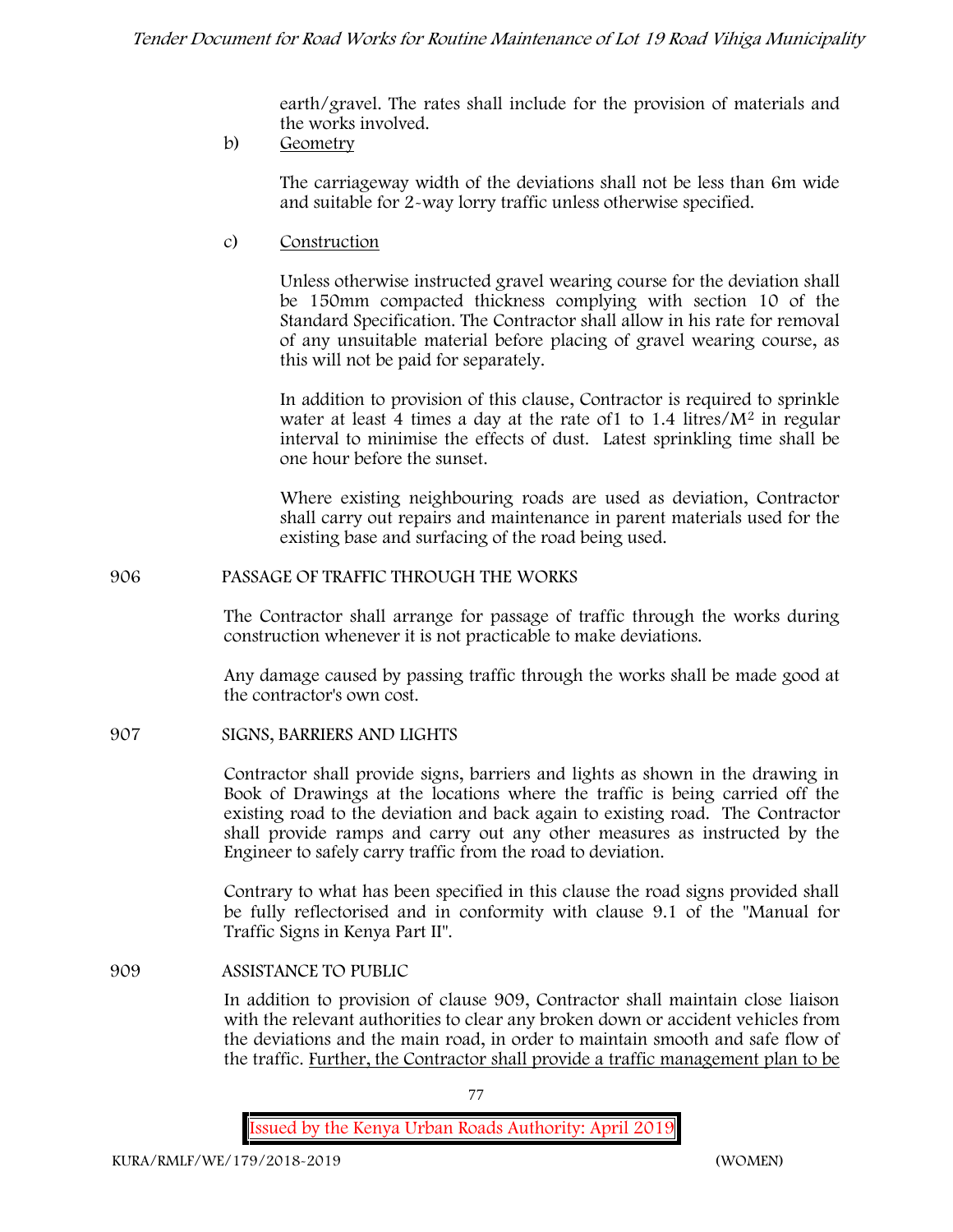earth/gravel. The rates shall include for the provision of materials and the works involved.

b) <u>Geometry</u>

The carriageway width of the deviations shall not be less than 6m wide and suitable for 2-way lorry traffic unless otherwise specified.

c) <u>Construction</u>

Unless otherwise instructed gravel wearing course for the deviation shall be 150mm compacted thickness complying with section 10 of the Standard Specification. The Contractor shall allow in his rate for removal of any unsuitable material before placing of gravel wearing course, as this will not be paid for separately.

In addition to provision of this clause, Contractor is required to sprinkle water at least 4 times a day at the rate of1 to 1.4 litres/$M^2$ in regular interval to minimise the effects of dust. Latest sprinkling time shall be one hour before the sunset.

Where existing neighbouring roads are used as deviation, Contractor shall carry out repairs and maintenance in parent materials used for the existing base and surfacing of the road being used.

906 PASSAGE OF TRAFFIC THROUGH THE WORKS

The Contractor shall arrange for passage of traffic through the works during construction whenever it is not practicable to make deviations.

Any damage caused by passing traffic through the works shall be made good at the contractor's own cost.

907 SIGNS, BARRIERS AND LIGHTS

Contractor shall provide signs, barriers and lights as shown in the drawing in Book of Drawings at the locations where the traffic is being carried off the existing road to the deviation and back again to existing road. The Contractor shall provide ramps and carry out any other measures as instructed by the Engineer to safely carry traffic from the road to deviation.

Contrary to what has been specified in this clause the road signs provided shall be fully reflectorised and in conformity with clause 9.1 of the "Manual for Traffic Signs in Kenya Part II".

909 ASSISTANCE TO PUBLIC

In addition to provision of clause 909, Contractor shall maintain close liaison with the relevant authorities to clear any broken down or accident vehicles from the deviations and the main road, in order to maintain smooth and safe flow of the traffic. <u>Further, the Contractor shall provide a traffic management plan to be</u>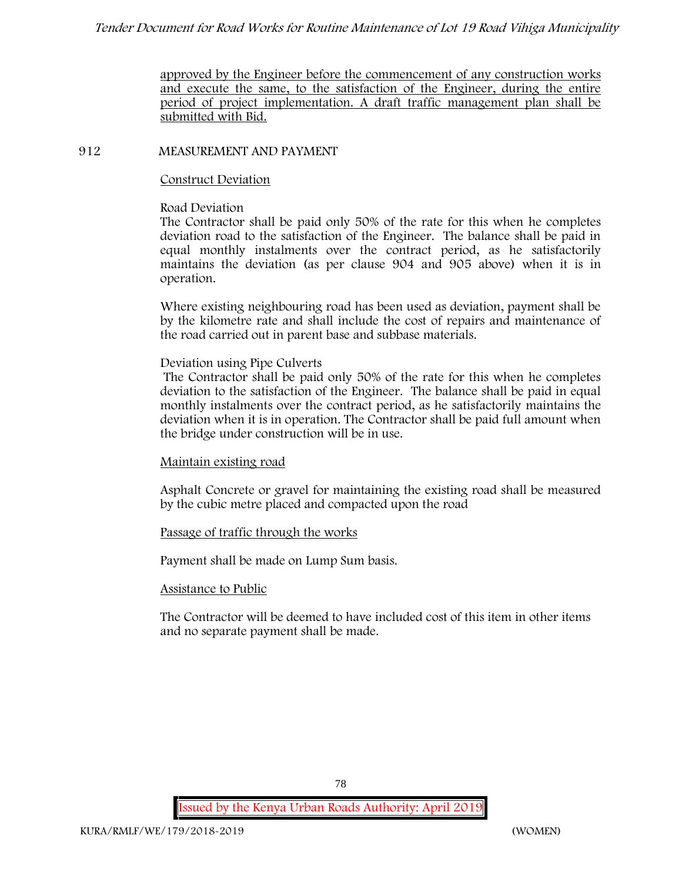approved by the Engineer before the commencement of any construction works and execute the same, to the satisfaction of the Engineer, during the entire period of project implementation. A draft traffic management plan shall be submitted with Bid.

## 912 MEASUREMENT AND PAYMENT

Construct Deviation

Road Deviation

The Contractor shall be paid only 50% of the rate for this when he completes deviation road to the satisfaction of the Engineer. The balance shall be paid in equal monthly instalments over the contract period, as he satisfactorily maintains the deviation (as per clause 904 and 905 above) when it is in operation.

Where existing neighbouring road has been used as deviation, payment shall be by the kilometre rate and shall include the cost of repairs and maintenance of the road carried out in parent base and subbase materials.

Deviation using Pipe Culverts

The Contractor shall be paid only 50% of the rate for this when he completes deviation to the satisfaction of the Engineer. The balance shall be paid in equal monthly instalments over the contract period, as he satisfactorily maintains the deviation when it is in operation. The Contractor shall be paid full amount when the bridge under construction will be in use.

Maintain existing road

Asphalt Concrete or gravel for maintaining the existing road shall be measured by the cubic metre placed and compacted upon the road

Passage of traffic through the works

Payment shall be made on Lump Sum basis.

Assistance to Public

The Contractor will be deemed to have included cost of this item in other items and no separate payment shall be made.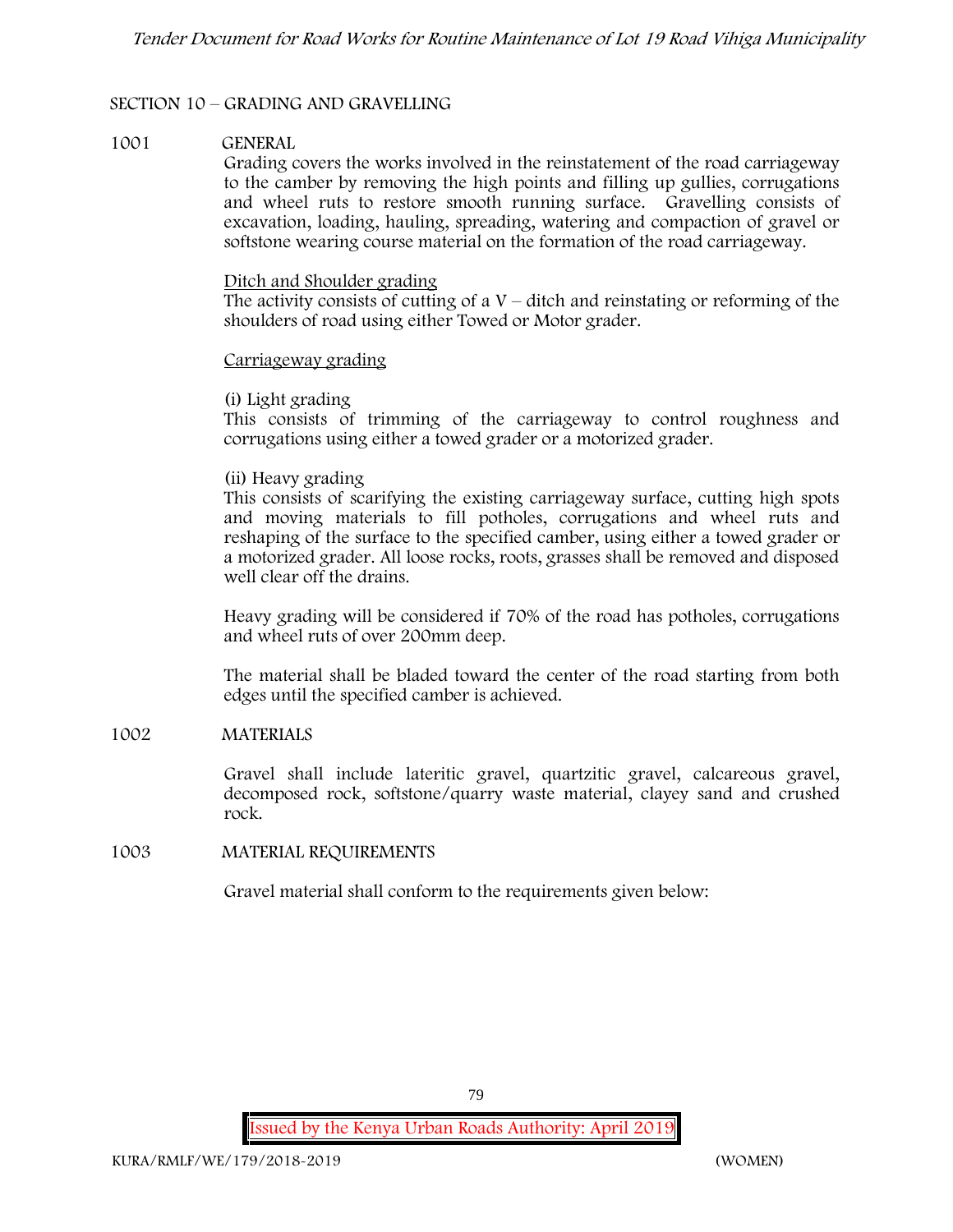## SECTION 10 – GRADING AND GRAVELLING

### 1001 GENERAL

Grading covers the works involved in the reinstatement of the road carriageway to the camber by removing the high points and filling up gullies, corrugations and wheel ruts to restore smooth running surface. Gravelling consists of excavation, loading, hauling, spreading, watering and compaction of gravel or softstone wearing course material on the formation of the road carriageway.

Ditch and Shoulder grading

The activity consists of cutting of a V – ditch and reinstating or reforming of the shoulders of road using either Towed or Motor grader.

Carriageway grading

(i) Light grading

This consists of trimming of the carriageway to control roughness and corrugations using either a towed grader or a motorized grader.

(ii) Heavy grading

This consists of scarifying the existing carriageway surface, cutting high spots and moving materials to fill potholes, corrugations and wheel ruts and reshaping of the surface to the specified camber, using either a towed grader or a motorized grader. All loose rocks, roots, grasses shall be removed and disposed well clear off the drains.

Heavy grading will be considered if 70% of the road has potholes, corrugations and wheel ruts of over 200mm deep.

The material shall be bladed toward the center of the road starting from both edges until the specified camber is achieved.

### 1002 MATERIALS

Gravel shall include lateritic gravel, quartzitic gravel, calcareous gravel, decomposed rock, softstone/quarry waste material, clayey sand and crushed rock.

### 1003 MATERIAL REQUIREMENTS

Gravel material shall conform to the requirements given below: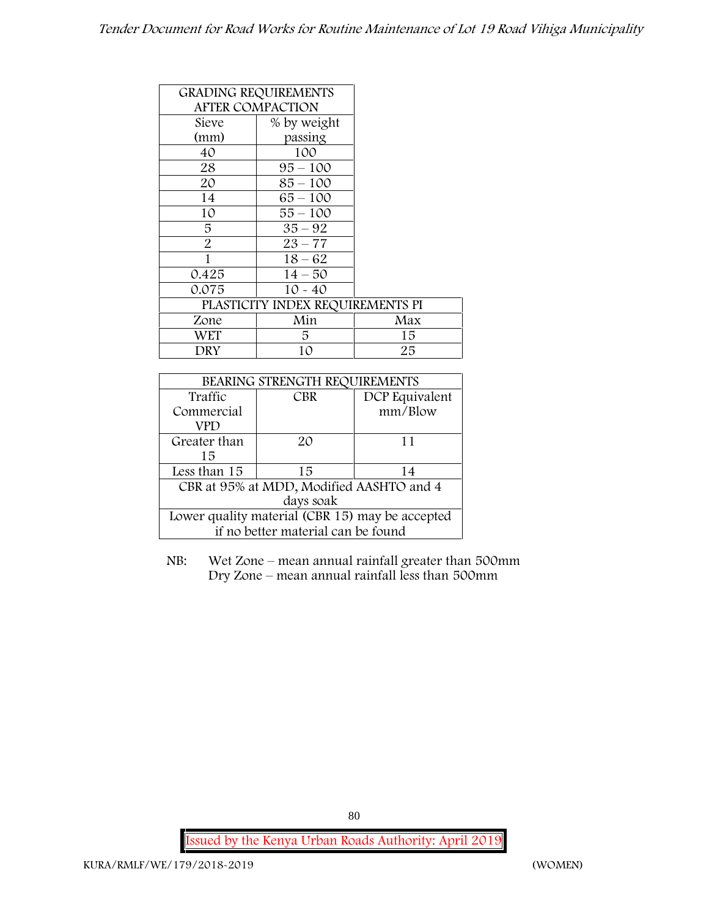| GRADING REQUIREMENTS AFTER COMPACTION | |
|---|---|
| Sieve (mm) | % by weight passing |
| 40 | 100 |
| 28 | 95 – 100 |
| 20 | 85 – 100 |
| 14 | 65 – 100 |
| 10 | 55 – 100 |
| 5 | 35 – 92 |
| 2 | 23 – 77 |
| 1 | 18 – 62 |
| 0.425 | 14 – 50 |
| 0.075 | 10 - 40 |

| PLASTICITY INDEX REQUIREMENTS PI | | |
|---|---|---|
| Zone | Min | Max |
| WET | 5 | 15 |
| DRY | 10 | 25 |

| BEARING STRENGTH REQUIREMENTS | | |
|---|---|---|
| Traffic Commercial VPD | CBR | DCP Equivalent mm/Blow |
| Greater than 15 | 20 | 11 |
| Less than 15 | 15 | 14 |
| CBR at 95% at MDD, Modified AASHTO and 4 days soak | | |
| Lower quality material (CBR 15) may be accepted if no better material can be found | | |

NB: Wet Zone – mean annual rainfall greater than 500mm
Dry Zone – mean annual rainfall less than 500mm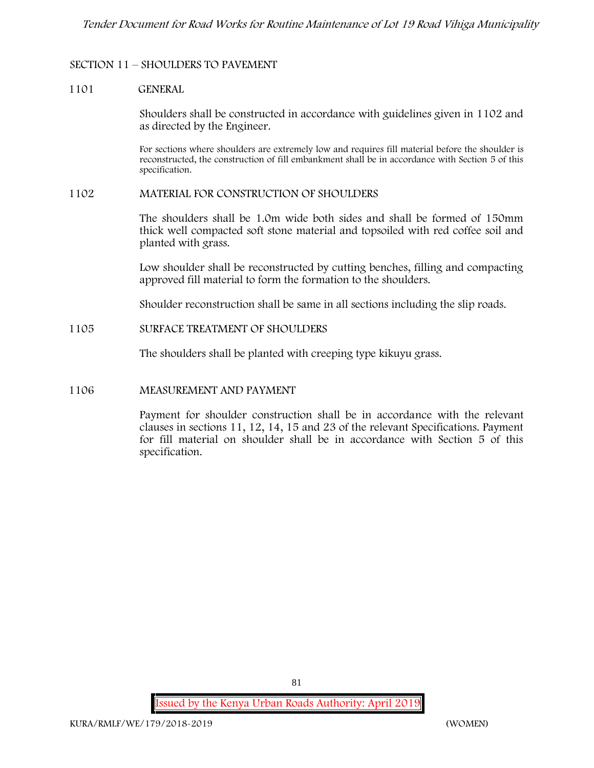## SECTION 11 – SHOULDERS TO PAVEMENT

### 1101 GENERAL

Shoulders shall be constructed in accordance with guidelines given in 1102 and as directed by the Engineer.

For sections where shoulders are extremely low and requires fill material before the shoulder is reconstructed, the construction of fill embankment shall be in accordance with Section 5 of this specification.

### 1102 MATERIAL FOR CONSTRUCTION OF SHOULDERS

The shoulders shall be 1.0m wide both sides and shall be formed of 150mm thick well compacted soft stone material and topsoiled with red coffee soil and planted with grass.

Low shoulder shall be reconstructed by cutting benches, filling and compacting approved fill material to form the formation to the shoulders.

Shoulder reconstruction shall be same in all sections including the slip roads.

### 1105 SURFACE TREATMENT OF SHOULDERS

The shoulders shall be planted with creeping type kikuyu grass.

### 1106 MEASUREMENT AND PAYMENT

Payment for shoulder construction shall be in accordance with the relevant clauses in sections 11, 12, 14, 15 and 23 of the relevant Specifications. Payment for fill material on shoulder shall be in accordance with Section 5 of this specification.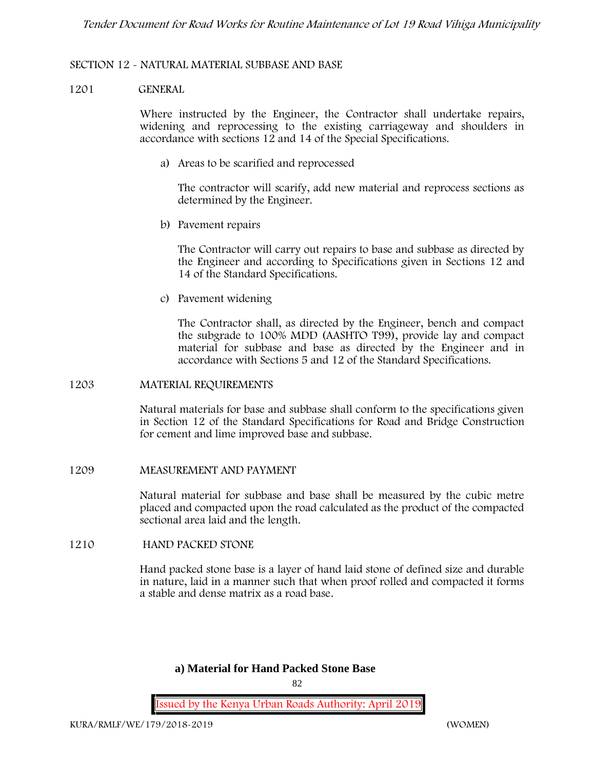## SECTION 12 - NATURAL MATERIAL SUBBASE AND BASE

### 1201 GENERAL

Where instructed by the Engineer, the Contractor shall undertake repairs, widening and reprocessing to the existing carriageway and shoulders in accordance with sections 12 and 14 of the Special Specifications.

a) Areas to be scarified and reprocessed

The contractor will scarify, add new material and reprocess sections as determined by the Engineer.

b) Pavement repairs

The Contractor will carry out repairs to base and subbase as directed by the Engineer and according to Specifications given in Sections 12 and 14 of the Standard Specifications.

c) Pavement widening

The Contractor shall, as directed by the Engineer, bench and compact the subgrade to 100% MDD (AASHTO T99), provide lay and compact material for subbase and base as directed by the Engineer and in accordance with Sections 5 and 12 of the Standard Specifications.

### 1203 MATERIAL REQUIREMENTS

Natural materials for base and subbase shall conform to the specifications given in Section 12 of the Standard Specifications for Road and Bridge Construction for cement and lime improved base and subbase.

### 1209 MEASUREMENT AND PAYMENT

Natural material for subbase and base shall be measured by the cubic metre placed and compacted upon the road calculated as the product of the compacted sectional area laid and the length.

### 1210 HAND PACKED STONE

Hand packed stone base is a layer of hand laid stone of defined size and durable in nature, laid in a manner such that when proof rolled and compacted it forms a stable and dense matrix as a road base.

**a) Material for Hand Packed Stone Base**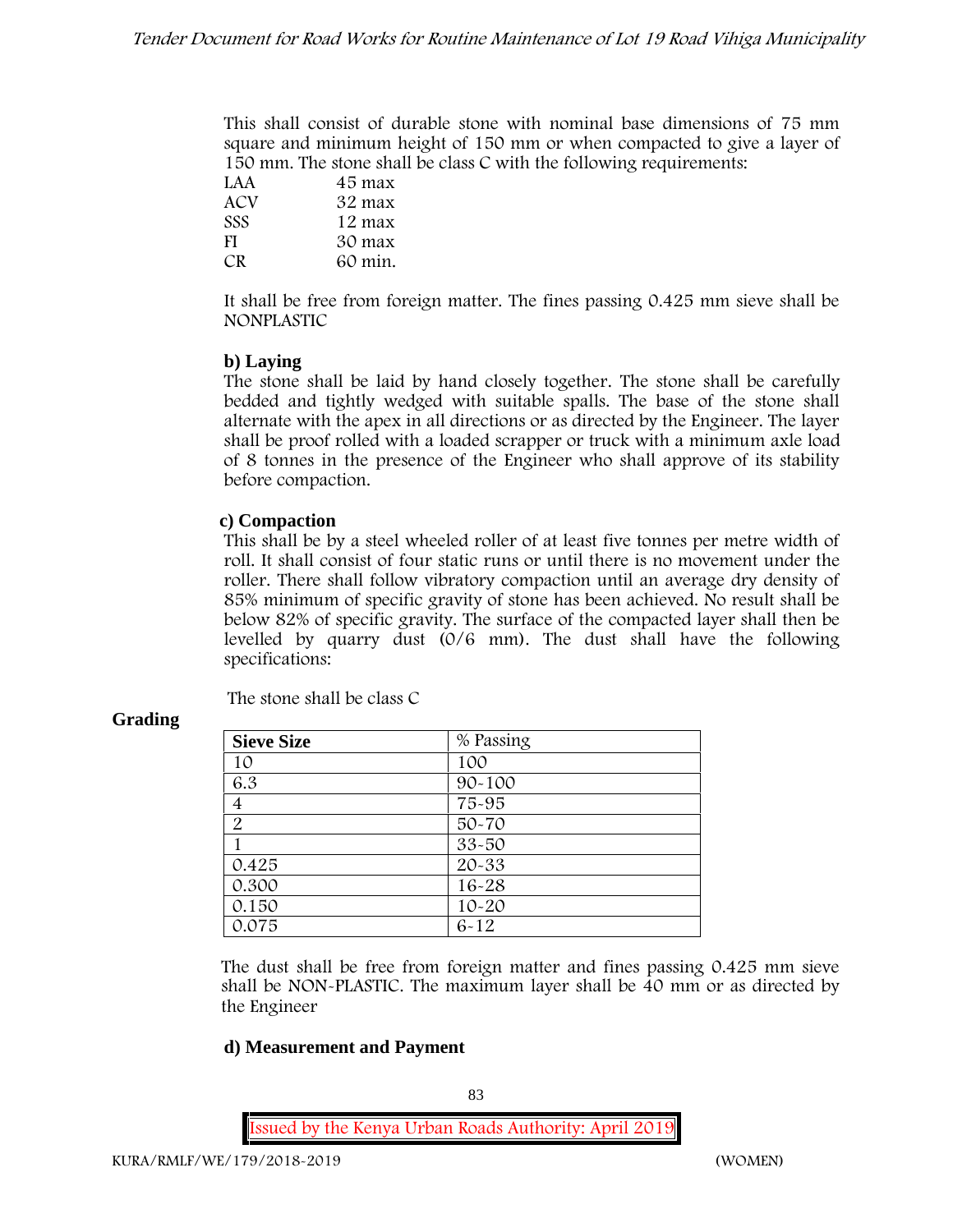This shall consist of durable stone with nominal base dimensions of 75 mm square and minimum height of 150 mm or when compacted to give a layer of 150 mm. The stone shall be class C with the following requirements:

LAA 45 max
ACV 32 max
SSS 12 max
FI 30 max
CR 60 min.

It shall be free from foreign matter. The fines passing 0.425 mm sieve shall be NONPLASTIC

**b) Laying**

The stone shall be laid by hand closely together. The stone shall be carefully bedded and tightly wedged with suitable spalls. The base of the stone shall alternate with the apex in all directions or as directed by the Engineer. The layer shall be proof rolled with a loaded scrapper or truck with a minimum axle load of 8 tonnes in the presence of the Engineer who shall approve of its stability before compaction.

**c) Compaction**

This shall be by a steel wheeled roller of at least five tonnes per metre width of roll. It shall consist of four static runs or until there is no movement under the roller. There shall follow vibratory compaction until an average dry density of 85% minimum of specific gravity of stone has been achieved. No result shall be below 82% of specific gravity. The surface of the compacted layer shall then be levelled by quarry dust (0/6 mm). The dust shall have the following specifications:

The stone shall be class C

**Grading**

| Sieve Size | % Passing |
|---|---|
| 10 | 100 |
| 6.3 | 90-100 |
| 4 | 75-95 |
| 2 | 50-70 |
| 1 | 33-50 |
| 0.425 | 20-33 |
| 0.300 | 16-28 |
| 0.150 | 10-20 |
| 0.075 | 6-12 |

The dust shall be free from foreign matter and fines passing 0.425 mm sieve shall be NON-PLASTIC. The maximum layer shall be 40 mm or as directed by the Engineer

**d) Measurement and Payment**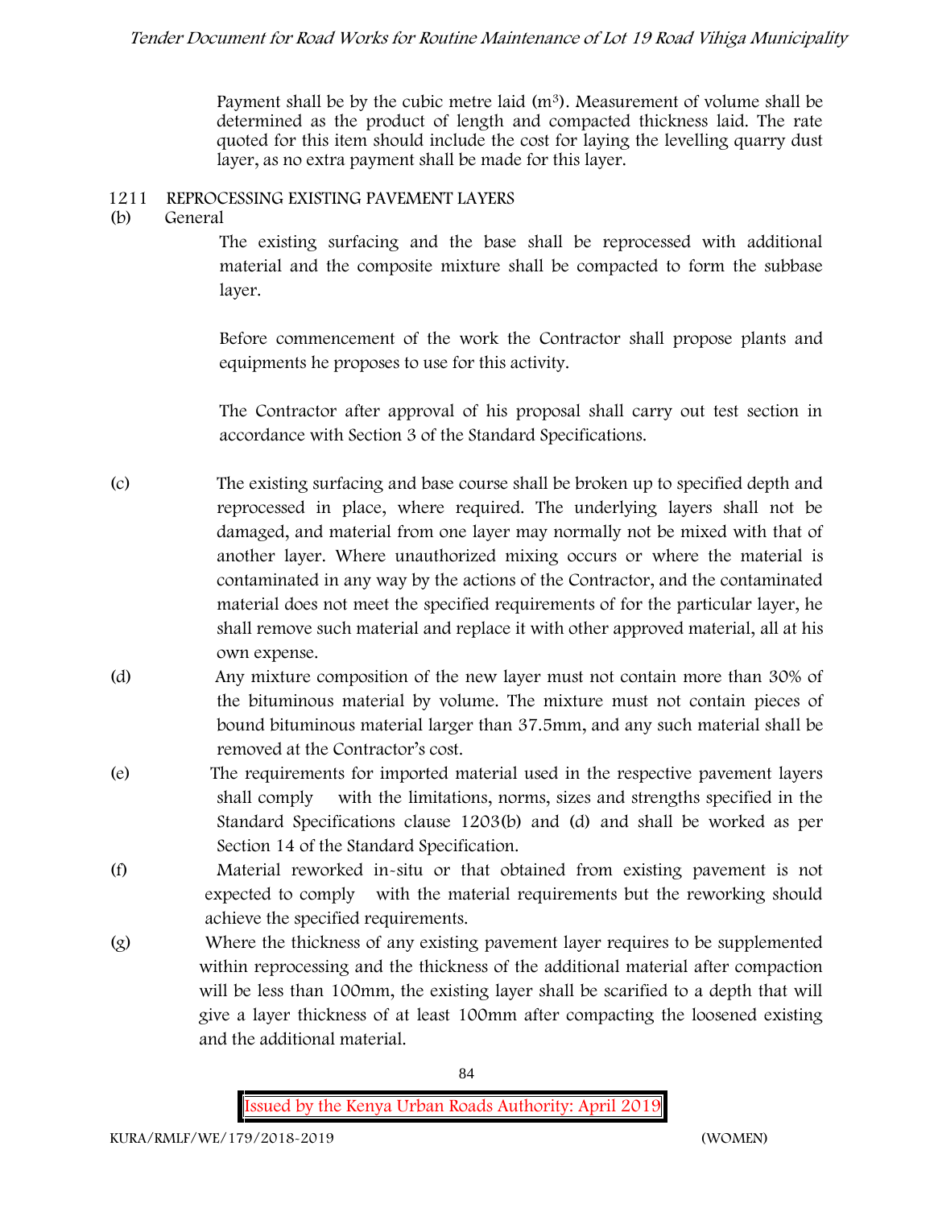Payment shall be by the cubic metre laid ($m^3$). Measurement of volume shall be determined as the product of length and compacted thickness laid. The rate quoted for this item should include the cost for laying the levelling quarry dust layer, as no extra payment shall be made for this layer.

## 1211 REPROCESSING EXISTING PAVEMENT LAYERS

(b) General

The existing surfacing and the base shall be reprocessed with additional material and the composite mixture shall be compacted to form the subbase layer.

Before commencement of the work the Contractor shall propose plants and equipments he proposes to use for this activity.

The Contractor after approval of his proposal shall carry out test section in accordance with Section 3 of the Standard Specifications.

(c) The existing surfacing and base course shall be broken up to specified depth and reprocessed in place, where required. The underlying layers shall not be damaged, and material from one layer may normally not be mixed with that of another layer. Where unauthorized mixing occurs or where the material is contaminated in any way by the actions of the Contractor, and the contaminated material does not meet the specified requirements of for the particular layer, he shall remove such material and replace it with other approved material, all at his own expense.

(d) Any mixture composition of the new layer must not contain more than 30% of the bituminous material by volume. The mixture must not contain pieces of bound bituminous material larger than 37.5mm, and any such material shall be removed at the Contractor's cost.

(e) The requirements for imported material used in the respective pavement layers shall comply with the limitations, norms, sizes and strengths specified in the Standard Specifications clause 1203(b) and (d) and shall be worked as per Section 14 of the Standard Specification.

(f) Material reworked in-situ or that obtained from existing pavement is not expected to comply with the material requirements but the reworking should achieve the specified requirements.

(g) Where the thickness of any existing pavement layer requires to be supplemented within reprocessing and the thickness of the additional material after compaction will be less than 100mm, the existing layer shall be scarified to a depth that will give a layer thickness of at least 100mm after compacting the loosened existing and the additional material.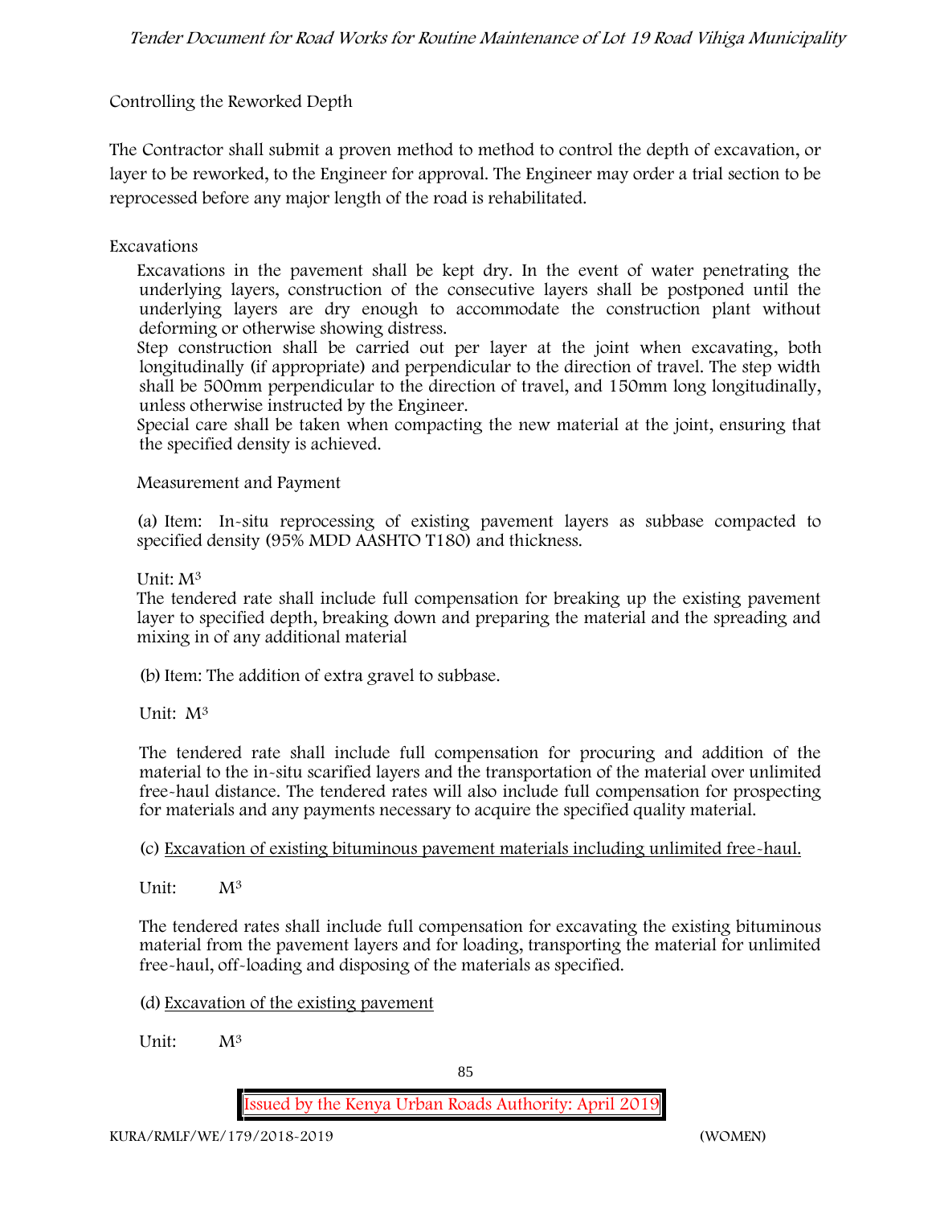Controlling the Reworked Depth

The Contractor shall submit a proven method to method to control the depth of excavation, or layer to be reworked, to the Engineer for approval. The Engineer may order a trial section to be reprocessed before any major length of the road is rehabilitated.

Excavations

Excavations in the pavement shall be kept dry. In the event of water penetrating the underlying layers, construction of the consecutive layers shall be postponed until the underlying layers are dry enough to accommodate the construction plant without deforming or otherwise showing distress.

Step construction shall be carried out per layer at the joint when excavating, both longitudinally (if appropriate) and perpendicular to the direction of travel. The step width shall be 500mm perpendicular to the direction of travel, and 150mm long longitudinally, unless otherwise instructed by the Engineer.

Special care shall be taken when compacting the new material at the joint, ensuring that the specified density is achieved.

Measurement and Payment

(a) Item: In-situ reprocessing of existing pavement layers as subbase compacted to specified density (95% MDD AASHTO T180) and thickness.

Unit: $M^3$

The tendered rate shall include full compensation for breaking up the existing pavement layer to specified depth, breaking down and preparing the material and the spreading and mixing in of any additional material

(b) Item: The addition of extra gravel to subbase.

Unit: $M^3$

The tendered rate shall include full compensation for procuring and addition of the material to the in-situ scarified layers and the transportation of the material over unlimited free-haul distance. The tendered rates will also include full compensation for prospecting for materials and any payments necessary to acquire the specified quality material.

(c) Excavation of existing bituminous pavement materials including unlimited free-haul.

Unit: $M^3$

The tendered rates shall include full compensation for excavating the existing bituminous material from the pavement layers and for loading, transporting the material for unlimited free-haul, off-loading and disposing of the materials as specified.

(d) Excavation of the existing pavement

Unit: $M^3$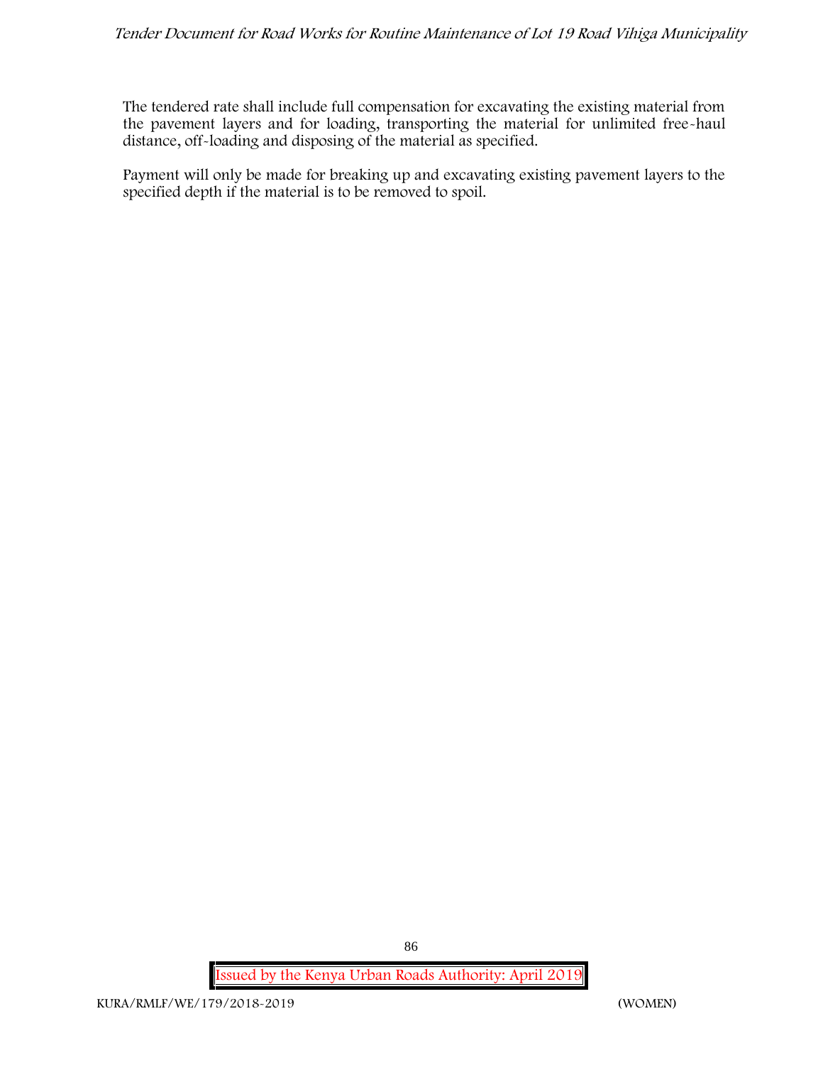The tendered rate shall include full compensation for excavating the existing material from the pavement layers and for loading, transporting the material for unlimited free-haul distance, off-loading and disposing of the material as specified.

Payment will only be made for breaking up and excavating existing pavement layers to the specified depth if the material is to be removed to spoil.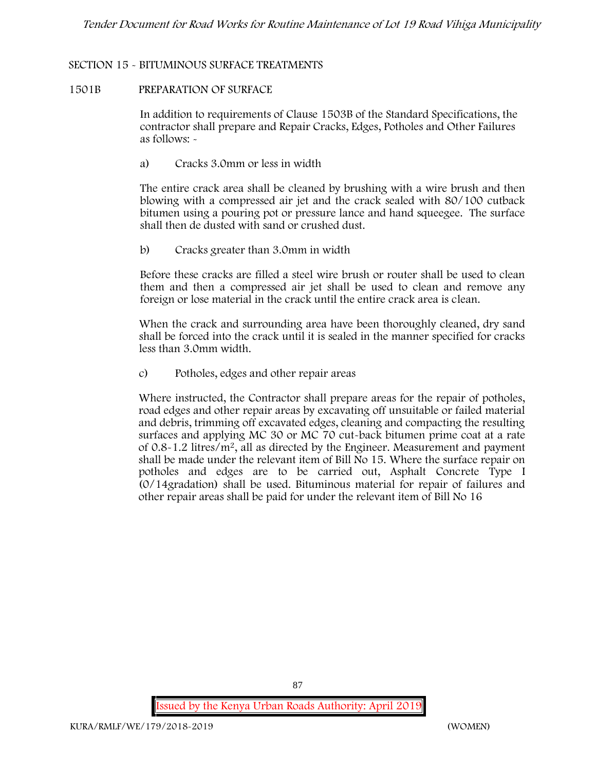## SECTION 15 - BITUMINOUS SURFACE TREATMENTS

### 1501B PREPARATION OF SURFACE

In addition to requirements of Clause 1503B of the Standard Specifications, the contractor shall prepare and Repair Cracks, Edges, Potholes and Other Failures as follows: -

a) Cracks 3.0mm or less in width

The entire crack area shall be cleaned by brushing with a wire brush and then blowing with a compressed air jet and the crack sealed with 80/100 cutback bitumen using a pouring pot or pressure lance and hand squeegee. The surface shall then de dusted with sand or crushed dust.

b) Cracks greater than 3.0mm in width

Before these cracks are filled a steel wire brush or router shall be used to clean them and then a compressed air jet shall be used to clean and remove any foreign or lose material in the crack until the entire crack area is clean.

When the crack and surrounding area have been thoroughly cleaned, dry sand shall be forced into the crack until it is sealed in the manner specified for cracks less than 3.0mm width.

c) Potholes, edges and other repair areas

Where instructed, the Contractor shall prepare areas for the repair of potholes, road edges and other repair areas by excavating off unsuitable or failed material and debris, trimming off excavated edges, cleaning and compacting the resulting surfaces and applying MC 30 or MC 70 cut-back bitumen prime coat at a rate of 0.8-1.2 litres/$m^2$, all as directed by the Engineer. Measurement and payment shall be made under the relevant item of Bill No 15. Where the surface repair on potholes and edges are to be carried out, Asphalt Concrete Type I (0/14gradation) shall be used. Bituminous material for repair of failures and other repair areas shall be paid for under the relevant item of Bill No 16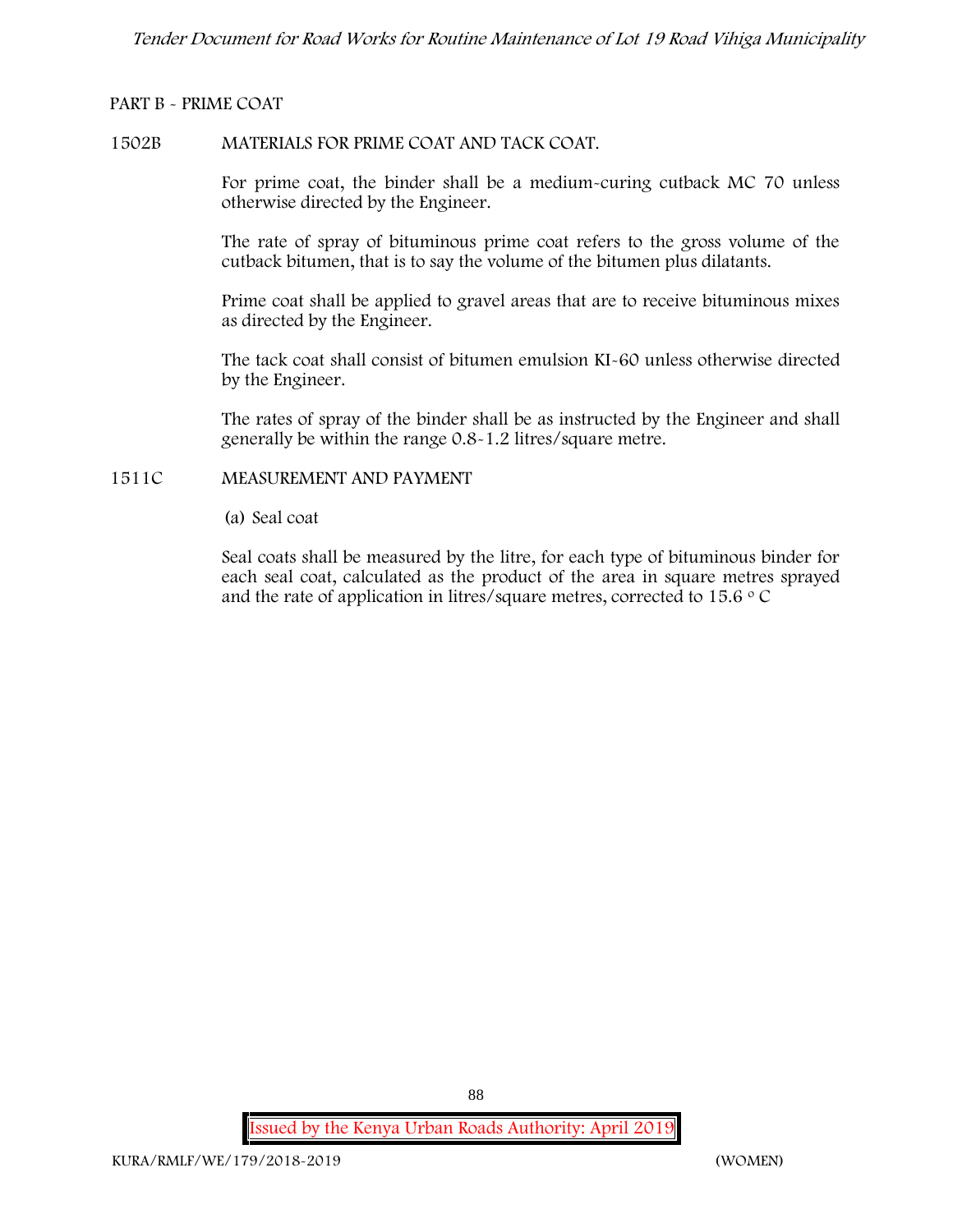## PART B - PRIME COAT

### 1502B MATERIALS FOR PRIME COAT AND TACK COAT.

For prime coat, the binder shall be a medium-curing cutback MC 70 unless otherwise directed by the Engineer.

The rate of spray of bituminous prime coat refers to the gross volume of the cutback bitumen, that is to say the volume of the bitumen plus dilatants.

Prime coat shall be applied to gravel areas that are to receive bituminous mixes as directed by the Engineer.

The tack coat shall consist of bitumen emulsion KI-60 unless otherwise directed by the Engineer.

The rates of spray of the binder shall be as instructed by the Engineer and shall generally be within the range 0.8-1.2 litres/square metre.

### 1511C MEASUREMENT AND PAYMENT

(a) Seal coat

Seal coats shall be measured by the litre, for each type of bituminous binder for each seal coat, calculated as the product of the area in square metres sprayed and the rate of application in litres/square metres, corrected to 15.6 $^{o}$ C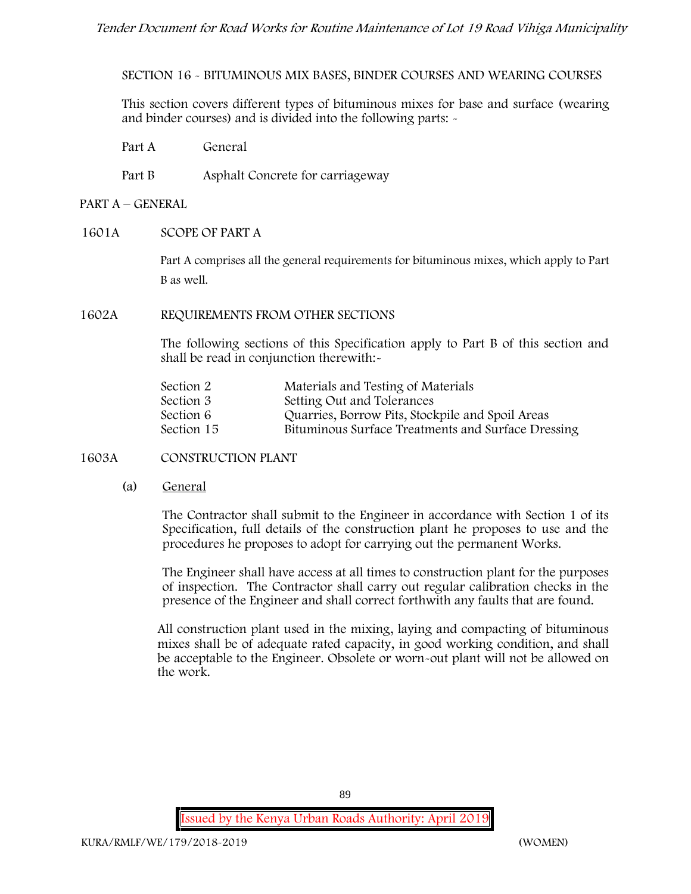SECTION 16 - BITUMINOUS MIX BASES, BINDER COURSES AND WEARING COURSES

This section covers different types of bituminous mixes for base and surface (wearing and binder courses) and is divided into the following parts: -

| | |
|---|---|
| Part A | General |
| Part B | Asphalt Concrete for carriageway |

## PART A – GENERAL

### 1601A SCOPE OF PART A

Part A comprises all the general requirements for bituminous mixes, which apply to Part B as well.

### 1602A REQUIREMENTS FROM OTHER SECTIONS

The following sections of this Specification apply to Part B of this section and shall be read in conjunction therewith:-

| | |
|---|---|
| Section 2 | Materials and Testing of Materials |
| Section 3 | Setting Out and Tolerances |
| Section 6 | Quarries, Borrow Pits, Stockpile and Spoil Areas |
| Section 15 | Bituminous Surface Treatments and Surface Dressing |

### 1603A CONSTRUCTION PLANT

(a) General

The Contractor shall submit to the Engineer in accordance with Section 1 of its Specification, full details of the construction plant he proposes to use and the procedures he proposes to adopt for carrying out the permanent Works.

The Engineer shall have access at all times to construction plant for the purposes of inspection. The Contractor shall carry out regular calibration checks in the presence of the Engineer and shall correct forthwith any faults that are found.

All construction plant used in the mixing, laying and compacting of bituminous mixes shall be of adequate rated capacity, in good working condition, and shall be acceptable to the Engineer. Obsolete or worn-out plant will not be allowed on the work.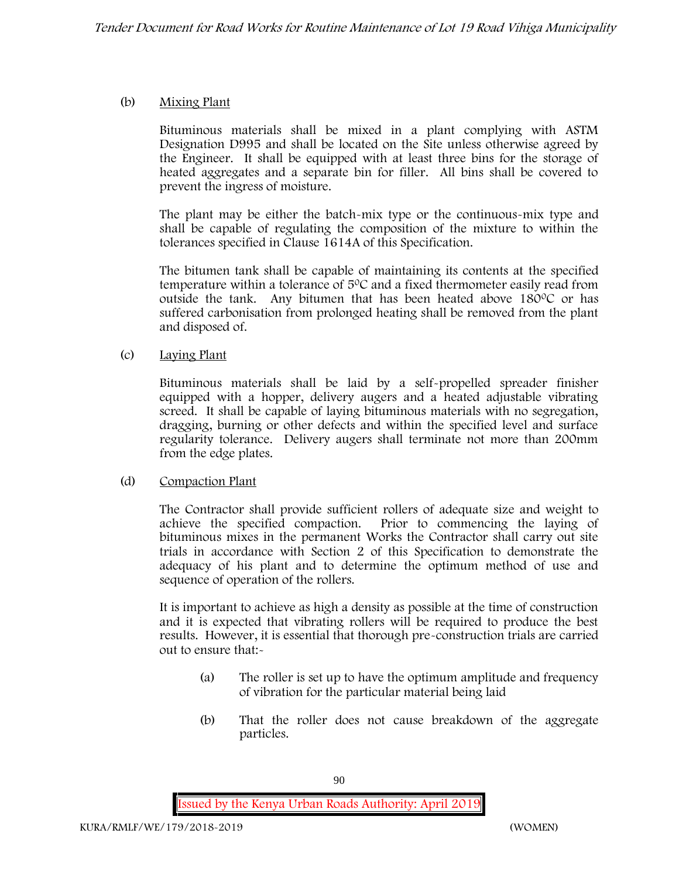(b) Mixing Plant

Bituminous materials shall be mixed in a plant complying with ASTM Designation D995 and shall be located on the Site unless otherwise agreed by the Engineer. It shall be equipped with at least three bins for the storage of heated aggregates and a separate bin for filler. All bins shall be covered to prevent the ingress of moisture.

The plant may be either the batch-mix type or the continuous-mix type and shall be capable of regulating the composition of the mixture to within the tolerances specified in Clause 1614A of this Specification.

The bitumen tank shall be capable of maintaining its contents at the specified temperature within a tolerance of $5^0C$ and a fixed thermometer easily read from outside the tank. Any bitumen that has been heated above $180^0C$ or has suffered carbonisation from prolonged heating shall be removed from the plant and disposed of.

(c) Laying Plant

Bituminous materials shall be laid by a self-propelled spreader finisher equipped with a hopper, delivery augers and a heated adjustable vibrating screed. It shall be capable of laying bituminous materials with no segregation, dragging, burning or other defects and within the specified level and surface regularity tolerance. Delivery augers shall terminate not more than 200mm from the edge plates.

(d) Compaction Plant

The Contractor shall provide sufficient rollers of adequate size and weight to achieve the specified compaction. Prior to commencing the laying of bituminous mixes in the permanent Works the Contractor shall carry out site trials in accordance with Section 2 of this Specification to demonstrate the adequacy of his plant and to determine the optimum method of use and sequence of operation of the rollers.

It is important to achieve as high a density as possible at the time of construction and it is expected that vibrating rollers will be required to produce the best results. However, it is essential that thorough pre-construction trials are carried out to ensure that:-

(a) The roller is set up to have the optimum amplitude and frequency of vibration for the particular material being laid

(b) That the roller does not cause breakdown of the aggregate particles.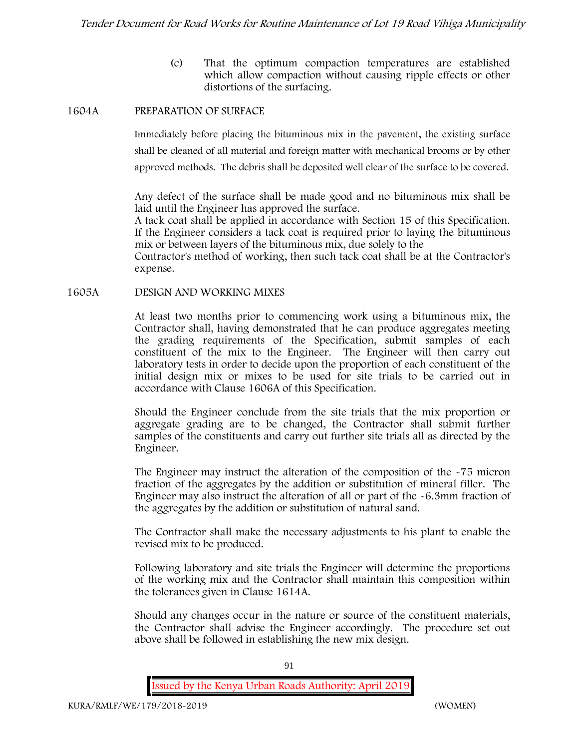(c) That the optimum compaction temperatures are established which allow compaction without causing ripple effects or other distortions of the surfacing.

## 1604A PREPARATION OF SURFACE

Immediately before placing the bituminous mix in the pavement, the existing surface shall be cleaned of all material and foreign matter with mechanical brooms or by other approved methods. The debris shall be deposited well clear of the surface to be covered.

Any defect of the surface shall be made good and no bituminous mix shall be laid until the Engineer has approved the surface.
A tack coat shall be applied in accordance with Section 15 of this Specification. If the Engineer considers a tack coat is required prior to laying the bituminous mix or between layers of the bituminous mix, due solely to the
Contractor's method of working, then such tack coat shall be at the Contractor's expense.

## 1605A DESIGN AND WORKING MIXES

At least two months prior to commencing work using a bituminous mix, the Contractor shall, having demonstrated that he can produce aggregates meeting the grading requirements of the Specification, submit samples of each constituent of the mix to the Engineer. The Engineer will then carry out laboratory tests in order to decide upon the proportion of each constituent of the initial design mix or mixes to be used for site trials to be carried out in accordance with Clause 1606A of this Specification.

Should the Engineer conclude from the site trials that the mix proportion or aggregate grading are to be changed, the Contractor shall submit further samples of the constituents and carry out further site trials all as directed by the Engineer.

The Engineer may instruct the alteration of the composition of the -75 micron fraction of the aggregates by the addition or substitution of mineral filler. The Engineer may also instruct the alteration of all or part of the -6.3mm fraction of the aggregates by the addition or substitution of natural sand.

The Contractor shall make the necessary adjustments to his plant to enable the revised mix to be produced.

Following laboratory and site trials the Engineer will determine the proportions of the working mix and the Contractor shall maintain this composition within the tolerances given in Clause 1614A.

Should any changes occur in the nature or source of the constituent materials, the Contractor shall advise the Engineer accordingly. The procedure set out above shall be followed in establishing the new mix design.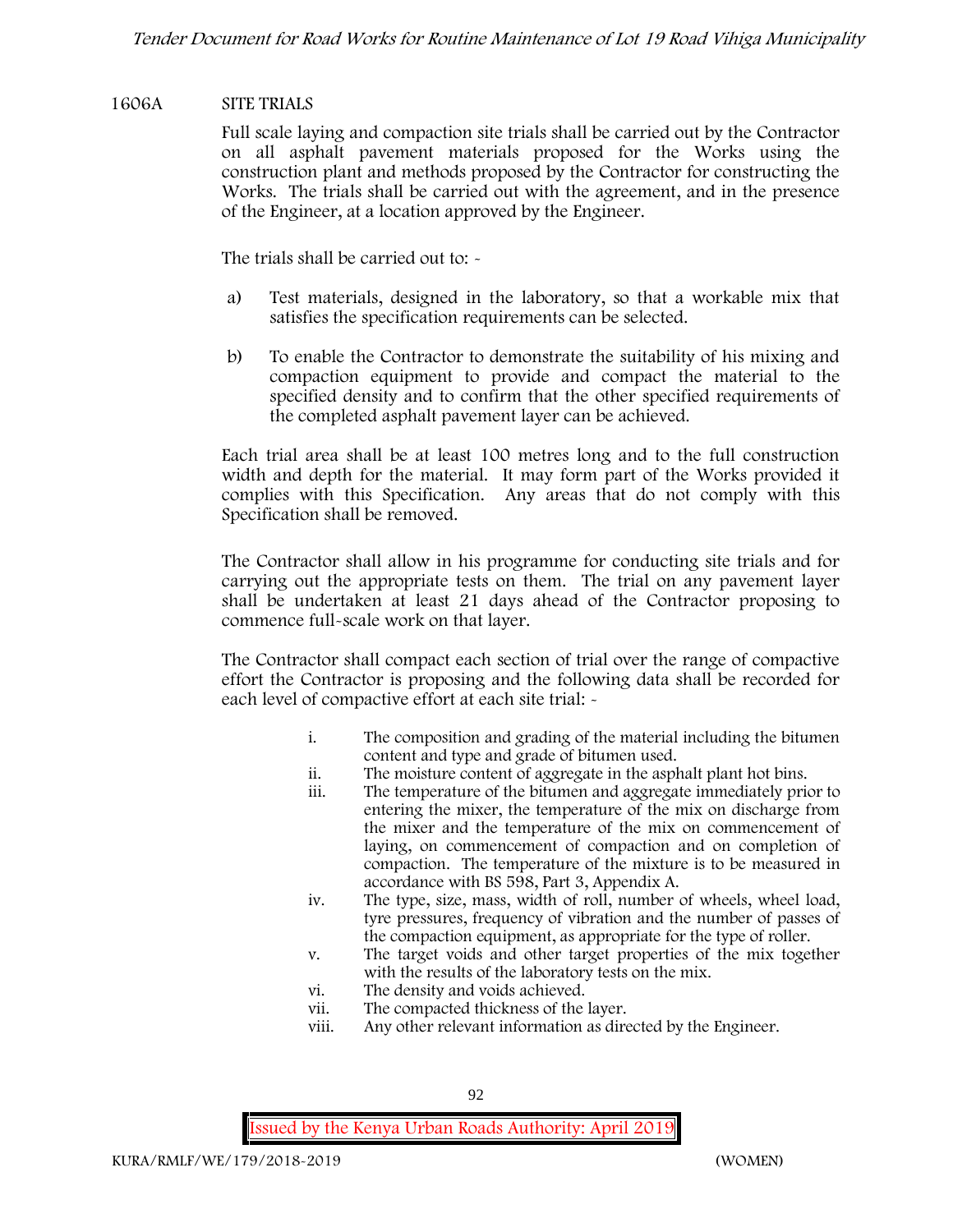## 1606A SITE TRIALS

Full scale laying and compaction site trials shall be carried out by the Contractor on all asphalt pavement materials proposed for the Works using the construction plant and methods proposed by the Contractor for constructing the Works. The trials shall be carried out with the agreement, and in the presence of the Engineer, at a location approved by the Engineer.

The trials shall be carried out to: -

a) Test materials, designed in the laboratory, so that a workable mix that satisfies the specification requirements can be selected.

b) To enable the Contractor to demonstrate the suitability of his mixing and compaction equipment to provide and compact the material to the specified density and to confirm that the other specified requirements of the completed asphalt pavement layer can be achieved.

Each trial area shall be at least 100 metres long and to the full construction width and depth for the material. It may form part of the Works provided it complies with this Specification. Any areas that do not comply with this Specification shall be removed.

The Contractor shall allow in his programme for conducting site trials and for carrying out the appropriate tests on them. The trial on any pavement layer shall be undertaken at least 21 days ahead of the Contractor proposing to commence full-scale work on that layer.

The Contractor shall compact each section of trial over the range of compactive effort the Contractor is proposing and the following data shall be recorded for each level of compactive effort at each site trial: -

i. The composition and grading of the material including the bitumen content and type and grade of bitumen used.
ii. The moisture content of aggregate in the asphalt plant hot bins.
iii. The temperature of the bitumen and aggregate immediately prior to entering the mixer, the temperature of the mix on discharge from the mixer and the temperature of the mix on commencement of laying, on commencement of compaction and on completion of compaction. The temperature of the mixture is to be measured in accordance with BS 598, Part 3, Appendix A.
iv. The type, size, mass, width of roll, number of wheels, wheel load, tyre pressures, frequency of vibration and the number of passes of the compaction equipment, as appropriate for the type of roller.
v. The target voids and other target properties of the mix together with the results of the laboratory tests on the mix.
vi. The density and voids achieved.
vii. The compacted thickness of the layer.
viii. Any other relevant information as directed by the Engineer.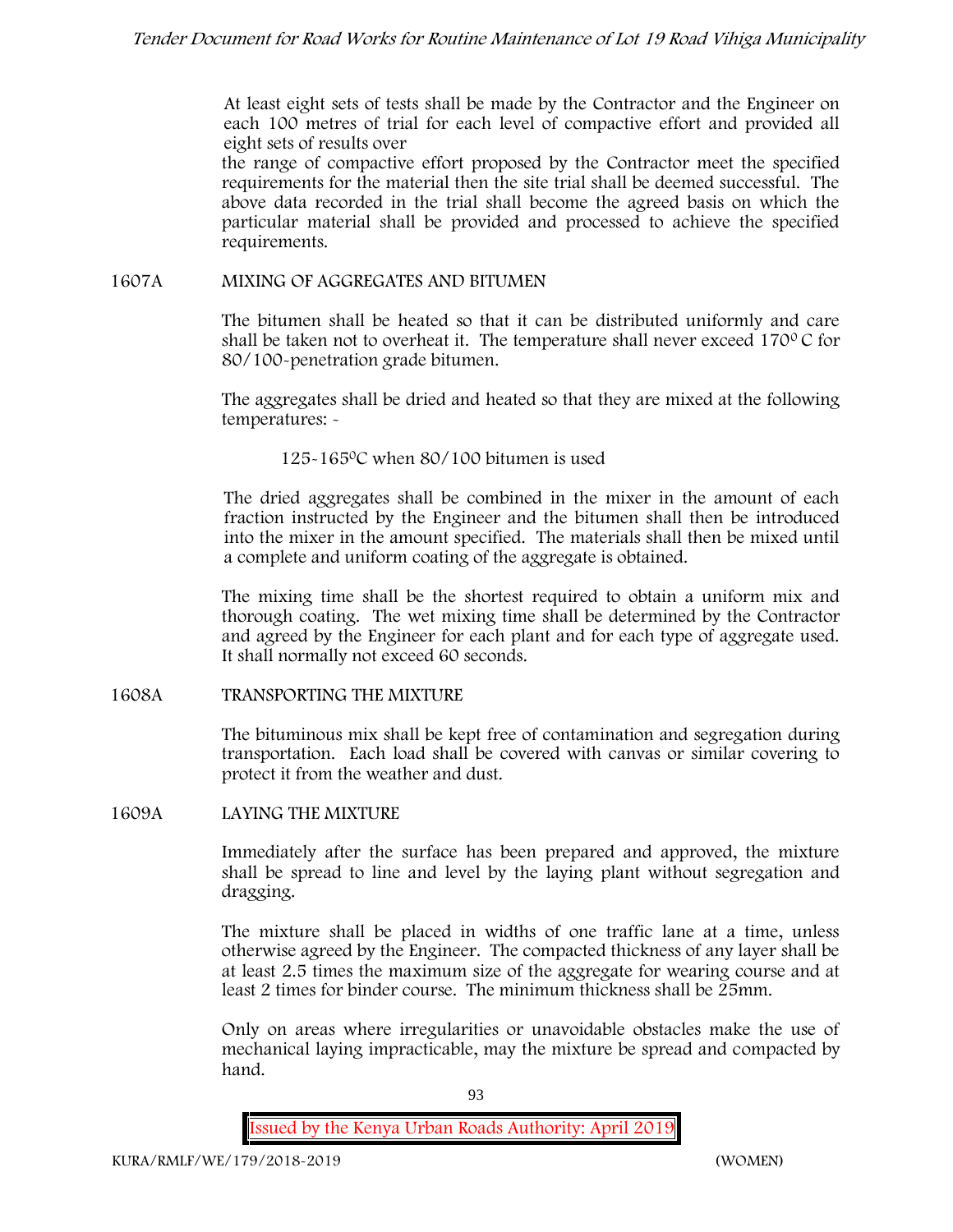At least eight sets of tests shall be made by the Contractor and the Engineer on each 100 metres of trial for each level of compactive effort and provided all eight sets of results over the range of compactive effort proposed by the Contractor meet the specified requirements for the material then the site trial shall be deemed successful. The above data recorded in the trial shall become the agreed basis on which the particular material shall be provided and processed to achieve the specified requirements.

## 1607A MIXING OF AGGREGATES AND BITUMEN

The bitumen shall be heated so that it can be distributed uniformly and care shall be taken not to overheat it. The temperature shall never exceed 170$^{0}$ C for 80/100-penetration grade bitumen.

The aggregates shall be dried and heated so that they are mixed at the following temperatures: -

125-165$^{0}$C when 80/100 bitumen is used

The dried aggregates shall be combined in the mixer in the amount of each fraction instructed by the Engineer and the bitumen shall then be introduced into the mixer in the amount specified. The materials shall then be mixed until a complete and uniform coating of the aggregate is obtained.

The mixing time shall be the shortest required to obtain a uniform mix and thorough coating. The wet mixing time shall be determined by the Contractor and agreed by the Engineer for each plant and for each type of aggregate used. It shall normally not exceed 60 seconds.

## 1608A TRANSPORTING THE MIXTURE

The bituminous mix shall be kept free of contamination and segregation during transportation. Each load shall be covered with canvas or similar covering to protect it from the weather and dust.

## 1609A LAYING THE MIXTURE

Immediately after the surface has been prepared and approved, the mixture shall be spread to line and level by the laying plant without segregation and dragging.

The mixture shall be placed in widths of one traffic lane at a time, unless otherwise agreed by the Engineer. The compacted thickness of any layer shall be at least 2.5 times the maximum size of the aggregate for wearing course and at least 2 times for binder course. The minimum thickness shall be 25mm.

Only on areas where irregularities or unavoidable obstacles make the use of mechanical laying impracticable, may the mixture be spread and compacted by hand.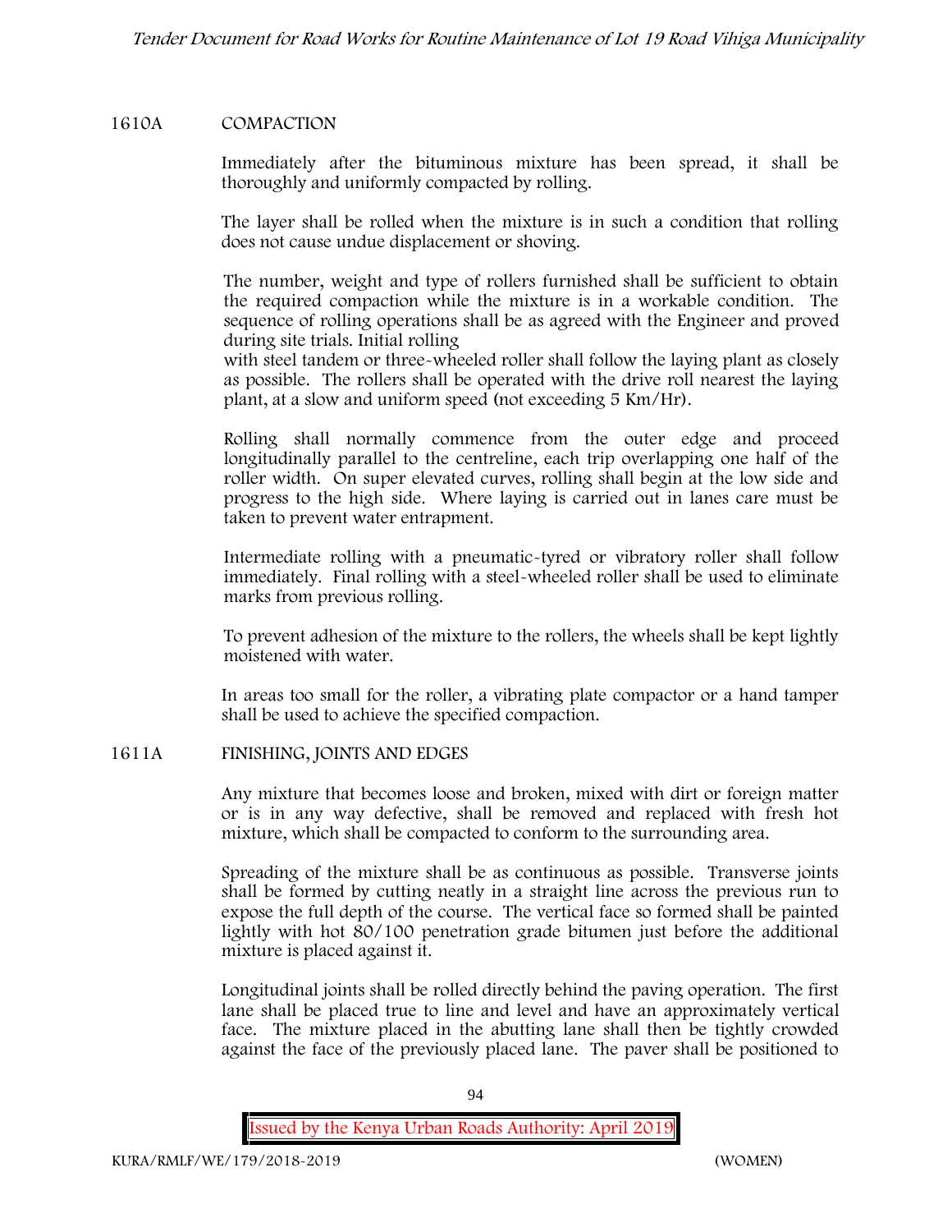## 1610A COMPACTION

Immediately after the bituminous mixture has been spread, it shall be thoroughly and uniformly compacted by rolling.

The layer shall be rolled when the mixture is in such a condition that rolling does not cause undue displacement or shoving.

The number, weight and type of rollers furnished shall be sufficient to obtain the required compaction while the mixture is in a workable condition. The sequence of rolling operations shall be as agreed with the Engineer and proved during site trials. Initial rolling with steel tandem or three-wheeled roller shall follow the laying plant as closely as possible. The rollers shall be operated with the drive roll nearest the laying plant, at a slow and uniform speed (not exceeding 5 Km/Hr).

Rolling shall normally commence from the outer edge and proceed longitudinally parallel to the centreline, each trip overlapping one half of the roller width. On super elevated curves, rolling shall begin at the low side and progress to the high side. Where laying is carried out in lanes care must be taken to prevent water entrapment.

Intermediate rolling with a pneumatic-tyred or vibratory roller shall follow immediately. Final rolling with a steel-wheeled roller shall be used to eliminate marks from previous rolling.

To prevent adhesion of the mixture to the rollers, the wheels shall be kept lightly moistened with water.

In areas too small for the roller, a vibrating plate compactor or a hand tamper shall be used to achieve the specified compaction.

## 1611A FINISHING, JOINTS AND EDGES

Any mixture that becomes loose and broken, mixed with dirt or foreign matter or is in any way defective, shall be removed and replaced with fresh hot mixture, which shall be compacted to conform to the surrounding area.

Spreading of the mixture shall be as continuous as possible. Transverse joints shall be formed by cutting neatly in a straight line across the previous run to expose the full depth of the course. The vertical face so formed shall be painted lightly with hot 80/100 penetration grade bitumen just before the additional mixture is placed against it.

Longitudinal joints shall be rolled directly behind the paving operation. The first lane shall be placed true to line and level and have an approximately vertical face. The mixture placed in the abutting lane shall then be tightly crowded against the face of the previously placed lane. The paver shall be positioned to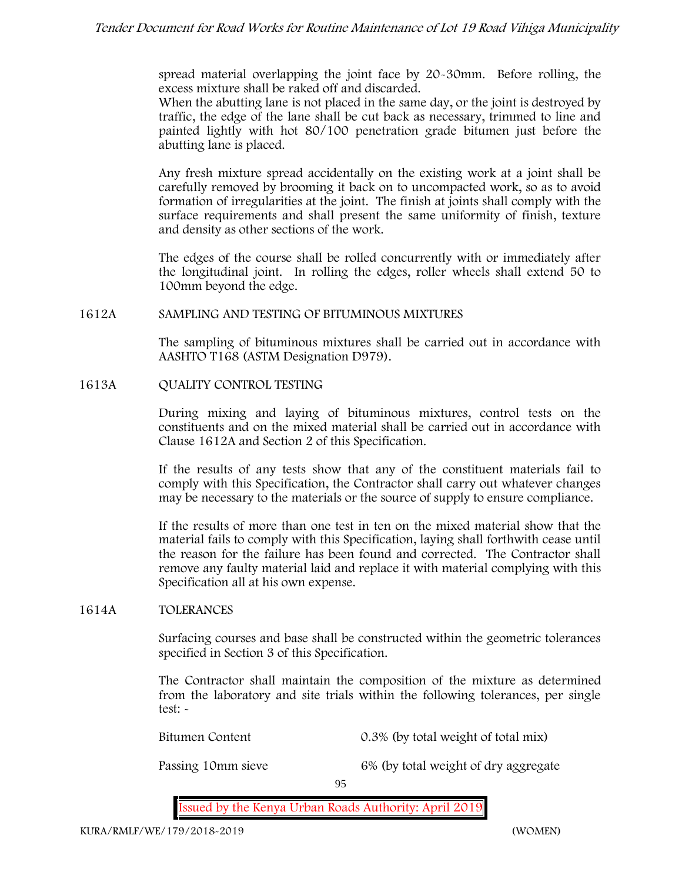spread material overlapping the joint face by 20-30mm. Before rolling, the excess mixture shall be raked off and discarded.
When the abutting lane is not placed in the same day, or the joint is destroyed by traffic, the edge of the lane shall be cut back as necessary, trimmed to line and painted lightly with hot 80/100 penetration grade bitumen just before the abutting lane is placed.

Any fresh mixture spread accidentally on the existing work at a joint shall be carefully removed by brooming it back on to uncompacted work, so as to avoid formation of irregularities at the joint. The finish at joints shall comply with the surface requirements and shall present the same uniformity of finish, texture and density as other sections of the work.

The edges of the course shall be rolled concurrently with or immediately after the longitudinal joint. In rolling the edges, roller wheels shall extend 50 to 100mm beyond the edge.

## 1612A SAMPLING AND TESTING OF BITUMINOUS MIXTURES

The sampling of bituminous mixtures shall be carried out in accordance with AASHTO T168 (ASTM Designation D979).

## 1613A QUALITY CONTROL TESTING

During mixing and laying of bituminous mixtures, control tests on the constituents and on the mixed material shall be carried out in accordance with Clause 1612A and Section 2 of this Specification.

If the results of any tests show that any of the constituent materials fail to comply with this Specification, the Contractor shall carry out whatever changes may be necessary to the materials or the source of supply to ensure compliance.

If the results of more than one test in ten on the mixed material show that the material fails to comply with this Specification, laying shall forthwith cease until the reason for the failure has been found and corrected. The Contractor shall remove any faulty material laid and replace it with material complying with this Specification all at his own expense.

## 1614A TOLERANCES

Surfacing courses and base shall be constructed within the geometric tolerances specified in Section 3 of this Specification.

The Contractor shall maintain the composition of the mixture as determined from the laboratory and site trials within the following tolerances, per single test: -

| | |
|---|---|
| Bitumen Content | 0.3% (by total weight of total mix) |
| Passing 10mm sieve | 6% (by total weight of dry aggregate |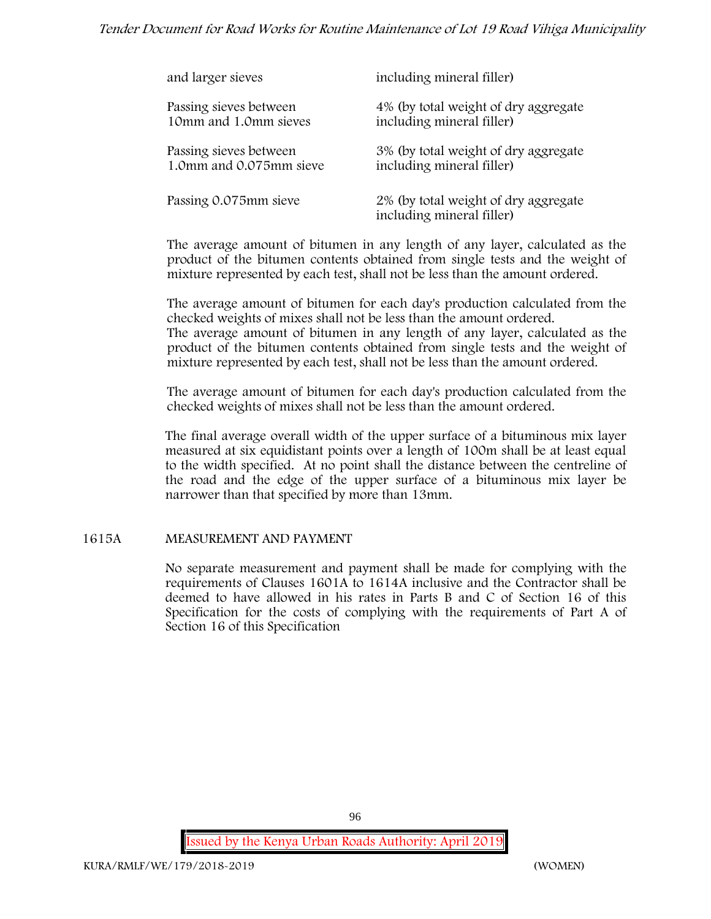| | |
|---|---|
| and larger sieves | including mineral filler) |
| Passing sieves between 10mm and 1.0mm sieves | 4% (by total weight of dry aggregate including mineral filler) |
| Passing sieves between 1.0mm and 0.075mm sieve | 3% (by total weight of dry aggregate including mineral filler) |
| Passing 0.075mm sieve | 2% (by total weight of dry aggregate including mineral filler) |

The average amount of bitumen in any length of any layer, calculated as the product of the bitumen contents obtained from single tests and the weight of mixture represented by each test, shall not be less than the amount ordered.

The average amount of bitumen for each day's production calculated from the checked weights of mixes shall not be less than the amount ordered.
The average amount of bitumen in any length of any layer, calculated as the product of the bitumen contents obtained from single tests and the weight of mixture represented by each test, shall not be less than the amount ordered.

The average amount of bitumen for each day's production calculated from the checked weights of mixes shall not be less than the amount ordered.

The final average overall width of the upper surface of a bituminous mix layer measured at six equidistant points over a length of 100m shall be at least equal to the width specified. At no point shall the distance between the centreline of the road and the edge of the upper surface of a bituminous mix layer be narrower than that specified by more than 13mm.

## 1615A MEASUREMENT AND PAYMENT

No separate measurement and payment shall be made for complying with the requirements of Clauses 1601A to 1614A inclusive and the Contractor shall be deemed to have allowed in his rates in Parts B and C of Section 16 of this Specification for the costs of complying with the requirements of Part A of Section 16 of this Specification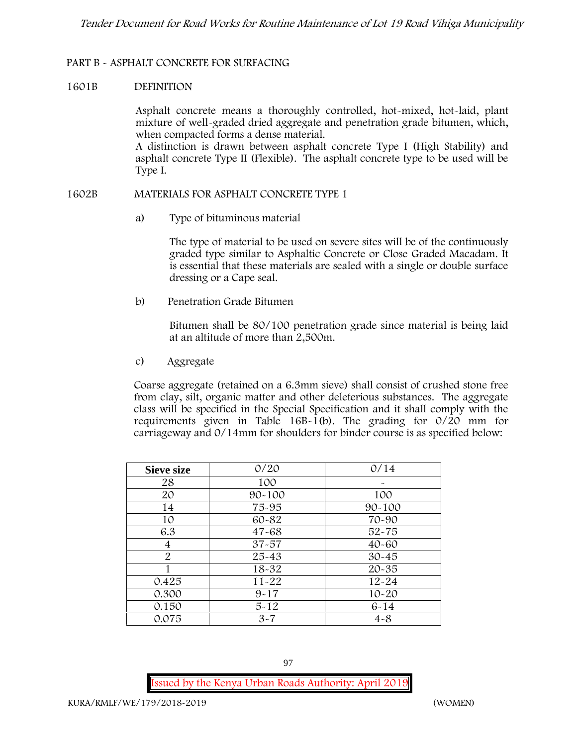## PART B - ASPHALT CONCRETE FOR SURFACING

### 1601B DEFINITION

Asphalt concrete means a thoroughly controlled, hot-mixed, hot-laid, plant mixture of well-graded dried aggregate and penetration grade bitumen, which, when compacted forms a dense material.

A distinction is drawn between asphalt concrete Type I (High Stability) and asphalt concrete Type II (Flexible). The asphalt concrete type to be used will be Type I.

### 1602B MATERIALS FOR ASPHALT CONCRETE TYPE 1

a) Type of bituminous material

The type of material to be used on severe sites will be of the continuously graded type similar to Asphaltic Concrete or Close Graded Macadam. It is essential that these materials are sealed with a single or double surface dressing or a Cape seal.

b) Penetration Grade Bitumen

Bitumen shall be 80/100 penetration grade since material is being laid at an altitude of more than 2,500m.

c) Aggregate

Coarse aggregate (retained on a 6.3mm sieve) shall consist of crushed stone free from clay, silt, organic matter and other deleterious substances. The aggregate class will be specified in the Special Specification and it shall comply with the requirements given in Table 16B-1(b). The grading for 0/20 mm for carriageway and 0/14mm for shoulders for binder course is as specified below:

| Sieve size | 0/20 | 0/14 |
|---|---|---|
| 28 | 100 | - |
| 20 | 90-100 | 100 |
| 14 | 75-95 | 90-100 |
| 10 | 60-82 | 70-90 |
| 6.3 | 47-68 | 52-75 |
| 4 | 37-57 | 40-60 |
| 2 | 25-43 | 30-45 |
| 1 | 18-32 | 20-35 |
| 0.425 | 11-22 | 12-24 |
| 0.300 | 9-17 | 10-20 |
| 0.150 | 5-12 | 6-14 |
| 0.075 | 3-7 | 4-8 |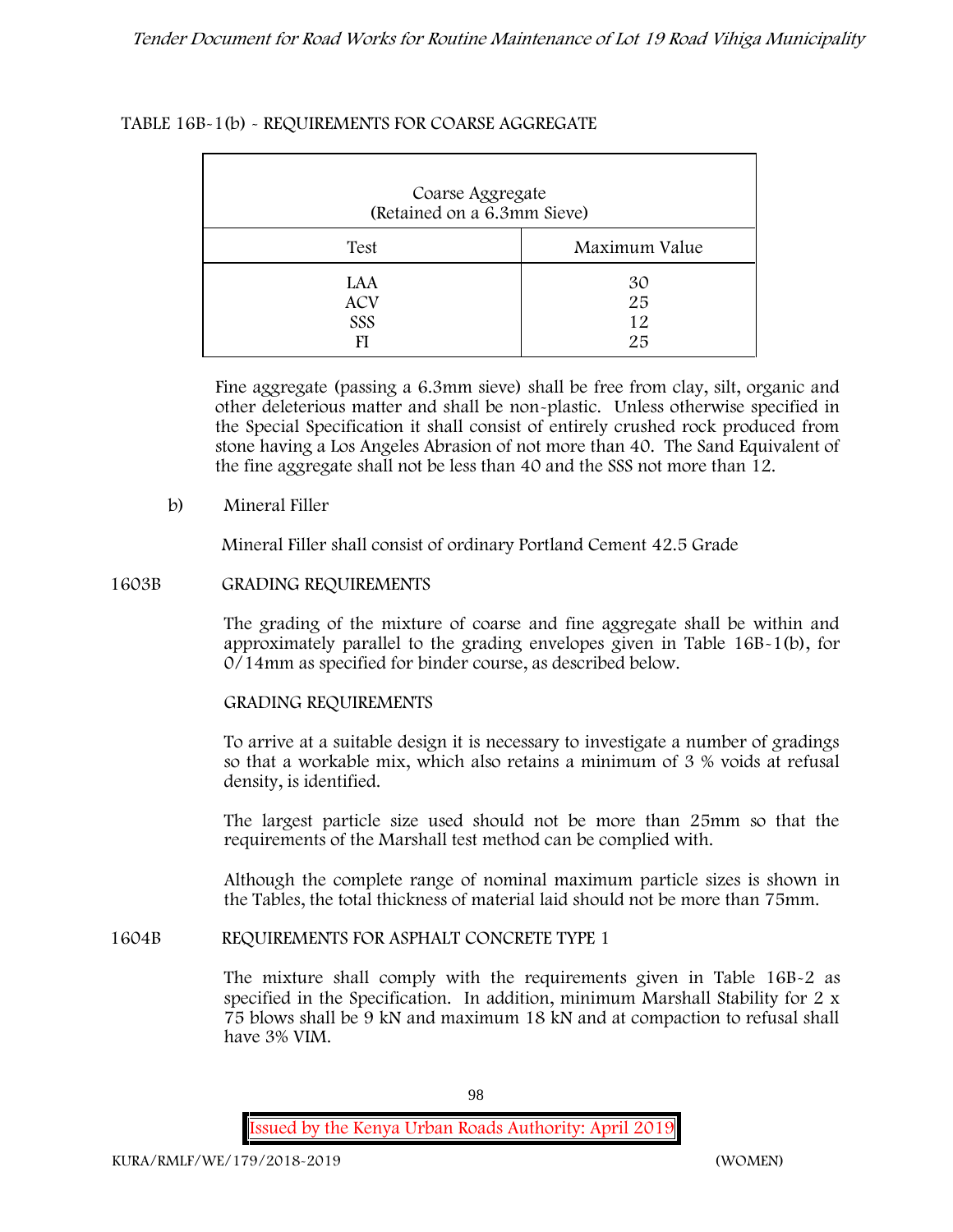TABLE 16B-1(b) - REQUIREMENTS FOR COARSE AGGREGATE

| Coarse Aggregate (Retained on a 6.3mm Sieve) | |
|---|---|
| Test | Maximum Value |
| LAA | 30 |
| ACV | 25 |
| SSS | 12 |
| FI | 25 |

Fine aggregate (passing a 6.3mm sieve) shall be free from clay, silt, organic and other deleterious matter and shall be non-plastic. Unless otherwise specified in the Special Specification it shall consist of entirely crushed rock produced from stone having a Los Angeles Abrasion of not more than 40. The Sand Equivalent of the fine aggregate shall not be less than 40 and the SSS not more than 12.

b) Mineral Filler

Mineral Filler shall consist of ordinary Portland Cement 42.5 Grade

## 1603B GRADING REQUIREMENTS

The grading of the mixture of coarse and fine aggregate shall be within and approximately parallel to the grading envelopes given in Table 16B-1(b), for 0/14mm as specified for binder course, as described below.

GRADING REQUIREMENTS

To arrive at a suitable design it is necessary to investigate a number of gradings so that a workable mix, which also retains a minimum of 3 % voids at refusal density, is identified.

The largest particle size used should not be more than 25mm so that the requirements of the Marshall test method can be complied with.

Although the complete range of nominal maximum particle sizes is shown in the Tables, the total thickness of material laid should not be more than 75mm.

## 1604B REQUIREMENTS FOR ASPHALT CONCRETE TYPE 1

The mixture shall comply with the requirements given in Table 16B-2 as specified in the Specification. In addition, minimum Marshall Stability for 2 x 75 blows shall be 9 kN and maximum 18 kN and at compaction to refusal shall have 3% VIM.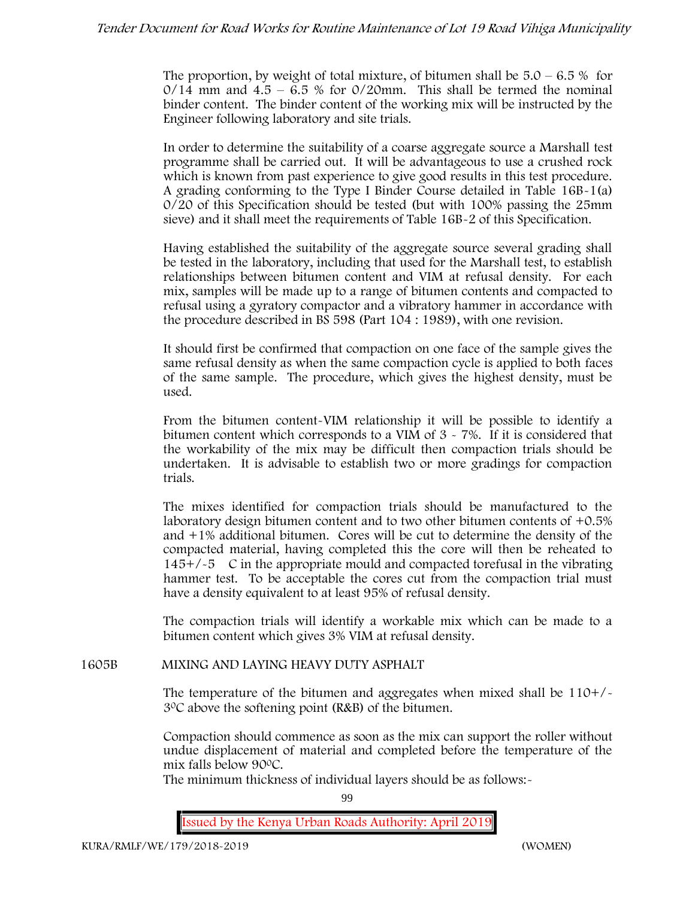The proportion, by weight of total mixture, of bitumen shall be 5.0 – 6.5 % for 0/14 mm and 4.5 – 6.5 % for 0/20mm. This shall be termed the nominal binder content. The binder content of the working mix will be instructed by the Engineer following laboratory and site trials.

In order to determine the suitability of a coarse aggregate source a Marshall test programme shall be carried out. It will be advantageous to use a crushed rock which is known from past experience to give good results in this test procedure. A grading conforming to the Type I Binder Course detailed in Table 16B-1(a) 0/20 of this Specification should be tested (but with 100% passing the 25mm sieve) and it shall meet the requirements of Table 16B-2 of this Specification.

Having established the suitability of the aggregate source several grading shall be tested in the laboratory, including that used for the Marshall test, to establish relationships between bitumen content and VIM at refusal density. For each mix, samples will be made up to a range of bitumen contents and compacted to refusal using a gyratory compactor and a vibratory hammer in accordance with the procedure described in BS 598 (Part 104 : 1989), with one revision.

It should first be confirmed that compaction on one face of the sample gives the same refusal density as when the same compaction cycle is applied to both faces of the same sample. The procedure, which gives the highest density, must be used.

From the bitumen content-VIM relationship it will be possible to identify a bitumen content which corresponds to a VIM of 3 - 7%. If it is considered that the workability of the mix may be difficult then compaction trials should be undertaken. It is advisable to establish two or more gradings for compaction trials.

The mixes identified for compaction trials should be manufactured to the laboratory design bitumen content and to two other bitumen contents of +0.5% and +1% additional bitumen. Cores will be cut to determine the density of the compacted material, having completed this the core will then be reheated to 145+/-5 C in the appropriate mould and compacted torefusal in the vibrating hammer test. To be acceptable the cores cut from the compaction trial must have a density equivalent to at least 95% of refusal density.

The compaction trials will identify a workable mix which can be made to a bitumen content which gives 3% VIM at refusal density.

## 1605B MIXING AND LAYING HEAVY DUTY ASPHALT

The temperature of the bitumen and aggregates when mixed shall be 110+/-3°C above the softening point (R&B) of the bitumen.

Compaction should commence as soon as the mix can support the roller without undue displacement of material and completed before the temperature of the mix falls below 90°C.

The minimum thickness of individual layers should be as follows:-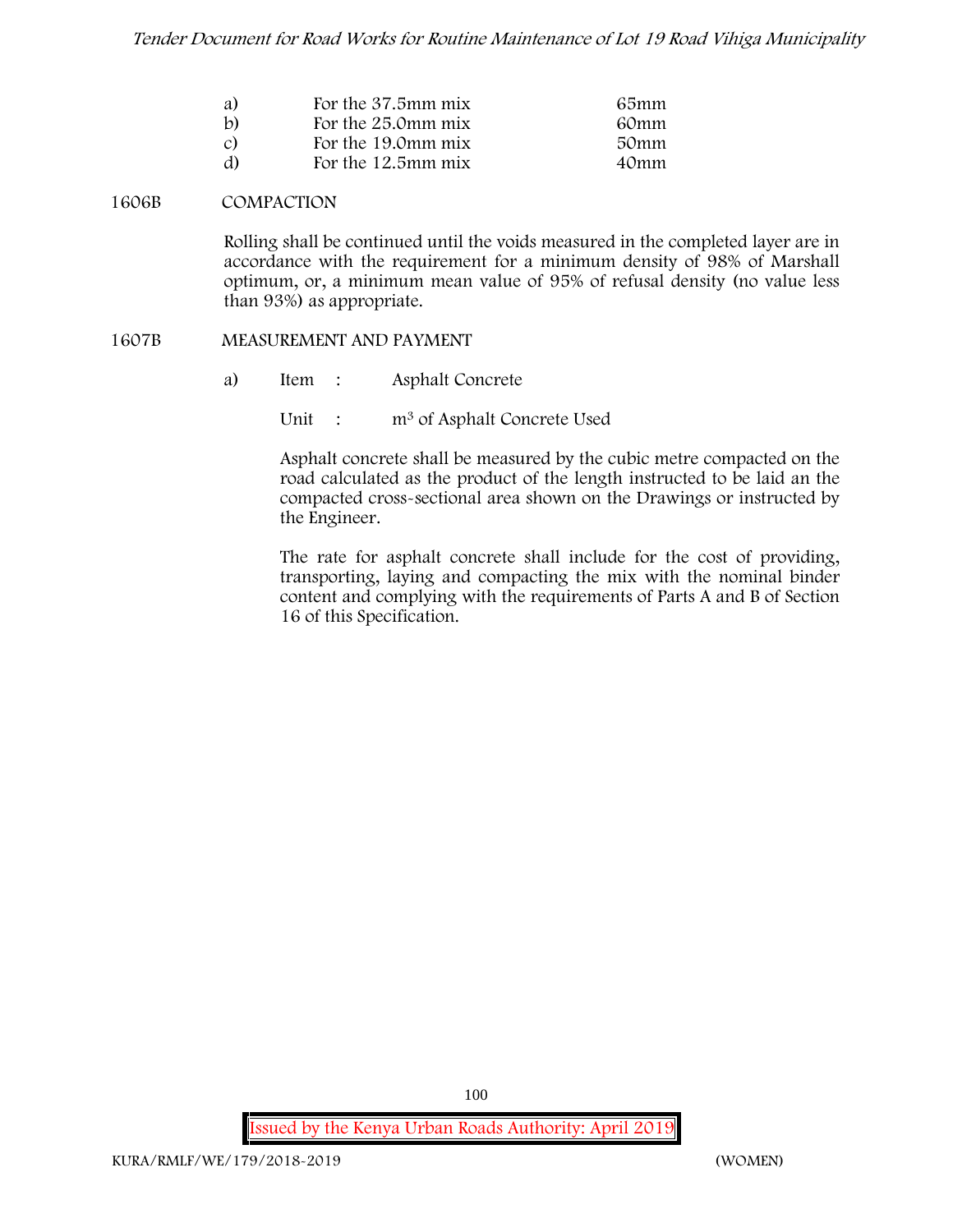| | | |
|---|---|---|
| a) | For the 37.5mm mix | 65mm |
| b) | For the 25.0mm mix | 60mm |
| c) | For the 19.0mm mix | 50mm |
| d) | For the 12.5mm mix | 40mm |

### 1606B COMPACTION

Rolling shall be continued until the voids measured in the completed layer are in accordance with the requirement for a minimum density of 98% of Marshall optimum, or, a minimum mean value of 95% of refusal density (no value less than 93%) as appropriate.

### 1607B MEASUREMENT AND PAYMENT

a) Item : Asphalt Concrete

Unit : $m^3$ of Asphalt Concrete Used

Asphalt concrete shall be measured by the cubic metre compacted on the road calculated as the product of the length instructed to be laid an the compacted cross-sectional area shown on the Drawings or instructed by the Engineer.

The rate for asphalt concrete shall include for the cost of providing, transporting, laying and compacting the mix with the nominal binder content and complying with the requirements of Parts A and B of Section 16 of this Specification.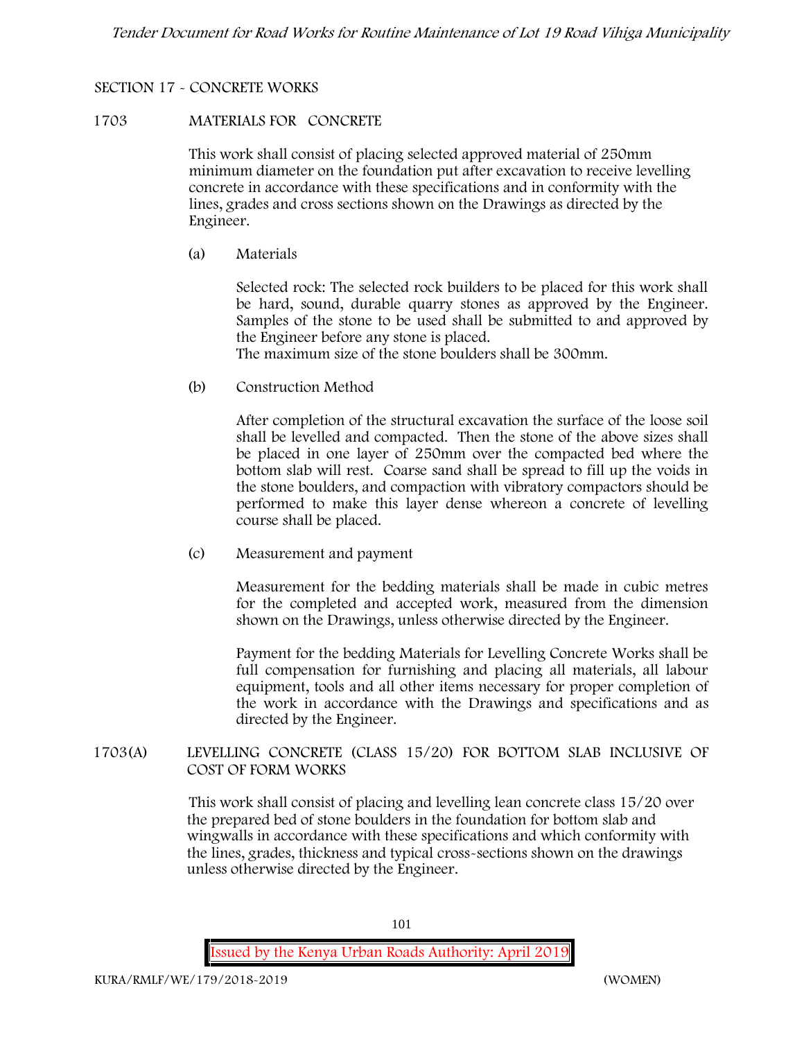## SECTION 17 - CONCRETE WORKS

### 1703 MATERIALS FOR CONCRETE

This work shall consist of placing selected approved material of 250mm minimum diameter on the foundation put after excavation to receive levelling concrete in accordance with these specifications and in conformity with the lines, grades and cross sections shown on the Drawings as directed by the Engineer.

(a) Materials

Selected rock: The selected rock builders to be placed for this work shall be hard, sound, durable quarry stones as approved by the Engineer. Samples of the stone to be used shall be submitted to and approved by the Engineer before any stone is placed.
The maximum size of the stone boulders shall be 300mm.

(b) Construction Method

After completion of the structural excavation the surface of the loose soil shall be levelled and compacted. Then the stone of the above sizes shall be placed in one layer of 250mm over the compacted bed where the bottom slab will rest. Coarse sand shall be spread to fill up the voids in the stone boulders, and compaction with vibratory compactors should be performed to make this layer dense whereon a concrete of levelling course shall be placed.

(c) Measurement and payment

Measurement for the bedding materials shall be made in cubic metres for the completed and accepted work, measured from the dimension shown on the Drawings, unless otherwise directed by the Engineer.

Payment for the bedding Materials for Levelling Concrete Works shall be full compensation for furnishing and placing all materials, all labour equipment, tools and all other items necessary for proper completion of the work in accordance with the Drawings and specifications and as directed by the Engineer.

### 1703(A) LEVELLING CONCRETE (CLASS 15/20) FOR BOTTOM SLAB INCLUSIVE OF COST OF FORM WORKS

This work shall consist of placing and levelling lean concrete class 15/20 over the prepared bed of stone boulders in the foundation for bottom slab and wingwalls in accordance with these specifications and which conformity with the lines, grades, thickness and typical cross-sections shown on the drawings unless otherwise directed by the Engineer.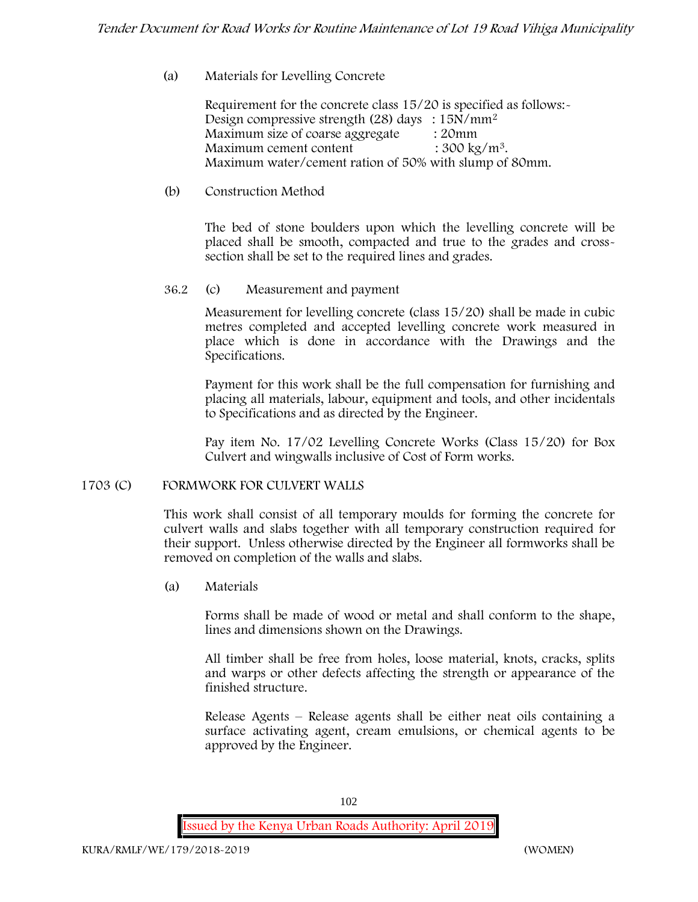(a) Materials for Levelling Concrete

Requirement for the concrete class 15/20 is specified as follows:-
Design compressive strength (28) days : $15N/mm^2$
Maximum size of coarse aggregate : 20mm
Maximum cement content : $300 kg/m^3$.
Maximum water/cement ration of 50% with slump of 80mm.

(b) Construction Method

The bed of stone boulders upon which the levelling concrete will be placed shall be smooth, compacted and true to the grades and cross-section shall be set to the required lines and grades.

36.2 (c) Measurement and payment

Measurement for levelling concrete (class 15/20) shall be made in cubic metres completed and accepted levelling concrete work measured in place which is done in accordance with the Drawings and the Specifications.

Payment for this work shall be the full compensation for furnishing and placing all materials, labour, equipment and tools, and other incidentals to Specifications and as directed by the Engineer.

Pay item No. 17/02 Levelling Concrete Works (Class 15/20) for Box Culvert and wingwalls inclusive of Cost of Form works.

## 1703 (C) FORMWORK FOR CULVERT WALLS

This work shall consist of all temporary moulds for forming the concrete for culvert walls and slabs together with all temporary construction required for their support. Unless otherwise directed by the Engineer all formworks shall be removed on completion of the walls and slabs.

(a) Materials

Forms shall be made of wood or metal and shall conform to the shape, lines and dimensions shown on the Drawings.

All timber shall be free from holes, loose material, knots, cracks, splits and warps or other defects affecting the strength or appearance of the finished structure.

Release Agents – Release agents shall be either neat oils containing a surface activating agent, cream emulsions, or chemical agents to be approved by the Engineer.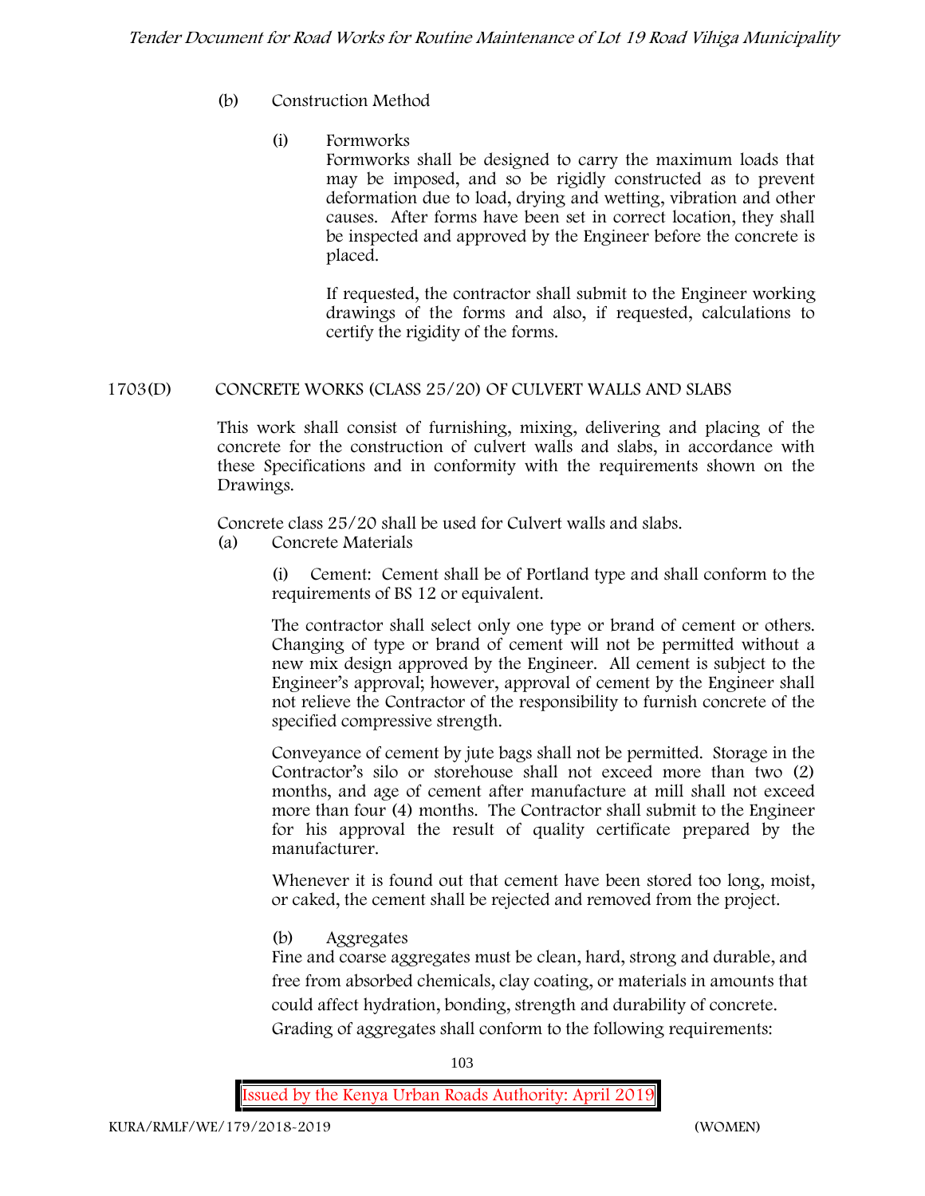(b) Construction Method

(i) Formworks

Formworks shall be designed to carry the maximum loads that may be imposed, and so be rigidly constructed as to prevent deformation due to load, drying and wetting, vibration and other causes. After forms have been set in correct location, they shall be inspected and approved by the Engineer before the concrete is placed.

If requested, the contractor shall submit to the Engineer working drawings of the forms and also, if requested, calculations to certify the rigidity of the forms.

## 1703(D) CONCRETE WORKS (CLASS 25/20) OF CULVERT WALLS AND SLABS

This work shall consist of furnishing, mixing, delivering and placing of the concrete for the construction of culvert walls and slabs, in accordance with these Specifications and in conformity with the requirements shown on the Drawings.

Concrete class 25/20 shall be used for Culvert walls and slabs.

(a) Concrete Materials

(i) Cement: Cement shall be of Portland type and shall conform to the requirements of BS 12 or equivalent.

The contractor shall select only one type or brand of cement or others. Changing of type or brand of cement will not be permitted without a new mix design approved by the Engineer. All cement is subject to the Engineer's approval; however, approval of cement by the Engineer shall not relieve the Contractor of the responsibility to furnish concrete of the specified compressive strength.

Conveyance of cement by jute bags shall not be permitted. Storage in the Contractor's silo or storehouse shall not exceed more than two (2) months, and age of cement after manufacture at mill shall not exceed more than four (4) months. The Contractor shall submit to the Engineer for his approval the result of quality certificate prepared by the manufacturer.

Whenever it is found out that cement have been stored too long, moist, or caked, the cement shall be rejected and removed from the project.

(b) Aggregates

Fine and coarse aggregates must be clean, hard, strong and durable, and free from absorbed chemicals, clay coating, or materials in amounts that could affect hydration, bonding, strength and durability of concrete.

Grading of aggregates shall conform to the following requirements: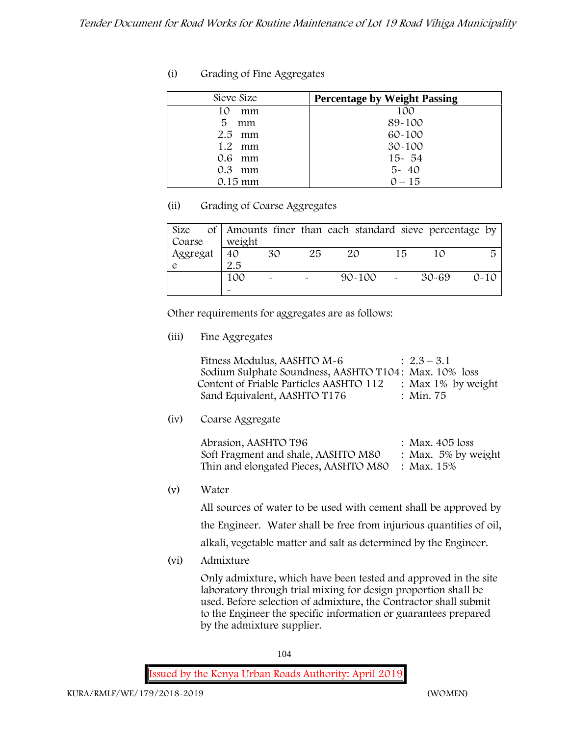(i) Grading of Fine Aggregates

| Sieve Size | **Percentage by Weight Passing** |
|---|---|
| 10 mm | 100 |
| 5 mm | 89-100 |
| 2.5 mm | 60-100 |
| 1.2 mm | 30-100 |
| 0.6 mm | 15- 54 |
| 0.3 mm | 5- 40 |
| 0.15 mm | 0 – 15 |

(ii) Grading of Coarse Aggregates

| Size of Coarse Aggregate | Amounts finer than each standard sieve percentage by weight | | | | | | |
|---|---|---|---|---|---|---|---|
| | 40 | 30 | 25 | 20 | 15 | 10 | 5 |
| | 2.5 | | | | | | |
| | 100 | - | - | 90-100 | - | 30-69 | 0-10 |
| | - | | | | | | |

Other requirements for aggregates are as follows:

(iii) Fine Aggregates

Fitness Modulus, AASHTO M-6 : 2.3 – 3.1
Sodium Sulphate Soundness, AASHTO T104: Max. 10% loss
Content of Friable Particles AASHTO 112 : Max 1% by weight
Sand Equivalent, AASHTO T176 : Min. 75

(iv) Coarse Aggregate

Abrasion, AASHTO T96 : Max. 405 loss
Soft Fragment and shale, AASHTO M80 : Max. 5% by weight
Thin and elongated Pieces, AASHTO M80 : Max. 15%

(v) Water

All sources of water to be used with cement shall be approved by the Engineer. Water shall be free from injurious quantities of oil, alkali, vegetable matter and salt as determined by the Engineer.

(vi) Admixture

Only admixture, which have been tested and approved in the site laboratory through trial mixing for design proportion shall be used. Before selection of admixture, the Contractor shall submit to the Engineer the specific information or guarantees prepared by the admixture supplier.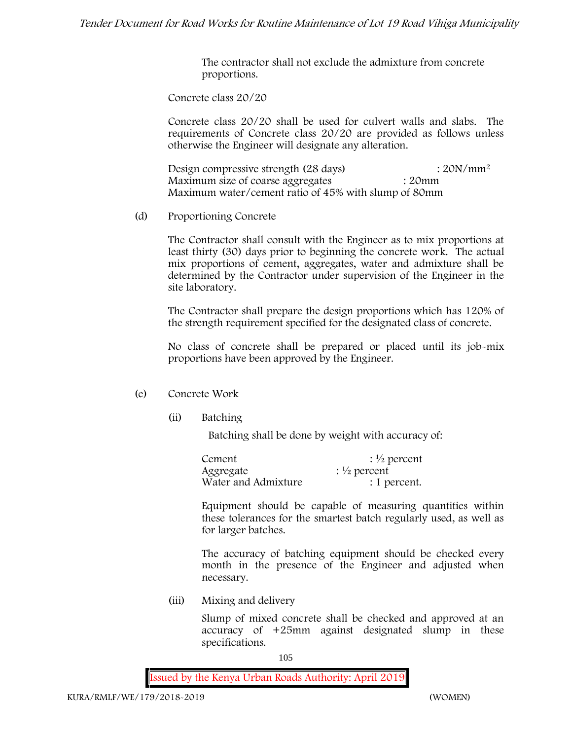The contractor shall not exclude the admixture from concrete proportions.

Concrete class 20/20

Concrete class 20/20 shall be used for culvert walls and slabs. The requirements of Concrete class 20/20 are provided as follows unless otherwise the Engineer will designate any alteration.

Design compressive strength (28 days) : $20N/mm^2$
Maximum size of coarse aggregates : 20mm
Maximum water/cement ratio of 45% with slump of 80mm

(d) Proportioning Concrete

The Contractor shall consult with the Engineer as to mix proportions at least thirty (30) days prior to beginning the concrete work. The actual mix proportions of cement, aggregates, water and admixture shall be determined by the Contractor under supervision of the Engineer in the site laboratory.

The Contractor shall prepare the design proportions which has 120% of the strength requirement specified for the designated class of concrete.

No class of concrete shall be prepared or placed until its job-mix proportions have been approved by the Engineer.

(e) Concrete Work

(ii) Batching

Batching shall be done by weight with accuracy of:

Cement : ½ percent
Aggregate : ½ percent
Water and Admixture : 1 percent.

Equipment should be capable of measuring quantities within these tolerances for the smartest batch regularly used, as well as for larger batches.

The accuracy of batching equipment should be checked every month in the presence of the Engineer and adjusted when necessary.

(iii) Mixing and delivery

Slump of mixed concrete shall be checked and approved at an accuracy of +25mm against designated slump in these specifications.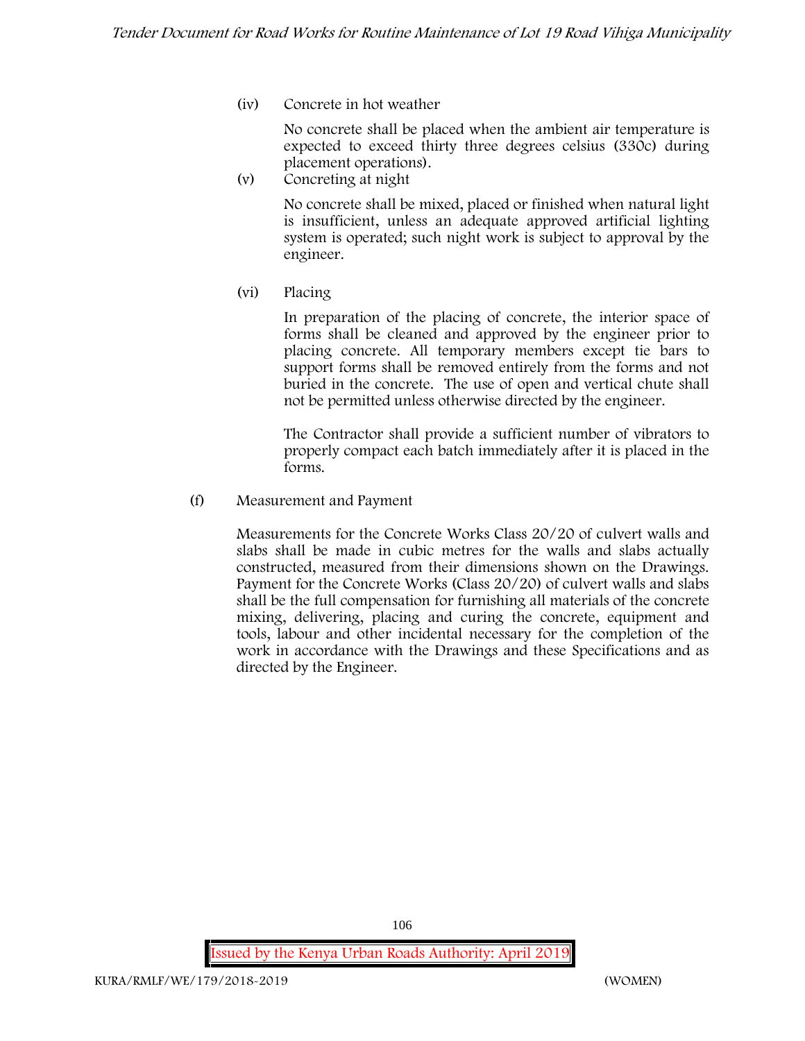(iv) Concrete in hot weather

No concrete shall be placed when the ambient air temperature is expected to exceed thirty three degrees celsius (33oc) during placement operations).

(v) Concreting at night

No concrete shall be mixed, placed or finished when natural light is insufficient, unless an adequate approved artificial lighting system is operated; such night work is subject to approval by the engineer.

(vi) Placing

In preparation of the placing of concrete, the interior space of forms shall be cleaned and approved by the engineer prior to placing concrete. All temporary members except tie bars to support forms shall be removed entirely from the forms and not buried in the concrete. The use of open and vertical chute shall not be permitted unless otherwise directed by the engineer.

The Contractor shall provide a sufficient number of vibrators to properly compact each batch immediately after it is placed in the forms.

(f) Measurement and Payment

Measurements for the Concrete Works Class 20/20 of culvert walls and slabs shall be made in cubic metres for the walls and slabs actually constructed, measured from their dimensions shown on the Drawings. Payment for the Concrete Works (Class 20/20) of culvert walls and slabs shall be the full compensation for furnishing all materials of the concrete mixing, delivering, placing and curing the concrete, equipment and tools, labour and other incidental necessary for the completion of the work in accordance with the Drawings and these Specifications and as directed by the Engineer.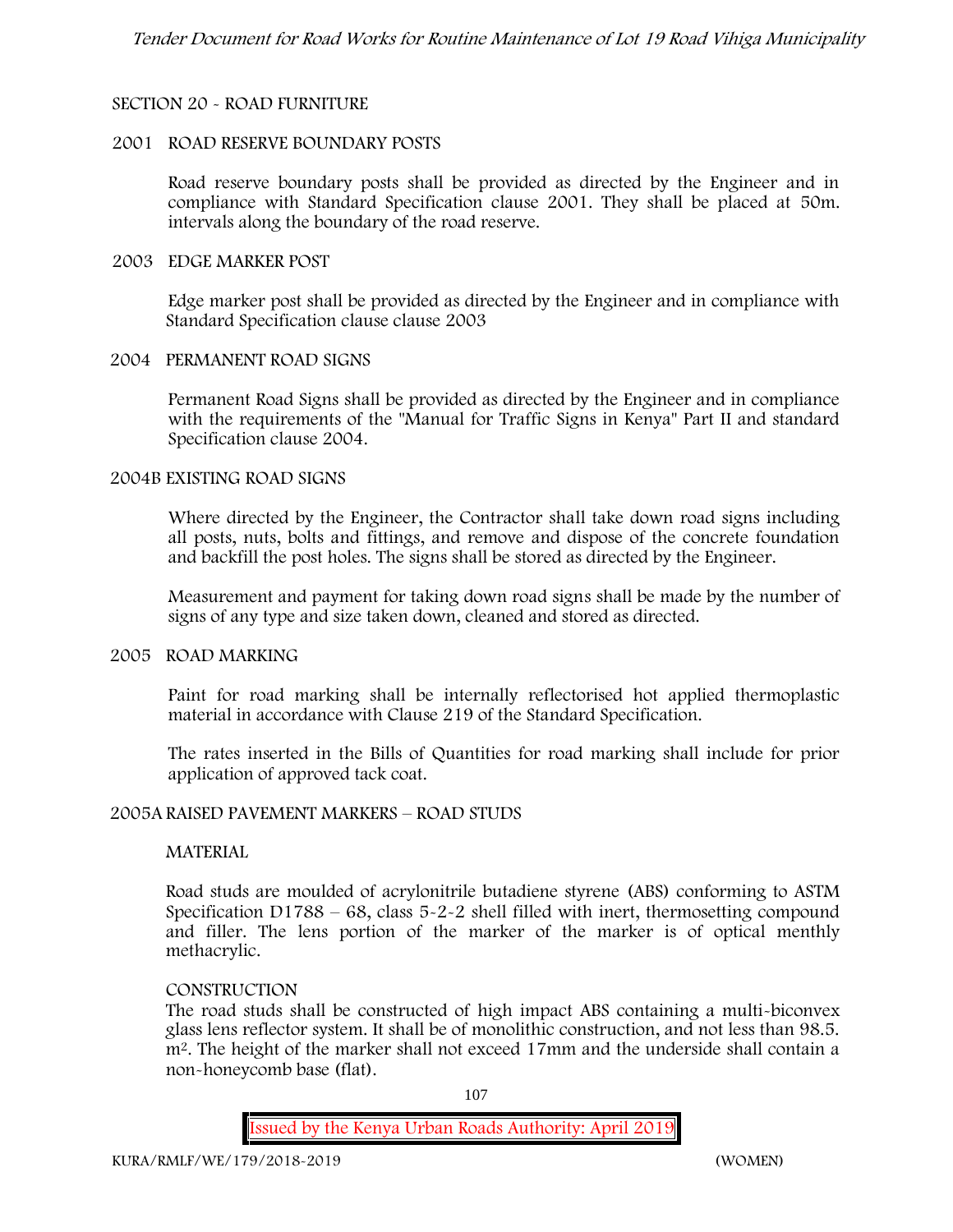## SECTION 20 - ROAD FURNITURE

### 2001 ROAD RESERVE BOUNDARY POSTS

Road reserve boundary posts shall be provided as directed by the Engineer and in compliance with Standard Specification clause 2001. They shall be placed at 50m. intervals along the boundary of the road reserve.

### 2003 EDGE MARKER POST

Edge marker post shall be provided as directed by the Engineer and in compliance with Standard Specification clause clause 2003

### 2004 PERMANENT ROAD SIGNS

Permanent Road Signs shall be provided as directed by the Engineer and in compliance with the requirements of the "Manual for Traffic Signs in Kenya" Part II and standard Specification clause 2004.

### 2004B EXISTING ROAD SIGNS

Where directed by the Engineer, the Contractor shall take down road signs including all posts, nuts, bolts and fittings, and remove and dispose of the concrete foundation and backfill the post holes. The signs shall be stored as directed by the Engineer.

Measurement and payment for taking down road signs shall be made by the number of signs of any type and size taken down, cleaned and stored as directed.

### 2005 ROAD MARKING

Paint for road marking shall be internally reflectorised hot applied thermoplastic material in accordance with Clause 219 of the Standard Specification.

The rates inserted in the Bills of Quantities for road marking shall include for prior application of approved tack coat.

### 2005A RAISED PAVEMENT MARKERS – ROAD STUDS

**MATERIAL**

Road studs are moulded of acrylonitrile butadiene styrene (ABS) conforming to ASTM Specification D1788 – 68, class 5-2-2 shell filled with inert, thermosetting compound and filler. The lens portion of the marker of the marker is of optical menthly methacrylic.

**CONSTRUCTION**

The road studs shall be constructed of high impact ABS containing a multi-biconvex glass lens reflector system. It shall be of monolithic construction, and not less than 98.5. $m^2$. The height of the marker shall not exceed 17mm and the underside shall contain a non-honeycomb base (flat).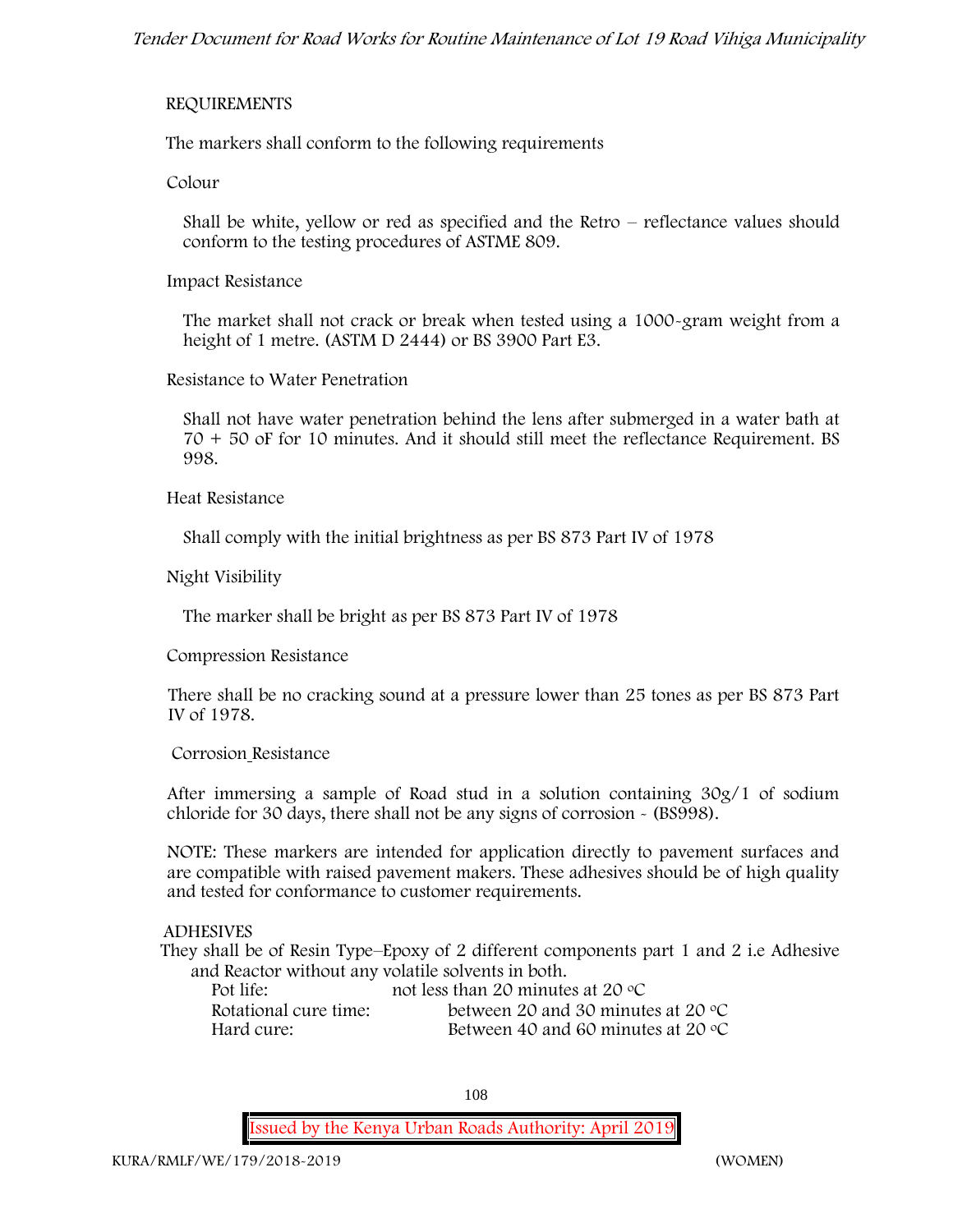REQUIREMENTS

The markers shall conform to the following requirements

Colour

Shall be white, yellow or red as specified and the Retro – reflectance values should conform to the testing procedures of ASTME 809.

Impact Resistance

The market shall not crack or break when tested using a 1000-gram weight from a height of 1 metre. (ASTM D 2444) or BS 3900 Part E3.

Resistance to Water Penetration

Shall not have water penetration behind the lens after submerged in a water bath at 70 + 50 oF for 10 minutes. And it should still meet the reflectance Requirement. BS 998.

Heat Resistance

Shall comply with the initial brightness as per BS 873 Part IV of 1978

Night Visibility

The marker shall be bright as per BS 873 Part IV of 1978

Compression Resistance

There shall be no cracking sound at a pressure lower than 25 tones as per BS 873 Part IV of 1978.

Corrosion Resistance

After immersing a sample of Road stud in a solution containing 30g/1 of sodium chloride for 30 days, there shall not be any signs of corrosion - (BS998).

NOTE: These markers are intended for application directly to pavement surfaces and are compatible with raised pavement makers. These adhesives should be of high quality and tested for conformance to customer requirements.

ADHESIVES

They shall be of Resin Type–Epoxy of 2 different components part 1 and 2 i.e Adhesive and Reactor without any volatile solvents in both.

| | |
|---|---|
| Pot life: | not less than 20 minutes at 20 °C |
| Rotational cure time: | between 20 and 30 minutes at 20 °C |
| Hard cure: | Between 40 and 60 minutes at 20 °C |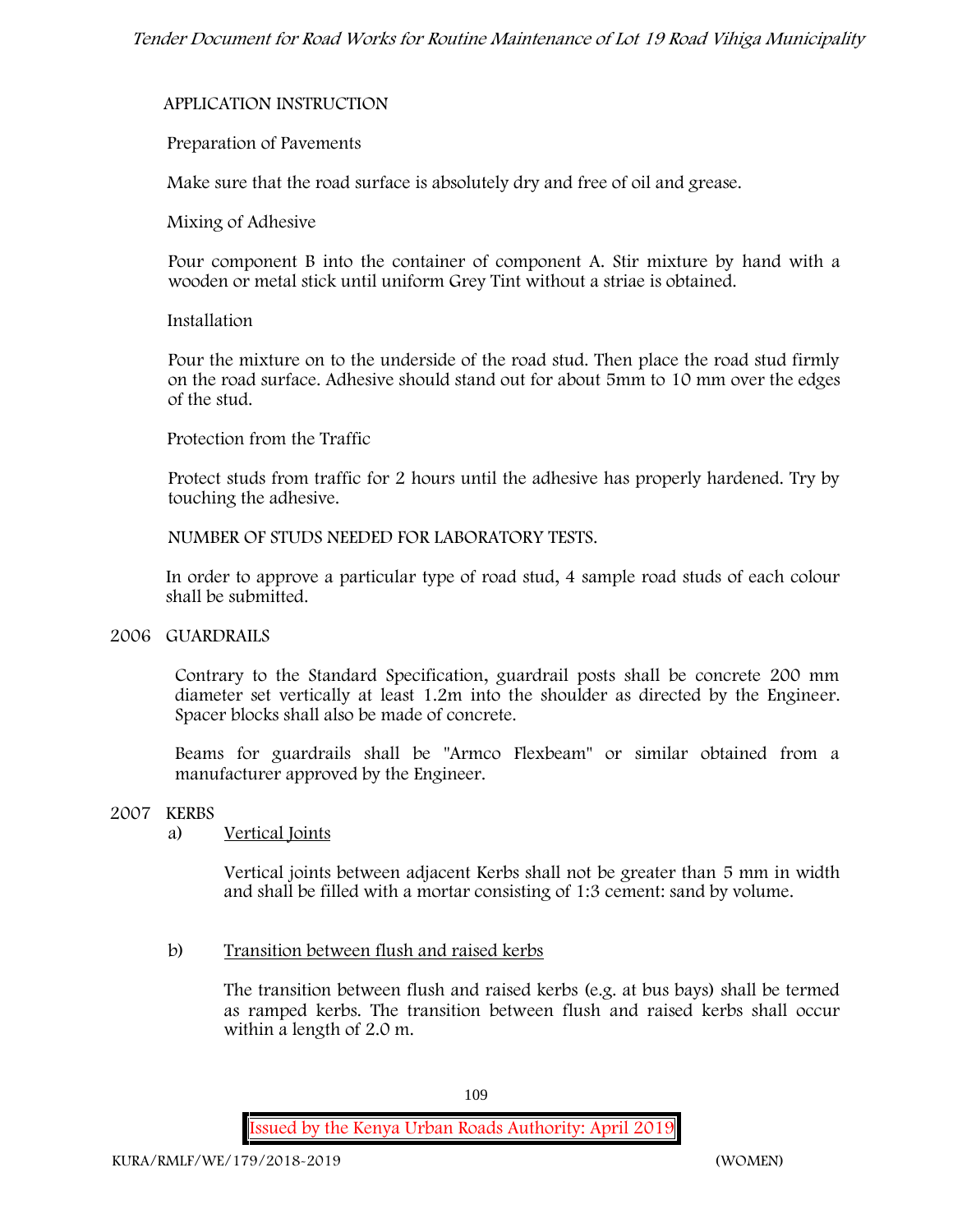APPLICATION INSTRUCTION

Preparation of Pavements

Make sure that the road surface is absolutely dry and free of oil and grease.

Mixing of Adhesive

Pour component B into the container of component A. Stir mixture by hand with a wooden or metal stick until uniform Grey Tint without a striae is obtained.

Installation

Pour the mixture on to the underside of the road stud. Then place the road stud firmly on the road surface. Adhesive should stand out for about 5mm to 10 mm over the edges of the stud.

Protection from the Traffic

Protect studs from traffic for 2 hours until the adhesive has properly hardened. Try by touching the adhesive.

NUMBER OF STUDS NEEDED FOR LABORATORY TESTS.

In order to approve a particular type of road stud, 4 sample road studs of each colour shall be submitted.

## 2006 GUARDRAILS

Contrary to the Standard Specification, guardrail posts shall be concrete 200 mm diameter set vertically at least 1.2m into the shoulder as directed by the Engineer. Spacer blocks shall also be made of concrete.

Beams for guardrails shall be "Armco Flexbeam" or similar obtained from a manufacturer approved by the Engineer.

## 2007 KERBS

a) Vertical Joints

Vertical joints between adjacent Kerbs shall not be greater than 5 mm in width and shall be filled with a mortar consisting of 1:3 cement: sand by volume.

b) Transition between flush and raised kerbs

The transition between flush and raised kerbs (e.g. at bus bays) shall be termed as ramped kerbs. The transition between flush and raised kerbs shall occur within a length of 2.0 m.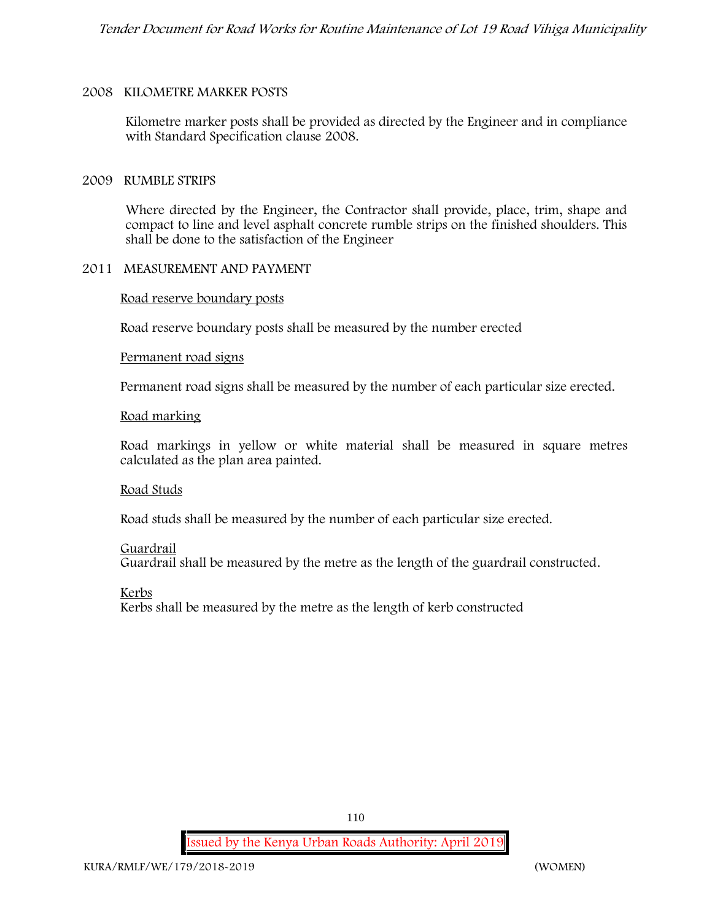## 2008 KILOMETRE MARKER POSTS

Kilometre marker posts shall be provided as directed by the Engineer and in compliance with Standard Specification clause 2008.

## 2009 RUMBLE STRIPS

Where directed by the Engineer, the Contractor shall provide, place, trim, shape and compact to line and level asphalt concrete rumble strips on the finished shoulders. This shall be done to the satisfaction of the Engineer

## 2011 MEASUREMENT AND PAYMENT

Road reserve boundary posts

Road reserve boundary posts shall be measured by the number erected

Permanent road signs

Permanent road signs shall be measured by the number of each particular size erected.

Road marking

Road markings in yellow or white material shall be measured in square metres calculated as the plan area painted.

Road Studs

Road studs shall be measured by the number of each particular size erected.

Guardrail

Guardrail shall be measured by the metre as the length of the guardrail constructed.

Kerbs

Kerbs shall be measured by the metre as the length of kerb constructed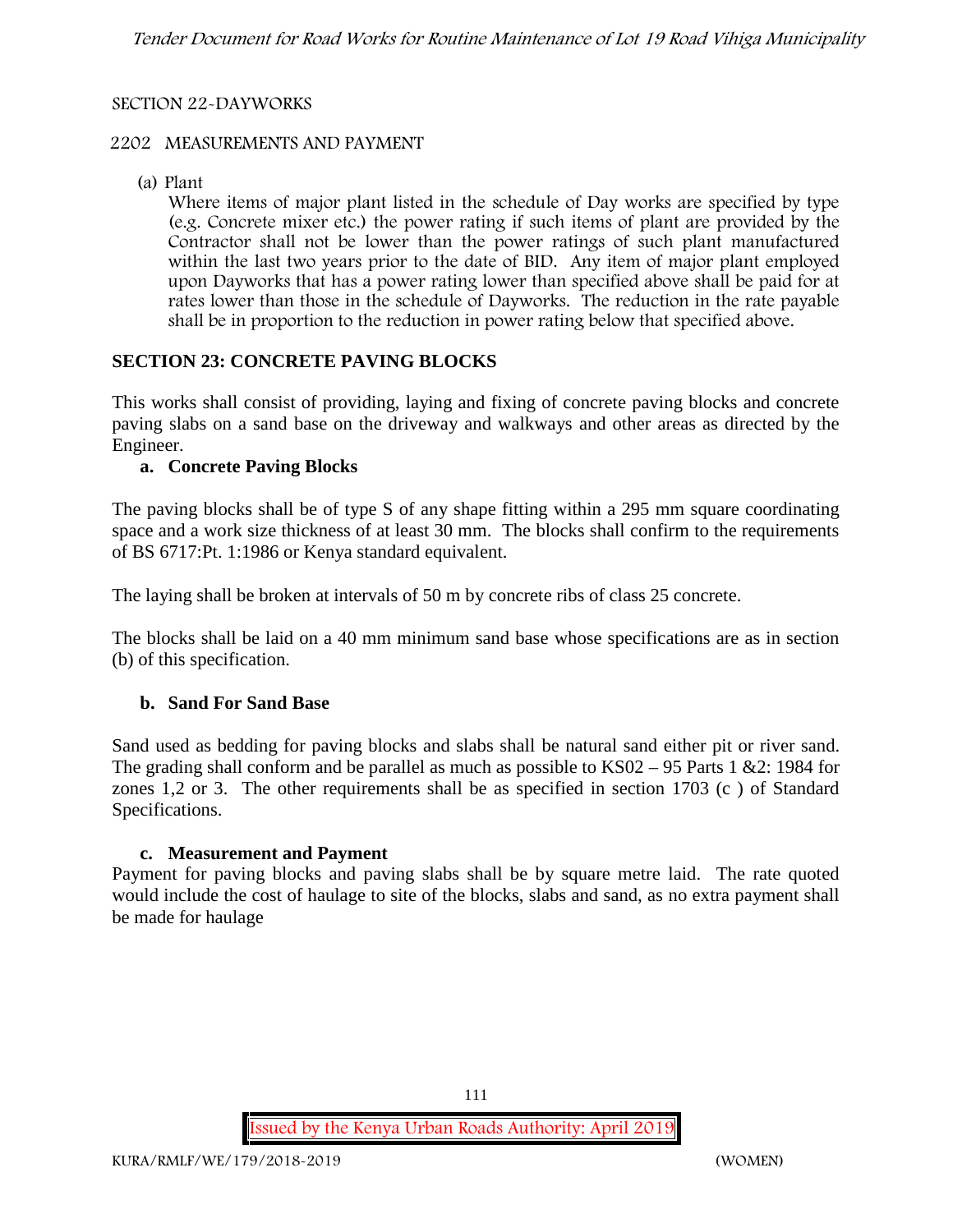SECTION 22-DAYWORKS

2202 MEASUREMENTS AND PAYMENT

(a) Plant

Where items of major plant listed in the schedule of Day works are specified by type (e.g. Concrete mixer etc.) the power rating if such items of plant are provided by the Contractor shall not be lower than the power ratings of such plant manufactured within the last two years prior to the date of BID. Any item of major plant employed upon Dayworks that has a power rating lower than specified above shall be paid for at rates lower than those in the schedule of Dayworks. The reduction in the rate payable shall be in proportion to the reduction in power rating below that specified above.

## SECTION 23: CONCRETE PAVING BLOCKS

This works shall consist of providing, laying and fixing of concrete paving blocks and concrete paving slabs on a sand base on the driveway and walkways and other areas as directed by the Engineer.

### a. Concrete Paving Blocks

The paving blocks shall be of type S of any shape fitting within a 295 mm square coordinating space and a work size thickness of at least 30 mm. The blocks shall confirm to the requirements of BS 6717:Pt. 1:1986 or Kenya standard equivalent.

The laying shall be broken at intervals of 50 m by concrete ribs of class 25 concrete.

The blocks shall be laid on a 40 mm minimum sand base whose specifications are as in section (b) of this specification.

### b. Sand For Sand Base

Sand used as bedding for paving blocks and slabs shall be natural sand either pit or river sand. The grading shall conform and be parallel as much as possible to KS02 – 95 Parts 1 &2: 1984 for zones 1,2 or 3. The other requirements shall be as specified in section 1703 (c ) of Standard Specifications.

### c. Measurement and Payment

Payment for paving blocks and paving slabs shall be by square metre laid. The rate quoted would include the cost of haulage to site of the blocks, slabs and sand, as no extra payment shall be made for haulage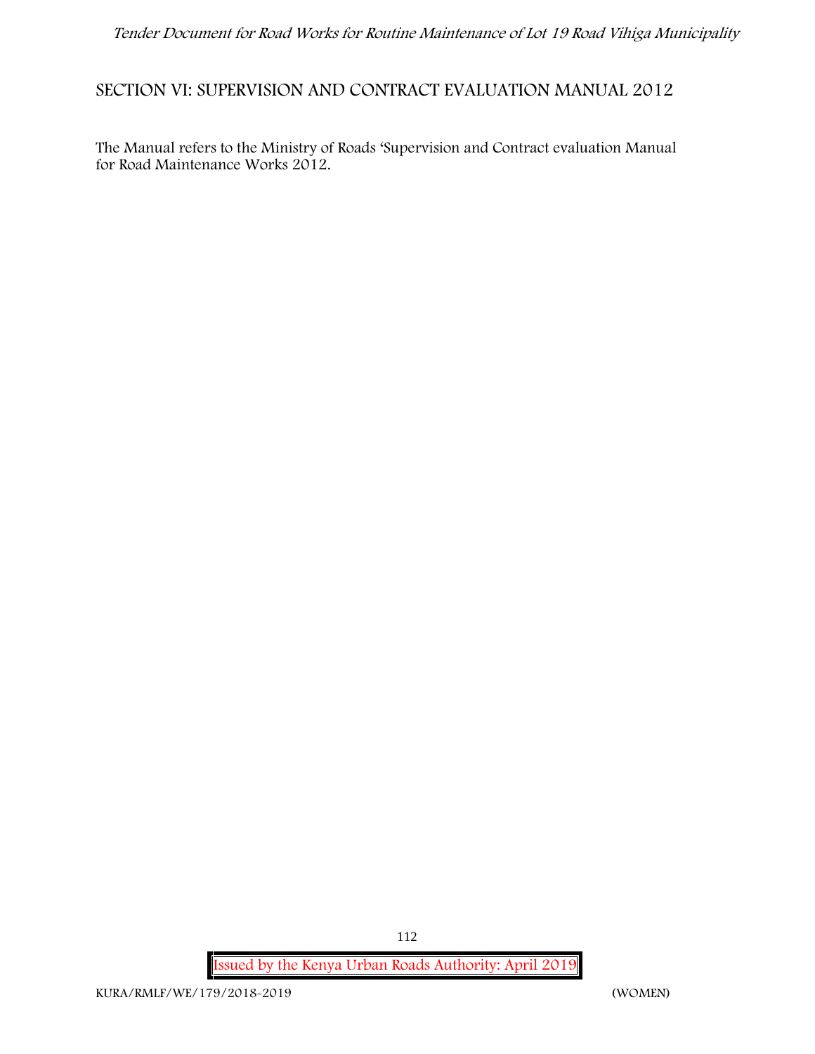## SECTION VI: SUPERVISION AND CONTRACT EVALUATION MANUAL 2012

The Manual refers to the Ministry of Roads 'Supervision and Contract evaluation Manual for Road Maintenance Works 2012.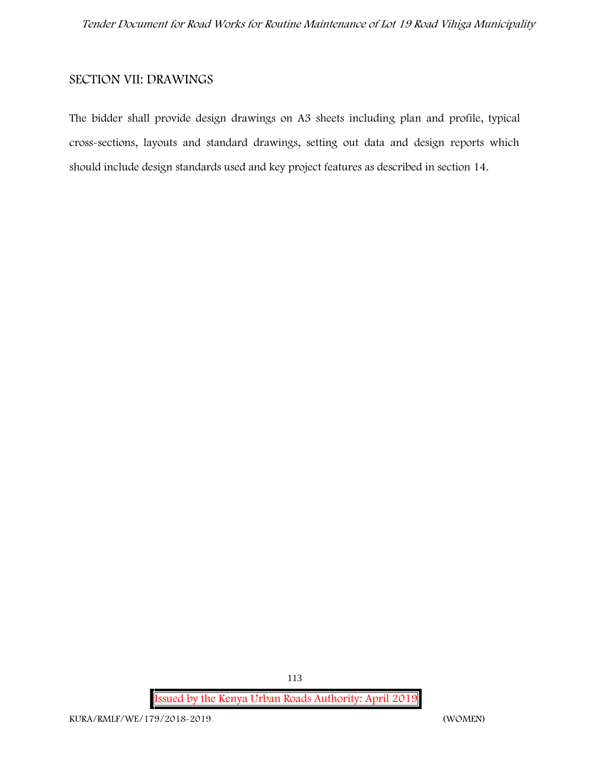## SECTION VII: DRAWINGS

The bidder shall provide design drawings on A3 sheets including plan and profile, typical cross-sections, layouts and standard drawings, setting out data and design reports which should include design standards used and key project features as described in section 14.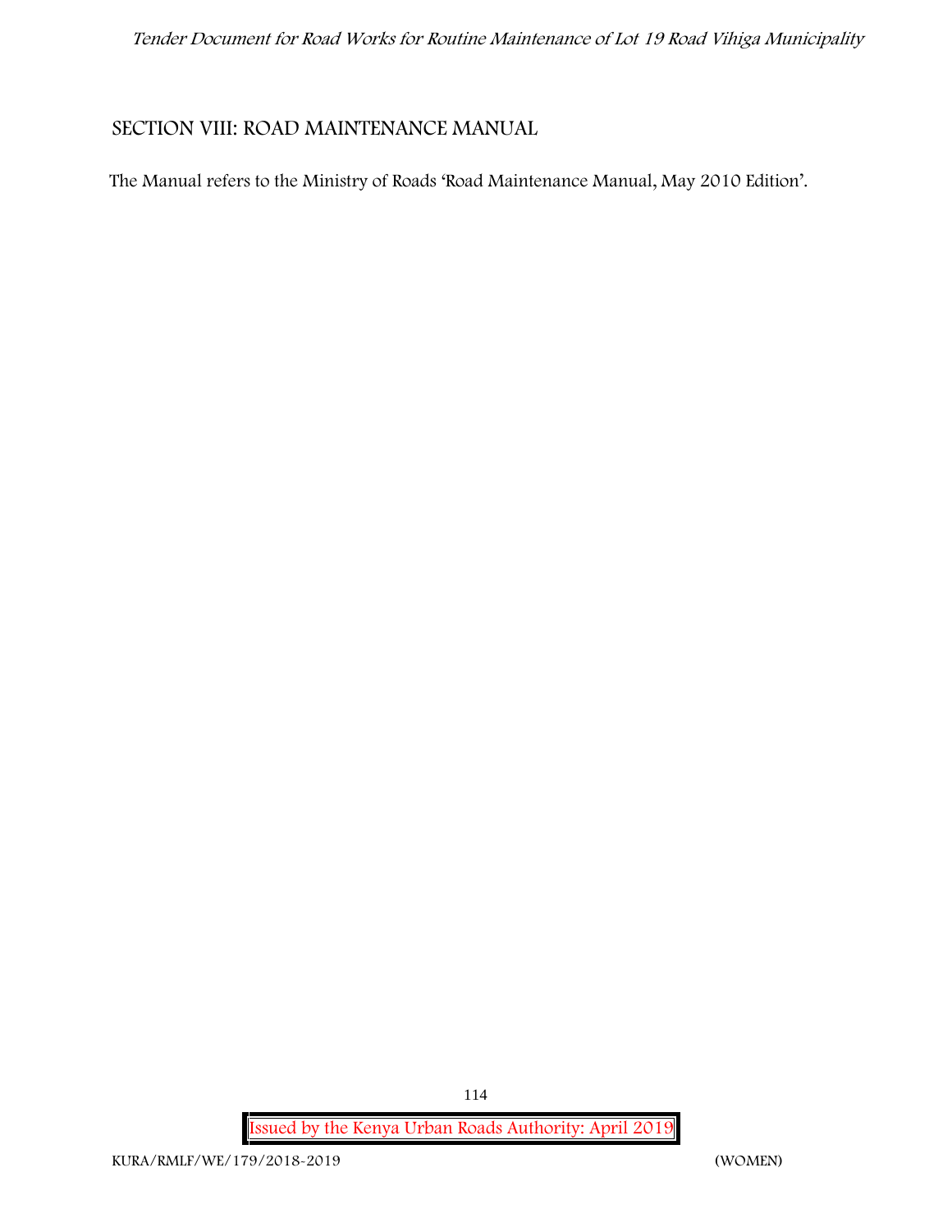## SECTION VIII: ROAD MAINTENANCE MANUAL

The Manual refers to the Ministry of Roads 'Road Maintenance Manual, May 2010 Edition'.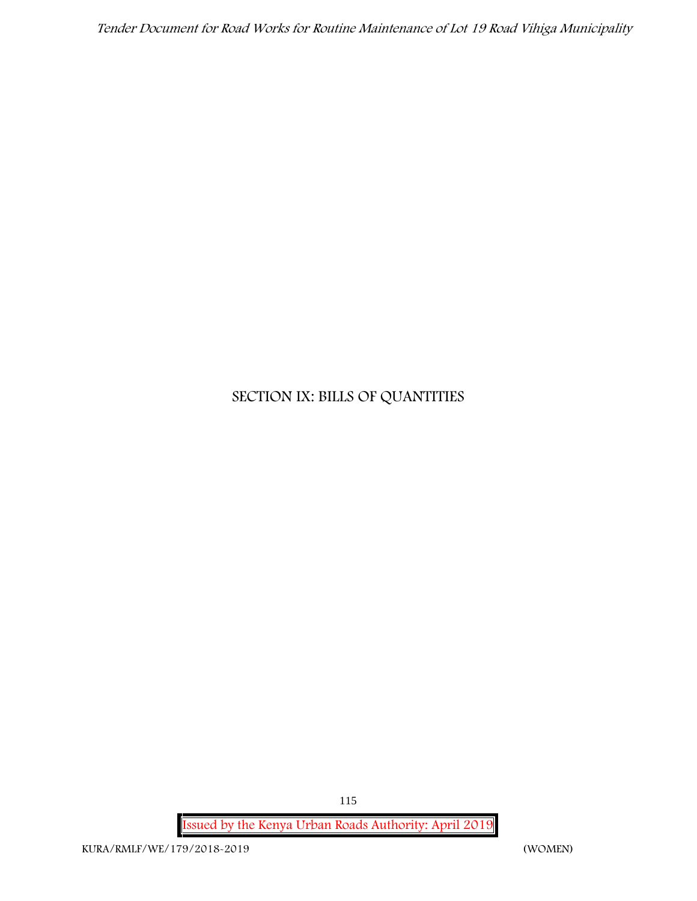# SECTION IX: BILLS OF QUANTITIES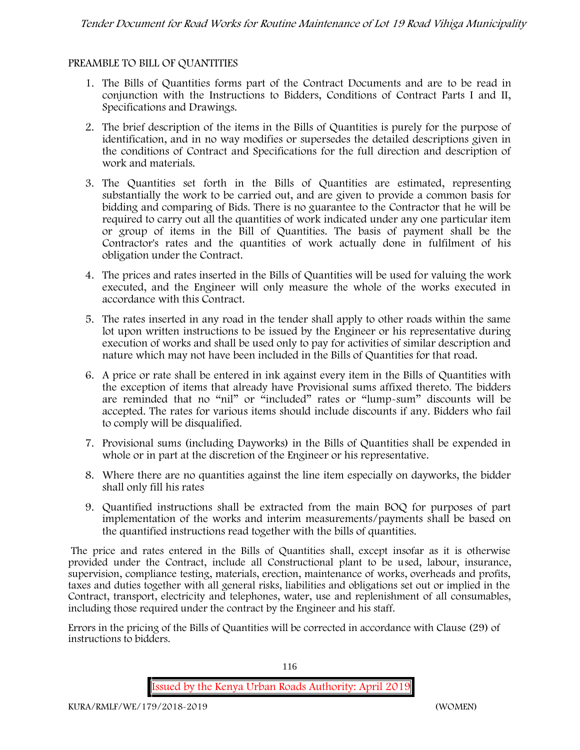PREAMBLE TO BILL OF QUANTITIES

1. The Bills of Quantities forms part of the Contract Documents and are to be read in conjunction with the Instructions to Bidders, Conditions of Contract Parts I and II, Specifications and Drawings.
2. The brief description of the items in the Bills of Quantities is purely for the purpose of identification, and in no way modifies or supersedes the detailed descriptions given in the conditions of Contract and Specifications for the full direction and description of work and materials.
3. The Quantities set forth in the Bills of Quantities are estimated, representing substantially the work to be carried out, and are given to provide a common basis for bidding and comparing of Bids. There is no guarantee to the Contractor that he will be required to carry out all the quantities of work indicated under any one particular item or group of items in the Bill of Quantities. The basis of payment shall be the Contractor's rates and the quantities of work actually done in fulfilment of his obligation under the Contract.
4. The prices and rates inserted in the Bills of Quantities will be used for valuing the work executed, and the Engineer will only measure the whole of the works executed in accordance with this Contract.
5. The rates inserted in any road in the tender shall apply to other roads within the same lot upon written instructions to be issued by the Engineer or his representative during execution of works and shall be used only to pay for activities of similar description and nature which may not have been included in the Bills of Quantities for that road.
6. A price or rate shall be entered in ink against every item in the Bills of Quantities with the exception of items that already have Provisional sums affixed thereto. The bidders are reminded that no "nil" or "included" rates or "lump-sum" discounts will be accepted. The rates for various items should include discounts if any. Bidders who fail to comply will be disqualified.
7. Provisional sums (including Dayworks) in the Bills of Quantities shall be expended in whole or in part at the discretion of the Engineer or his representative.
8. Where there are no quantities against the line item especially on dayworks, the bidder shall only fill his rates
9. Quantified instructions shall be extracted from the main BOQ for purposes of part implementation of the works and interim measurements/payments shall be based on the quantified instructions read together with the bills of quantities.

The price and rates entered in the Bills of Quantities shall, except insofar as it is otherwise provided under the Contract, include all Constructional plant to be used, labour, insurance, supervision, compliance testing, materials, erection, maintenance of works, overheads and profits, taxes and duties together with all general risks, liabilities and obligations set out or implied in the Contract, transport, electricity and telephones, water, use and replenishment of all consumables, including those required under the contract by the Engineer and his staff.

Errors in the pricing of the Bills of Quantities will be corrected in accordance with Clause (29) of instructions to bidders.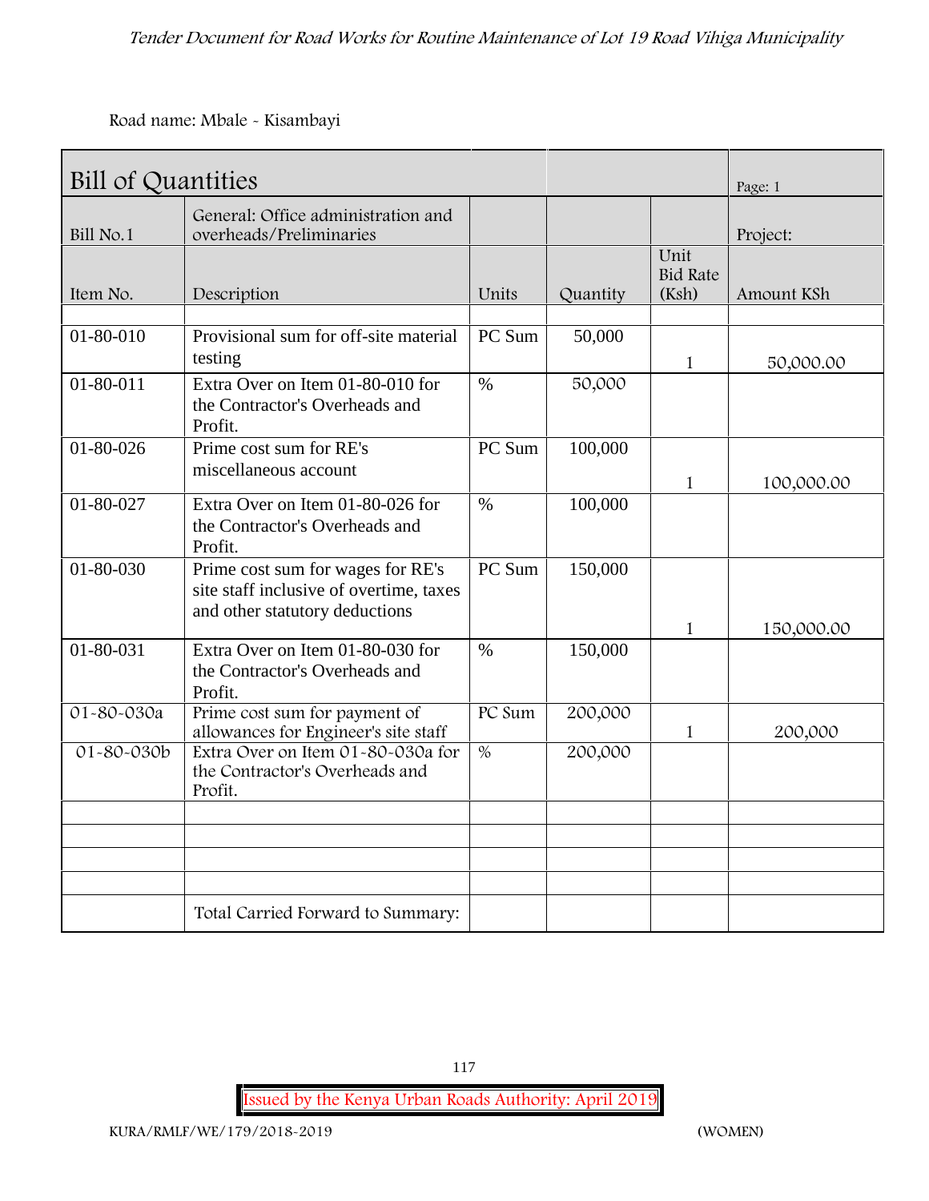Road name: Mbale - Kisambayi

| Bill of Quantities | | | | | Page: 1 |
|---|---|---|---|---|---|
| Bill No.1 | General: Office administration and overheads/Preliminaries | | | | Project: |
| Item No. | Description | Units | Quantity | Unit Bid Rate (Ksh) | Amount KSh |
| | | | | | |
| 01-80-010 | Provisional sum for off-site material testing | PC Sum | 50,000 | 1 | 50,000.00 |
| 01-80-011 | Extra Over on Item 01-80-010 for the Contractor's Overheads and Profit. | % | 50,000 | | |
| 01-80-026 | Prime cost sum for RE's miscellaneous account | PC Sum | 100,000 | 1 | 100,000.00 |
| 01-80-027 | Extra Over on Item 01-80-026 for the Contractor's Overheads and Profit. | % | 100,000 | | |
| 01-80-030 | Prime cost sum for wages for RE's site staff inclusive of overtime, taxes and other statutory deductions | PC Sum | 150,000 | 1 | 150,000.00 |
| 01-80-031 | Extra Over on Item 01-80-030 for the Contractor's Overheads and Profit. | % | 150,000 | | |
| 01-80-030a | Prime cost sum for payment of allowances for Engineer's site staff | PC Sum | 200,000 | 1 | 200,000 |
| 01-80-030b | Extra Over on Item 01-80-030a for the Contractor's Overheads and Profit. | % | 200,000 | | |
| | | | | | |
| | | | | | |
| | | | | | |
| | | | | | |
| | Total Carried Forward to Summary: | | | | |

Issued by the Kenya Urban Roads Authority: April 2019

KURA/RMLF/WE/179/2018-2019 (WOMEN)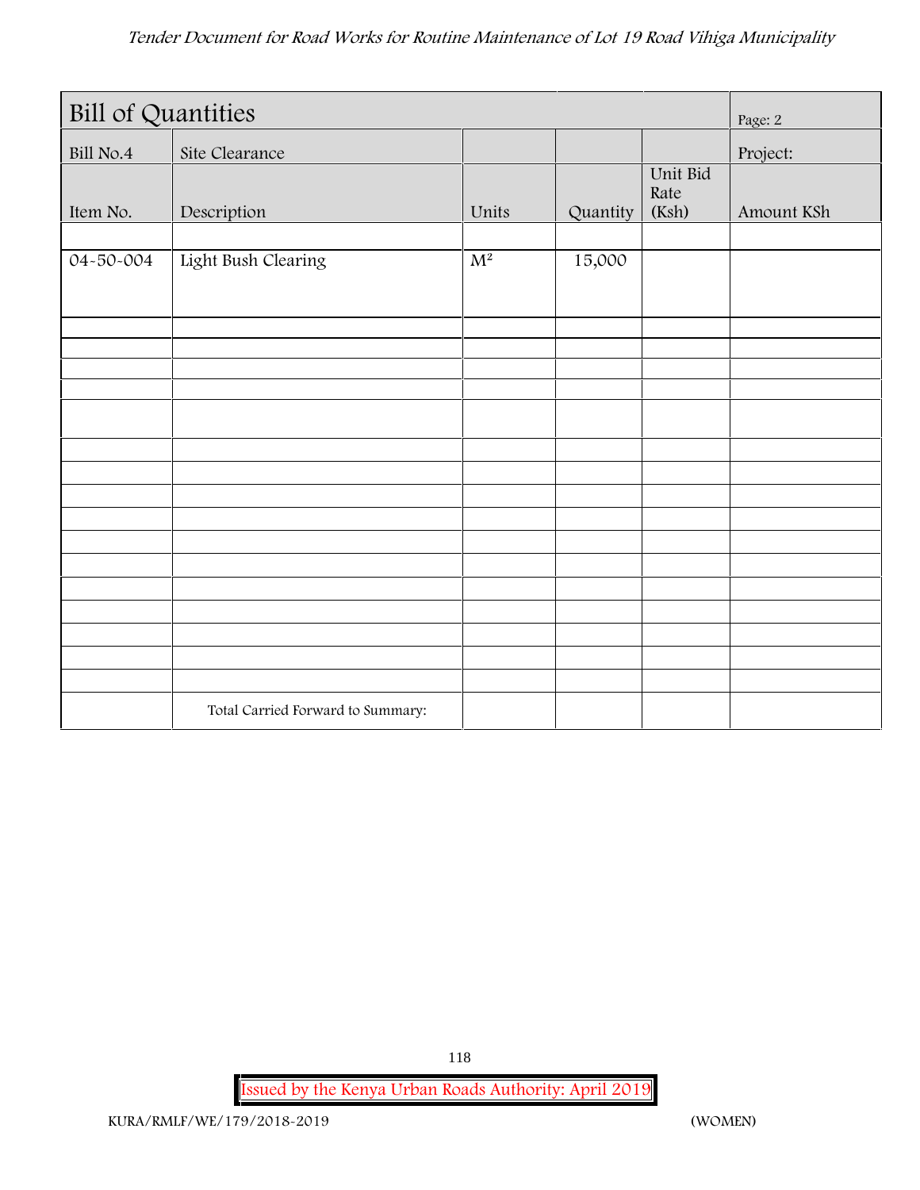| Bill of Quantities | | | | | Page: 2 |
|---|---|---|---|---|---|
| Bill No.4 | Site Clearance | | | | Project: |
| Item No. | Description | Units | Quantity | Unit Bid Rate (Ksh) | Amount KSh |
| | | | | | |
| 04-50-004 | Light Bush Clearing | $M^2$ | 15,000 | | |
| | | | | | |
| | | | | | |
| | | | | | |
| | | | | | |
| | | | | | |
| | | | | | |
| | | | | | |
| | | | | | |
| | | | | | |
| | | | | | |
| | | | | | |
| | | | | | |
| | | | | | |
| | | | | | |
| | | | | | |
| | | | | | |
| | Total Carried Forward to Summary: | | | | |

Issued by the Kenya Urban Roads Authority: April 2019

KURA/RMLF/WE/179/2018-2019 (WOMEN)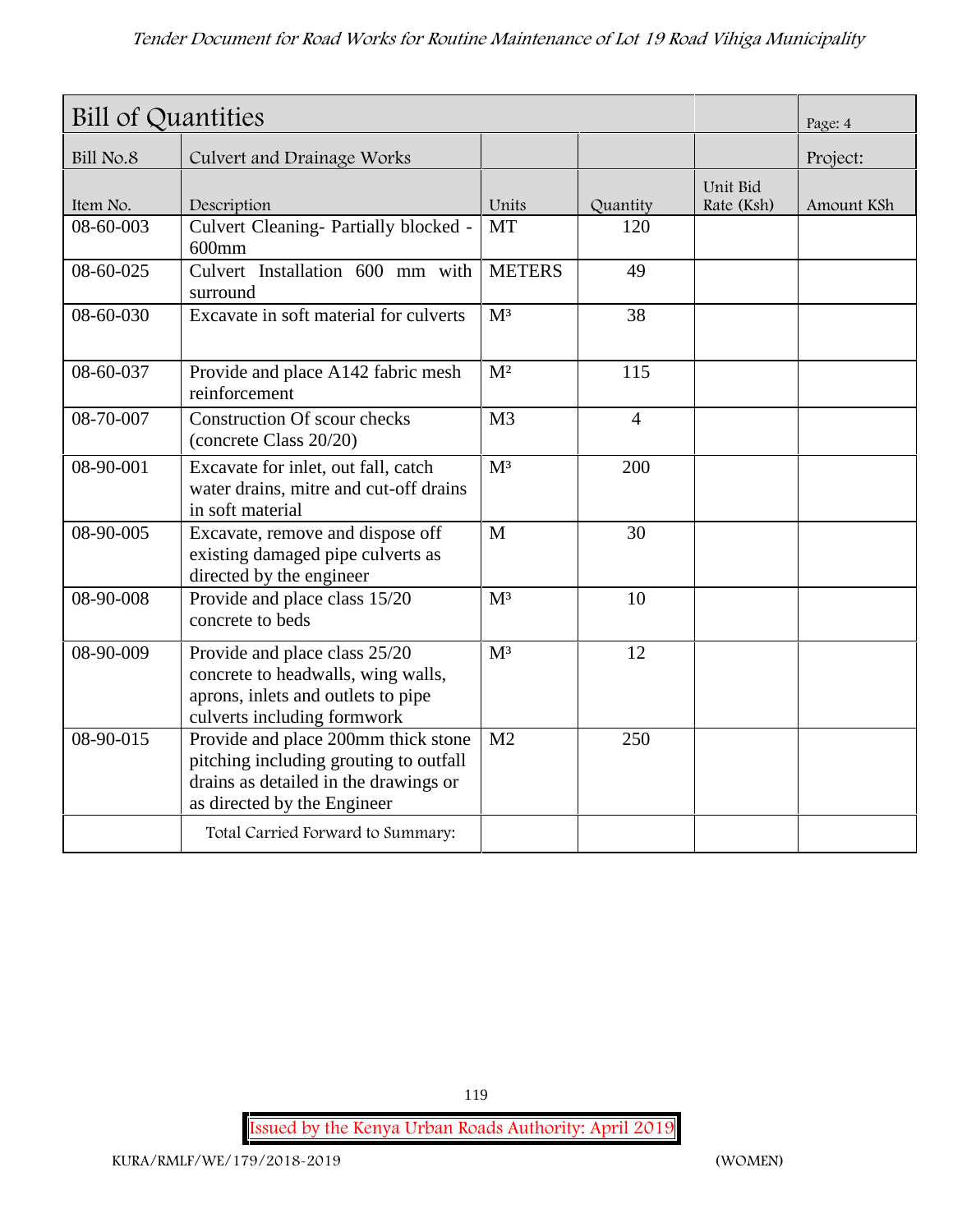| Bill of Quantities | | | | | Page: 4 |
|---|---|---|---|---|---|
| Bill No.8 | Culvert and Drainage Works | | | | Project: |
| Item No. | Description | Units | Quantity | Unit Bid Rate (Ksh) | Amount KSh |
| 08-60-003 | Culvert Cleaning- Partially blocked - 600mm | MT | 120 | | |
| 08-60-025 | Culvert Installation 600 mm with surround | METERS | 49 | | |
| 08-60-030 | Excavate in soft material for culverts | $M^3$ | 38 | | |
| 08-60-037 | Provide and place A142 fabric mesh reinforcement | $M^2$ | 115 | | |
| 08-70-007 | Construction Of scour checks (concrete Class 20/20) | M3 | 4 | | |
| 08-90-001 | Excavate for inlet, out fall, catch water drains, mitre and cut-off drains in soft material | $M^3$ | 200 | | |
| 08-90-005 | Excavate, remove and dispose off existing damaged pipe culverts as directed by the engineer | M | 30 | | |
| 08-90-008 | Provide and place class 15/20 concrete to beds | $M^3$ | 10 | | |
| 08-90-009 | Provide and place class 25/20 concrete to headwalls, wing walls, aprons, inlets and outlets to pipe culverts including formwork | $M^3$ | 12 | | |
| 08-90-015 | Provide and place 200mm thick stone pitching including grouting to outfall drains as detailed in the drawings or as directed by the Engineer | M2 | 250 | | |
| | Total Carried Forward to Summary: | | | | |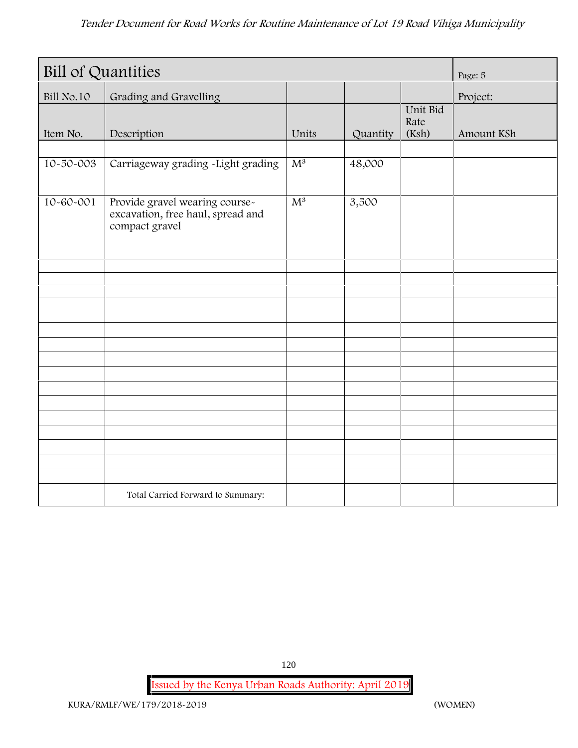| Bill of Quantities | | | | | Page: 5 |
|---|---|---|---|---|---|
| Bill No.10 | Grading and Gravelling | | | | Project: |
| Item No. | Description | Units | Quantity | Unit Bid Rate (Ksh) | Amount KSh |
| | | | | | |
| 10-50-003 | Carriageway grading -Light grading | $M^3$ | 48,000 | | |
| 10-60-001 | Provide gravel wearing course-excavation, free haul, spread and compact gravel | $M^3$ | 3,500 | | |
| | | | | | |
| | | | | | |
| | | | | | |
| | | | | | |
| | | | | | |
| | | | | | |
| | | | | | |
| | | | | | |
| | | | | | |
| | | | | | |
| | | | | | |
| | | | | | |
| | | | | | |
| | | | | | |
| | | | | | |
| | Total Carried Forward to Summary: | | | | |

KURA/RMLF/WE/179/2018-2019 (WOMEN)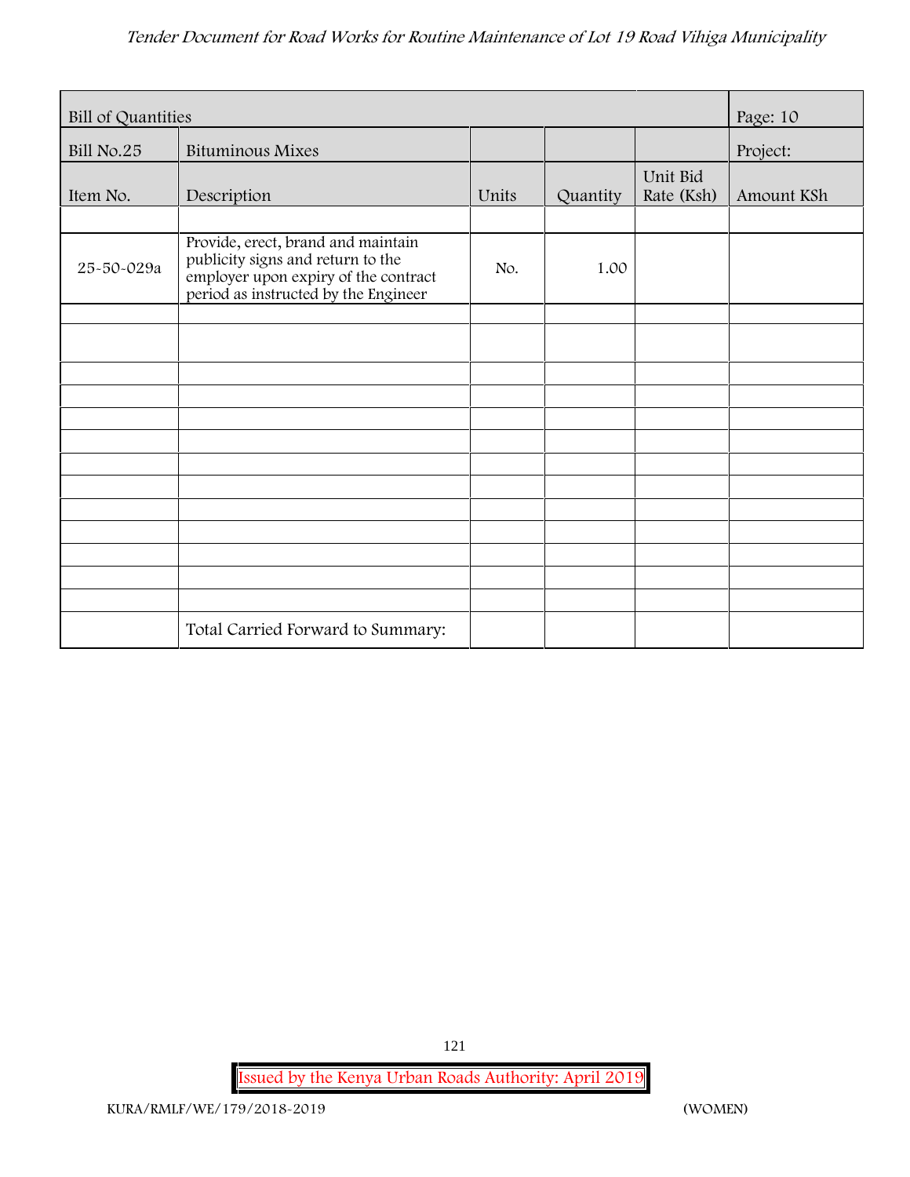| Bill of Quantities | | | | | Page: 10 |
|---|---|---|---|---|---|
| Bill No.25 | Bituminous Mixes | | | | Project: |
| Item No. | Description | Units | Quantity | Unit Bid Rate (Ksh) | Amount KSh |
| | | | | | |
| 25-50-029a | Provide, erect, brand and maintain publicity signs and return to the employer upon expiry of the contract period as instructed by the Engineer | No. | 1.00 | | |
| | | | | | |
| | | | | | |
| | | | | | |
| | | | | | |
| | | | | | |
| | | | | | |
| | | | | | |
| | | | | | |
| | | | | | |
| | | | | | |
| | | | | | |
| | | | | | |
| | | | | | |
| | Total Carried Forward to Summary: | | | | |

KURA/RMLF/WE/179/2018-2019 (WOMEN)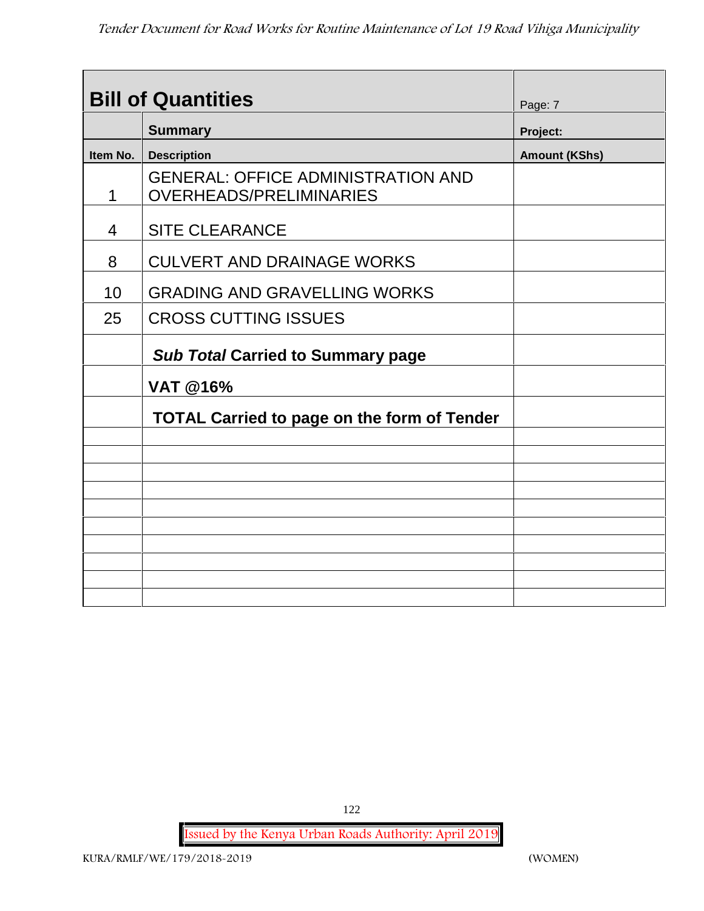## Bill of Quantities

| Item No. | Description | Amount (KShs) |
|---|---|---|
| | **Summary** | **Project:** |
| 1 | GENERAL: OFFICE ADMINISTRATION AND OVERHEADS/PRELIMINARIES | |
| 4 | SITE CLEARANCE | |
| 8 | CULVERT AND DRAINAGE WORKS | |
| 10 | GRADING AND GRAVELLING WORKS | |
| 25 | CROSS CUTTING ISSUES | |
| | ***Sub Total*** **Carried to Summary page** | |
| | **VAT @16%** | |
| | **TOTAL Carried to page on the form of Tender** | |
| | | |
| | | |
| | | |
| | | |
| | | |
| | | |
| | | |
| | | |
| | | |
| | | |

Page: 7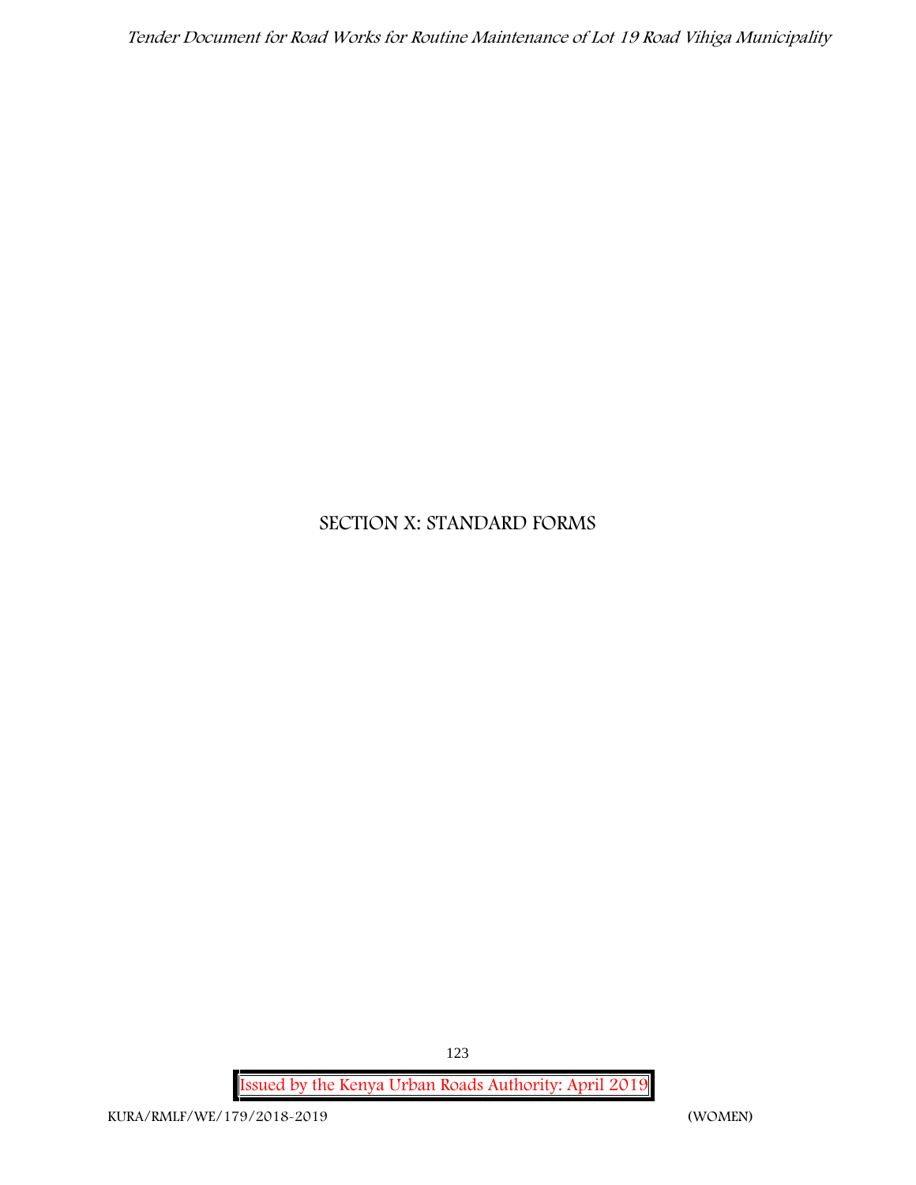# SECTION X: STANDARD FORMS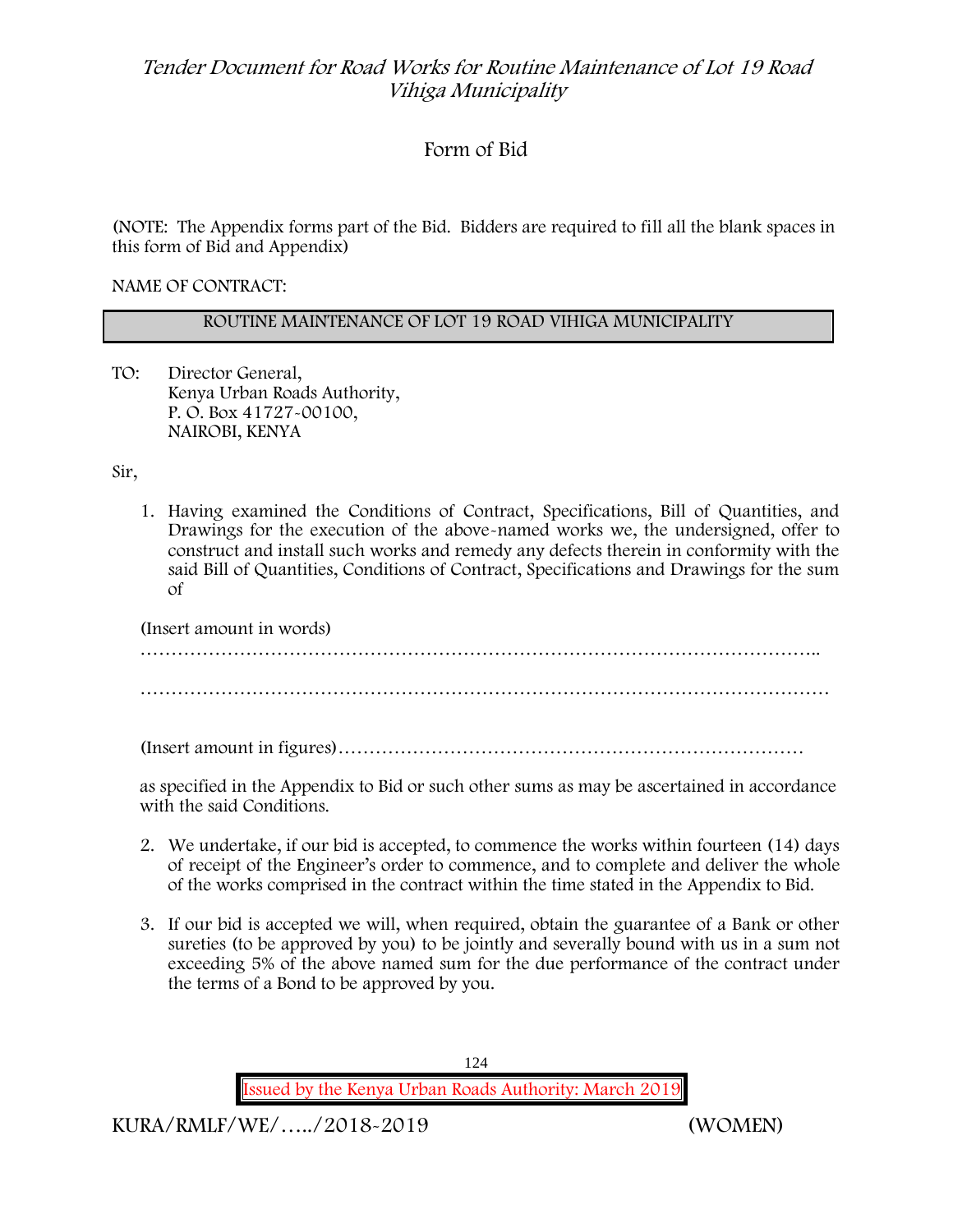# Form of Bid

(NOTE: The Appendix forms part of the Bid. Bidders are required to fill all the blank spaces in this form of Bid and Appendix)

NAME OF CONTRACT:

| ROUTINE MAINTENANCE OF LOT 19 ROAD VIHIGA MUNICIPALITY |
|---|

TO: Director General,
Kenya Urban Roads Authority,
P. O. Box 41727-00100,
NAIROBI, KENYA

Sir,

1. Having examined the Conditions of Contract, Specifications, Bill of Quantities, and Drawings for the execution of the above-named works we, the undersigned, offer to construct and install such works and remedy any defects therein in conformity with the said Bill of Quantities, Conditions of Contract, Specifications and Drawings for the sum of

   (Insert amount in words)
   ……………………………………………………………………………………………..

   ………………………………………………………………………………………………

   (Insert amount in figures)…………………………………………………………………

   as specified in the Appendix to Bid or such other sums as may be ascertained in accordance with the said Conditions.

2. We undertake, if our bid is accepted, to commence the works within fourteen (14) days of receipt of the Engineer's order to commence, and to complete and deliver the whole of the works comprised in the contract within the time stated in the Appendix to Bid.

3. If our bid is accepted we will, when required, obtain the guarantee of a Bank or other sureties (to be approved by you) to be jointly and severally bound with us in a sum not exceeding 5% of the above named sum for the due performance of the contract under the terms of a Bond to be approved by you.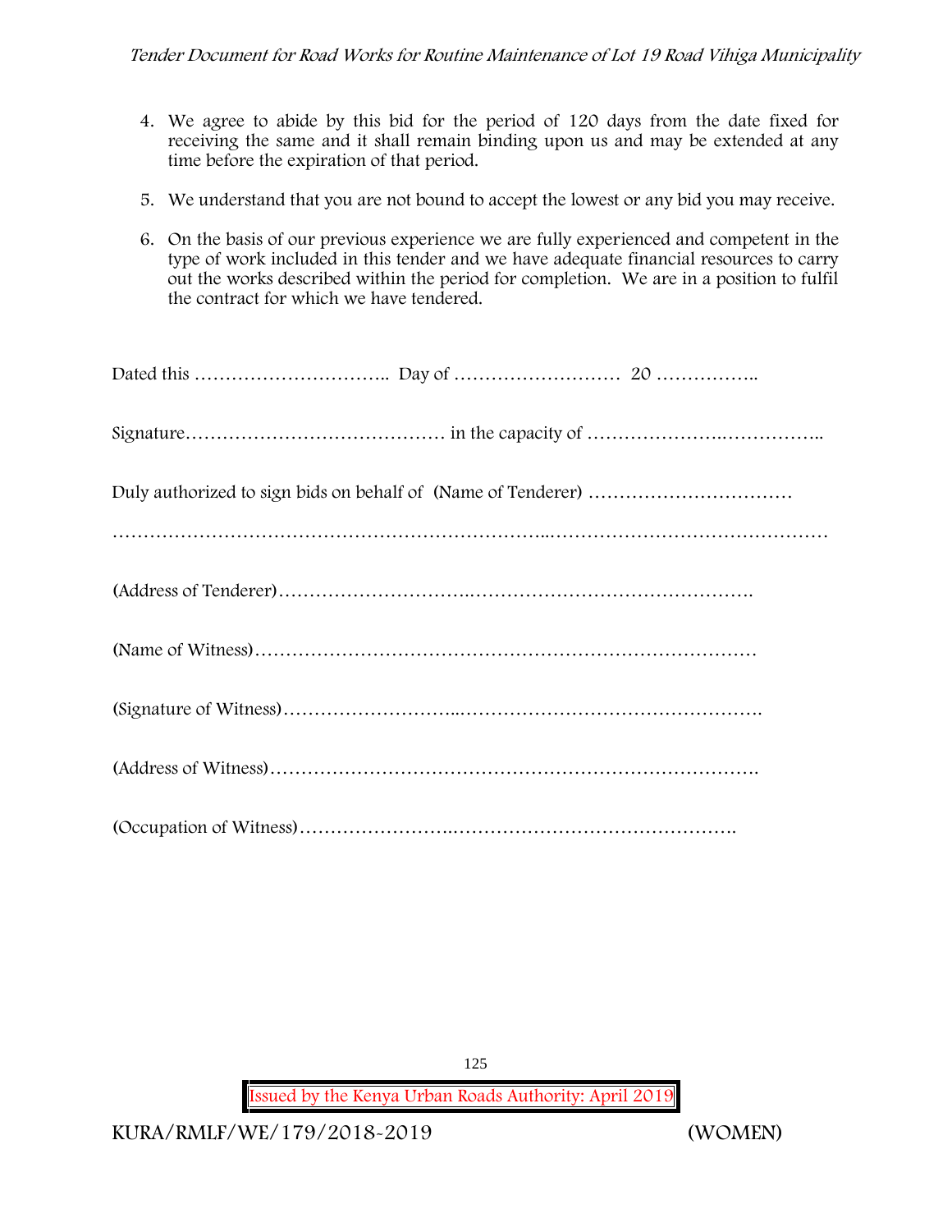4. We agree to abide by this bid for the period of 120 days from the date fixed for receiving the same and it shall remain binding upon us and may be extended at any time before the expiration of that period.

5. We understand that you are not bound to accept the lowest or any bid you may receive.

6. On the basis of our previous experience we are fully experienced and competent in the type of work included in this tender and we have adequate financial resources to carry out the works described within the period for completion. We are in a position to fulfil the contract for which we have tendered.

Dated this ………………………….. Day of ……………………… 20 ……………..

Signature…………………………………… in the capacity of …………………..……………..

Duly authorized to sign bids on behalf of (Name of Tenderer) ……………………………

………………………………………………………..………………………………………

(Address of Tenderer)………………………..……………………………………….

(Name of Witness)…………………………………………………………………………

(Signature of Witness)………………………..………………………………………….

(Address of Witness)……………………………………………………………………….

(Occupation of Witness)……………………..……………………………………….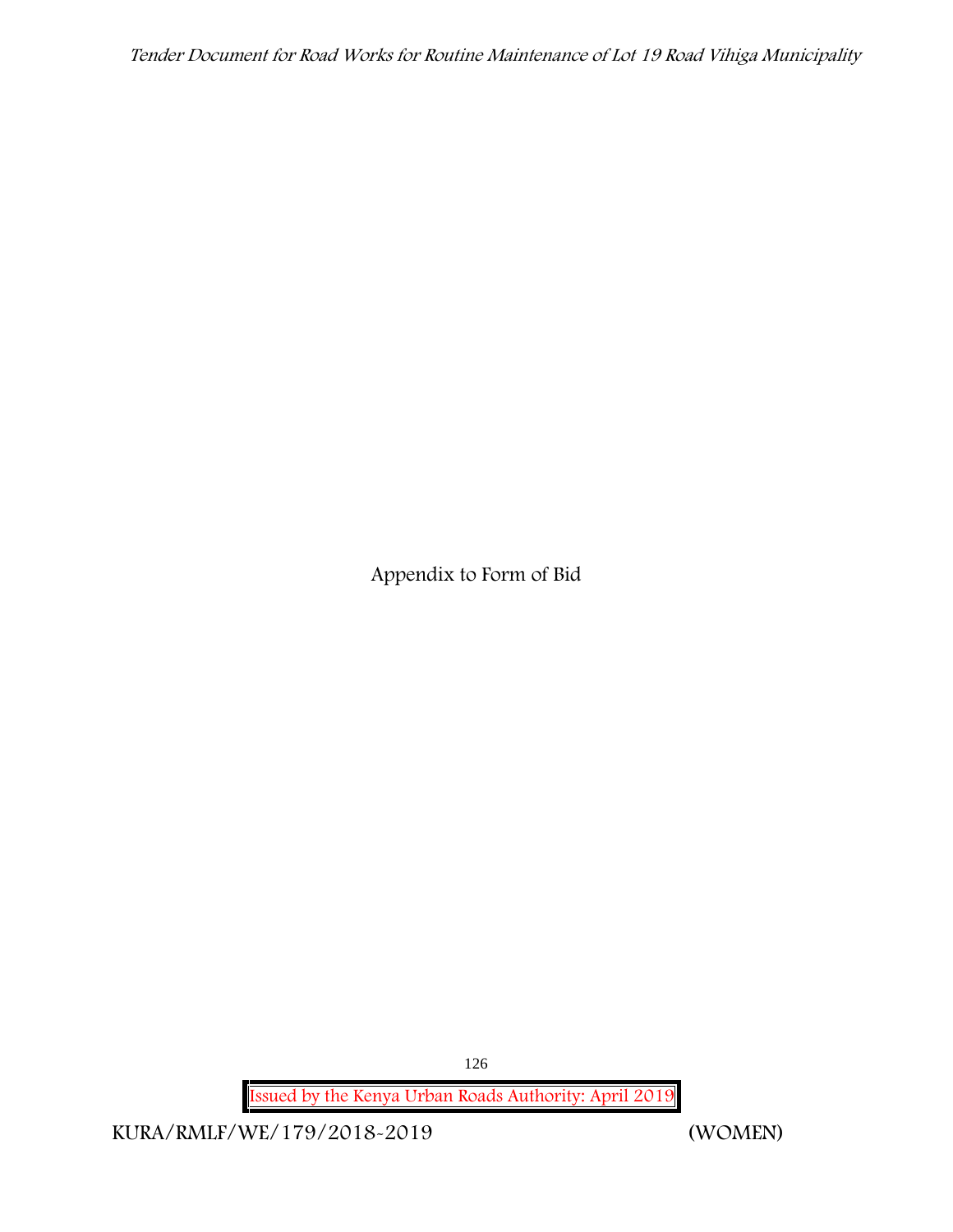# Appendix to Form of Bid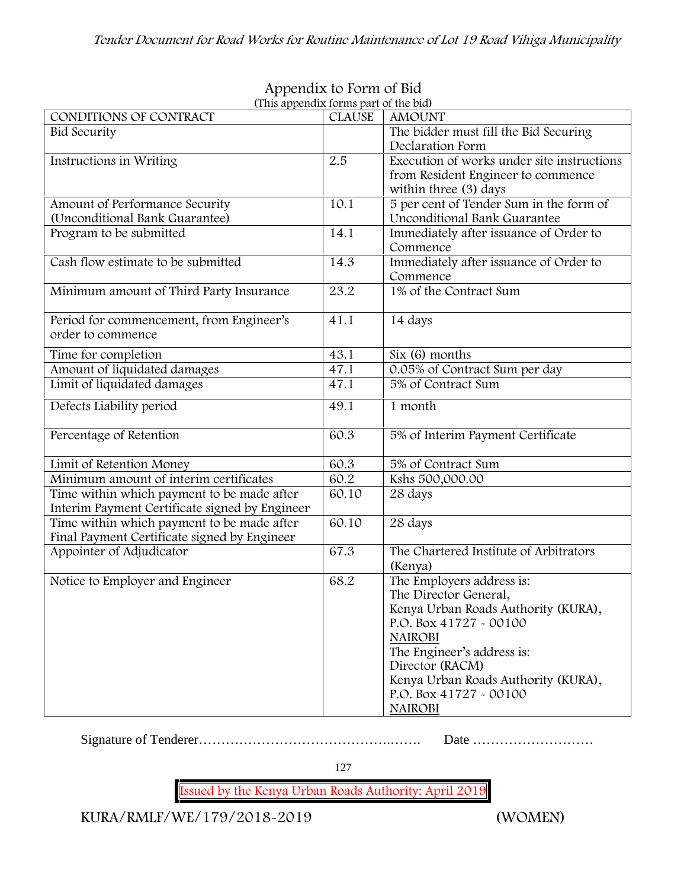# Appendix to Form of Bid

(This appendix forms part of the bid)

| CONDITIONS OF CONTRACT | CLAUSE | AMOUNT |
|---|---|---|
| Bid Security | | The bidder must fill the Bid Securing Declaration Form |
| Instructions in Writing | 2.5 | Execution of works under site instructions from Resident Engineer to commence within three (3) days |
| Amount of Performance Security (Unconditional Bank Guarantee) | 10.1 | 5 per cent of Tender Sum in the form of Unconditional Bank Guarantee |
| Program to be submitted | 14.1 | Immediately after issuance of Order to Commence |
| Cash flow estimate to be submitted | 14.3 | Immediately after issuance of Order to Commence |
| Minimum amount of Third Party Insurance | 23.2 | 1% of the Contract Sum |
| Period for commencement, from Engineer's order to commence | 41.1 | 14 days |
| Time for completion | 43.1 | Six (6) months |
| Amount of liquidated damages | 47.1 | 0.05% of Contract Sum per day |
| Limit of liquidated damages | 47.1 | 5% of Contract Sum |
| Defects Liability period | 49.1 | 1 month |
| Percentage of Retention | 60.3 | 5% of Interim Payment Certificate |
| Limit of Retention Money | 60.3 | 5% of Contract Sum |
| Minimum amount of interim certificates | 60.2 | Kshs 500,000.00 |
| Time within which payment to be made after Interim Payment Certificate signed by Engineer | 60.10 | 28 days |
| Time within which payment to be made after Final Payment Certificate signed by Engineer | 60.10 | 28 days |
| Appointer of Adjudicator | 67.3 | The Chartered Institute of Arbitrators (Kenya) |
| Notice to Employer and Engineer | 68.2 | The Employers address is:<br>The Director General,<br>Kenya Urban Roads Authority (KURA),<br>P.O. Box 41727 - 00100<br>NAIROBI<br>The Engineer's address is:<br>Director (RACM)<br>Kenya Urban Roads Authority (KURA),<br>P.O. Box 41727 - 00100<br>NAIROBI |

Signature of Tenderer……………………………………..……. Date ………………………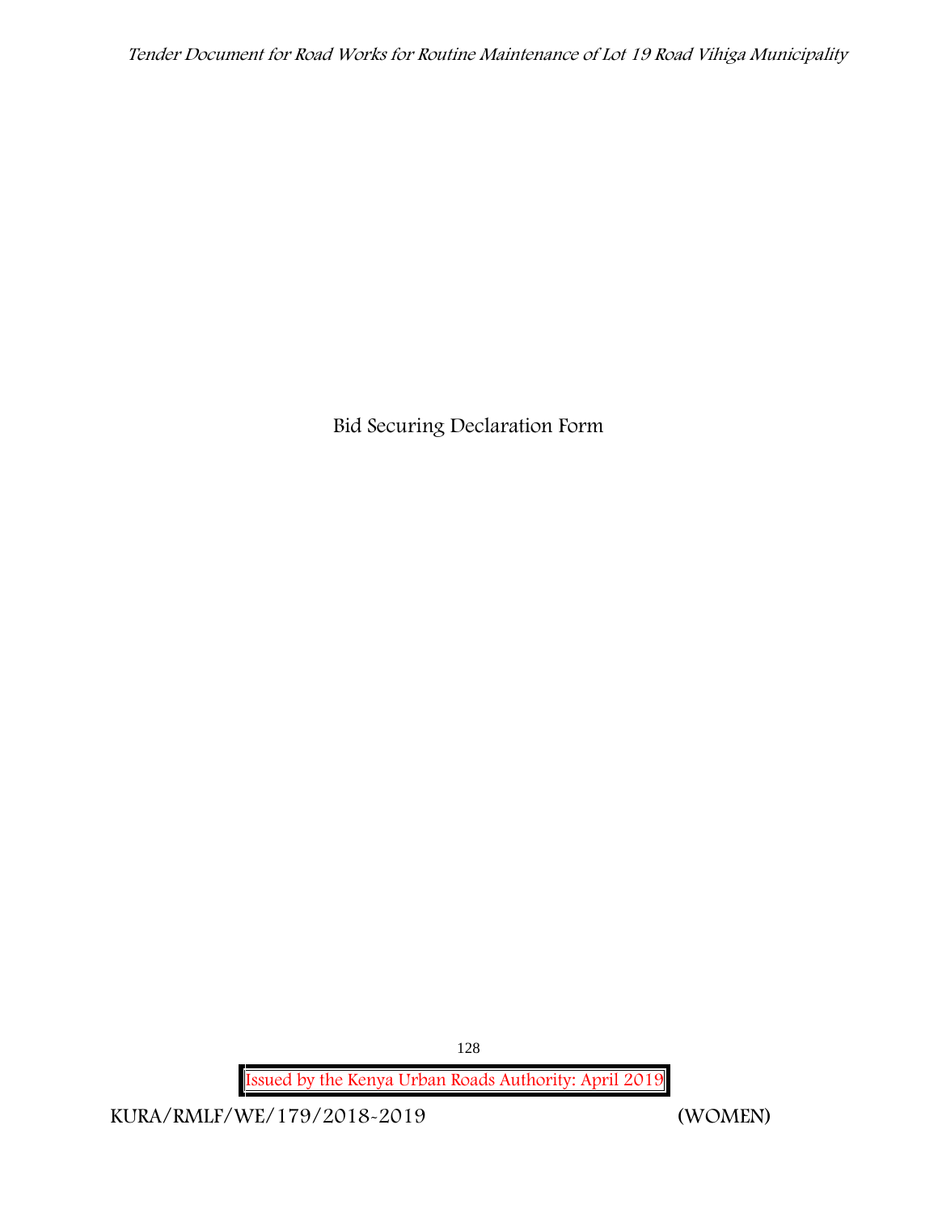# Bid Securing Declaration Form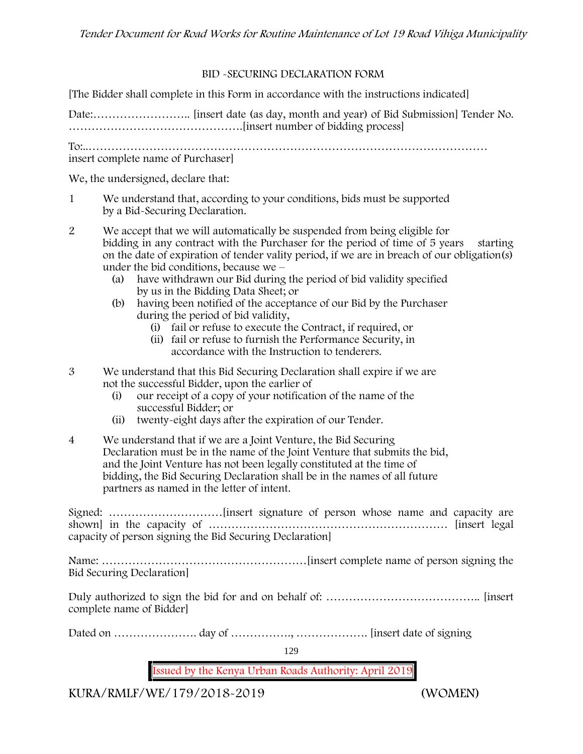## BID -SECURING DECLARATION FORM

[The Bidder shall complete in this Form in accordance with the instructions indicated]

Date:…………………….. [insert date (as day, month and year) of Bid Submission] Tender No. ……………………………………….[insert number of bidding process]

To:..………………………………………………………………………………………… insert complete name of Purchaser]

We, the undersigned, declare that:

1. We understand that, according to your conditions, bids must be supported by a Bid-Securing Declaration.

2. We accept that we will automatically be suspended from being eligible for bidding in any contract with the Purchaser for the period of time of 5 years starting on the date of expiration of tender vality period, if we are in breach of our obligation(s) under the bid conditions, because we –
   - (a) have withdrawn our Bid during the period of bid validity specified by us in the Bidding Data Sheet; or
   - (b) having been notified of the acceptance of our Bid by the Purchaser during the period of bid validity,
     - (i) fail or refuse to execute the Contract, if required, or
     - (ii) fail or refuse to furnish the Performance Security, in accordance with the Instruction to tenderers.

3. We understand that this Bid Securing Declaration shall expire if we are not the successful Bidder, upon the earlier of
   - (i) our receipt of a copy of your notification of the name of the successful Bidder; or
   - (ii) twenty-eight days after the expiration of our Tender.

4. We understand that if we are a Joint Venture, the Bid Securing Declaration must be in the name of the Joint Venture that submits the bid, and the Joint Venture has not been legally constituted at the time of bidding, the Bid Securing Declaration shall be in the names of all future partners as named in the letter of intent.

Signed: …………………………[insert signature of person whose name and capacity are shown] in the capacity of ……………………………………………………… [insert legal capacity of person signing the Bid Securing Declaration]

Name: ………………………………………………[insert complete name of person signing the Bid Securing Declaration]

Duly authorized to sign the bid for and on behalf of: ………………………………….. [insert complete name of Bidder]

Dated on …………………. day of ……………., ………………. [insert date of signing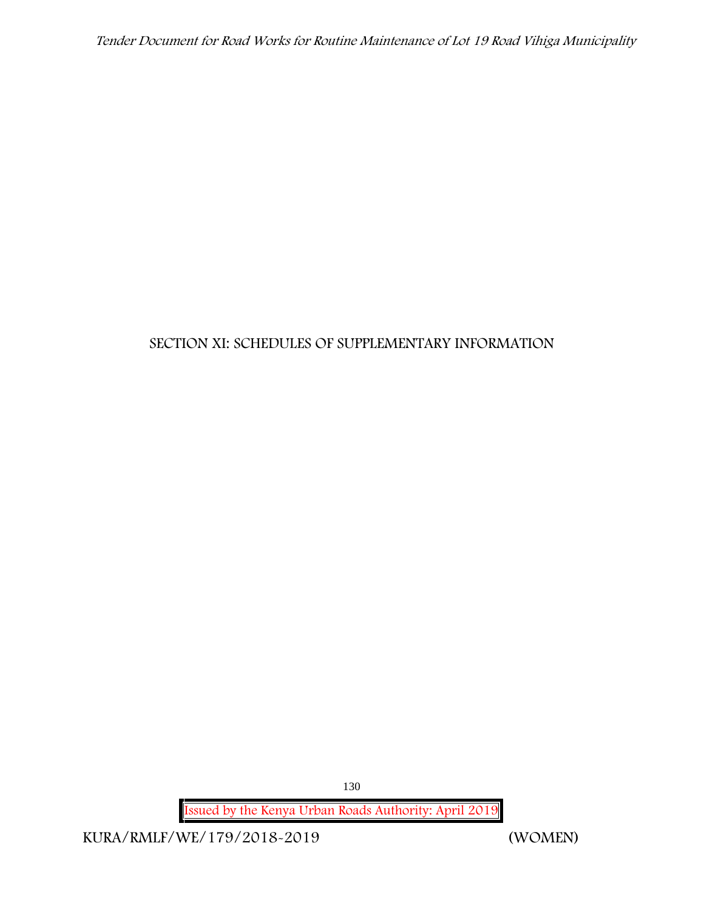# SECTION XI: SCHEDULES OF SUPPLEMENTARY INFORMATION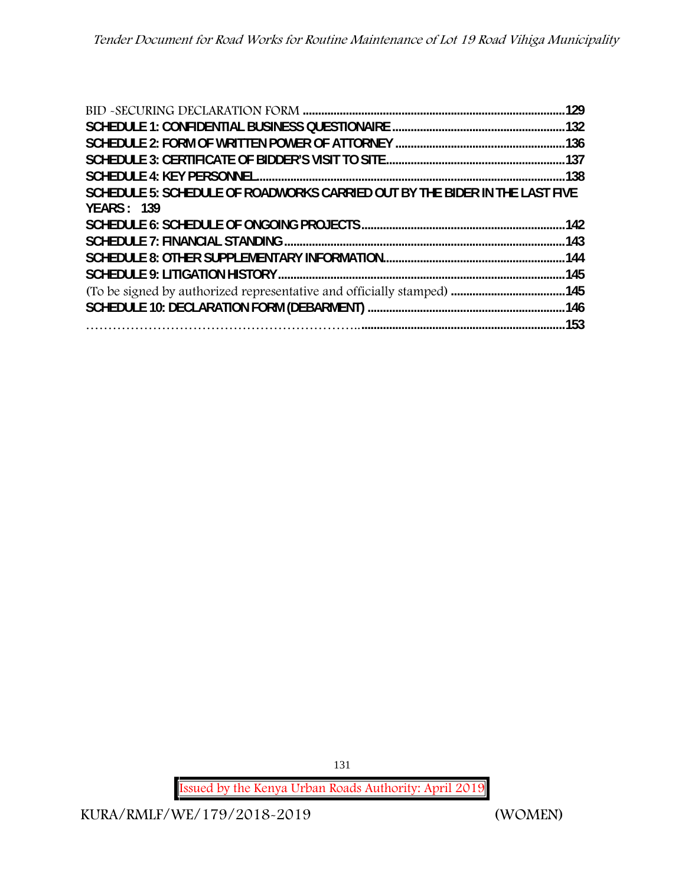BID -SECURING DECLARATION FORM ....................................................................................129
**SCHEDULE 1: CONFIDENTIAL BUSINESS QUESTIONAIRE........................................................132**
**SCHEDULE 2: FORM OF WRITTEN POWER OF ATTORNEY .......................................................136**
**SCHEDULE 3: CERTIFICATE OF BIDDER'S VISIT TO SITE..........................................................137**
**SCHEDULE 4: KEY PERSONNEL...................................................................................................138**
**SCHEDULE 5: SCHEDULE OF ROADWORKS CARRIED OUT BY THE BIDER IN THE LAST FIVE YEARS : 139**
**SCHEDULE 6: SCHEDULE OF ONGOING PROJECTS..................................................................142**
**SCHEDULE 7: FINANCIAL STANDING...........................................................................................143**
**SCHEDULE 8: OTHER SUPPLEMENTARY INFORMATION..........................................................144**
**SCHEDULE 9: LITIGATION HISTORY.............................................................................................145**
(To be signed by authorized representative and officially stamped) .....................................145
**SCHEDULE 10: DECLARATION FORM (DEBARMENT) ................................................................146**
……………………………………………………..................................................................................153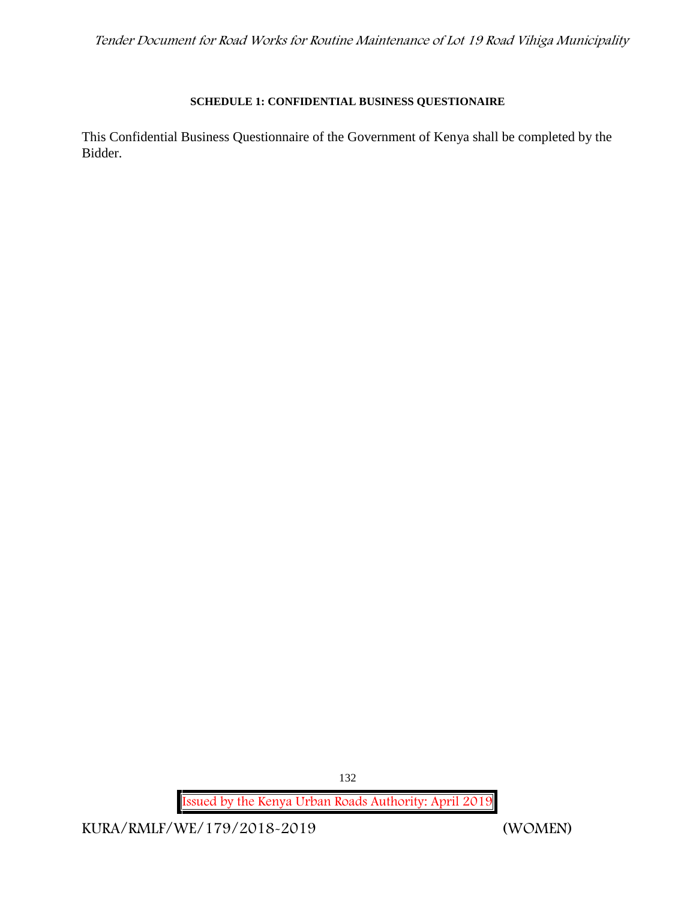**SCHEDULE 1: CONFIDENTIAL BUSINESS QUESTIONAIRE**

This Confidential Business Questionnaire of the Government of Kenya shall be completed by the Bidder.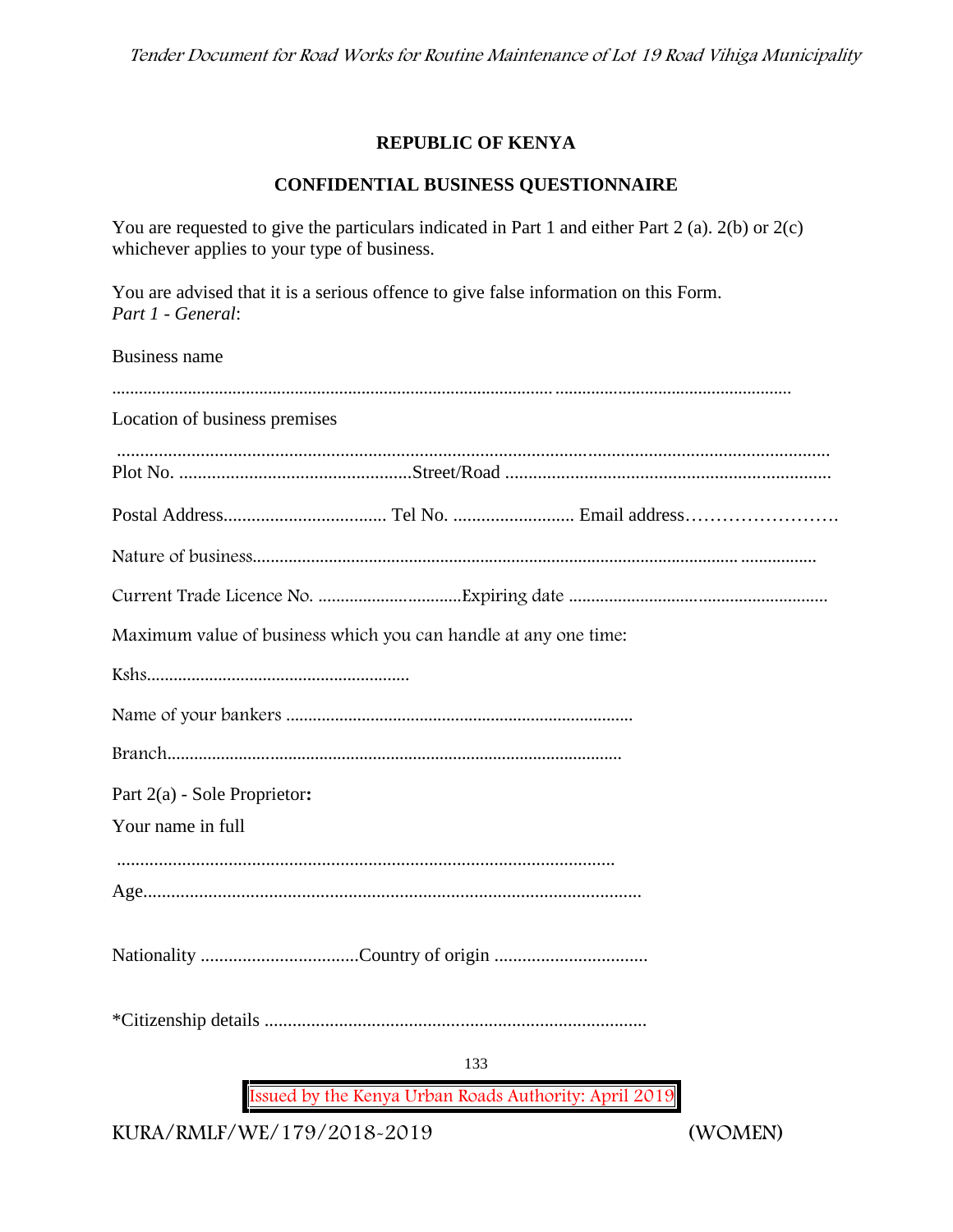**REPUBLIC OF KENYA**

**CONFIDENTIAL BUSINESS QUESTIONNAIRE**

You are requested to give the particulars indicated in Part 1 and either Part 2 (a). 2(b) or 2(c) whichever applies to your type of business.

You are advised that it is a serious offence to give false information on this Form.
*Part 1 - General*:

Business name

.......................................................................................................................................................................

Location of business premises

.......................................................................................................................................................................

Plot No. ..................................................Street/Road ......................................................................

Postal Address................................... Tel No. .......................... Email address……………………

Nature of business..............................................................................................................................

Current Trade Licence No. ................................Expiring date .........................................................

Maximum value of business which you can handle at any one time:

Kshs...........................................................

Name of your bankers ............................................................................

Branch.....................................................................................................

Part 2(a) - Sole Proprietor**:**

Your name in full

...........................................................................................................

Age...........................................................................................................

Nationality ..................................Country of origin .................................

*Citizenship details ..................................................................................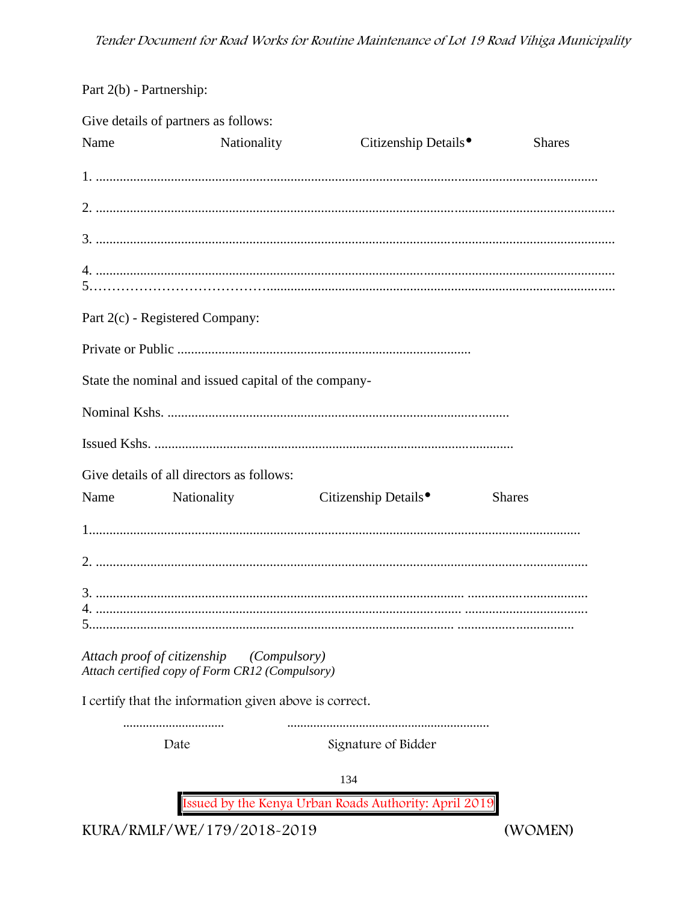Part 2(b) - Partnership:

Give details of partners as follows:

Name Nationality Citizenship Details• Shares

1. ..................................................................................................................................................

2. ........................................................................................................................................................

3. ........................................................................................................................................................

4. ........................................................................................................................................................
5.……………………………….......................................................................................................

Part 2(c) - Registered Company:

Private or Public .....................................................................................

State the nominal and issued capital of the company-

Nominal Kshs. ...................................................................................................

Issued Kshs. ........................................................................................................

Give details of all directors as follows:

Name Nationality Citizenship Details• Shares

1.............................................................................................................................................

2. ...............................................................................................................................................

3. ........................................................................................................... ...................................
4. .......................................................................................................... ...................................
5........................................................................................................... ..................................

*Attach proof of citizenship (Compulsory)*
*Attach certified copy of Form CR12 (Compulsory)*

I certify that the information given above is correct.

.............................. .............................................................

Date Signature of Bidder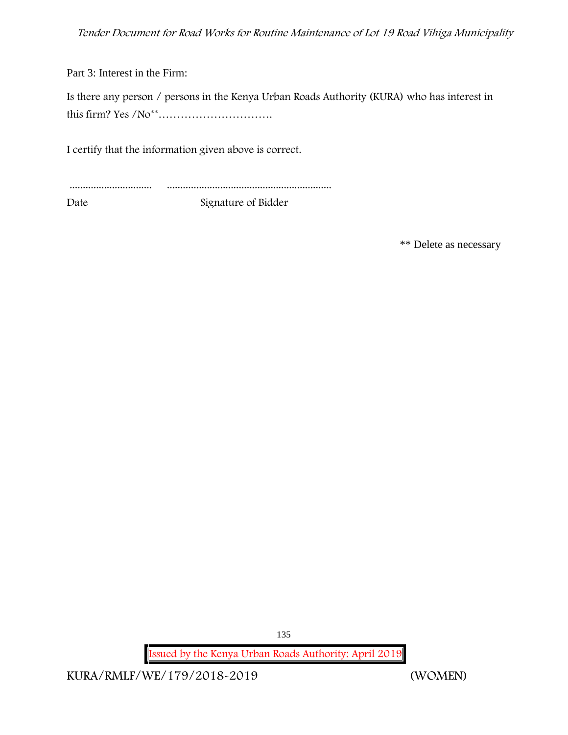Part 3: Interest in the Firm:

Is there any person / persons in the Kenya Urban Roads Authority (KURA) who has interest in this firm? Yes /No**………………………….

I certify that the information given above is correct.

………………………… ……………………………………………………

Date Signature of Bidder

** Delete as necessary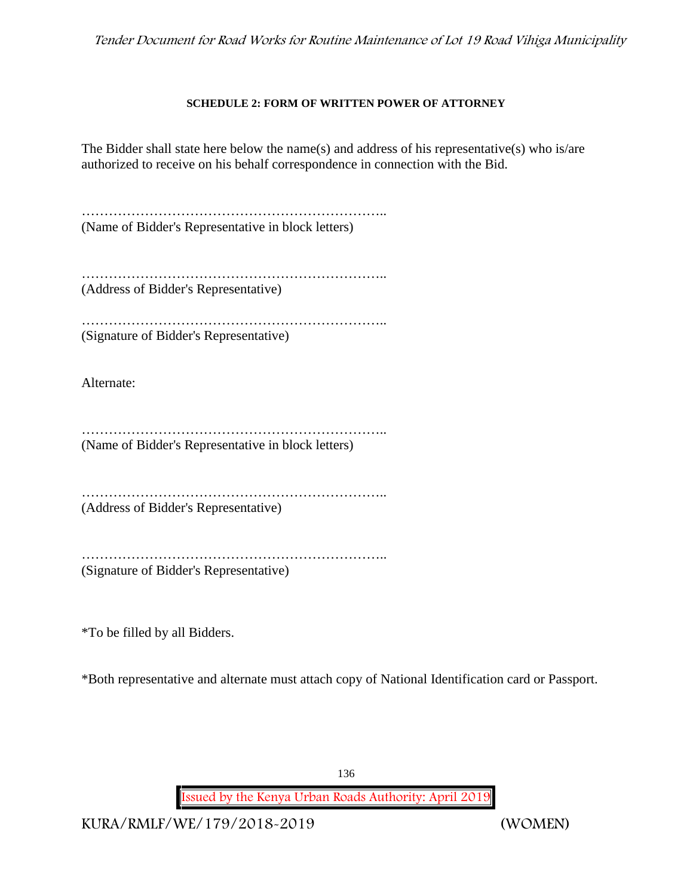**SCHEDULE 2: FORM OF WRITTEN POWER OF ATTORNEY**

The Bidder shall state here below the name(s) and address of his representative(s) who is/are authorized to receive on his behalf correspondence in connection with the Bid.

…………………………………………………………..
(Name of Bidder's Representative in block letters)

…………………………………………………………..
(Address of Bidder's Representative)

…………………………………………………………..
(Signature of Bidder's Representative)

Alternate:

…………………………………………………………..
(Name of Bidder's Representative in block letters)

…………………………………………………………..
(Address of Bidder's Representative)

…………………………………………………………..
(Signature of Bidder's Representative)

*To be filled by all Bidders.

*Both representative and alternate must attach copy of National Identification card or Passport.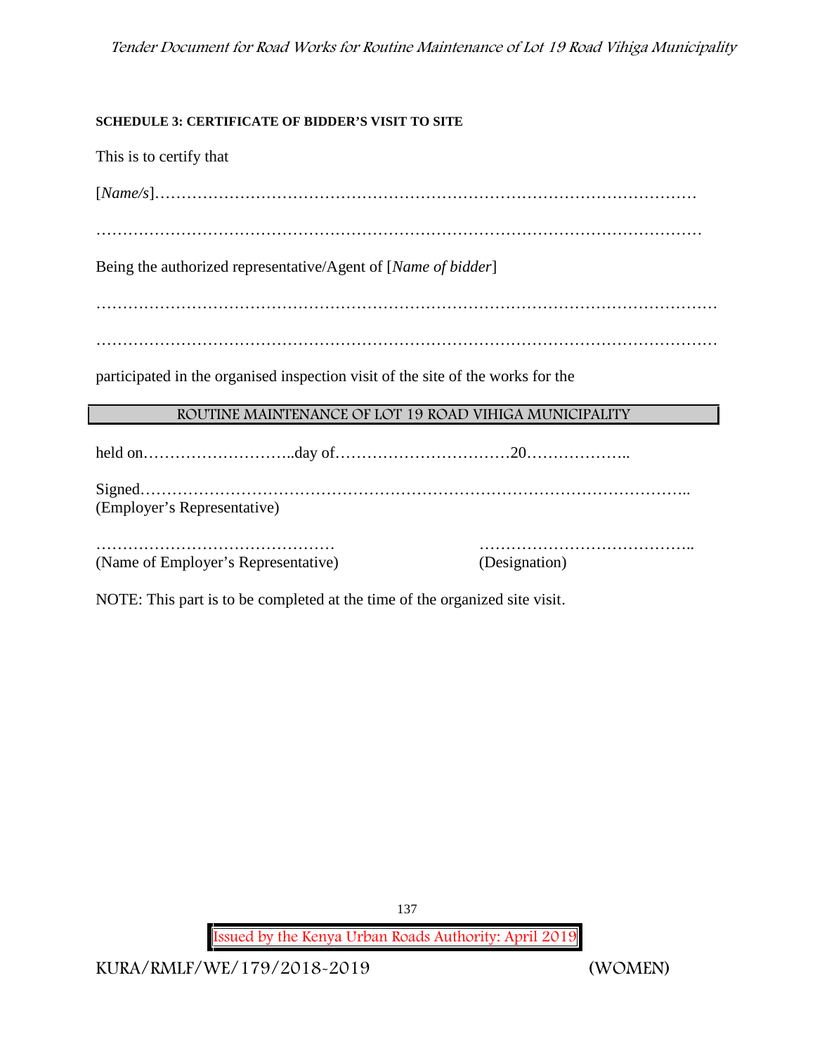**SCHEDULE 3: CERTIFICATE OF BIDDER'S VISIT TO SITE**

This is to certify that

[*Name/s*]………………………………………………………………………………………

…………………………………………………………………………………………………

Being the authorized representative/Agent of [*Name of bidder*]

…………………………………………………………………………………………………

…………………………………………………………………………………………………

participated in the organised inspection visit of the site of the works for the

| ROUTINE MAINTENANCE OF LOT 19 ROAD VIHIGA MUNICIPALITY |
|---|

held on………………………..day of……………………………20………………..

Signed………………………………………………………………………………………..
(Employer's Representative)

……………………………………… …………………………………..
(Name of Employer's Representative) (Designation)

NOTE: This part is to be completed at the time of the organized site visit.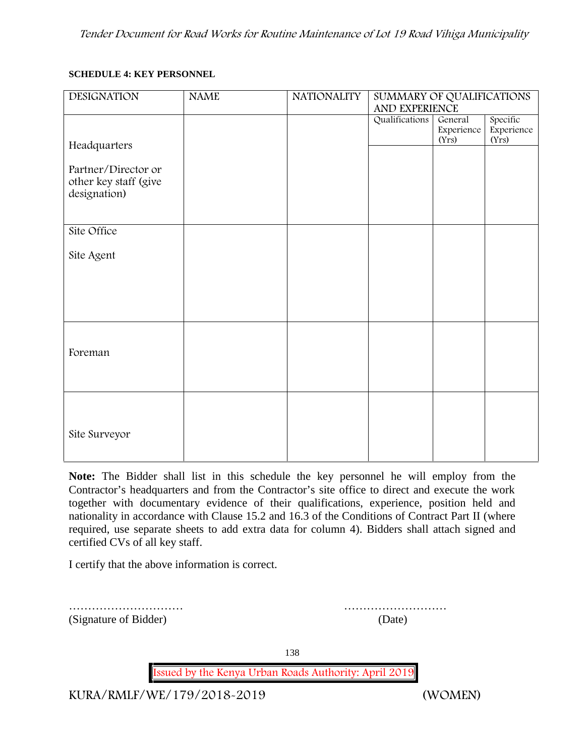**SCHEDULE 4: KEY PERSONNEL**

| DESIGNATION | NAME | NATIONALITY | SUMMARY OF QUALIFICATIONS AND EXPERIENCE | | |
|---|---|---|---|---|---|
| | | | Qualifications | General Experience (Yrs) | Specific Experience (Yrs) |
| Headquarters<br><br>Partner/Director or other key staff (give designation) | | | | | |
| Site Office<br><br>Site Agent | | | | | |
| Foreman | | | | | |
| Site Surveyor | | | | | |

**Note:** The Bidder shall list in this schedule the key personnel he will employ from the Contractor's headquarters and from the Contractor's site office to direct and execute the work together with documentary evidence of their qualifications, experience, position held and nationality in accordance with Clause 15.2 and 16.3 of the Conditions of Contract Part II (where required, use separate sheets to add extra data for column 4). Bidders shall attach signed and certified CVs of all key staff.

I certify that the above information is correct.

………………………… ………………………
(Signature of Bidder) (Date)

Issued by the Kenya Urban Roads Authority: April 2019

KURA/RMLF/WE/179/2018-2019 (WOMEN)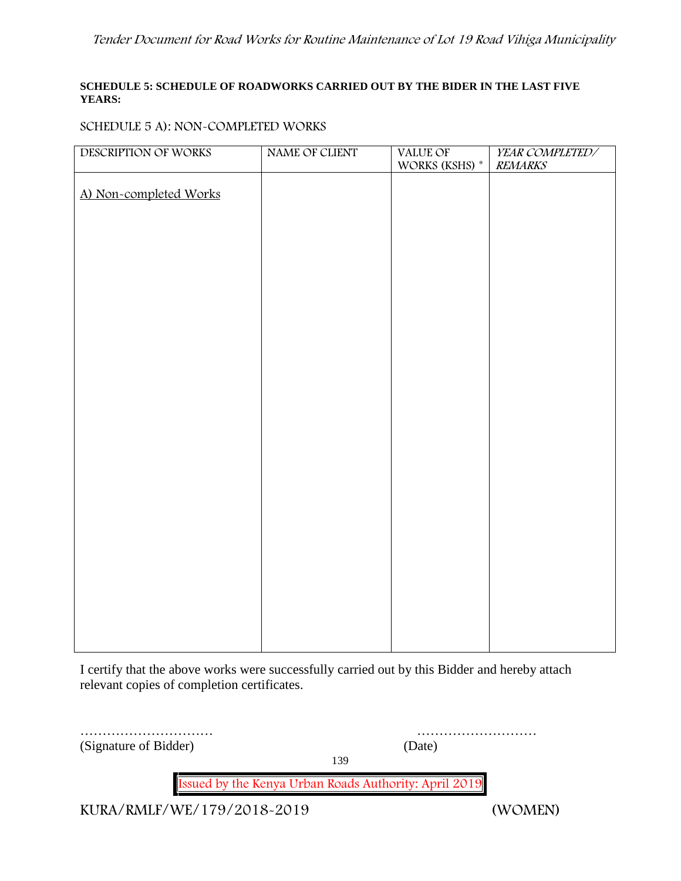**SCHEDULE 5: SCHEDULE OF ROADWORKS CARRIED OUT BY THE BIDER IN THE LAST FIVE YEARS:**

SCHEDULE 5 A): NON-COMPLETED WORKS

| DESCRIPTION OF WORKS | NAME OF CLIENT | VALUE OF WORKS (KSHS) * | *YEAR COMPLETED/ REMARKS* |
|---|---|---|---|
| <u>A) Non-completed Works</u> | | | |

I certify that the above works were successfully carried out by this Bidder and hereby attach relevant copies of completion certificates.

………………………… ………………………
(Signature of Bidder) (Date)

KURA/RMLF/WE/179/2018-2019 (WOMEN)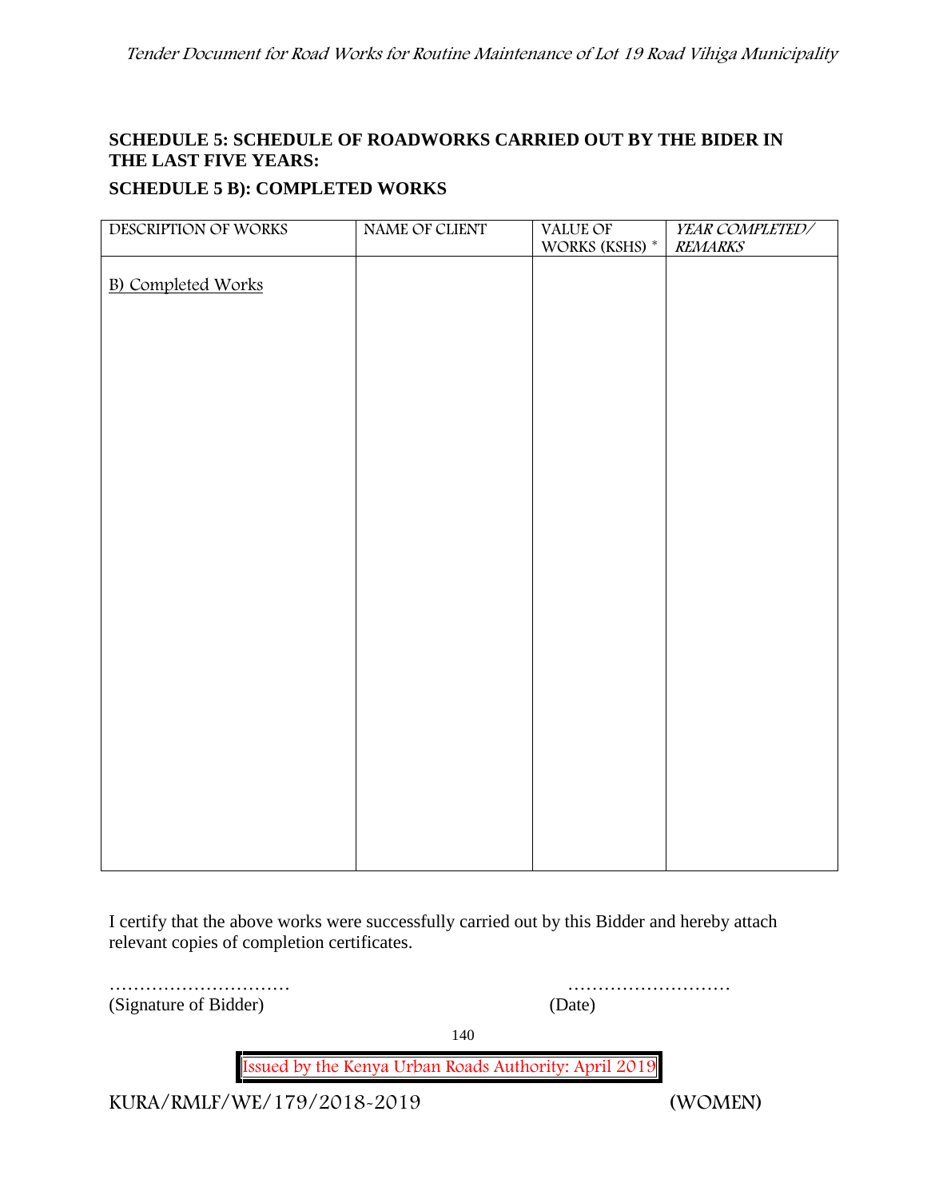## SCHEDULE 5: SCHEDULE OF ROADWORKS CARRIED OUT BY THE BIDER IN THE LAST FIVE YEARS:

### SCHEDULE 5 B): COMPLETED WORKS

| DESCRIPTION OF WORKS | NAME OF CLIENT | VALUE OF WORKS (KSHS) * | *YEAR COMPLETED/ REMARKS* |
|---|---|---|---|
| B) Completed Works | | | |

I certify that the above works were successfully carried out by this Bidder and hereby attach relevant copies of completion certificates.

………………………… ………………………
(Signature of Bidder) (Date)

Issued by the Kenya Urban Roads Authority: April 2019

KURA/RMLF/WE/179/2018-2019 (WOMEN)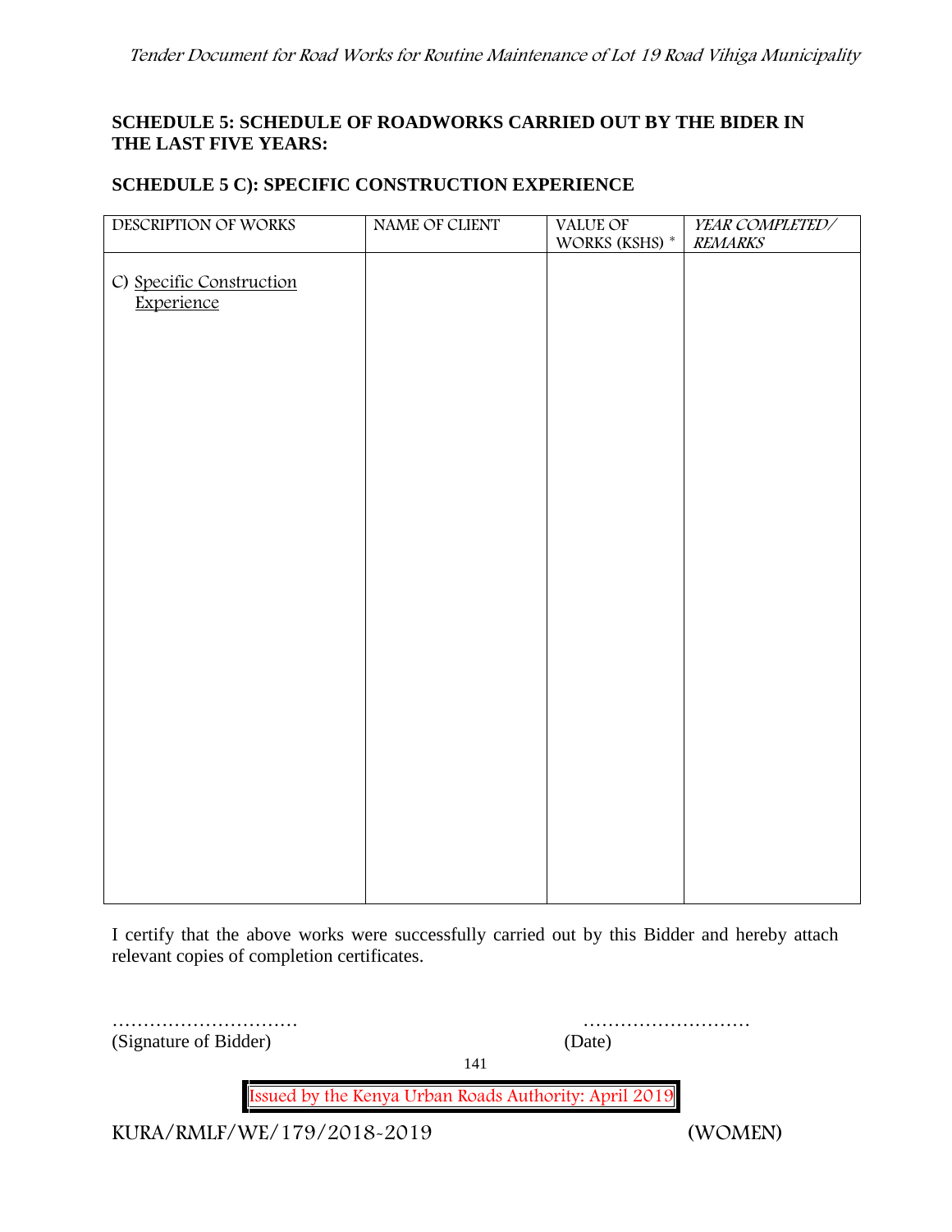**SCHEDULE 5: SCHEDULE OF ROADWORKS CARRIED OUT BY THE BIDER IN THE LAST FIVE YEARS:**

**SCHEDULE 5 C): SPECIFIC CONSTRUCTION EXPERIENCE**

| DESCRIPTION OF WORKS | NAME OF CLIENT | VALUE OF WORKS (KSHS) * | *YEAR COMPLETED/ REMARKS* |
|---|---|---|---|
| C) Specific Construction Experience | | | |

I certify that the above works were successfully carried out by this Bidder and hereby attach relevant copies of completion certificates.

………………………… (Signature of Bidder)

……………………… (Date)

Issued by the Kenya Urban Roads Authority: April 2019

KURA/RMLF/WE/179/2018-2019 (WOMEN)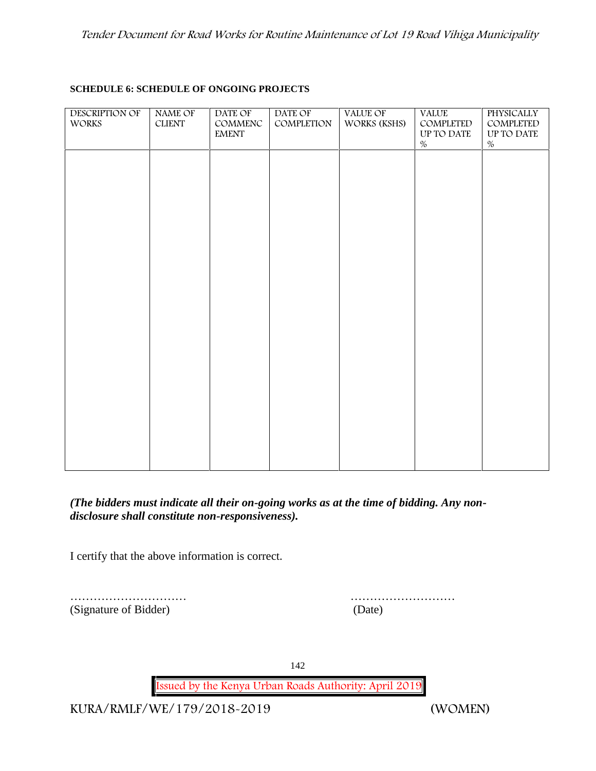**SCHEDULE 6: SCHEDULE OF ONGOING PROJECTS**

| DESCRIPTION OF WORKS | NAME OF CLIENT | DATE OF COMMENCEMENT | DATE OF COMPLETION | VALUE OF WORKS (KSHS) | VALUE COMPLETED UP TO DATE % | PHYSICALLY COMPLETED UP TO DATE % |
|---|---|---|---|---|---|---|
| | | | | | | |

***(The bidders must indicate all their on-going works as at the time of bidding. Any non-disclosure shall constitute non-responsiveness).***

I certify that the above information is correct.

………………………… ………………………

(Signature of Bidder) (Date)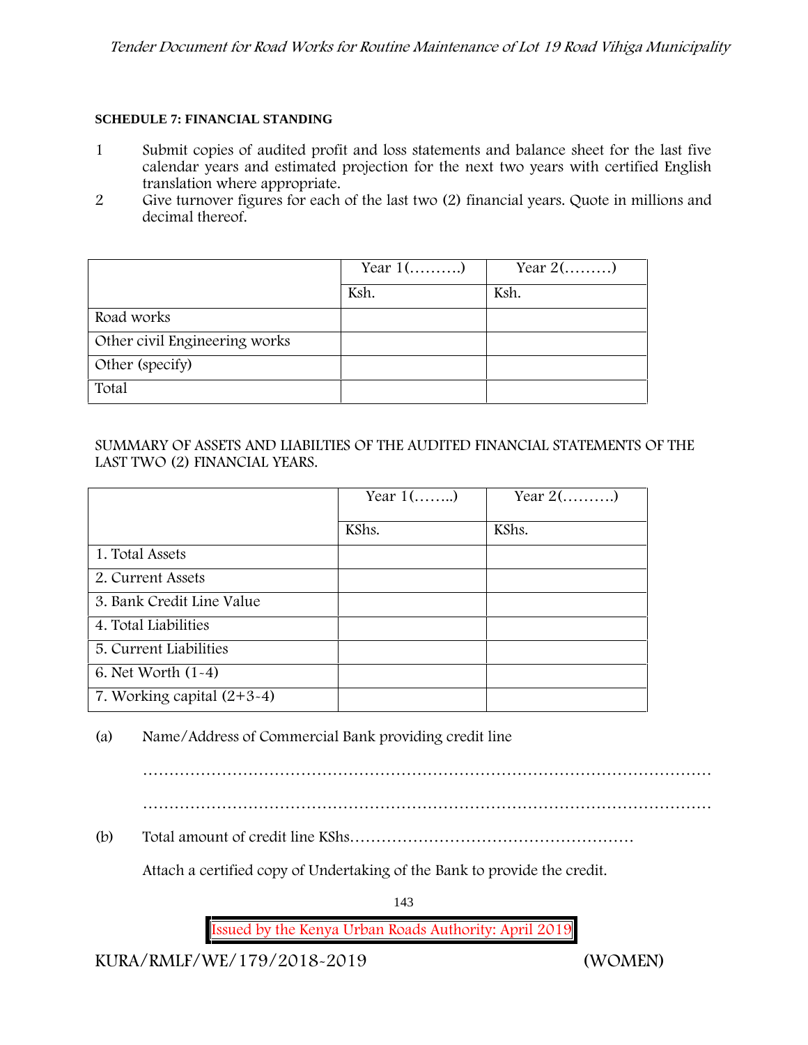**SCHEDULE 7: FINANCIAL STANDING**

1. Submit copies of audited profit and loss statements and balance sheet for the last five calendar years and estimated projection for the next two years with certified English translation where appropriate.
2. Give turnover figures for each of the last two (2) financial years. Quote in millions and decimal thereof.

| | Year 1(……….) | Year 2(………) |
|---|---|---|
| | Ksh. | Ksh. |
| Road works | | |
| Other civil Engineering works | | |
| Other (specify) | | |
| Total | | |

SUMMARY OF ASSETS AND LIABILTIES OF THE AUDITED FINANCIAL STATEMENTS OF THE LAST TWO (2) FINANCIAL YEARS.

| | Year 1(……..) | Year 2(……….) |
|---|---|---|
| | KShs. | KShs. |
| 1. Total Assets | | |
| 2. Current Assets | | |
| 3. Bank Credit Line Value | | |
| 4. Total Liabilities | | |
| 5. Current Liabilities | | |
| 6. Net Worth (1-4) | | |
| 7. Working capital (2+3-4) | | |

(a) Name/Address of Commercial Bank providing credit line

…………………………………………………………………………………………………

…………………………………………………………………………………………………

(b) Total amount of credit line KShs………………………………………………

Attach a certified copy of Undertaking of the Bank to provide the credit.

KURA/RMLF/WE/179/2018-2019 (WOMEN)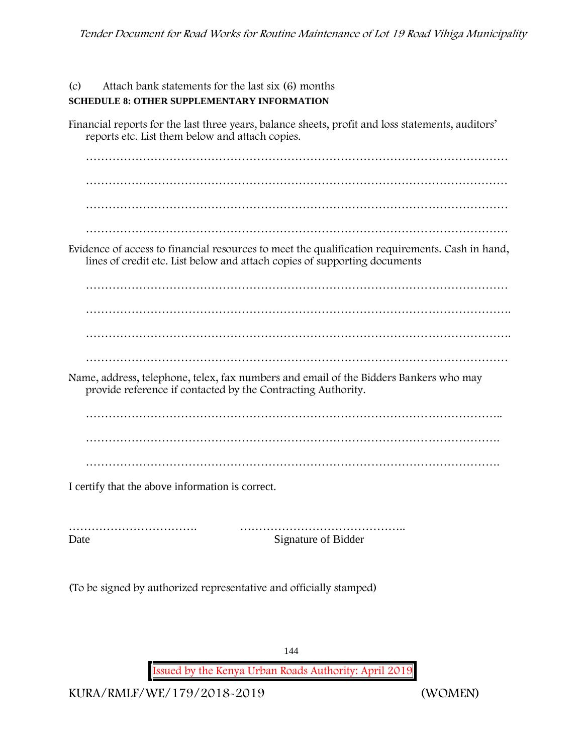(c) Attach bank statements for the last six (6) months

**SCHEDULE 8: OTHER SUPPLEMENTARY INFORMATION**

Financial reports for the last three years, balance sheets, profit and loss statements, auditors' reports etc. List them below and attach copies.

…………………………………………………………………………………………………

…………………………………………………………………………………………………

…………………………………………………………………………………………………

…………………………………………………………………………………………………

Evidence of access to financial resources to meet the qualification requirements. Cash in hand, lines of credit etc. List below and attach copies of supporting documents

…………………………………………………………………………………………………

…………………………………………………………………………………………………

…………………………………………………………………………………………………

…………………………………………………………………………………………………

Name, address, telephone, telex, fax numbers and email of the Bidders Bankers who may provide reference if contacted by the Contracting Authority.

…………………………………………………………………………………………………

…………………………………………………………………………………………………

…………………………………………………………………………………………………

I certify that the above information is correct.

……………………………. ……………………………………..

Date Signature of Bidder

(To be signed by authorized representative and officially stamped)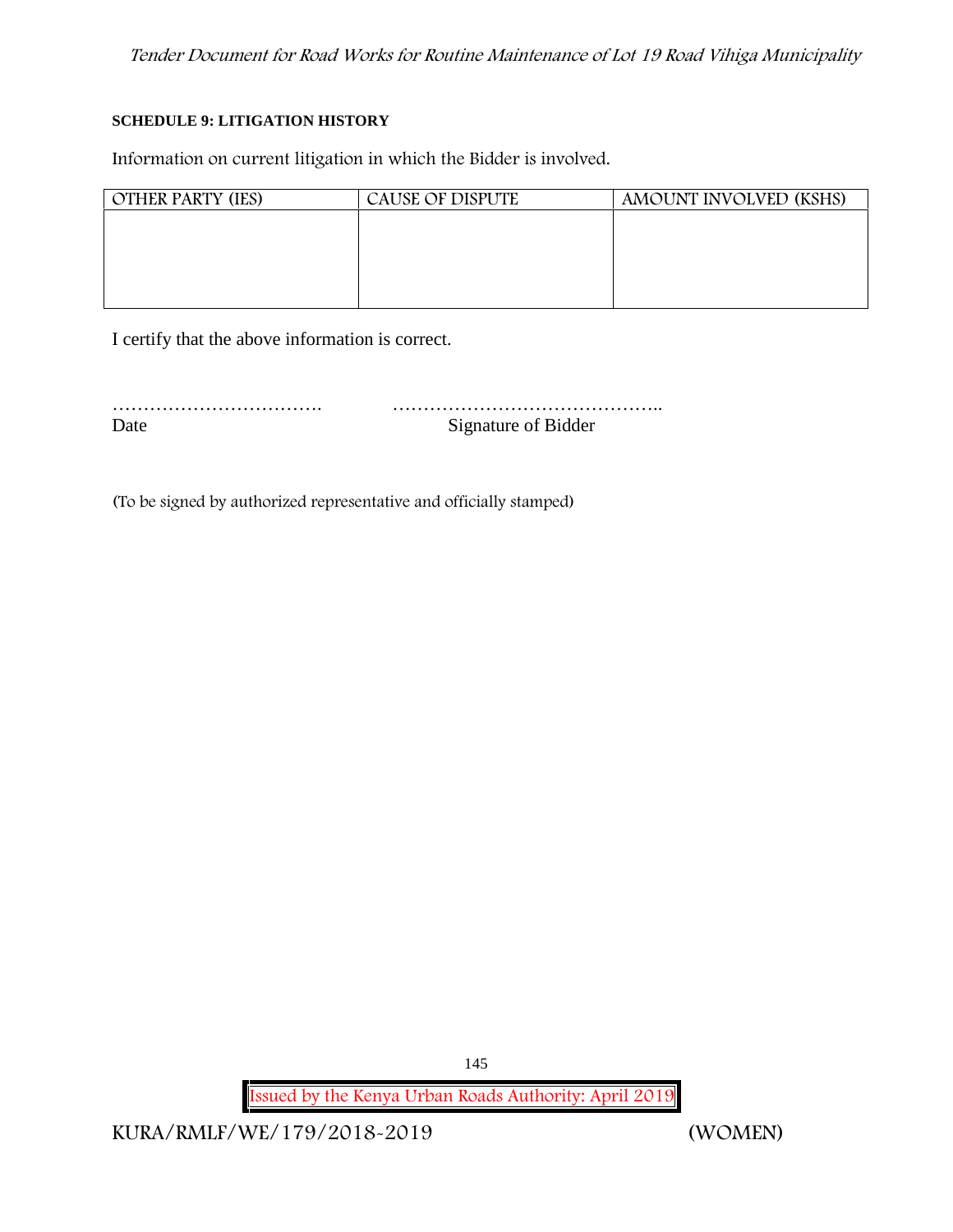**SCHEDULE 9: LITIGATION HISTORY**

Information on current litigation in which the Bidder is involved.

| OTHER PARTY (IES) | CAUSE OF DISPUTE | AMOUNT INVOLVED (KSHS) |
|---|---|---|
| | | |

I certify that the above information is correct.

……………………………. ……………………………………..
Date Signature of Bidder

(To be signed by authorized representative and officially stamped)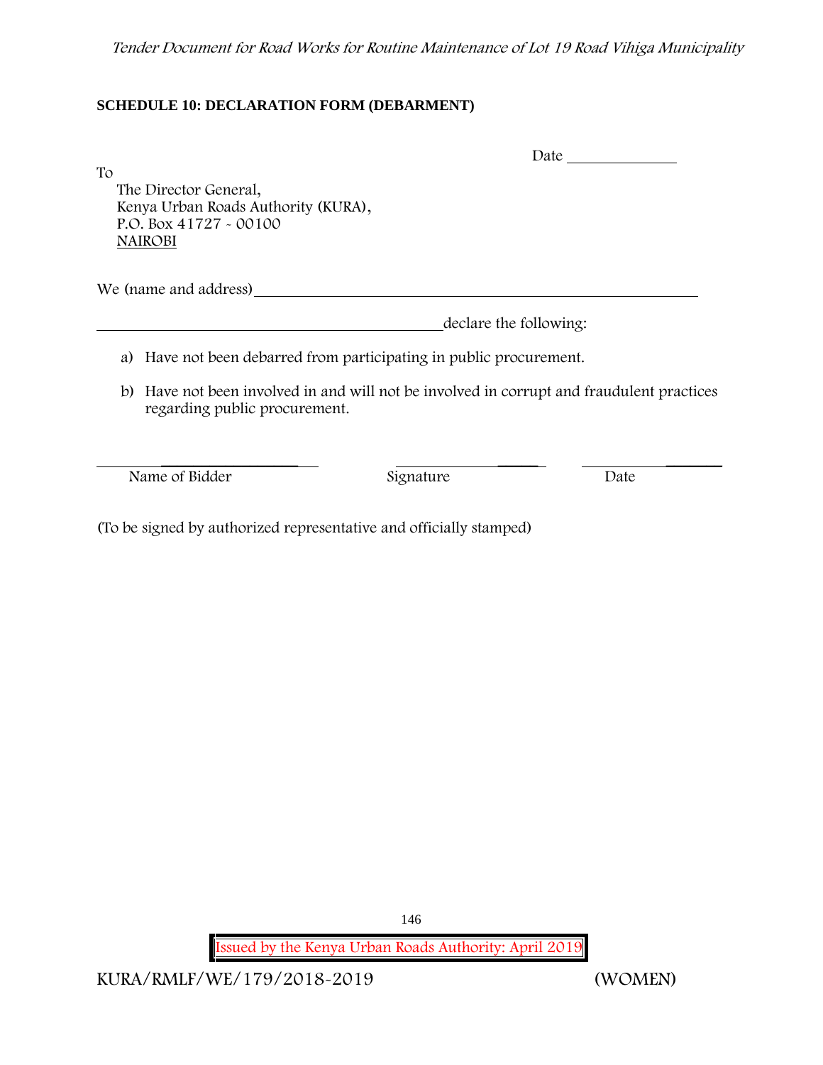**SCHEDULE 10: DECLARATION FORM (DEBARMENT)**

Date _____________

To
The Director General,
Kenya Urban Roads Authority (KURA),
P.O. Box 41727 - 00100
NAIROBI

We (name and address)_______________________________________________________

____________________________________________declare the following:

a) Have not been debarred from participating in public procurement.

b) Have not been involved in and will not be involved in corrupt and fraudulent practices regarding public procurement.

| ____________________ | ____________________ | ____________________ |
|---|---|---|
| Name of Bidder | Signature | Date |

(To be signed by authorized representative and officially stamped)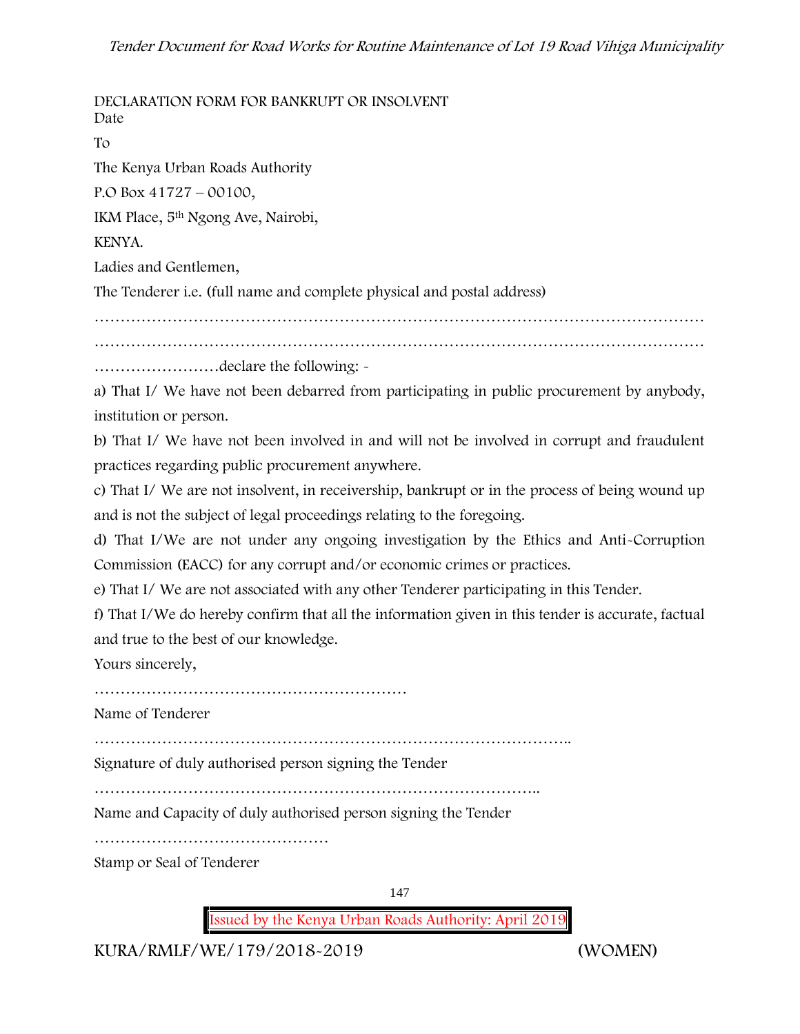DECLARATION FORM FOR BANKRUPT OR INSOLVENT

Date

To

The Kenya Urban Roads Authority

P.O Box 41727 – 00100,

IKM Place, 5th Ngong Ave, Nairobi,

KENYA.

Ladies and Gentlemen,

The Tenderer i.e. (full name and complete physical and postal address)

…………………………………………………………………………………………………………

…………………………………………………………………………………………………………

……………………declare the following: -

a) That I/ We have not been debarred from participating in public procurement by anybody, institution or person.

b) That I/ We have not been involved in and will not be involved in corrupt and fraudulent practices regarding public procurement anywhere.

c) That I/ We are not insolvent, in receivership, bankrupt or in the process of being wound up and is not the subject of legal proceedings relating to the foregoing.

d) That I/We are not under any ongoing investigation by the Ethics and Anti-Corruption Commission (EACC) for any corrupt and/or economic crimes or practices.

e) That I/ We are not associated with any other Tenderer participating in this Tender.

f) That I/We do hereby confirm that all the information given in this tender is accurate, factual and true to the best of our knowledge.

Yours sincerely,

……………………………………………………

Name of Tenderer

………………………………………………………………………………..

Signature of duly authorised person signing the Tender

…………………………………………………………………………..

Name and Capacity of duly authorised person signing the Tender

………………………………………

Stamp or Seal of Tenderer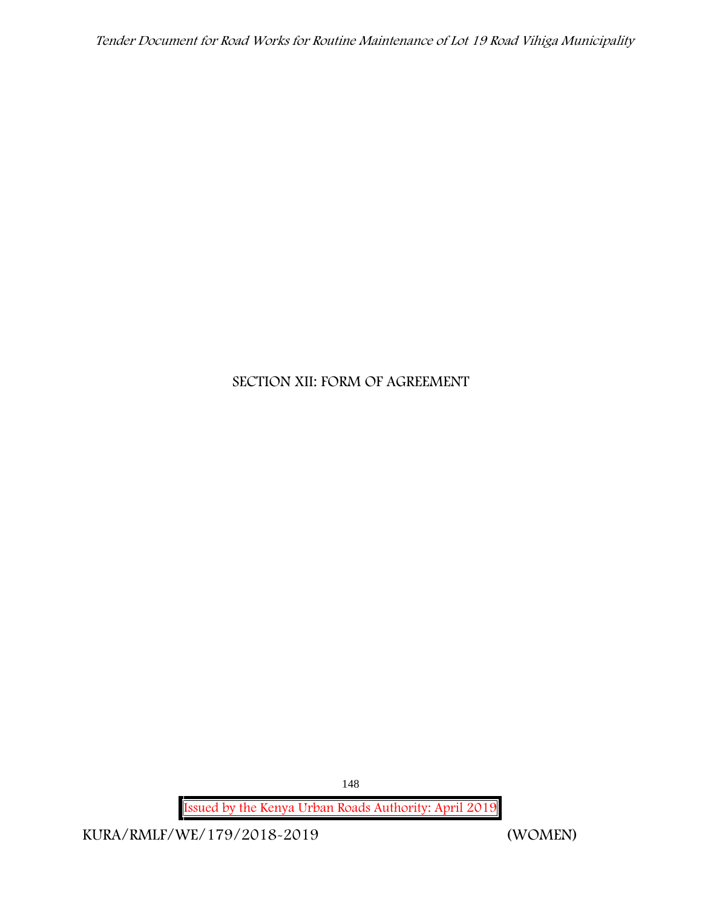# SECTION XII: FORM OF AGREEMENT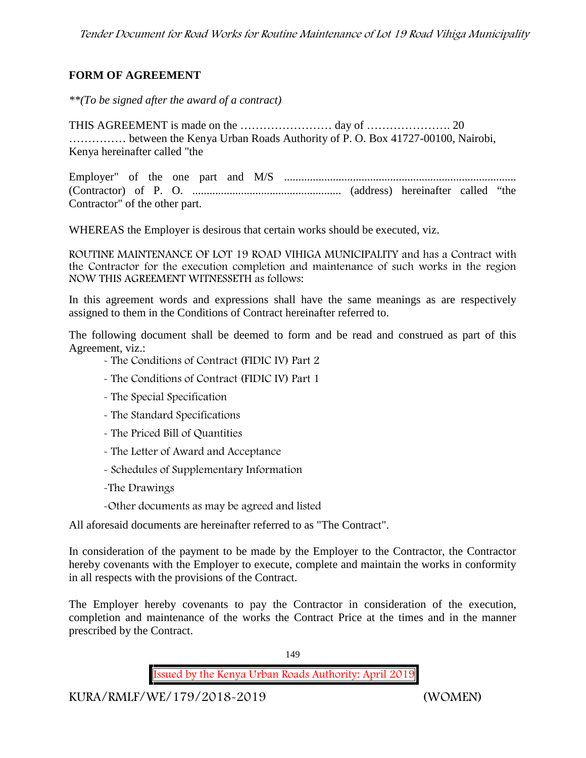## FORM OF AGREEMENT

*\*\*(To be signed after the award of a contract)*

THIS AGREEMENT is made on the …………………… day of …………………. 20 …………… between the Kenya Urban Roads Authority of P. O. Box 41727-00100, Nairobi, Kenya hereinafter called "the

Employer" of the one part and M/S ................................................................................ (Contractor) of P. O. .................................................... (address) hereinafter called "the Contractor" of the other part.

WHEREAS the Employer is desirous that certain works should be executed, viz.

ROUTINE MAINTENANCE OF LOT 19 ROAD VIHIGA MUNICIPALITY and has a Contract with the Contractor for the execution completion and maintenance of such works in the region NOW THIS AGREEMENT WITNESSETH as follows:

In this agreement words and expressions shall have the same meanings as are respectively assigned to them in the Conditions of Contract hereinafter referred to.

The following document shall be deemed to form and be read and construed as part of this Agreement, viz.:

- The Conditions of Contract (FIDIC IV) Part 2
- The Conditions of Contract (FIDIC IV) Part 1
- The Special Specification
- The Standard Specifications
- The Priced Bill of Quantities
- The Letter of Award and Acceptance
- Schedules of Supplementary Information
- The Drawings
- Other documents as may be agreed and listed

All aforesaid documents are hereinafter referred to as "The Contract".

In consideration of the payment to be made by the Employer to the Contractor, the Contractor hereby covenants with the Employer to execute, complete and maintain the works in conformity in all respects with the provisions of the Contract.

The Employer hereby covenants to pay the Contractor in consideration of the execution, completion and maintenance of the works the Contract Price at the times and in the manner prescribed by the Contract.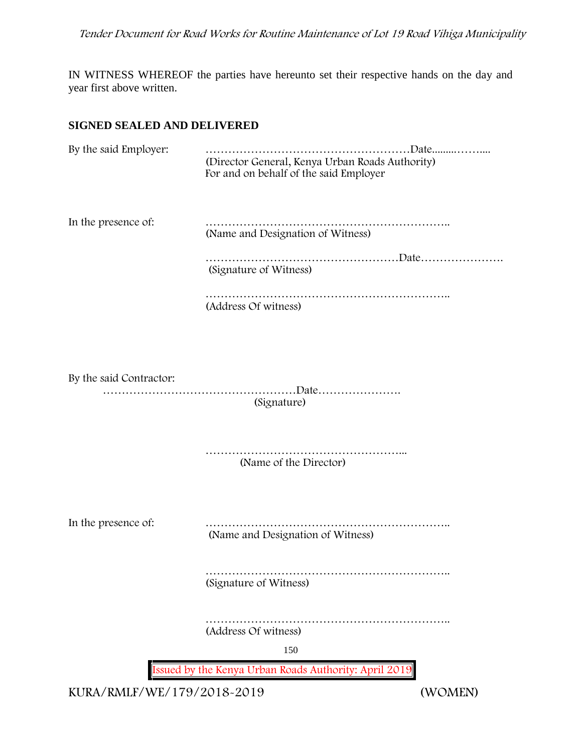IN WITNESS WHEREOF the parties have hereunto set their respective hands on the day and year first above written.

**SIGNED SEALED AND DELIVERED**

By the said Employer: ………………………………………………Date.........……....
(Director General, Kenya Urban Roads Authority)
For and on behalf of the said Employer

In the presence of: ………………………………………………………..
(Name and Designation of Witness)

……………………………………………Date………………….
(Signature of Witness)

………………………………………………………..
(Address Of witness)

By the said Contractor:
……………………………………………Date………………….
(Signature)

……………………………………………...
(Name of the Director)

In the presence of: ………………………………………………………..
(Name and Designation of Witness)

………………………………………………………..
(Signature of Witness)

………………………………………………………..
(Address Of witness)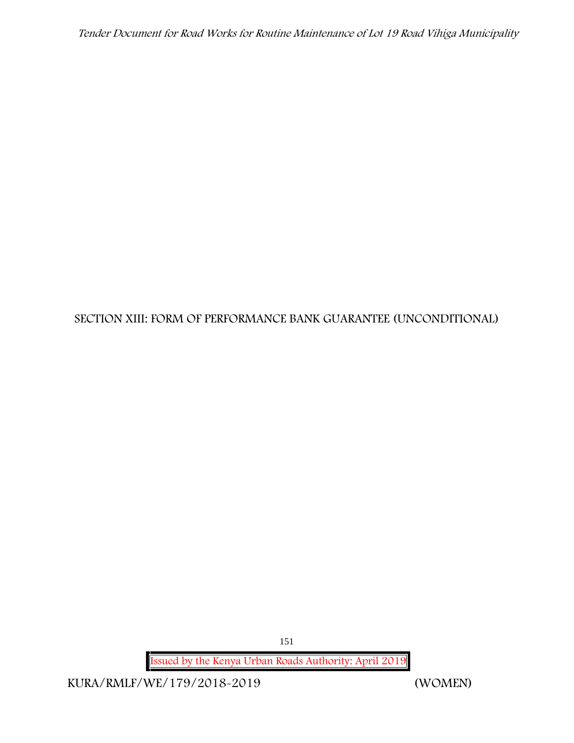# SECTION XIII: FORM OF PERFORMANCE BANK GUARANTEE (UNCONDITIONAL)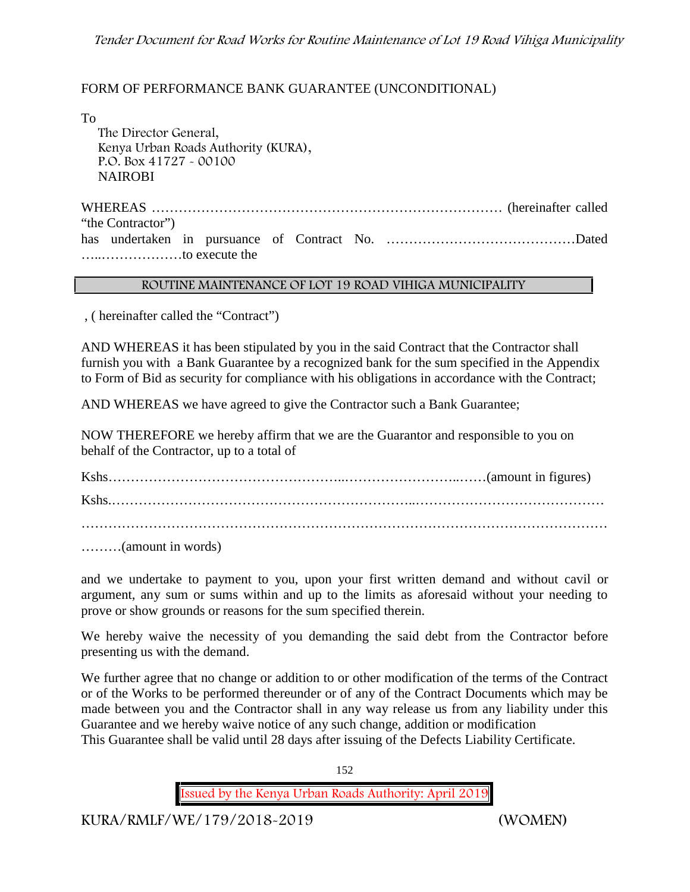## FORM OF PERFORMANCE BANK GUARANTEE (UNCONDITIONAL)

To

The Director General,
Kenya Urban Roads Authority (KURA),
P.O. Box 41727 - 00100
NAIROBI

WHEREAS …………………………………………………………………… (hereinafter called "the Contractor")
has undertaken in pursuance of Contract No. ……………………………………Dated …..………………to execute the

| ROUTINE MAINTENANCE OF LOT 19 ROAD VIHIGA MUNICIPALITY |
|---|

, ( hereinafter called the "Contract")

AND WHEREAS it has been stipulated by you in the said Contract that the Contractor shall furnish you with a Bank Guarantee by a recognized bank for the sum specified in the Appendix to Form of Bid as security for compliance with his obligations in accordance with the Contract;

AND WHEREAS we have agreed to give the Contractor such a Bank Guarantee;

NOW THEREFORE we hereby affirm that we are the Guarantor and responsible to you on behalf of the Contractor, up to a total of

Kshs…………………………………………..……………………..……(amount in figures)

Kshs.………………………………………………………..……………………………………
……………………………………………………………………………………………………
………(amount in words)

and we undertake to payment to you, upon your first written demand and without cavil or argument, any sum or sums within and up to the limits as aforesaid without your needing to prove or show grounds or reasons for the sum specified therein.

We hereby waive the necessity of you demanding the said debt from the Contractor before presenting us with the demand.

We further agree that no change or addition to or other modification of the terms of the Contract or of the Works to be performed thereunder or of any of the Contract Documents which may be made between you and the Contractor shall in any way release us from any liability under this Guarantee and we hereby waive notice of any such change, addition or modification
This Guarantee shall be valid until 28 days after issuing of the Defects Liability Certificate.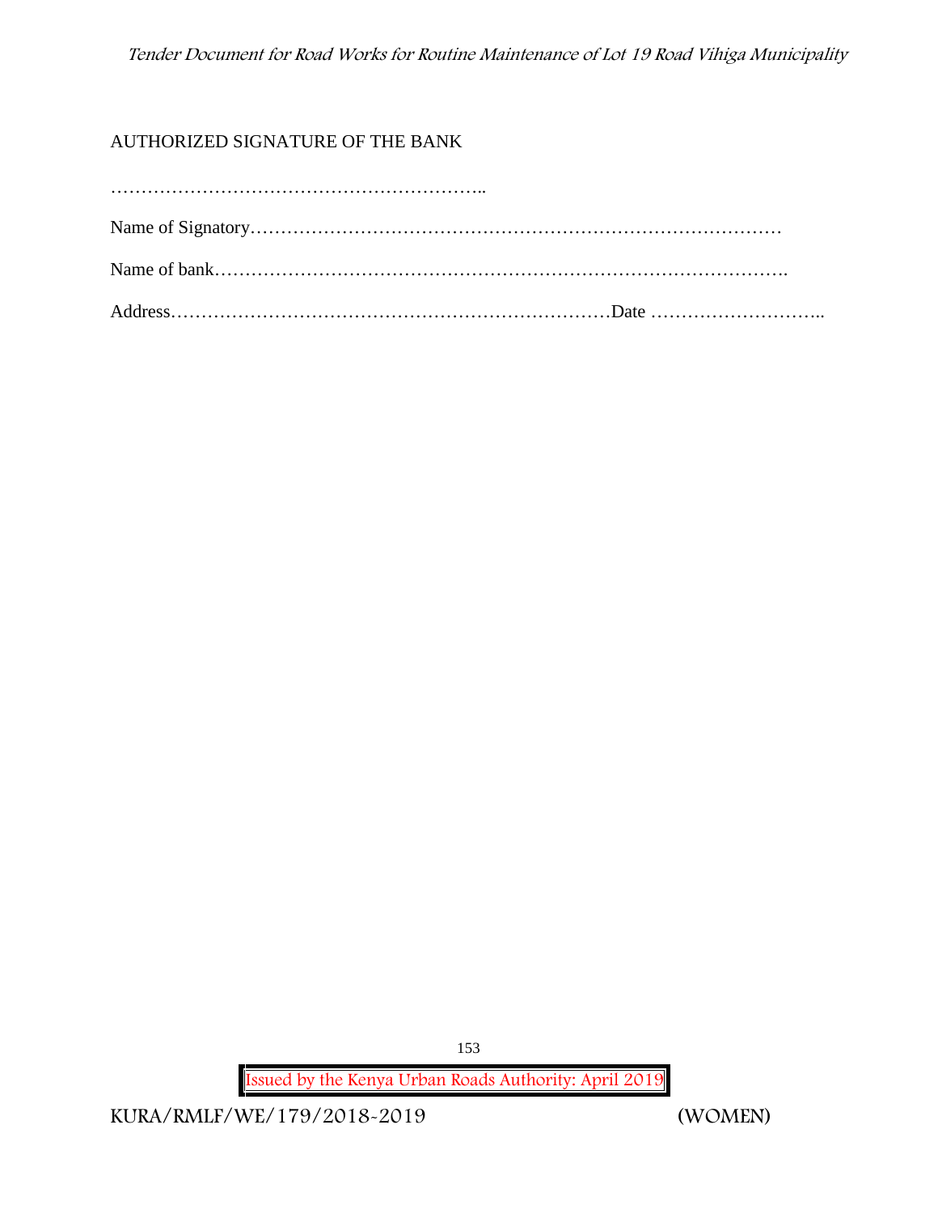AUTHORIZED SIGNATURE OF THE BANK

…………………………………………………..

Name of Signatory…………………………………………………………………………

Name of bank……………………………………………………………………………….

Address………………………………………………………………Date ………………………..